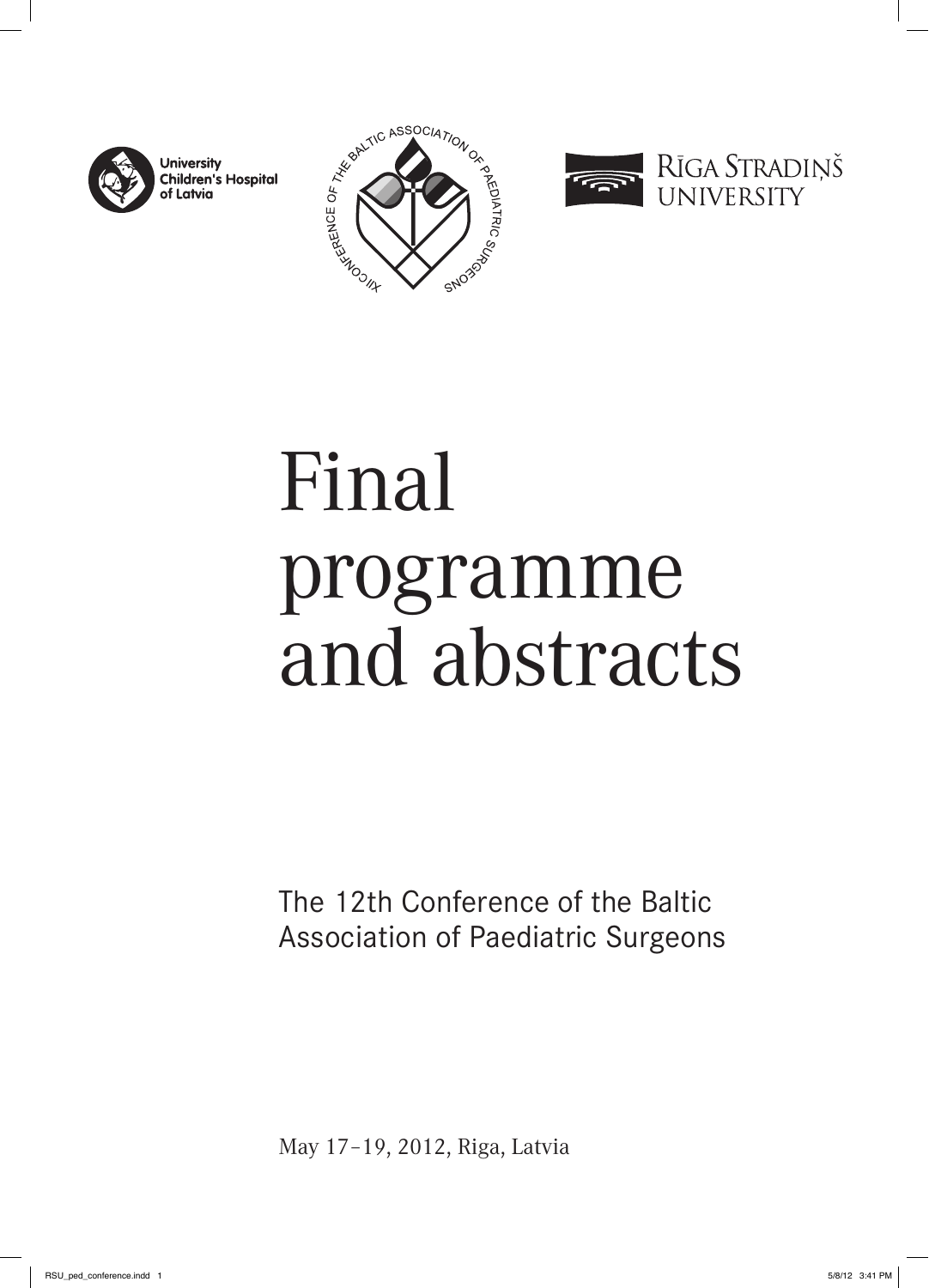University Children's Hospital of Latvia

XII Conference of the Baltic Association of Paediatric Surgeons

Rīga Stradiņš University

# Final programme and abstracts

The 12th Conference of the Baltic Association of Paediatric Surgeons

May 17–19, 2012, Riga, Latvia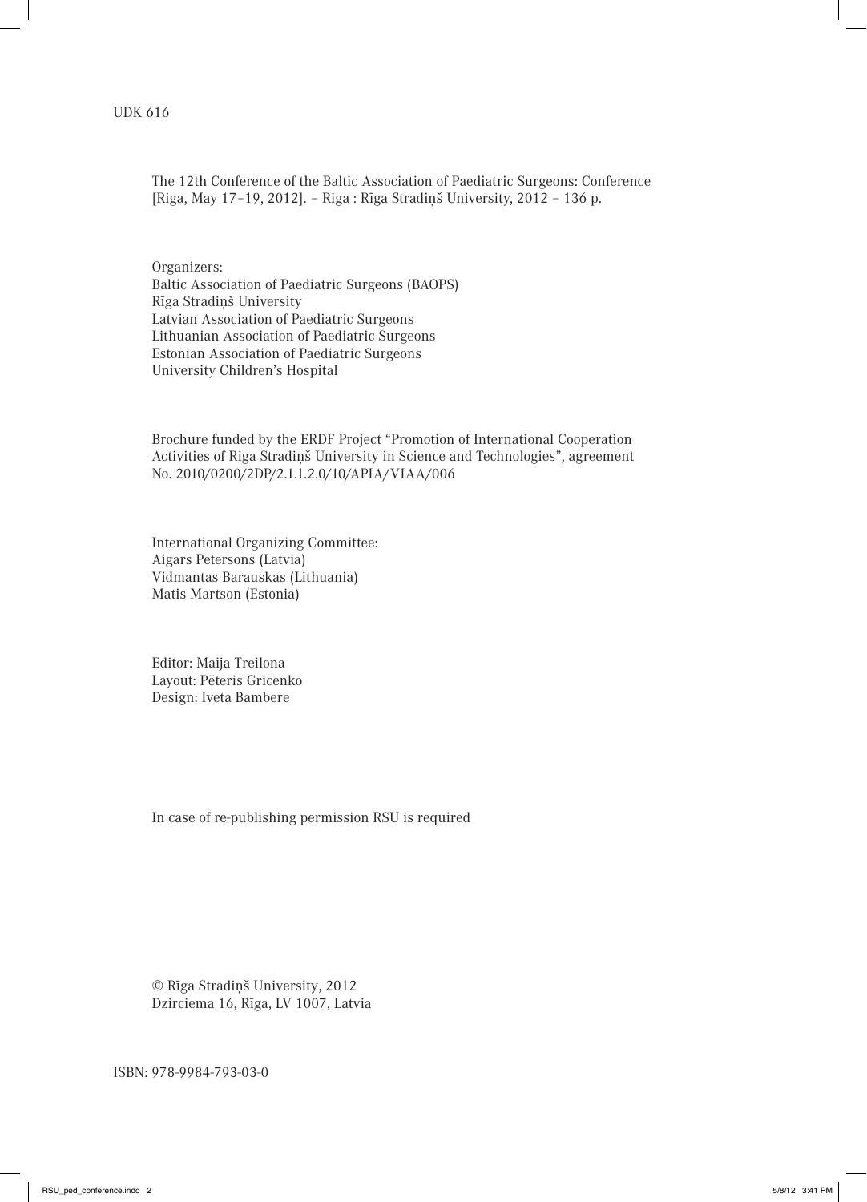UDK 616

The 12th Conference of the Baltic Association of Paediatric Surgeons: Conference [Riga, May 17–19, 2012]. – Riga : Rīga Stradiņš University, 2012 – 136 p.

Organizers:
Baltic Association of Paediatric Surgeons (BAOPS)
Rīga Stradiņš University
Latvian Association of Paediatric Surgeons
Lithuanian Association of Paediatric Surgeons
Estonian Association of Paediatric Surgeons
University Children's Hospital

Brochure funded by the ERDF Project "Promotion of International Cooperation Activities of Riga Stradiņš University in Science and Technologies", agreement No. 2010/0200/2DP/2.1.1.2.0/10/APIA/VIAA/006

International Organizing Committee:
Aigars Petersons (Latvia)
Vidmantas Barauskas (Lithuania)
Matis Martson (Estonia)

Editor: Maija Treilona
Layout: Pēteris Gricenko
Design: Iveta Bambere

In case of re-publishing permission RSU is required

© Rīga Stradiņš University, 2012
Dzirciema 16, Rīga, LV 1007, Latvia

ISBN: 978-9984-793-03-0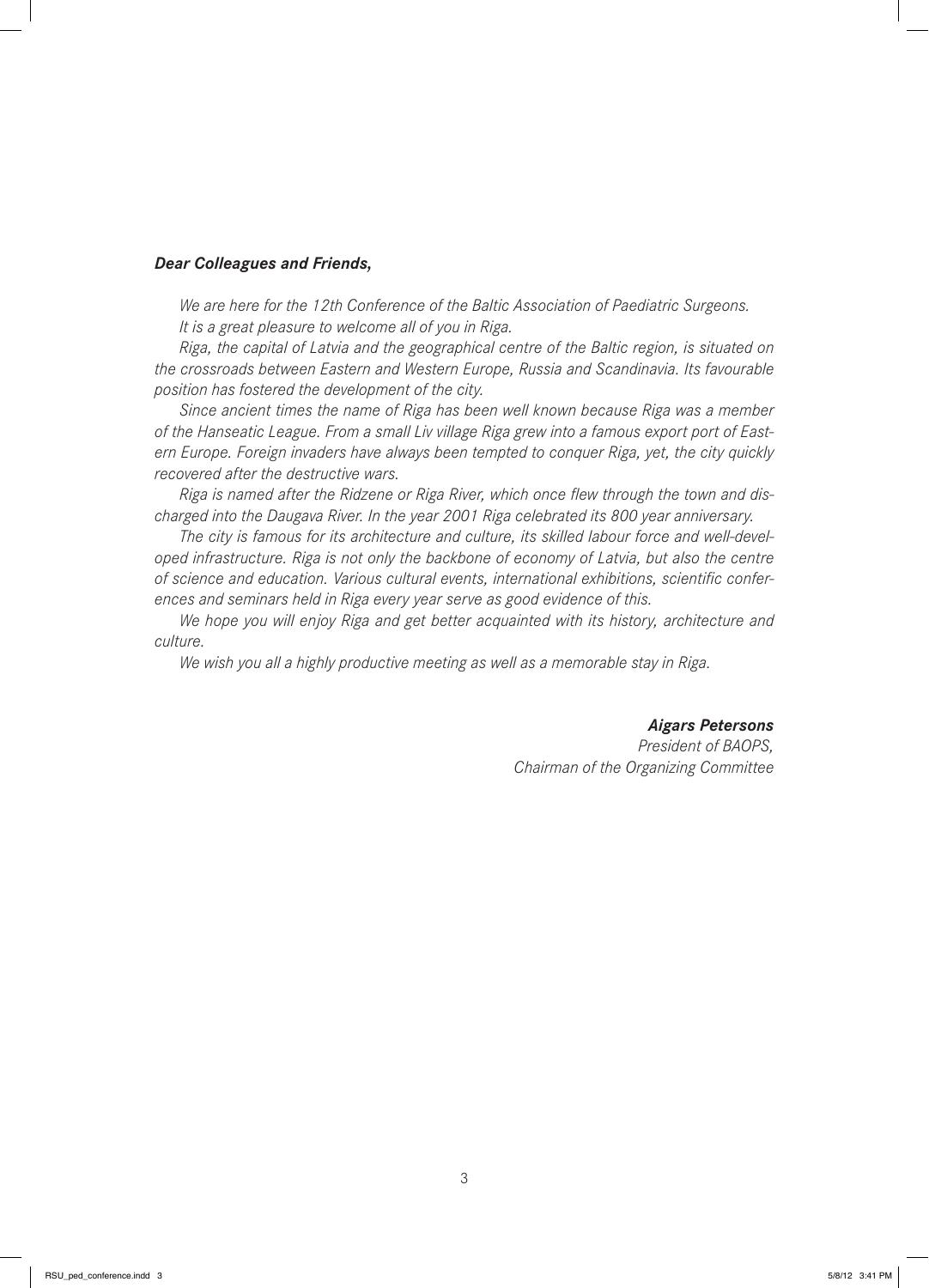***Dear Colleagues and Friends,***

*We are here for the 12th Conference of the Baltic Association of Paediatric Surgeons. It is a great pleasure to welcome all of you in Riga.*

*Riga, the capital of Latvia and the geographical centre of the Baltic region, is situated on the crossroads between Eastern and Western Europe, Russia and Scandinavia. Its favourable position has fostered the development of the city.*

*Since ancient times the name of Riga has been well known because Riga was a member of the Hanseatic League. From a small Liv village Riga grew into a famous export port of Eastern Europe. Foreign invaders have always been tempted to conquer Riga, yet, the city quickly recovered after the destructive wars.*

*Riga is named after the Ridzene or Riga River, which once flew through the town and discharged into the Daugava River. In the year 2001 Riga celebrated its 800 year anniversary.*

*The city is famous for its architecture and culture, its skilled labour force and well-developed infrastructure. Riga is not only the backbone of economy of Latvia, but also the centre of science and education. Various cultural events, international exhibitions, scientific conferences and seminars held in Riga every year serve as good evidence of this.*

*We hope you will enjoy Riga and get better acquainted with its history, architecture and culture.*

*We wish you all a highly productive meeting as well as a memorable stay in Riga.*

***Aigars Petersons***
*President of BAOPS,*
*Chairman of the Organizing Committee*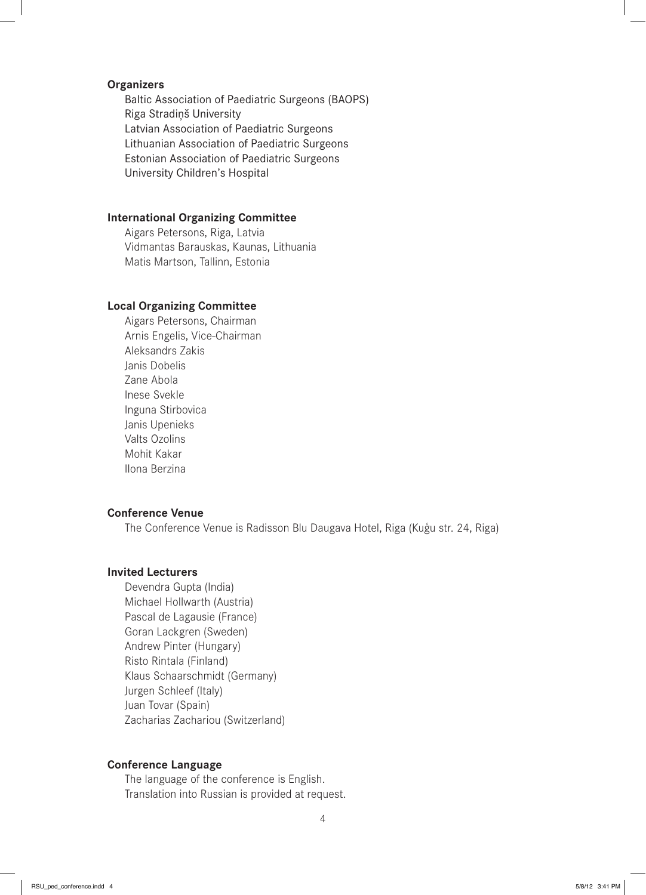## Organizers

Baltic Association of Paediatric Surgeons (BAOPS)
Riga Stradiņš University
Latvian Association of Paediatric Surgeons
Lithuanian Association of Paediatric Surgeons
Estonian Association of Paediatric Surgeons
University Children's Hospital

## International Organizing Committee

Aigars Petersons, Riga, Latvia
Vidmantas Barauskas, Kaunas, Lithuania
Matis Martson, Tallinn, Estonia

## Local Organizing Committee

Aigars Petersons, Chairman
Arnis Engelis, Vice-Chairman
Aleksandrs Zakis
Janis Dobelis
Zane Abola
Inese Svekle
Inguna Stirbovica
Janis Upenieks
Valts Ozolins
Mohit Kakar
Ilona Berzina

## Conference Venue

The Conference Venue is Radisson Blu Daugava Hotel, Riga (Kuģu str. 24, Riga)

## Invited Lecturers

Devendra Gupta (India)
Michael Hollwarth (Austria)
Pascal de Lagausie (France)
Goran Lackgren (Sweden)
Andrew Pinter (Hungary)
Risto Rintala (Finland)
Klaus Schaarschmidt (Germany)
Jurgen Schleef (Italy)
Juan Tovar (Spain)
Zacharias Zachariou (Switzerland)

## Conference Language

The language of the conference is English.
Translation into Russian is provided at request.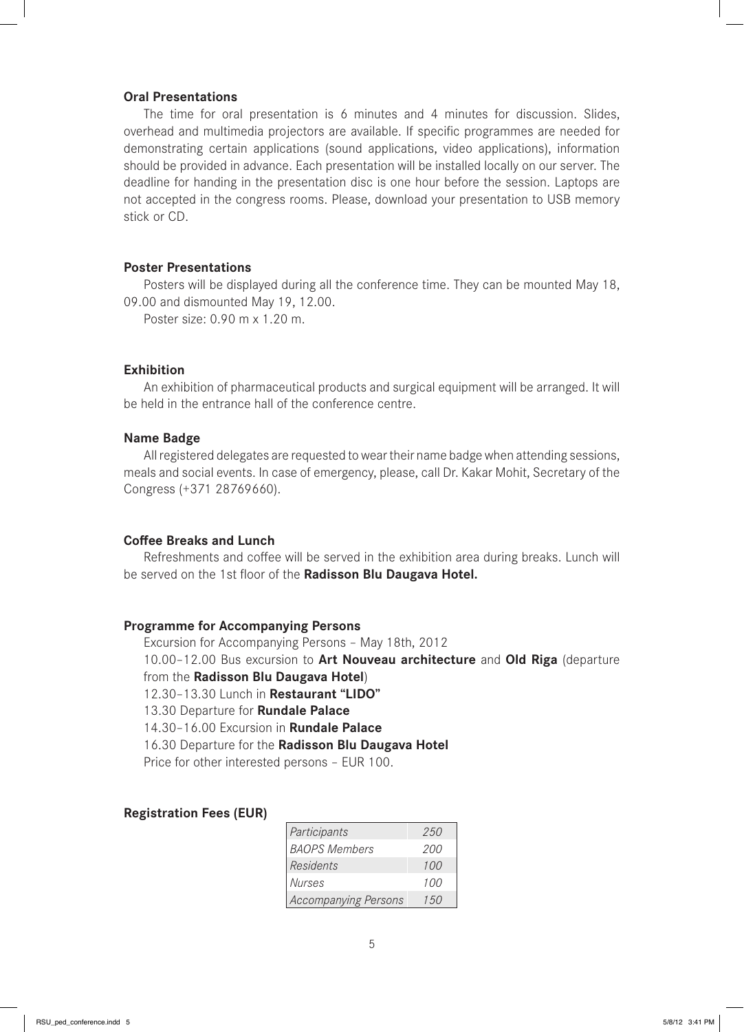### Oral Presentations

The time for oral presentation is 6 minutes and 4 minutes for discussion. Slides, overhead and multimedia projectors are available. If specific programmes are needed for demonstrating certain applications (sound applications, video applications), information should be provided in advance. Each presentation will be installed locally on our server. The deadline for handing in the presentation disc is one hour before the session. Laptops are not accepted in the congress rooms. Please, download your presentation to USB memory stick or CD.

### Poster Presentations

Posters will be displayed during all the conference time. They can be mounted May 18, 09.00 and dismounted May 19, 12.00.

Poster size: 0.90 m x 1.20 m.

### Exhibition

An exhibition of pharmaceutical products and surgical equipment will be arranged. It will be held in the entrance hall of the conference centre.

### Name Badge

All registered delegates are requested to wear their name badge when attending sessions, meals and social events. In case of emergency, please, call Dr. Kakar Mohit, Secretary of the Congress (+371 28769660).

### Coffee Breaks and Lunch

Refreshments and coffee will be served in the exhibition area during breaks. Lunch will be served on the 1st floor of the **Radisson Blu Daugava Hotel.**

### Programme for Accompanying Persons

Excursion for Accompanying Persons – May 18th, 2012

10.00–12.00 Bus excursion to **Art Nouveau architecture** and **Old Riga** (departure from the **Radisson Blu Daugava Hotel**)

12.30–13.30 Lunch in **Restaurant "LIDO"**

13.30 Departure for **Rundale Palace**

14.30–16.00 Excursion in **Rundale Palace**

16.30 Departure for the **Radisson Blu Daugava Hotel**

Price for other interested persons – EUR 100.

### Registration Fees (EUR)

| | |
|---|---|
| *Participants* | *250* |
| *BAOPS Members* | *200* |
| *Residents* | *100* |
| *Nurses* | *100* |
| *Accompanying Persons* | *150* |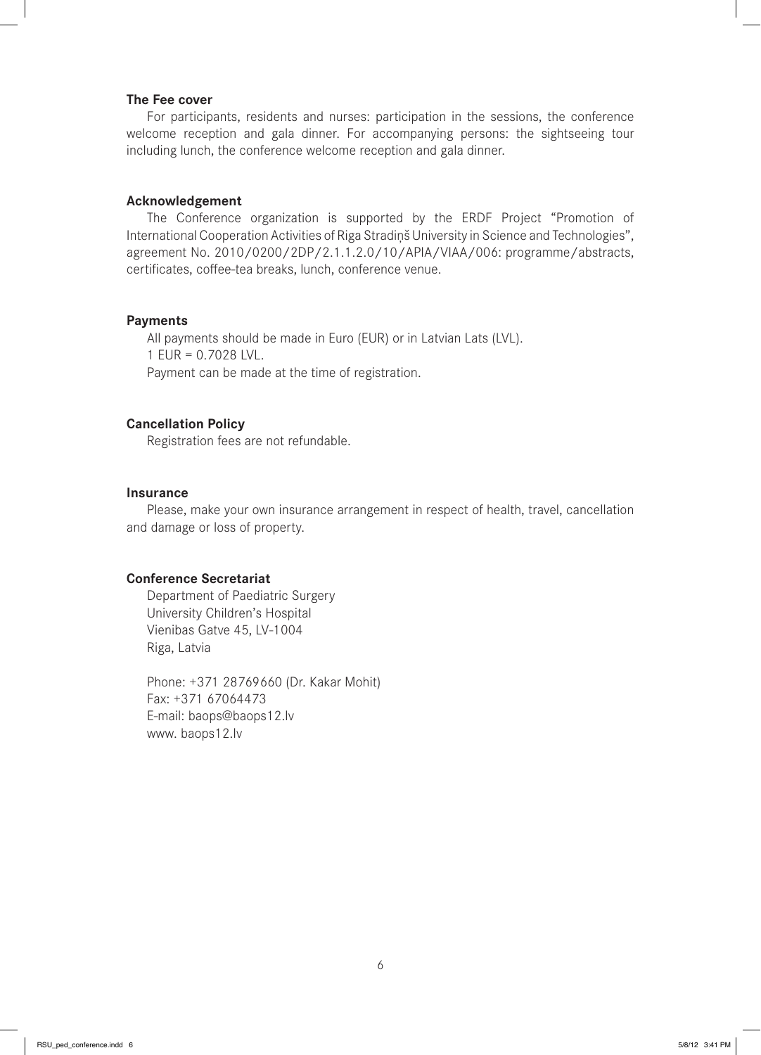**The Fee cover**

For participants, residents and nurses: participation in the sessions, the conference welcome reception and gala dinner. For accompanying persons: the sightseeing tour including lunch, the conference welcome reception and gala dinner.

**Acknowledgement**

The Conference organization is supported by the ERDF Project "Promotion of International Cooperation Activities of Riga Stradiņš University in Science and Technologies", agreement No. 2010/0200/2DP/2.1.1.2.0/10/APIA/VIAA/006: programme/abstracts, certificates, coffee-tea breaks, lunch, conference venue.

**Payments**

All payments should be made in Euro (EUR) or in Latvian Lats (LVL).
1 EUR = 0.7028 LVL.
Payment can be made at the time of registration.

**Cancellation Policy**

Registration fees are not refundable.

**Insurance**

Please, make your own insurance arrangement in respect of health, travel, cancellation and damage or loss of property.

**Conference Secretariat**

Department of Paediatric Surgery
University Children's Hospital
Vienibas Gatve 45, LV-1004
Riga, Latvia

Phone: +371 28769660 (Dr. Kakar Mohit)
Fax: +371 67064473
E-mail: baops@baops12.lv
www. baops12.lv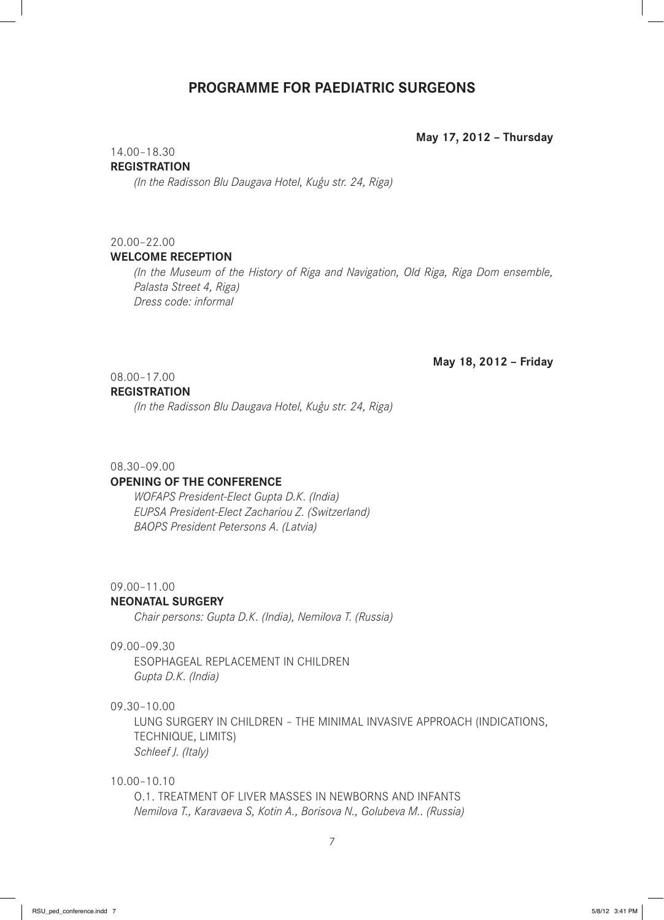# PROGRAMME FOR PAEDIATRIC SURGEONS

**May 17, 2012 – Thursday**

14.00–18.30
**REGISTRATION**
*(In the Radisson Blu Daugava Hotel, Kuģu str. 24, Riga)*

20.00–22.00
**WELCOME RECEPTION**
*(In the Museum of the History of Riga and Navigation, Old Riga, Riga Dom ensemble, Palasta Street 4, Riga)*
*Dress code: informal*

**May 18, 2012 – Friday**

08.00–17.00
**REGISTRATION**
*(In the Radisson Blu Daugava Hotel, Kuģu str. 24, Riga)*

08.30–09.00
**OPENING OF THE CONFERENCE**
*WOFAPS President-Elect Gupta D.K. (India)*
*EUPSA President-Elect Zachariou Z. (Switzerland)*
*BAOPS President Petersons A. (Latvia)*

09.00–11.00
**NEONATAL SURGERY**
*Chair persons: Gupta D.K. (India), Nemilova T. (Russia)*

09.00–09.30
ESOPHAGEAL REPLACEMENT IN CHILDREN
*Gupta D.K. (India)*

09.30–10.00
LUNG SURGERY IN CHILDREN – THE MINIMAL INVASIVE APPROACH (INDICATIONS, TECHNIQUE, LIMITS)
*Schleef J. (Italy)*

10.00–10.10
O.1. TREATMENT OF LIVER MASSES IN NEWBORNS AND INFANTS
*Nemilova T., Karavaeva S, Kotin A., Borisova N., Golubeva M.. (Russia)*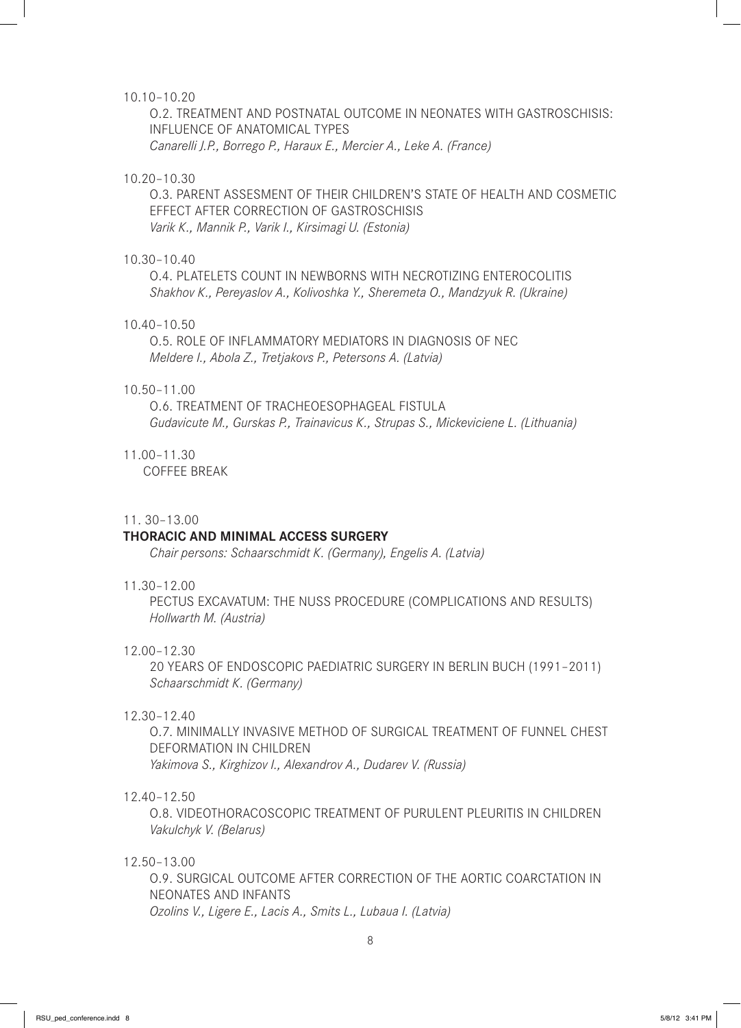10.10–10.20

O.2. TREATMENT AND POSTNATAL OUTCOME IN NEONATES WITH GASTROSCHISIS: INFLUENCE OF ANATOMICAL TYPES
*Canarelli J.P., Borrego P., Haraux E., Mercier A., Leke A. (France)*

10.20–10.30

O.3. PARENT ASSESMENT OF THEIR CHILDREN'S STATE OF HEALTH AND COSMETIC EFFECT AFTER CORRECTION OF GASTROSCHISIS
*Varik K., Mannik P., Varik I., Kirsimagi U. (Estonia)*

10.30–10.40

O.4. PLATELETS COUNT IN NEWBORNS WITH NECROTIZING ENTEROCOLITIS
*Shakhov K., Pereyaslov A., Kolivoshka Y., Sheremeta O., Mandzyuk R. (Ukraine)*

10.40–10.50

O.5. ROLE OF INFLAMMATORY MEDIATORS IN DIAGNOSIS OF NEC
*Meldere I., Abola Z., Tretjakovs P., Petersons A. (Latvia)*

10.50–11.00

O.6. TREATMENT OF TRACHEOESOPHAGEAL FISTULA
*Gudavicute M., Gurskas P., Trainavicus K., Strupas S., Mickeviciene L. (Lithuania)*

11.00–11.30

COFFEE BREAK

11. 30–13.00

**THORACIC AND MINIMAL ACCESS SURGERY**

*Chair persons: Schaarschmidt K. (Germany), Engelis A. (Latvia)*

11.30–12.00

PECTUS EXCAVATUM: THE NUSS PROCEDURE (COMPLICATIONS AND RESULTS)
*Hollwarth M. (Austria)*

12.00–12.30

20 YEARS OF ENDOSCOPIC PAEDIATRIC SURGERY IN BERLIN BUCH (1991–2011)
*Schaarschmidt K. (Germany)*

12.30–12.40

O.7. MINIMALLY INVASIVE METHOD OF SURGICAL TREATMENT OF FUNNEL CHEST DEFORMATION IN CHILDREN
*Yakimova S., Kirghizov I., Alexandrov A., Dudarev V. (Russia)*

12.40–12.50

O.8. VIDEOTHORACOSCOPIC TREATMENT OF PURULENT PLEURITIS IN CHILDREN
*Vakulchyk V. (Belarus)*

12.50–13.00

O.9. SURGICAL OUTCOME AFTER CORRECTION OF THE AORTIC COARCTATION IN NEONATES AND INFANTS
*Ozolins V., Ligere E., Lacis A., Smits L., Lubaua I. (Latvia)*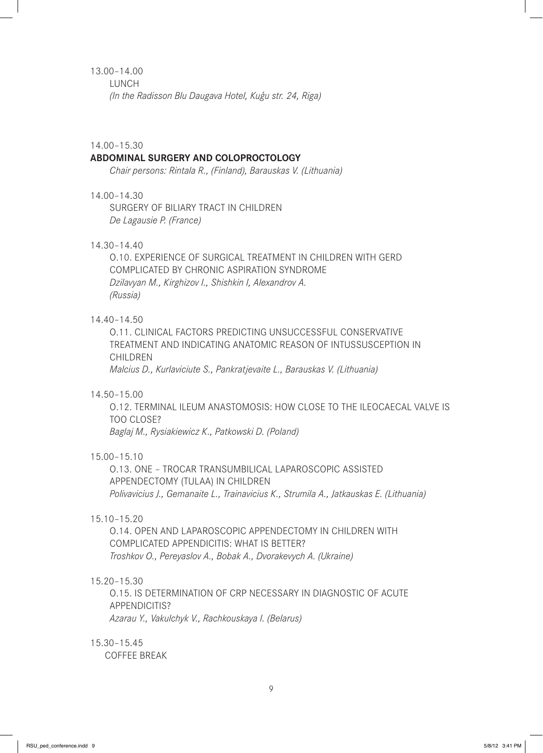13.00–14.00

LUNCH

*(In the Radisson Blu Daugava Hotel, Kuģu str. 24, Riga)*

14.00–15.30

**ABDOMINAL SURGERY AND COLOPROCTOLOGY**

*Chair persons: Rintala R., (Finland), Barauskas V. (Lithuania)*

14.00–14.30

SURGERY OF BILIARY TRACT IN CHILDREN

*De Lagausie P. (France)*

14.30–14.40

O.10. EXPERIENCE OF SURGICAL TREATMENT IN CHILDREN WITH GERD COMPLICATED BY CHRONIC ASPIRATION SYNDROME

*Dzilavyan M., Kirghizov I., Shishkin I, Alexandrov A. (Russia)*

14.40–14.50

O.11. CLINICAL FACTORS PREDICTING UNSUCCESSFUL CONSERVATIVE TREATMENT AND INDICATING ANATOMIC REASON OF INTUSSUSCEPTION IN CHILDREN

*Malcius D., Kurlaviciute S., Pankratjevaite L., Barauskas V. (Lithuania)*

14.50–15.00

O.12. TERMINAL ILEUM ANASTOMOSIS: HOW CLOSE TO THE ILEOCAECAL VALVE IS TOO CLOSE?

*Baglaj M., Rysiakiewicz K., Patkowski D. (Poland)*

15.00–15.10

O.13. ONE – TROCAR TRANSUMBILICAL LAPAROSCOPIC ASSISTED APPENDECTOMY (TULAA) IN CHILDREN

*Polivavicius J., Gemanaite L., Trainavicius K., Strumila A., Jatkauskas E. (Lithuania)*

15.10–15.20

O.14. OPEN AND LAPAROSCOPIC APPENDECTOMY IN CHILDREN WITH COMPLICATED APPENDICITIS: WHAT IS BETTER?

*Troshkov O., Pereyaslov A., Bobak A., Dvorakevych A. (Ukraine)*

15.20–15.30

O.15. IS DETERMINATION OF CRP NECESSARY IN DIAGNOSTIC OF ACUTE APPENDICITIS?

*Azarau Y., Vakulchyk V., Rachkouskaya I. (Belarus)*

15.30–15.45

COFFEE BREAK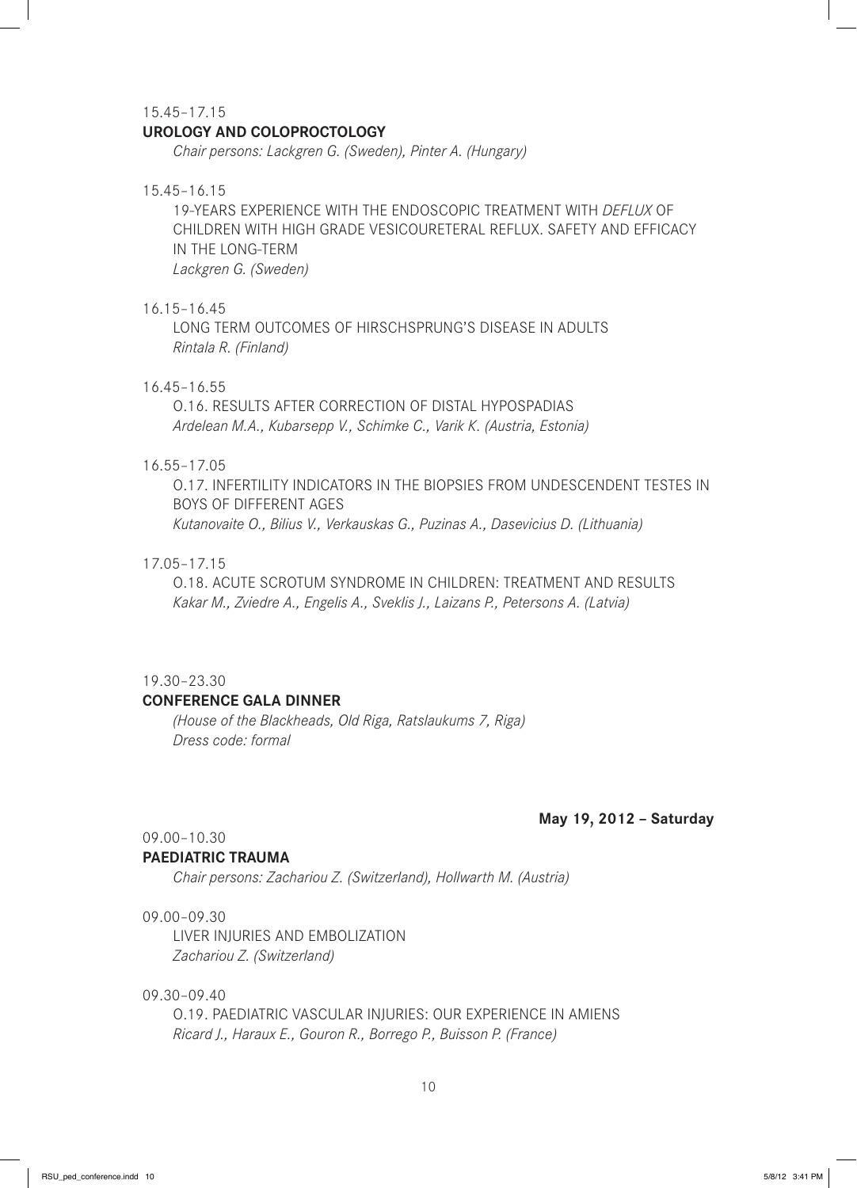15.45–17.15

**UROLOGY AND COLOPROCTOLOGY**

*Chair persons: Lackgren G. (Sweden), Pinter A. (Hungary)*

15.45–16.15

19-YEARS EXPERIENCE WITH THE ENDOSCOPIC TREATMENT WITH *DEFLUX* OF CHILDREN WITH HIGH GRADE VESICOURETERAL REFLUX. SAFETY AND EFFICACY IN THE LONG-TERM

*Lackgren G. (Sweden)*

16.15–16.45

LONG TERM OUTCOMES OF HIRSCHSPRUNG'S DISEASE IN ADULTS

*Rintala R. (Finland)*

16.45–16.55

O.16. RESULTS AFTER CORRECTION OF DISTAL HYPOSPADIAS

*Ardelean M.A., Kubarsepp V., Schimke C., Varik K. (Austria, Estonia)*

16.55–17.05

O.17. INFERTILITY INDICATORS IN THE BIOPSIES FROM UNDESCENDENT TESTES IN BOYS OF DIFFERENT AGES

*Kutanovaite O., Bilius V., Verkauskas G., Puzinas A., Dasevicius D. (Lithuania)*

17.05–17.15

O.18. ACUTE SCROTUM SYNDROME IN CHILDREN: TREATMENT AND RESULTS

*Kakar M., Zviedre A., Engelis A., Sveklis J., Laizans P., Petersons A. (Latvia)*

19.30–23.30

**CONFERENCE GALA DINNER**

*(House of the Blackheads, Old Riga, Ratslaukums 7, Riga)*
*Dress code: formal*

**May 19, 2012 – Saturday**

09.00–10.30

**PAEDIATRIC TRAUMA**

*Chair persons: Zachariou Z. (Switzerland), Hollwarth M. (Austria)*

09.00–09.30

LIVER INJURIES AND EMBOLIZATION

*Zachariou Z. (Switzerland)*

09.30–09.40

O.19. PAEDIATRIC VASCULAR INJURIES: OUR EXPERIENCE IN AMIENS

*Ricard J., Haraux E., Gouron R., Borrego P., Buisson P. (France)*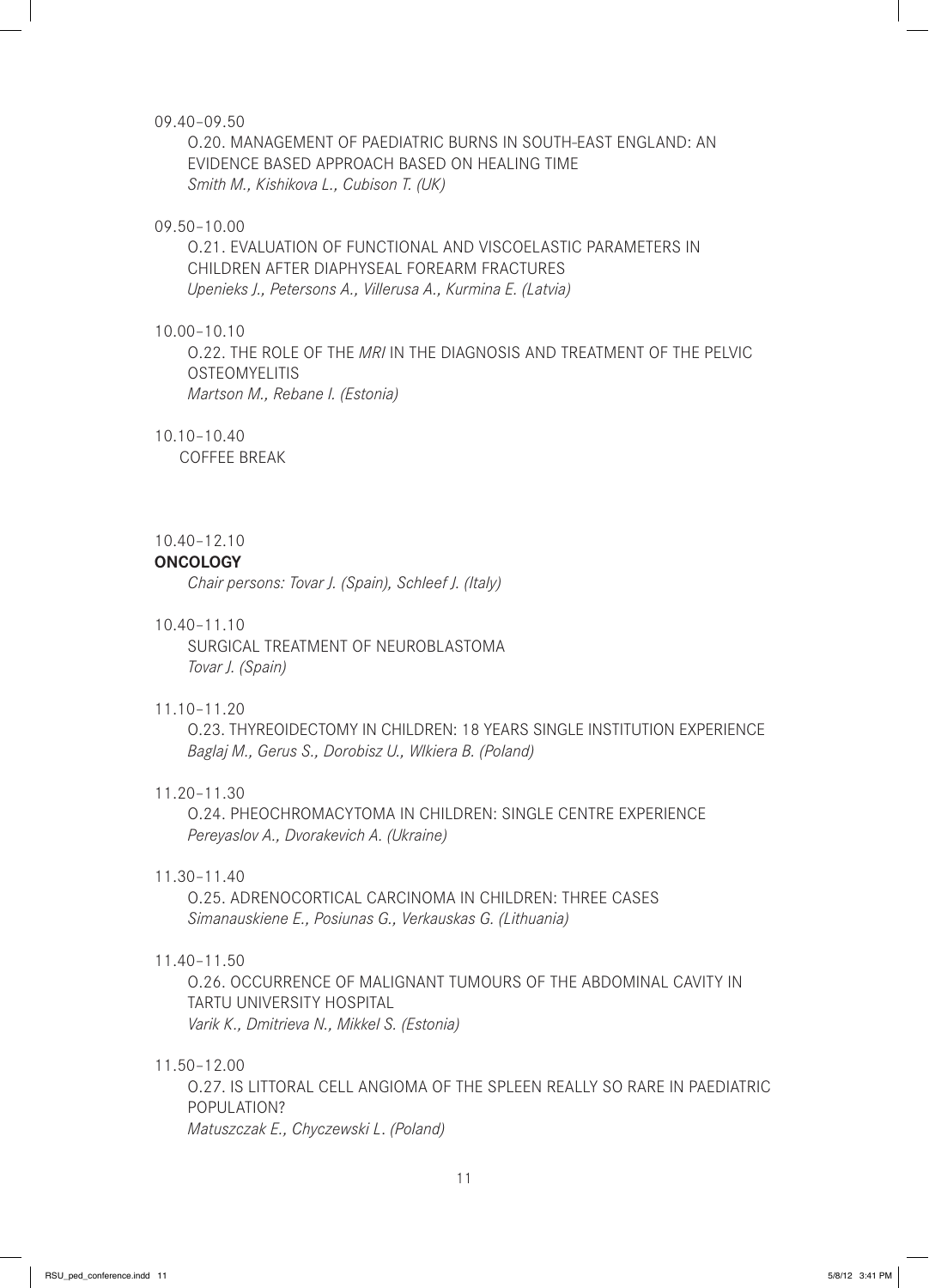09.40–09.50

O.20. MANAGEMENT OF PAEDIATRIC BURNS IN SOUTH-EAST ENGLAND: AN EVIDENCE BASED APPROACH BASED ON HEALING TIME
*Smith M., Kishikova L., Cubison T. (UK)*

09.50–10.00

O.21. EVALUATION OF FUNCTIONAL AND VISCOELASTIC PARAMETERS IN CHILDREN AFTER DIAPHYSEAL FOREARM FRACTURES
*Upenieks J., Petersons A., Villerusa A., Kurmina E. (Latvia)*

10.00–10.10

O.22. THE ROLE OF THE *MRI* IN THE DIAGNOSIS AND TREATMENT OF THE PELVIC OSTEOMYELITIS
*Martson M., Rebane I. (Estonia)*

10.10–10.40

COFFEE BREAK

10.40–12.10

**ONCOLOGY**

*Chair persons: Tovar J. (Spain), Schleef J. (Italy)*

10.40–11.10

SURGICAL TREATMENT OF NEUROBLASTOMA
*Tovar J. (Spain)*

11.10–11.20

O.23. THYREOIDECTOMY IN CHILDREN: 18 YEARS SINGLE INSTITUTION EXPERIENCE
*Baglaj M., Gerus S., Dorobisz U., Wlkiera B. (Poland)*

11.20–11.30

O.24. PHEOCHROMACYTOMA IN CHILDREN: SINGLE CENTRE EXPERIENCE
*Pereyaslov A., Dvorakevich A. (Ukraine)*

11.30–11.40

O.25. ADRENOCORTICAL CARCINOMA IN CHILDREN: THREE CASES
*Simanauskiene E., Posiunas G., Verkauskas G. (Lithuania)*

11.40–11.50

O.26. OCCURRENCE OF MALIGNANT TUMOURS OF THE ABDOMINAL CAVITY IN TARTU UNIVERSITY HOSPITAL
*Varik K., Dmitrieva N., Mikkel S. (Estonia)*

11.50–12.00

O.27. IS LITTORAL CELL ANGIOMA OF THE SPLEEN REALLY SO RARE IN PAEDIATRIC POPULATION?
*Matuszczak E., Chyczewski L. (Poland)*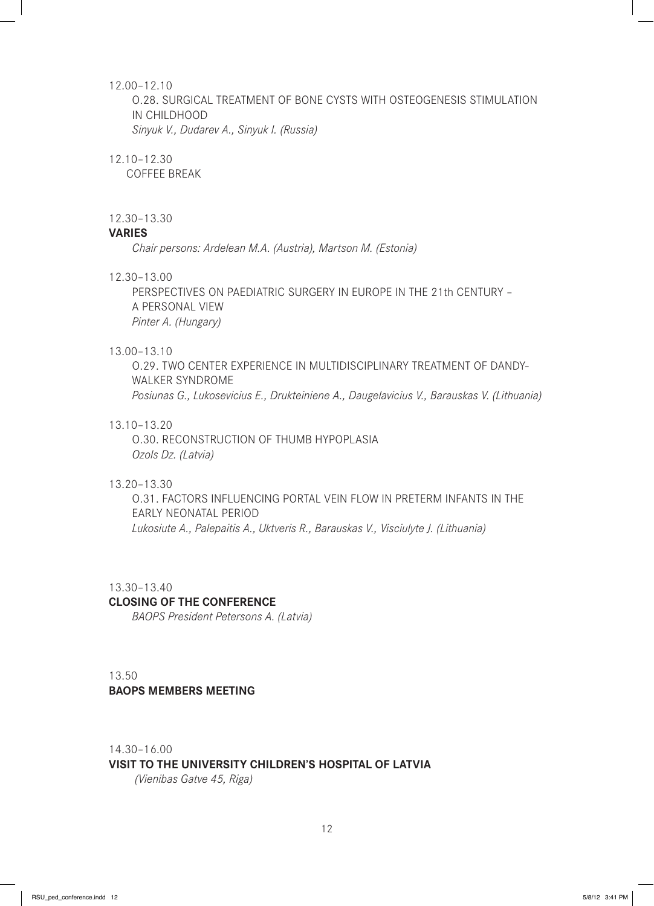12.00–12.10

O.28. SURGICAL TREATMENT OF BONE CYSTS WITH OSTEOGENESIS STIMULATION IN CHILDHOOD

*Sinyuk V., Dudarev A., Sinyuk I. (Russia)*

12.10–12.30

COFFEE BREAK

12.30–13.30

**VARIES**

*Chair persons: Ardelean M.A. (Austria), Martson M. (Estonia)*

12.30–13.00

PERSPECTIVES ON PAEDIATRIC SURGERY IN EUROPE IN THE 21th CENTURY – A PERSONAL VIEW

*Pinter A. (Hungary)*

13.00–13.10

O.29. TWO CENTER EXPERIENCE IN MULTIDISCIPLINARY TREATMENT OF DANDY-WALKER SYNDROME

*Posiunas G., Lukosevicius E., Drukteiniene A., Daugelavicius V., Barauskas V. (Lithuania)*

13.10–13.20

O.30. RECONSTRUCTION OF THUMB HYPOPLASIA

*Ozols Dz. (Latvia)*

13.20–13.30

O.31. FACTORS INFLUENCING PORTAL VEIN FLOW IN PRETERM INFANTS IN THE EARLY NEONATAL PERIOD

*Lukosiute A., Palepaitis A., Uktveris R., Barauskas V., Visciulyte J. (Lithuania)*

13.30–13.40

**CLOSING OF THE CONFERENCE**

*BAOPS President Petersons A. (Latvia)*

13.50

**BAOPS MEMBERS MEETING**

14.30–16.00

**VISIT TO THE UNIVERSITY CHILDREN'S HOSPITAL OF LATVIA**

*(Vienibas Gatve 45, Riga)*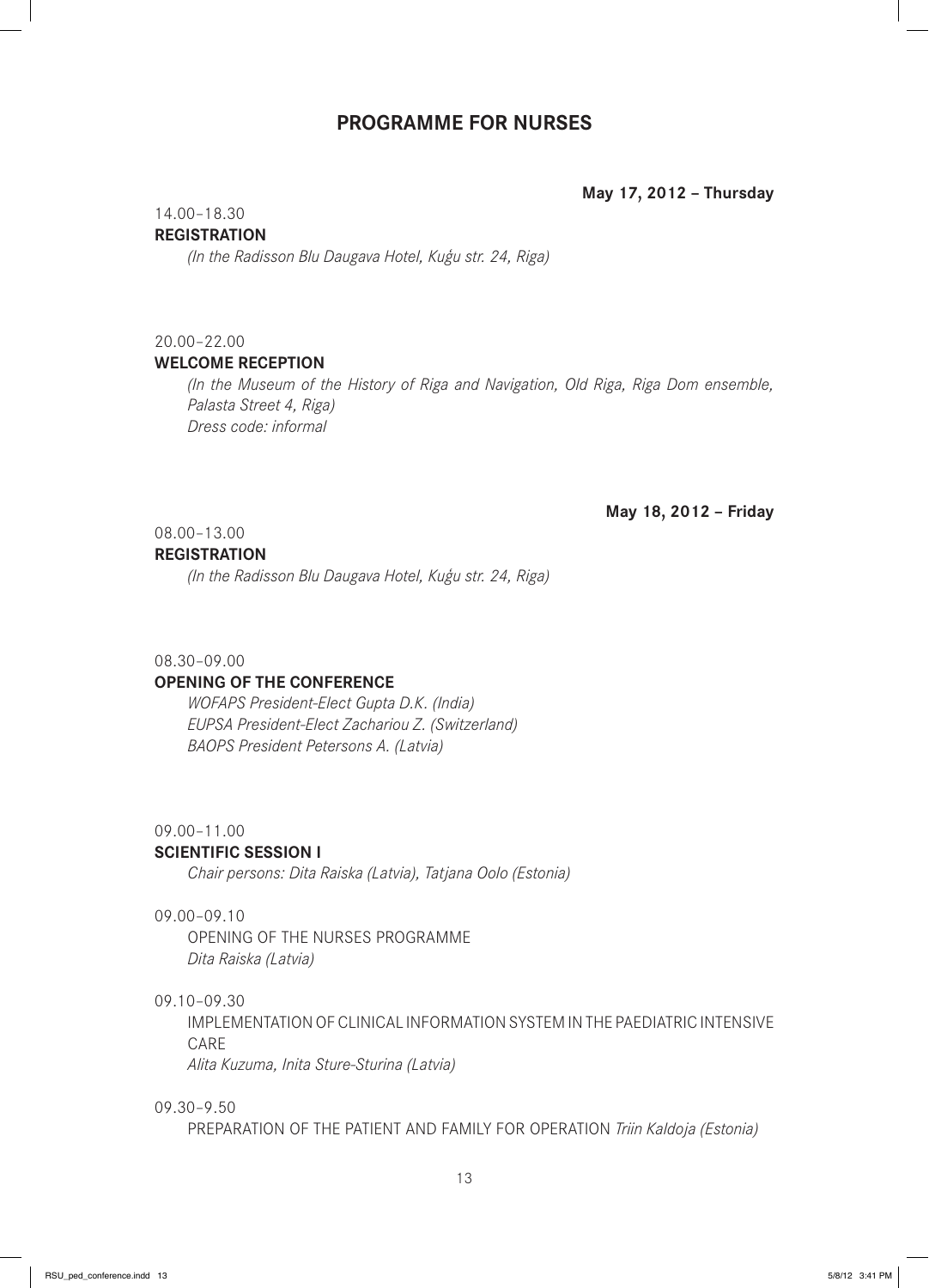## PROGRAMME FOR NURSES

**May 17, 2012 – Thursday**

14.00–18.30
**REGISTRATION**
*(In the Radisson Blu Daugava Hotel, Kuģu str. 24, Riga)*

20.00–22.00
**WELCOME RECEPTION**
*(In the Museum of the History of Riga and Navigation, Old Riga, Riga Dom ensemble, Palasta Street 4, Riga)*
*Dress code: informal*

**May 18, 2012 – Friday**

08.00–13.00
**REGISTRATION**
*(In the Radisson Blu Daugava Hotel, Kuģu str. 24, Riga)*

08.30–09.00
**OPENING OF THE CONFERENCE**
*WOFAPS President-Elect Gupta D.K. (India)*
*EUPSA President-Elect Zachariou Z. (Switzerland)*
*BAOPS President Petersons A. (Latvia)*

09.00–11.00
**SCIENTIFIC SESSION I**
*Chair persons: Dita Raiska (Latvia), Tatjana Oolo (Estonia)*

09.00–09.10
OPENING OF THE NURSES PROGRAMME
*Dita Raiska (Latvia)*

09.10–09.30
IMPLEMENTATION OF CLINICAL INFORMATION SYSTEM IN THE PAEDIATRIC INTENSIVE CARE
*Alita Kuzuma, Inita Sture-Sturina (Latvia)*

09.30–9.50
PREPARATION OF THE PATIENT AND FAMILY FOR OPERATION *Triin Kaldoja (Estonia)*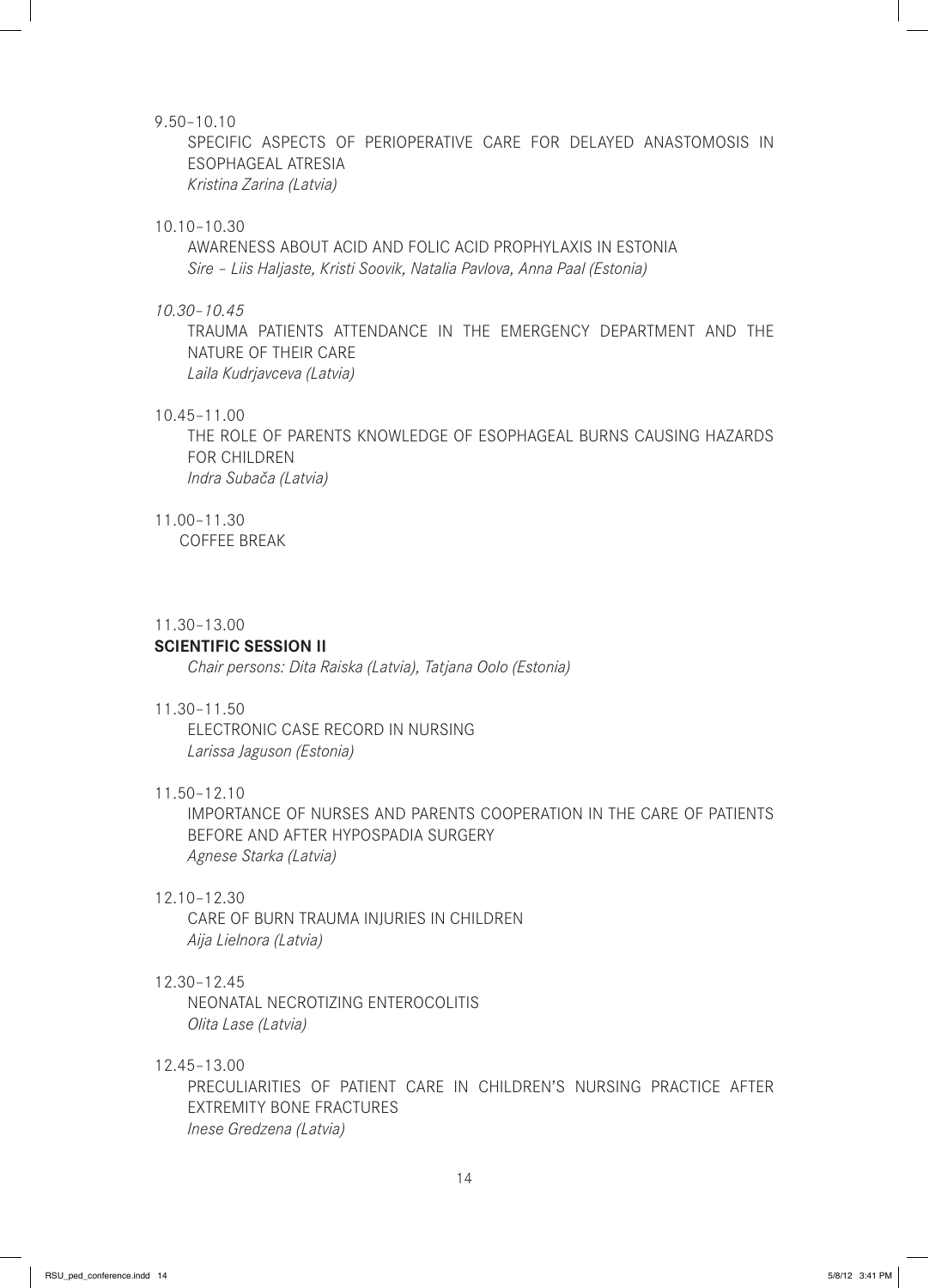9.50–10.10

SPECIFIC ASPECTS OF PERIOPERATIVE CARE FOR DELAYED ANASTOMOSIS IN ESOPHAGEAL ATRESIA
*Kristina Zarina (Latvia)*

10.10–10.30

AWARENESS ABOUT ACID AND FOLIC ACID PROPHYLAXIS IN ESTONIA
*Sire – Liis Haljaste, Kristi Soovik, Natalia Pavlova, Anna Paal (Estonia)*

*10.30–10.45*

TRAUMA PATIENTS ATTENDANCE IN THE EMERGENCY DEPARTMENT AND THE NATURE OF THEIR CARE
*Laila Kudrjavceva (Latvia)*

10.45–11.00

THE ROLE OF PARENTS KNOWLEDGE OF ESOPHAGEAL BURNS CAUSING HAZARDS FOR CHILDREN
*Indra Subača (Latvia)*

11.00–11.30

COFFEE BREAK

11.30–13.00

**SCIENTIFIC SESSION II**

*Chair persons: Dita Raiska (Latvia), Tatjana Oolo (Estonia)*

11.30–11.50

ELECTRONIC CASE RECORD IN NURSING
*Larissa Jaguson (Estonia)*

11.50–12.10

IMPORTANCE OF NURSES AND PARENTS COOPERATION IN THE CARE OF PATIENTS BEFORE AND AFTER HYPOSPADIA SURGERY
*Agnese Starka (Latvia)*

12.10–12.30

CARE OF BURN TRAUMA INJURIES IN CHILDREN
*Aija Lielnora (Latvia)*

12.30–12.45

NEONATAL NECROTIZING ENTEROCOLITIS
*Olita Lase (Latvia)*

12.45–13.00

PRECULIARITIES OF PATIENT CARE IN CHILDREN'S NURSING PRACTICE AFTER EXTREMITY BONE FRACTURES
*Inese Gredzena (Latvia)*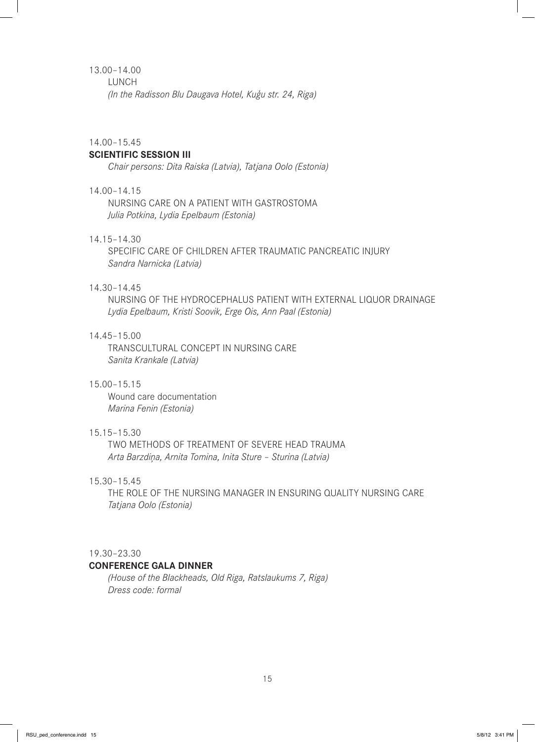13.00–14.00
LUNCH
*(In the Radisson Blu Daugava Hotel, Kuģu str. 24, Riga)*

14.00–15.45
**SCIENTIFIC SESSION III**
*Chair persons: Dita Raiska (Latvia), Tatjana Oolo (Estonia)*

14.00–14.15
NURSING CARE ON A PATIENT WITH GASTROSTOMA
*Julia Potkina, Lydia Epelbaum (Estonia)*

14.15–14.30
SPECIFIC CARE OF CHILDREN AFTER TRAUMATIC PANCREATIC INJURY
*Sandra Narnicka (Latvia)*

14.30–14.45
NURSING OF THE HYDROCEPHALUS PATIENT WITH EXTERNAL LIQUOR DRAINAGE
*Lydia Epelbaum, Kristi Soovik, Erge Ois, Ann Paal (Estonia)*

14.45–15.00
TRANSCULTURAL CONCEPT IN NURSING CARE
*Sanita Krankale (Latvia)*

15.00–15.15
Wound care documentation
*Marina Fenin (Estonia)*

15.15–15.30
TWO METHODS OF TREATMENT OF SEVERE HEAD TRAUMA
*Arta Barzdiņa, Arnita Tomina, Inita Sture – Sturina (Latvia)*

15.30–15.45
THE ROLE OF THE NURSING MANAGER IN ENSURING QUALITY NURSING CARE
*Tatjana Oolo (Estonia)*

19.30–23.30
**CONFERENCE GALA DINNER**
*(House of the Blackheads, Old Riga, Ratslaukums 7, Riga)*
*Dress code: formal*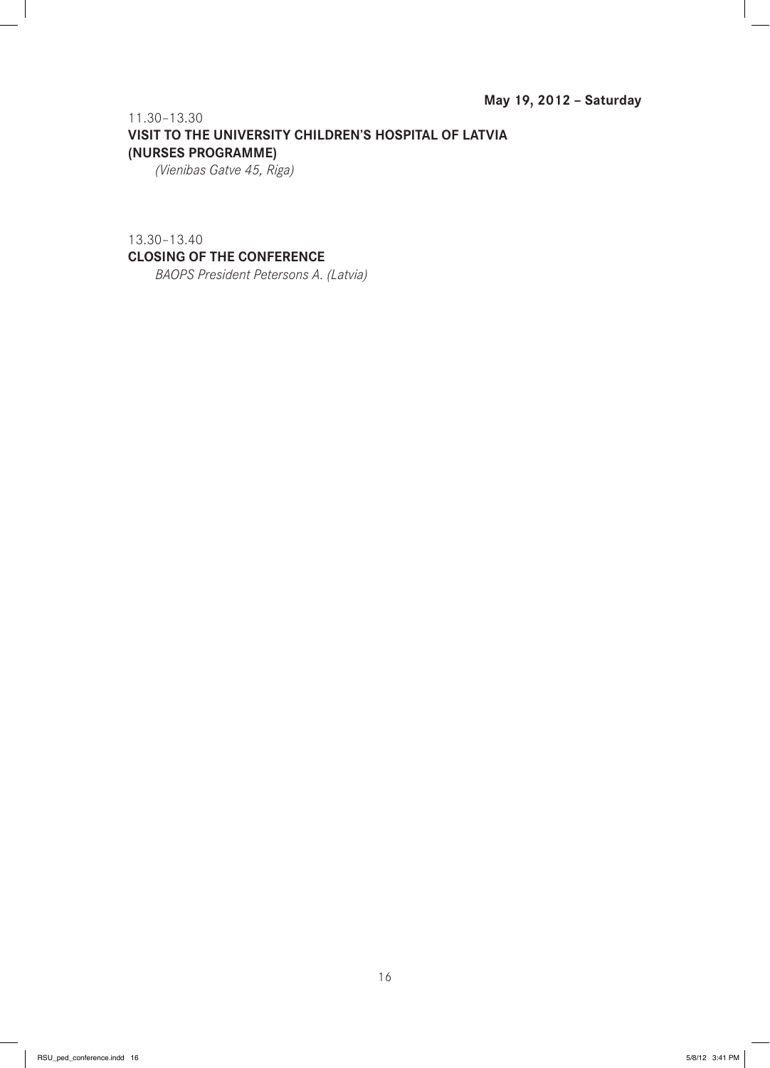**May 19, 2012 – Saturday**

11.30–13.30

**VISIT TO THE UNIVERSITY CHILDREN'S HOSPITAL OF LATVIA (NURSES PROGRAMME)**

*(Vienibas Gatve 45, Riga)*

13.30–13.40

**CLOSING OF THE CONFERENCE**

*BAOPS President Petersons A. (Latvia)*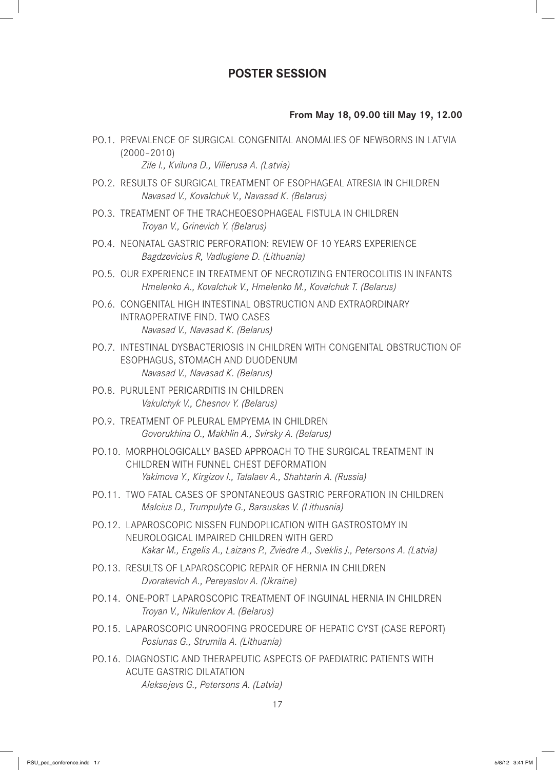## POSTER SESSION

**From May 18, 09.00 till May 19, 12.00**

PO.1. PREVALENCE OF SURGICAL CONGENITAL ANOMALIES OF NEWBORNS IN LATVIA (2000–2010)
*Zile I., Kviluna D., Villerusa A. (Latvia)*

PO.2. RESULTS OF SURGICAL TREATMENT OF ESOPHAGEAL ATRESIA IN CHILDREN
*Navasad V., Kovalchuk V., Navasad K. (Belarus)*

PO.3. TREATMENT OF THE TRACHEOESOPHAGEAL FISTULA IN CHILDREN
*Troyan V., Grinevich Y. (Belarus)*

PO.4. NEONATAL GASTRIC PERFORATION: REVIEW OF 10 YEARS EXPERIENCE
*Bagdzevicius R, Vadlugiene D. (Lithuania)*

PO.5. OUR EXPERIENCE IN TREATMENT OF NECROTIZING ENTEROCOLITIS IN INFANTS
*Hmelenko A., Kovalchuk V., Hmelenko M., Kovalchuk T. (Belarus)*

PO.6. CONGENITAL HIGH INTESTINAL OBSTRUCTION AND EXTRAORDINARY INTRAOPERATIVE FIND. TWO CASES
*Navasad V., Navasad K. (Belarus)*

PO.7. INTESTINAL DYSBACTERIOSIS IN CHILDREN WITH CONGENITAL OBSTRUCTION OF ESOPHAGUS, STOMACH AND DUODENUM
*Navasad V., Navasad K. (Belarus)*

PO.8. PURULENT PERICARDITIS IN CHILDREN
*Vakulchyk V., Chesnov Y. (Belarus)*

PO.9. TREATMENT OF PLEURAL EMPYEMA IN CHILDREN
*Govorukhina O., Makhlin A., Svirsky A. (Belarus)*

PO.10. MORPHOLOGICALLY BASED APPROACH TO THE SURGICAL TREATMENT IN CHILDREN WITH FUNNEL CHEST DEFORMATION
*Yakimova Y., Kirgizov I., Talalaev A., Shahtarin A. (Russia)*

PO.11. TWO FATAL CASES OF SPONTANEOUS GASTRIC PERFORATION IN CHILDREN
*Malcius D., Trumpulyte G., Barauskas V. (Lithuania)*

PO.12. LAPAROSCOPIC NISSEN FUNDOPLICATION WITH GASTROSTOMY IN NEUROLOGICAL IMPAIRED CHILDREN WITH GERD
*Kakar M., Engelis A., Laizans P., Zviedre A., Sveklis J., Petersons A. (Latvia)*

PO.13. RESULTS OF LAPAROSCOPIC REPAIR OF HERNIA IN CHILDREN
*Dvorakevich A., Pereyaslov A. (Ukraine)*

PO.14. ONE-PORT LAPAROSCOPIC TREATMENT OF INGUINAL HERNIA IN CHILDREN
*Troyan V., Nikulenkov A. (Belarus)*

PO.15. LAPAROSCOPIC UNROOFING PROCEDURE OF HEPATIC CYST (CASE REPORT)
*Posiunas G., Strumila A. (Lithuania)*

PO.16. DIAGNOSTIC AND THERAPEUTIC ASPECTS OF PAEDIATRIC PATIENTS WITH ACUTE GASTRIC DILATATION
*Aleksejevs G., Petersons A. (Latvia)*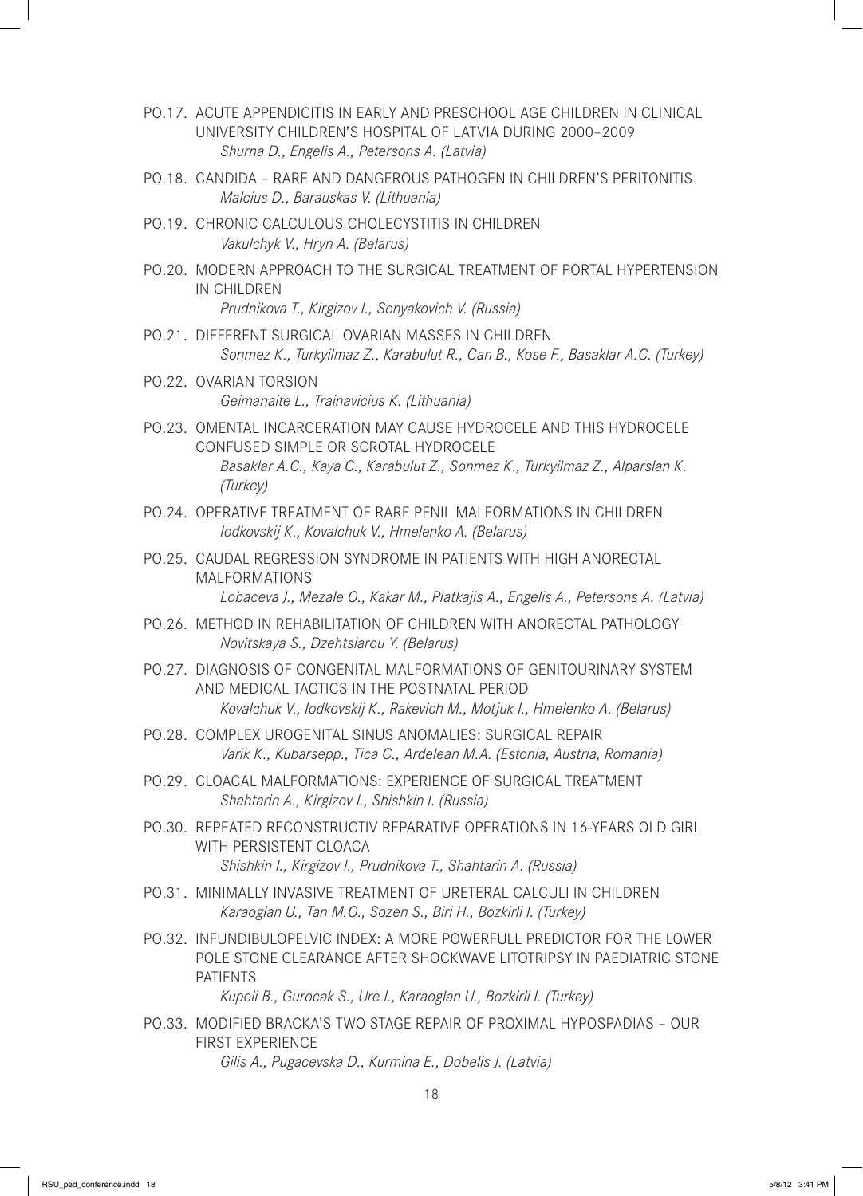PO.17. ACUTE APPENDICITIS IN EARLY AND PRESCHOOL AGE CHILDREN IN CLINICAL UNIVERSITY CHILDREN'S HOSPITAL OF LATVIA DURING 2000–2009
*Shurna D., Engelis A., Petersons A. (Latvia)*

PO.18. CANDIDA – RARE AND DANGEROUS PATHOGEN IN CHILDREN'S PERITONITIS
*Malcius D., Barauskas V. (Lithuania)*

PO.19. CHRONIC CALCULOUS CHOLECYSTITIS IN CHILDREN
*Vakulchyk V., Hryn A. (Belarus)*

PO.20. MODERN APPROACH TO THE SURGICAL TREATMENT OF PORTAL HYPERTENSION IN CHILDREN
*Prudnikova T., Kirgizov I., Senyakovich V. (Russia)*

PO.21. DIFFERENT SURGICAL OVARIAN MASSES IN CHILDREN
*Sonmez K., Turkyilmaz Z., Karabulut R., Can B., Kose F., Basaklar A.C. (Turkey)*

PO.22. OVARIAN TORSION
*Geimanaite L., Trainavicius K. (Lithuania)*

PO.23. OMENTAL INCARCERATION MAY CAUSE HYDROCELE AND THIS HYDROCELE CONFUSED SIMPLE OR SCROTAL HYDROCELE
*Basaklar A.C., Kaya C., Karabulut Z., Sonmez K., Turkyilmaz Z., Alparslan K. (Turkey)*

PO.24. OPERATIVE TREATMENT OF RARE PENIL MALFORMATIONS IN CHILDREN
*Iodkovskij K., Kovalchuk V., Hmelenko A. (Belarus)*

PO.25. CAUDAL REGRESSION SYNDROME IN PATIENTS WITH HIGH ANORECTAL MALFORMATIONS
*Lobaceva J., Mezale O., Kakar M., Platkajis A., Engelis A., Petersons A. (Latvia)*

PO.26. METHOD IN REHABILITATION OF CHILDREN WITH ANORECTAL PATHOLOGY
*Novitskaya S., Dzehtsiarou Y. (Belarus)*

PO.27. DIAGNOSIS OF CONGENITAL MALFORMATIONS OF GENITOURINARY SYSTEM AND MEDICAL TACTICS IN THE POSTNATAL PERIOD
*Kovalchuk V., Iodkovskij K., Rakevich M., Motjuk I., Hmelenko A. (Belarus)*

PO.28. COMPLEX UROGENITAL SINUS ANOMALIES: SURGICAL REPAIR
*Varik K., Kubarsepp., Tica C., Ardelean M.A. (Estonia, Austria, Romania)*

PO.29. CLOACAL MALFORMATIONS: EXPERIENCE OF SURGICAL TREATMENT
*Shahtarin A., Kirgizov I., Shishkin I. (Russia)*

PO.30. REPEATED RECONSTRUCTIV REPARATIVE OPERATIONS IN 16-YEARS OLD GIRL WITH PERSISTENT CLOACA
*Shishkin I., Kirgizov I., Prudnikova T., Shahtarin A. (Russia)*

PO.31. MINIMALLY INVASIVE TREATMENT OF URETERAL CALCULI IN CHILDREN
*Karaoglan U., Tan M.O., Sozen S., Biri H., Bozkirli I. (Turkey)*

PO.32. INFUNDIBULOPELVIC INDEX: A MORE POWERFULL PREDICTOR FOR THE LOWER POLE STONE CLEARANCE AFTER SHOCKWAVE LITOTRIPSY IN PAEDIATRIC STONE PATIENTS
*Kupeli B., Gurocak S., Ure I., Karaoglan U., Bozkirli I. (Turkey)*

PO.33. MODIFIED BRACKA'S TWO STAGE REPAIR OF PROXIMAL HYPOSPADIAS – OUR FIRST EXPERIENCE
*Gilis A., Pugacevska D., Kurmina E., Dobelis J. (Latvia)*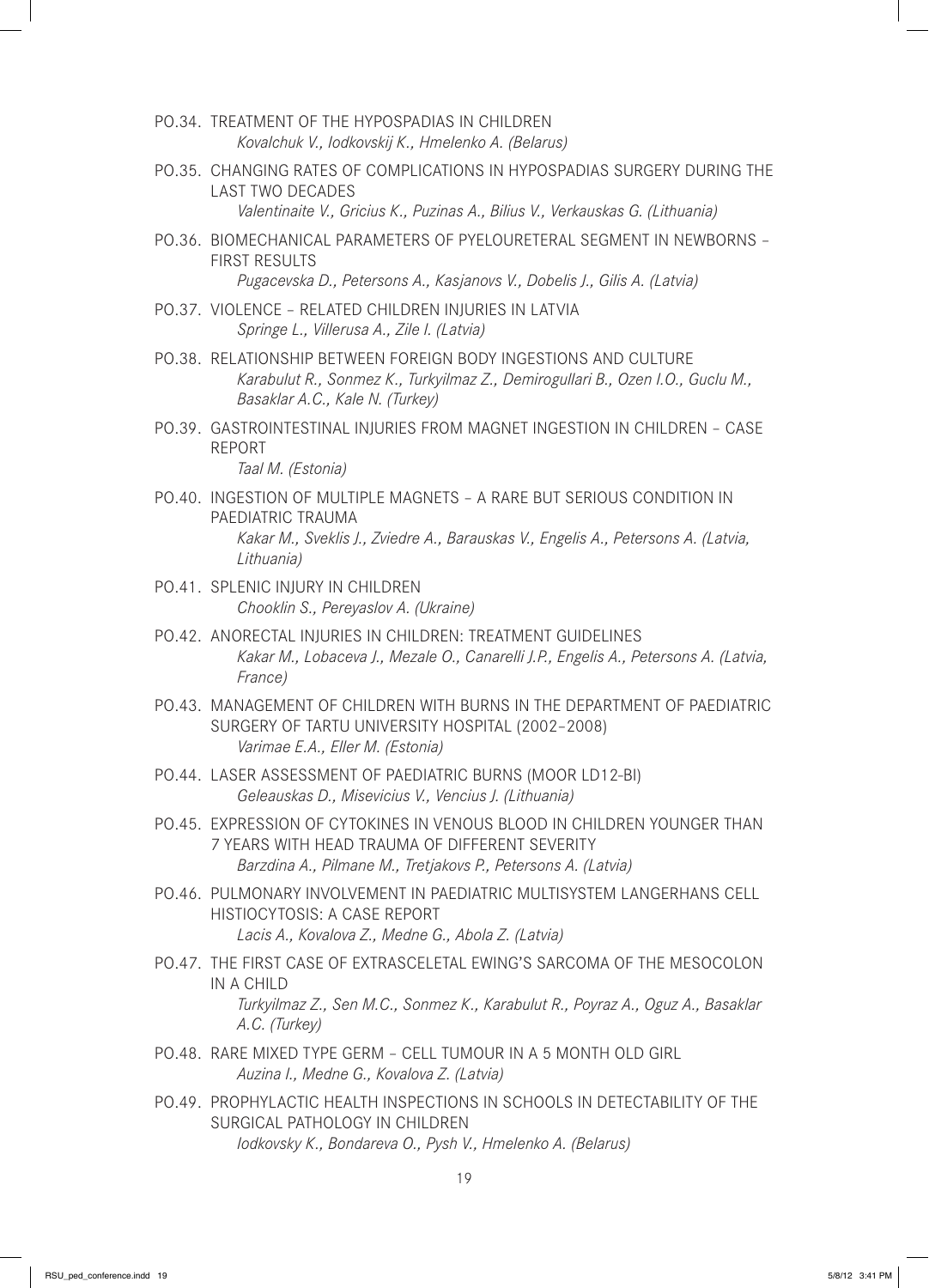PO.34. TREATMENT OF THE HYPOSPADIAS IN CHILDREN
*Kovalchuk V., Iodkovskij K., Hmelenko A. (Belarus)*

PO.35. CHANGING RATES OF COMPLICATIONS IN HYPOSPADIAS SURGERY DURING THE LAST TWO DECADES
*Valentinaite V., Gricius K., Puzinas A., Bilius V., Verkauskas G. (Lithuania)*

PO.36. BIOMECHANICAL PARAMETERS OF PYELOURETERAL SEGMENT IN NEWBORNS – FIRST RESULTS
*Pugacevska D., Petersons A., Kasjanovs V., Dobelis J., Gilis A. (Latvia)*

PO.37. VIOLENCE – RELATED CHILDREN INJURIES IN LATVIA
*Springe L., Villerusa A., Zile I. (Latvia)*

PO.38. RELATIONSHIP BETWEEN FOREIGN BODY INGESTIONS AND CULTURE
*Karabulut R., Sonmez K., Turkyilmaz Z., Demirogullari B., Ozen I.O., Guclu M., Basaklar A.C., Kale N. (Turkey)*

PO.39. GASTROINTESTINAL INJURIES FROM MAGNET INGESTION IN CHILDREN – CASE REPORT
*Taal M. (Estonia)*

PO.40. INGESTION OF MULTIPLE MAGNETS – A RARE BUT SERIOUS CONDITION IN PAEDIATRIC TRAUMA
*Kakar M., Sveklis J., Zviedre A., Barauskas V., Engelis A., Petersons A. (Latvia, Lithuania)*

PO.41. SPLENIC INJURY IN CHILDREN
*Chooklin S., Pereyaslov A. (Ukraine)*

PO.42. ANORECTAL INJURIES IN CHILDREN: TREATMENT GUIDELINES
*Kakar M., Lobaceva J., Mezale O., Canarelli J.P., Engelis A., Petersons A. (Latvia, France)*

PO.43. MANAGEMENT OF CHILDREN WITH BURNS IN THE DEPARTMENT OF PAEDIATRIC SURGERY OF TARTU UNIVERSITY HOSPITAL (2002–2008)
*Varimae E.A., Eller M. (Estonia)*

PO.44. LASER ASSESSMENT OF PAEDIATRIC BURNS (MOOR LD12-BI)
*Geleauskas D., Misevicius V., Vencius J. (Lithuania)*

PO.45. EXPRESSION OF CYTOKINES IN VENOUS BLOOD IN CHILDREN YOUNGER THAN 7 YEARS WITH HEAD TRAUMA OF DIFFERENT SEVERITY
*Barzdina A., Pilmane M., Tretjakovs P., Petersons A. (Latvia)*

PO.46. PULMONARY INVOLVEMENT IN PAEDIATRIC MULTISYSTEM LANGERHANS CELL HISTIOCYTOSIS: A CASE REPORT
*Lacis A., Kovalova Z., Medne G., Abola Z. (Latvia)*

PO.47. THE FIRST CASE OF EXTRASCELETAL EWING'S SARCOMA OF THE MESOCOLON IN A CHILD
*Turkyilmaz Z., Sen M.C., Sonmez K., Karabulut R., Poyraz A., Oguz A., Basaklar A.C. (Turkey)*

PO.48. RARE MIXED TYPE GERM – CELL TUMOUR IN A 5 MONTH OLD GIRL
*Auzina I., Medne G., Kovalova Z. (Latvia)*

PO.49. PROPHYLACTIC HEALTH INSPECTIONS IN SCHOOLS IN DETECTABILITY OF THE SURGICAL PATHOLOGY IN CHILDREN
*Iodkovsky K., Bondareva O., Pysh V., Hmelenko A. (Belarus)*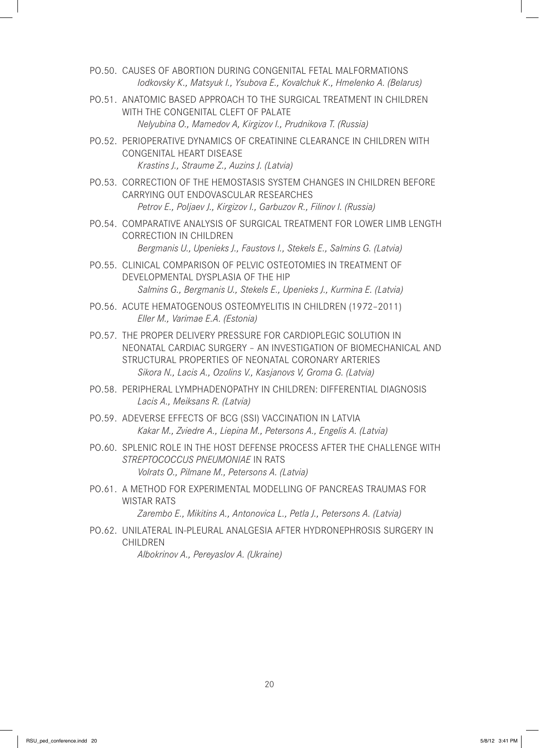PO.50. CAUSES OF ABORTION DURING CONGENITAL FETAL MALFORMATIONS
*Iodkovsky K., Matsyuk I., Ysubova E., Kovalchuk K., Hmelenko A. (Belarus)*

PO.51. ANATOMIC BASED APPROACH TO THE SURGICAL TREATMENT IN CHILDREN WITH THE CONGENITAL CLEFT OF PALATE
*Nelyubina O., Mamedov A, Kirgizov I., Prudnikova T. (Russia)*

PO.52. PERIOPERATIVE DYNAMICS OF CREATININE CLEARANCE IN CHILDREN WITH CONGENITAL HEART DISEASE
*Krastins J., Straume Z., Auzins J. (Latvia)*

PO.53. CORRECTION OF THE HEMOSTASIS SYSTEM CHANGES IN CHILDREN BEFORE CARRYING OUT ENDOVASCULAR RESEARCHES
*Petrov E., Poljaev J., Kirgizov I., Garbuzov R., Filinov I. (Russia)*

PO.54. COMPARATIVE ANALYSIS OF SURGICAL TREATMENT FOR LOWER LIMB LENGTH CORRECTION IN CHILDREN
*Bergmanis U., Upenieks J., Faustovs I., Stekels E., Salmins G. (Latvia)*

PO.55. CLINICAL COMPARISON OF PELVIC OSTEOTOMIES IN TREATMENT OF DEVELOPMENTAL DYSPLASIA OF THE HIP
*Salmins G., Bergmanis U., Stekels E., Upenieks J., Kurmina E. (Latvia)*

PO.56. ACUTE HEMATOGENOUS OSTEOMYELITIS IN CHILDREN (1972–2011)
*Eller M., Varimae E.A. (Estonia)*

PO.57. THE PROPER DELIVERY PRESSURE FOR CARDIOPLEGIC SOLUTION IN NEONATAL CARDIAC SURGERY – AN INVESTIGATION OF BIOMECHANICAL AND STRUCTURAL PROPERTIES OF NEONATAL CORONARY ARTERIES
*Sikora N., Lacis A., Ozolins V., Kasjanovs V, Groma G. (Latvia)*

PO.58. PERIPHERAL LYMPHADENOPATHY IN CHILDREN: DIFFERENTIAL DIAGNOSIS
*Lacis A., Meiksans R. (Latvia)*

PO.59. ADEVERSE EFFECTS OF BCG (SSI) VACCINATION IN LATVIA
*Kakar M., Zviedre A., Liepina M., Petersons A., Engelis A. (Latvia)*

PO.60. SPLENIC ROLE IN THE HOST DEFENSE PROCESS AFTER THE CHALLENGE WITH *STREPTOCOCCUS PNEUMONIAE* IN RATS
*Volrats O., Pilmane M., Petersons A. (Latvia)*

PO.61. A METHOD FOR EXPERIMENTAL MODELLING OF PANCREAS TRAUMAS FOR WISTAR RATS
*Zarembo E., Mikitins A., Antonovica L., Petla J., Petersons A. (Latvia)*

PO.62. UNILATERAL IN-PLEURAL ANALGESIA AFTER HYDRONEPHROSIS SURGERY IN CHILDREN
*Albokrinov A., Pereyaslov A. (Ukraine)*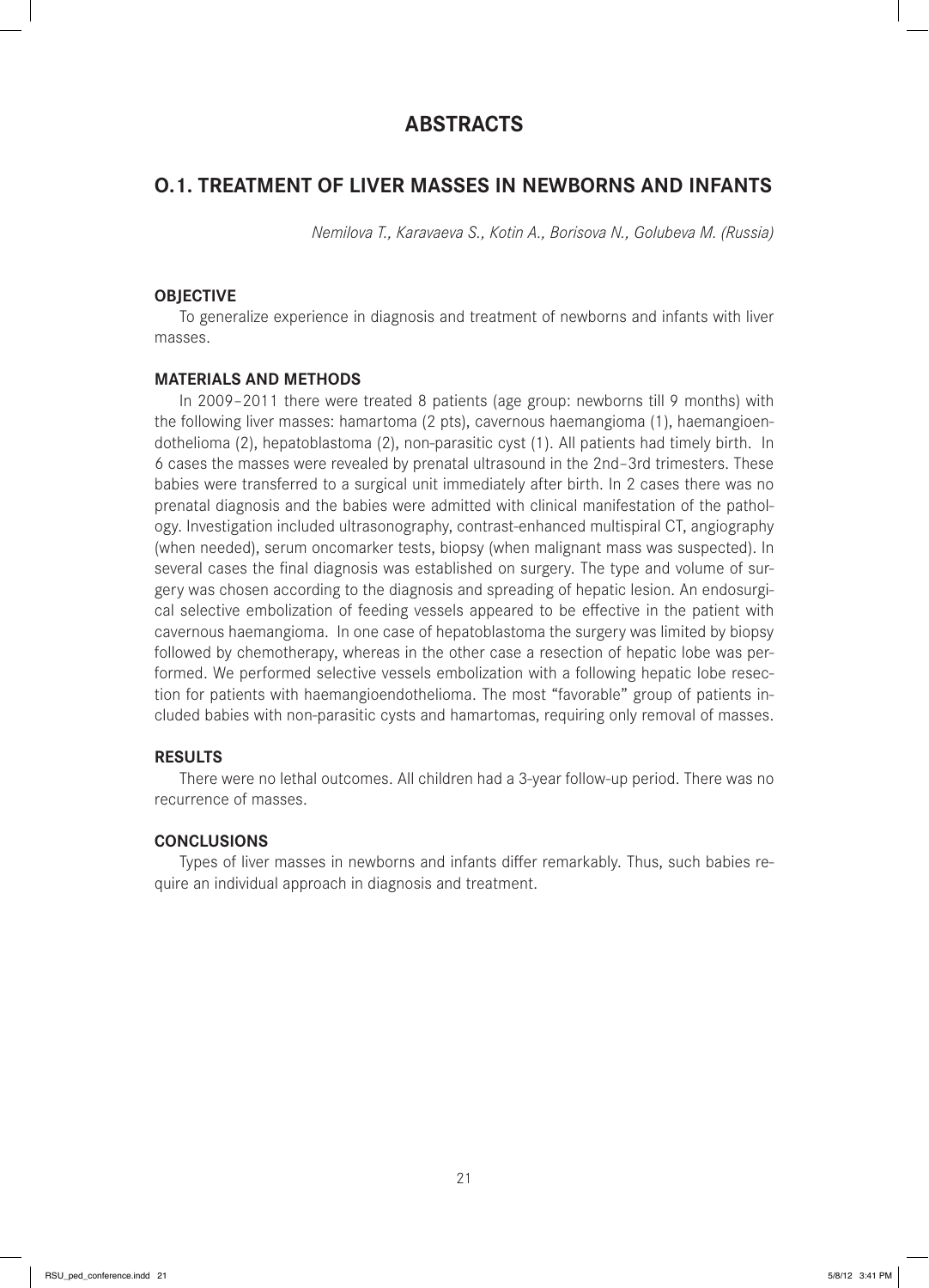# ABSTRACTS

## O.1. TREATMENT OF LIVER MASSES IN NEWBORNS AND INFANTS

*Nemilova T., Karavaeva S., Kotin A., Borisova N., Golubeva M. (Russia)*

### OBJECTIVE

To generalize experience in diagnosis and treatment of newborns and infants with liver masses.

### MATERIALS AND METHODS

In 2009–2011 there were treated 8 patients (age group: newborns till 9 months) with the following liver masses: hamartoma (2 pts), cavernous haemangioma (1), haemangioendothelioma (2), hepatoblastoma (2), non-parasitic cyst (1). All patients had timely birth. In 6 cases the masses were revealed by prenatal ultrasound in the 2nd–3rd trimesters. These babies were transferred to a surgical unit immediately after birth. In 2 cases there was no prenatal diagnosis and the babies were admitted with clinical manifestation of the pathology. Investigation included ultrasonography, contrast-enhanced multispiral CT, angiography (when needed), serum oncomarker tests, biopsy (when malignant mass was suspected). In several cases the final diagnosis was established on surgery. The type and volume of surgery was chosen according to the diagnosis and spreading of hepatic lesion. An endosurgical selective embolization of feeding vessels appeared to be effective in the patient with cavernous haemangioma. In one case of hepatoblastoma the surgery was limited by biopsy followed by chemotherapy, whereas in the other case a resection of hepatic lobe was performed. We performed selective vessels embolization with a following hepatic lobe resection for patients with haemangioendothelioma. The most "favorable" group of patients included babies with non-parasitic cysts and hamartomas, requiring only removal of masses.

### RESULTS

There were no lethal outcomes. All children had a 3-year follow-up period. There was no recurrence of masses.

### CONCLUSIONS

Types of liver masses in newborns and infants differ remarkably. Thus, such babies require an individual approach in diagnosis and treatment.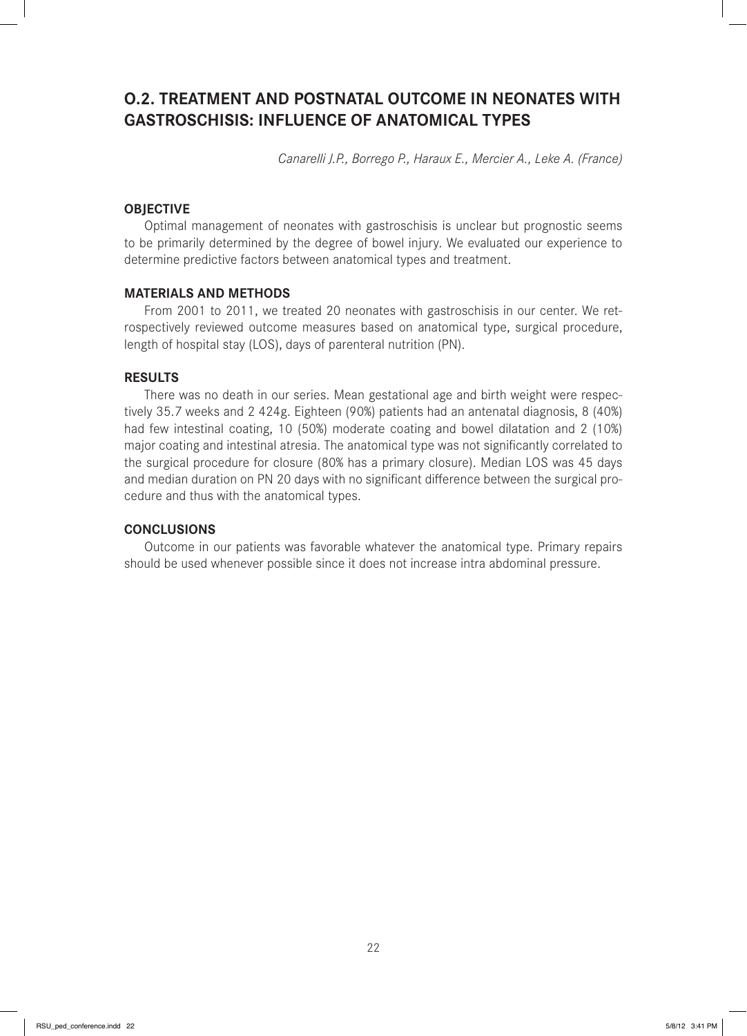## O.2. TREATMENT AND POSTNATAL OUTCOME IN NEONATES WITH GASTROSCHISIS: INFLUENCE OF ANATOMICAL TYPES

*Canarelli J.P., Borrego P., Haraux E., Mercier A., Leke A. (France)*

### OBJECTIVE

Optimal management of neonates with gastroschisis is unclear but prognostic seems to be primarily determined by the degree of bowel injury. We evaluated our experience to determine predictive factors between anatomical types and treatment.

### MATERIALS AND METHODS

From 2001 to 2011, we treated 20 neonates with gastroschisis in our center. We retrospectively reviewed outcome measures based on anatomical type, surgical procedure, length of hospital stay (LOS), days of parenteral nutrition (PN).

### RESULTS

There was no death in our series. Mean gestational age and birth weight were respectively 35.7 weeks and 2 424g. Eighteen (90%) patients had an antenatal diagnosis, 8 (40%) had few intestinal coating, 10 (50%) moderate coating and bowel dilatation and 2 (10%) major coating and intestinal atresia. The anatomical type was not significantly correlated to the surgical procedure for closure (80% has a primary closure). Median LOS was 45 days and median duration on PN 20 days with no significant difference between the surgical procedure and thus with the anatomical types.

### CONCLUSIONS

Outcome in our patients was favorable whatever the anatomical type. Primary repairs should be used whenever possible since it does not increase intra abdominal pressure.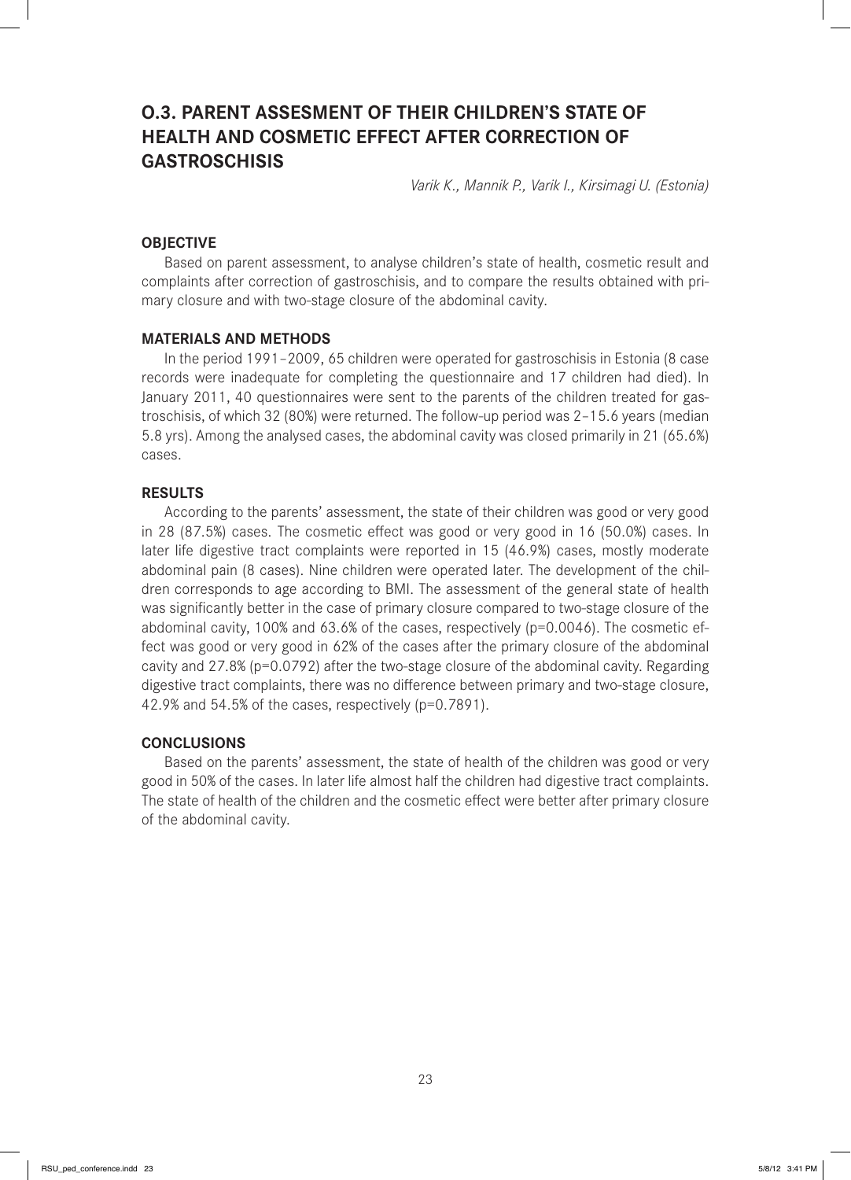# O.3. PARENT ASSESMENT OF THEIR CHILDREN'S STATE OF HEALTH AND COSMETIC EFFECT AFTER CORRECTION OF GASTROSCHISIS

*Varik K., Mannik P., Varik I., Kirsimagi U. (Estonia)*

## OBJECTIVE

Based on parent assessment, to analyse children's state of health, cosmetic result and complaints after correction of gastroschisis, and to compare the results obtained with primary closure and with two-stage closure of the abdominal cavity.

## MATERIALS AND METHODS

In the period 1991–2009, 65 children were operated for gastroschisis in Estonia (8 case records were inadequate for completing the questionnaire and 17 children had died). In January 2011, 40 questionnaires were sent to the parents of the children treated for gastroschisis, of which 32 (80%) were returned. The follow-up period was 2–15.6 years (median 5.8 yrs). Among the analysed cases, the abdominal cavity was closed primarily in 21 (65.6%) cases.

## RESULTS

According to the parents' assessment, the state of their children was good or very good in 28 (87.5%) cases. The cosmetic effect was good or very good in 16 (50.0%) cases. In later life digestive tract complaints were reported in 15 (46.9%) cases, mostly moderate abdominal pain (8 cases). Nine children were operated later. The development of the children corresponds to age according to BMI. The assessment of the general state of health was significantly better in the case of primary closure compared to two-stage closure of the abdominal cavity, 100% and 63.6% of the cases, respectively ($p=0.0046$). The cosmetic effect was good or very good in 62% of the cases after the primary closure of the abdominal cavity and 27.8% ($p=0.0792$) after the two-stage closure of the abdominal cavity. Regarding digestive tract complaints, there was no difference between primary and two-stage closure, 42.9% and 54.5% of the cases, respectively ($p=0.7891$).

## CONCLUSIONS

Based on the parents' assessment, the state of health of the children was good or very good in 50% of the cases. In later life almost half the children had digestive tract complaints. The state of health of the children and the cosmetic effect were better after primary closure of the abdominal cavity.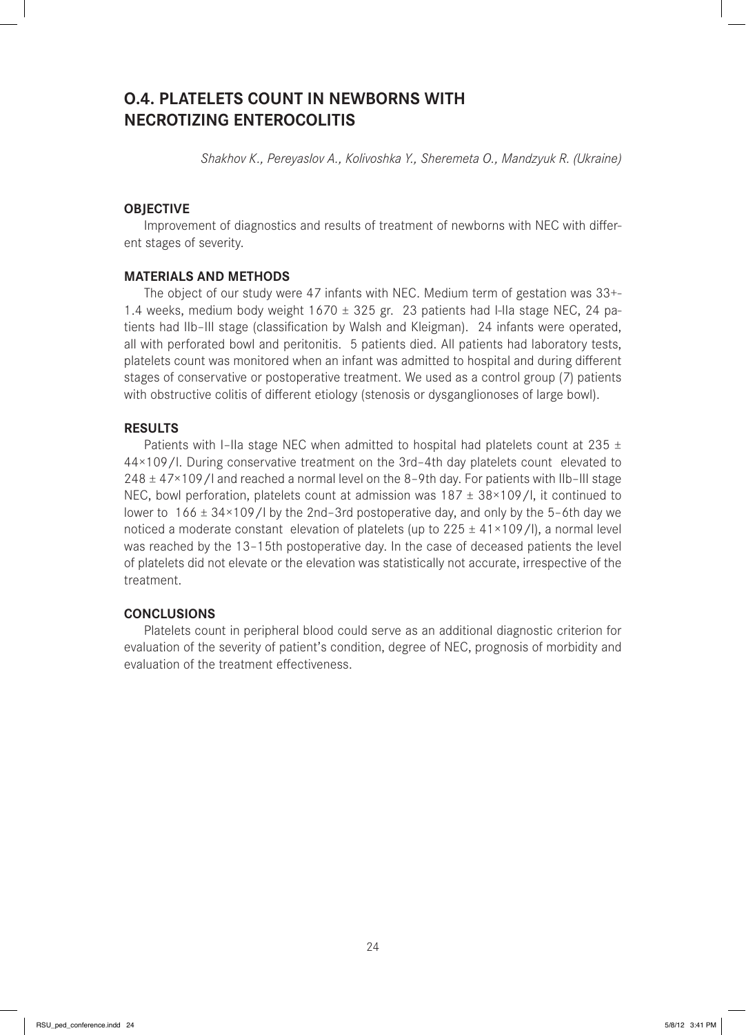## O.4. PLATELETS COUNT IN NEWBORNS WITH NECROTIZING ENTEROCOLITIS

*Shakhov K., Pereyaslov A., Kolivoshka Y., Sheremeta O., Mandzyuk R. (Ukraine)*

### OBJECTIVE

Improvement of diagnostics and results of treatment of newborns with NEC with different stages of severity.

### MATERIALS AND METHODS

The object of our study were 47 infants with NEC. Medium term of gestation was 33+-1.4 weeks, medium body weight 1670 ± 325 gr. 23 patients had I-IIa stage NEC, 24 patients had IIb–III stage (classification by Walsh and Kleigman). 24 infants were operated, all with perforated bowl and peritonitis. 5 patients died. All patients had laboratory tests, platelets count was monitored when an infant was admitted to hospital and during different stages of conservative or postoperative treatment. We used as a control group (7) patients with obstructive colitis of different etiology (stenosis or dysganglionoses of large bowl).

### RESULTS

Patients with I–IIa stage NEC when admitted to hospital had platelets count at 235 ± 44×109/l. During conservative treatment on the 3rd–4th day platelets count elevated to 248 ± 47×109/l and reached a normal level on the 8–9th day. For patients with IIb–III stage NEC, bowl perforation, platelets count at admission was 187 ± 38×109/l, it continued to lower to 166 ± 34×109/l by the 2nd–3rd postoperative day, and only by the 5–6th day we noticed a moderate constant elevation of platelets (up to 225 ± 41×109/l), a normal level was reached by the 13–15th postoperative day. In the case of deceased patients the level of platelets did not elevate or the elevation was statistically not accurate, irrespective of the treatment.

### CONCLUSIONS

Platelets count in peripheral blood could serve as an additional diagnostic criterion for evaluation of the severity of patient's condition, degree of NEC, prognosis of morbidity and evaluation of the treatment effectiveness.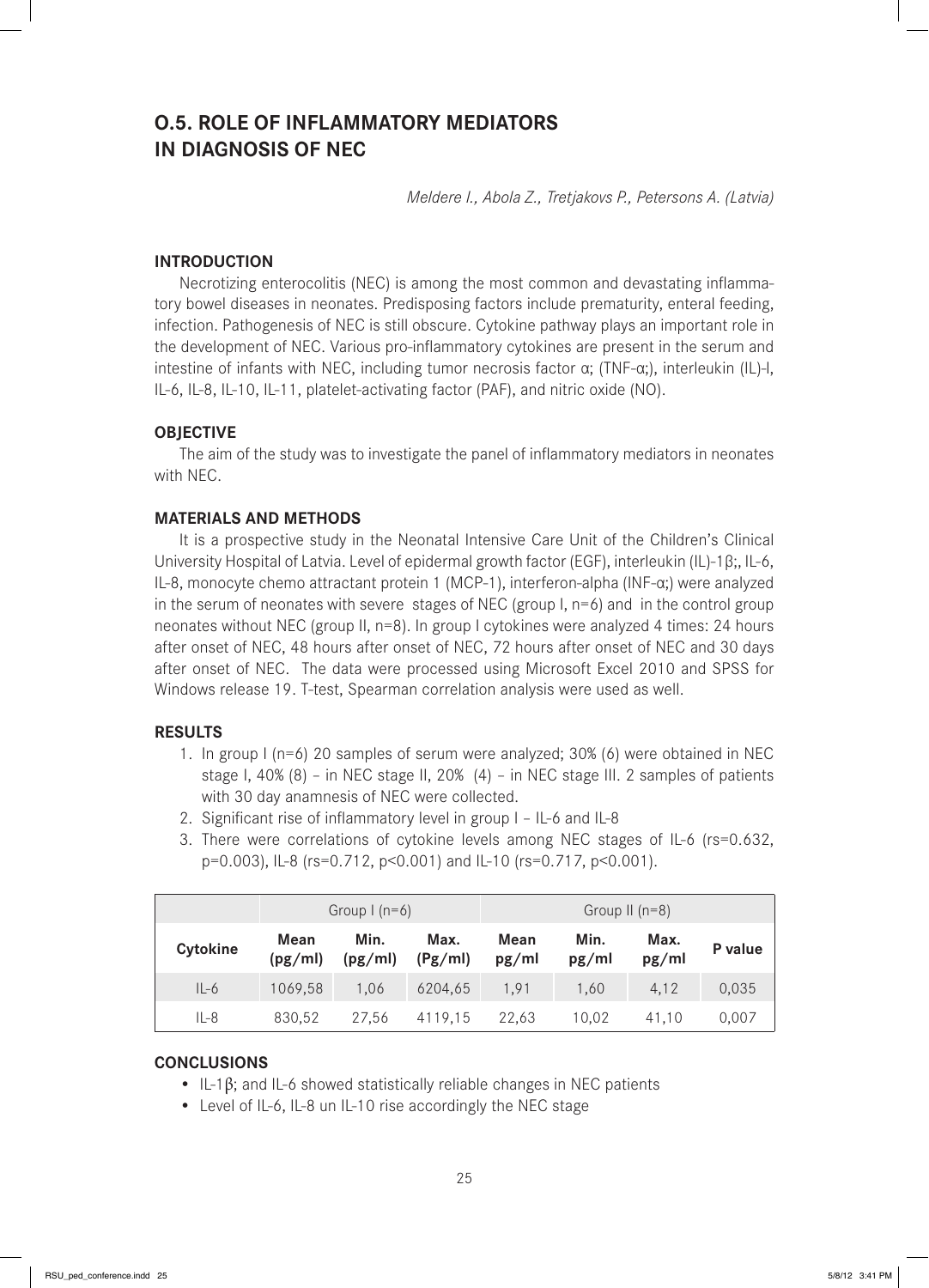## O.5. ROLE OF INFLAMMATORY MEDIATORS IN DIAGNOSIS OF NEC

*Meldere I., Abola Z., Tretjakovs P., Petersons A. (Latvia)*

### INTRODUCTION

Necrotizing enterocolitis (NEC) is among the most common and devastating inflammatory bowel diseases in neonates. Predisposing factors include prematurity, enteral feeding, infection. Pathogenesis of NEC is still obscure. Cytokine pathway plays an important role in the development of NEC. Various pro-inflammatory cytokines are present in the serum and intestine of infants with NEC, including tumor necrosis factor α; (TNF-α;), interleukin (IL)-l, IL-6, IL-8, IL-10, IL-11, platelet-activating factor (PAF), and nitric oxide (NO).

### OBJECTIVE

The aim of the study was to investigate the panel of inflammatory mediators in neonates with NEC.

### MATERIALS AND METHODS

It is a prospective study in the Neonatal Intensive Care Unit of the Children's Clinical University Hospital of Latvia. Level of epidermal growth factor (EGF), interleukin (IL)-1β;, IL-6, IL-8, monocyte chemo attractant protein 1 (MCP-1), interferon-alpha (INF-α;) were analyzed in the serum of neonates with severe stages of NEC (group I, n=6) and in the control group neonates without NEC (group II, n=8). In group I cytokines were analyzed 4 times: 24 hours after onset of NEC, 48 hours after onset of NEC, 72 hours after onset of NEC and 30 days after onset of NEC. The data were processed using Microsoft Excel 2010 and SPSS for Windows release 19. T-test, Spearman correlation analysis were used as well.

### RESULTS

1. In group I (n=6) 20 samples of serum were analyzed; 30% (6) were obtained in NEC stage I, 40% (8) – in NEC stage II, 20% (4) – in NEC stage III. 2 samples of patients with 30 day anamnesis of NEC were collected.
2. Significant rise of inflammatory level in group I – IL-6 and IL-8
3. There were correlations of cytokine levels among NEC stages of IL-6 (rs=0.632, p=0.003), IL-8 (rs=0.712, p<0.001) and IL-10 (rs=0.717, p<0.001).

| | Group I (n=6) | | | Group II (n=8) | | | |
|---|---|---|---|---|---|---|---|
| **Cytokine** | **Mean (pg/ml)** | **Min. (pg/ml)** | **Max. (Pg/ml)** | **Mean pg/ml** | **Min. pg/ml** | **Max. pg/ml** | **P value** |
| IL-6 | 1069,58 | 1,06 | 6204,65 | 1,91 | 1,60 | 4,12 | 0,035 |
| IL-8 | 830,52 | 27,56 | 4119,15 | 22,63 | 10,02 | 41,10 | 0,007 |

### CONCLUSIONS

- IL-1β; and IL-6 showed statistically reliable changes in NEC patients
- Level of IL-6, IL-8 un IL-10 rise accordingly the NEC stage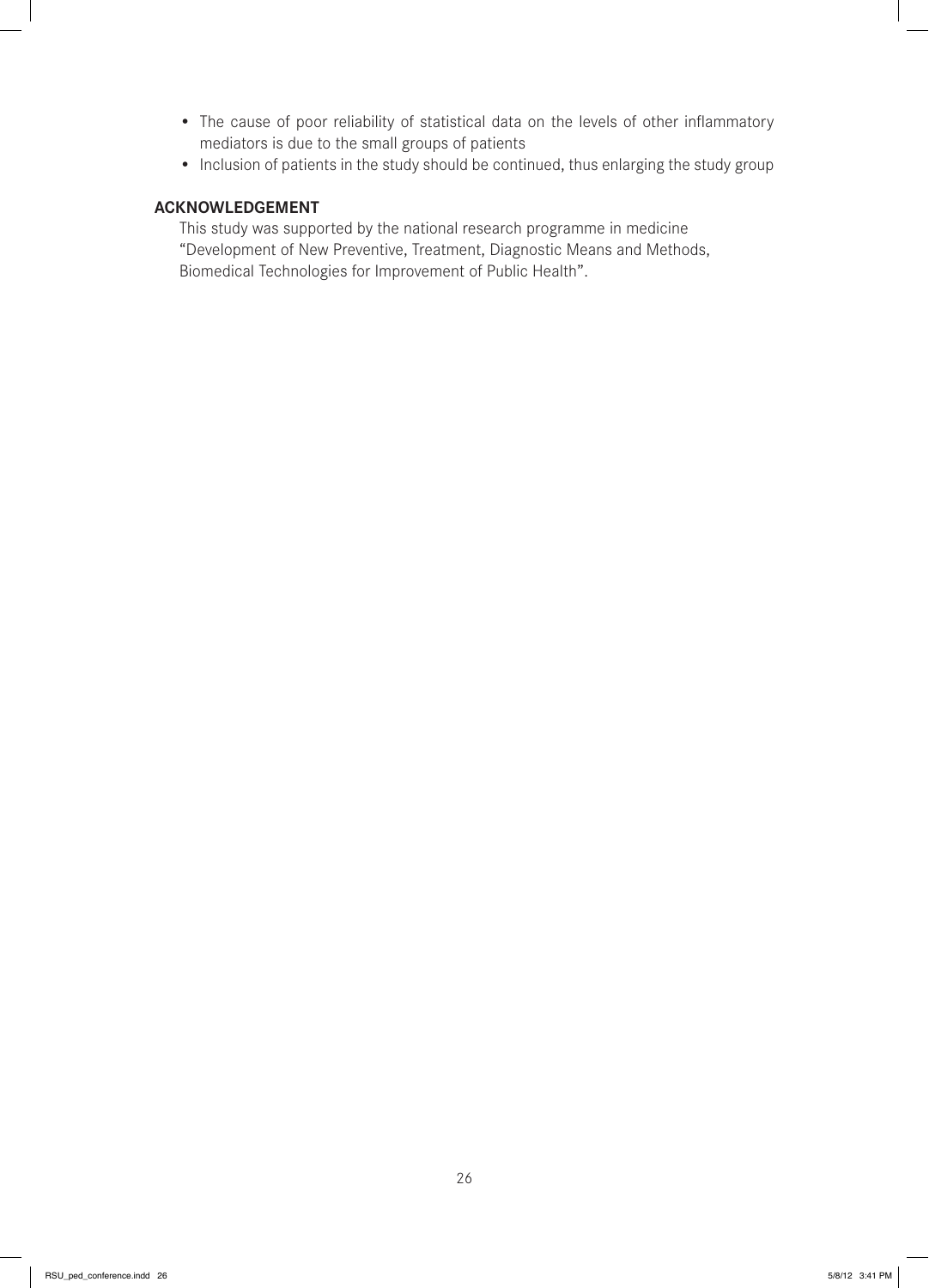- The cause of poor reliability of statistical data on the levels of other inflammatory mediators is due to the small groups of patients
- Inclusion of patients in the study should be continued, thus enlarging the study group

## ACKNOWLEDGEMENT

This study was supported by the national research programme in medicine "Development of New Preventive, Treatment, Diagnostic Means and Methods, Biomedical Technologies for Improvement of Public Health".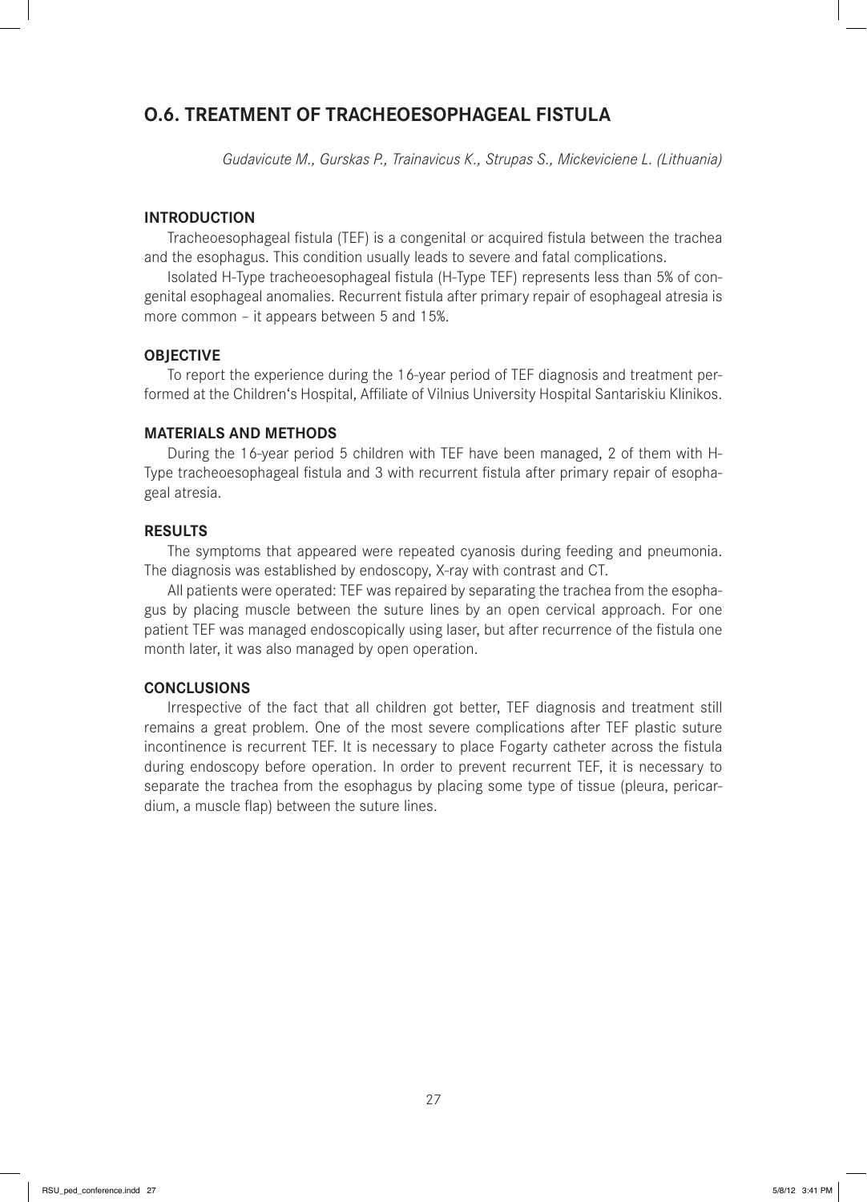## O.6. TREATMENT OF TRACHEOESOPHAGEAL FISTULA

*Gudavicute M., Gurskas P., Trainavicus K., Strupas S., Mickeviciene L. (Lithuania)*

### INTRODUCTION

Tracheoesophageal fistula (TEF) is a congenital or acquired fistula between the trachea and the esophagus. This condition usually leads to severe and fatal complications.

Isolated H-Type tracheoesophageal fistula (H-Type TEF) represents less than 5% of congenital esophageal anomalies. Recurrent fistula after primary repair of esophageal atresia is more common – it appears between 5 and 15%.

### OBJECTIVE

To report the experience during the 16-year period of TEF diagnosis and treatment performed at the Children's Hospital, Affiliate of Vilnius University Hospital Santariskiu Klinikos.

### MATERIALS AND METHODS

During the 16-year period 5 children with TEF have been managed, 2 of them with H-Type tracheoesophageal fistula and 3 with recurrent fistula after primary repair of esophageal atresia.

### RESULTS

The symptoms that appeared were repeated cyanosis during feeding and pneumonia. The diagnosis was established by endoscopy, X-ray with contrast and CT.

All patients were operated: TEF was repaired by separating the trachea from the esophagus by placing muscle between the suture lines by an open cervical approach. For one patient TEF was managed endoscopically using laser, but after recurrence of the fistula one month later, it was also managed by open operation.

### CONCLUSIONS

Irrespective of the fact that all children got better, TEF diagnosis and treatment still remains a great problem. One of the most severe complications after TEF plastic suture incontinence is recurrent TEF. It is necessary to place Fogarty catheter across the fistula during endoscopy before operation. In order to prevent recurrent TEF, it is necessary to separate the trachea from the esophagus by placing some type of tissue (pleura, pericardium, a muscle flap) between the suture lines.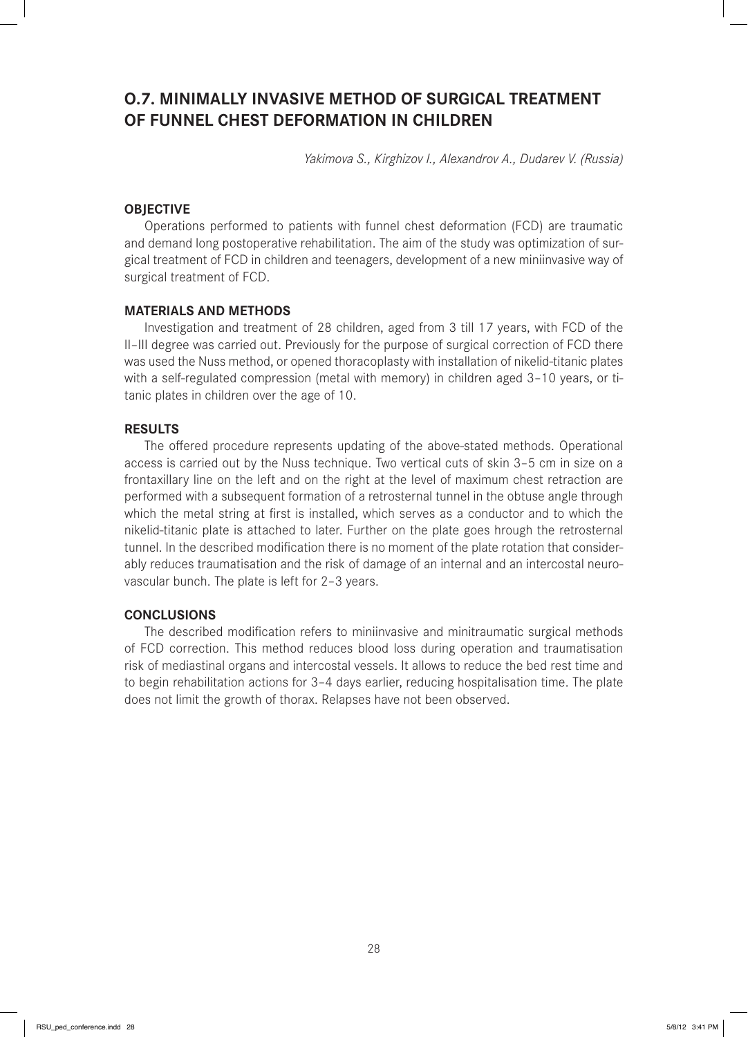# O.7. MINIMALLY INVASIVE METHOD OF SURGICAL TREATMENT OF FUNNEL CHEST DEFORMATION IN CHILDREN

*Yakimova S., Kirghizov I., Alexandrov A., Dudarev V. (Russia)*

## OBJECTIVE

Operations performed to patients with funnel chest deformation (FCD) are traumatic and demand long postoperative rehabilitation. The aim of the study was optimization of surgical treatment of FCD in children and teenagers, development of a new miniinvasive way of surgical treatment of FCD.

## MATERIALS AND METHODS

Investigation and treatment of 28 children, aged from 3 till 17 years, with FCD of the II–III degree was carried out. Previously for the purpose of surgical correction of FCD there was used the Nuss method, or opened thoracoplasty with installation of nikelid-titanic plates with a self-regulated compression (metal with memory) in children aged 3–10 years, or titanic plates in children over the age of 10.

## RESULTS

The offered procedure represents updating of the above-stated methods. Operational access is carried out by the Nuss technique. Two vertical cuts of skin 3–5 cm in size on a frontaxillary line on the left and on the right at the level of maximum chest retraction are performed with a subsequent formation of a retrosternal tunnel in the obtuse angle through which the metal string at first is installed, which serves as a conductor and to which the nikelid-titanic plate is attached to later. Further on the plate goes hrough the retrosternal tunnel. In the described modification there is no moment of the plate rotation that considerably reduces traumatisation and the risk of damage of an internal and an intercostal neurovascular bunch. The plate is left for 2–3 years.

## CONCLUSIONS

The described modification refers to miniinvasive and minitraumatic surgical methods of FCD correction. This method reduces blood loss during operation and traumatisation risk of mediastinal organs and intercostal vessels. It allows to reduce the bed rest time and to begin rehabilitation actions for 3–4 days earlier, reducing hospitalisation time. The plate does not limit the growth of thorax. Relapses have not been observed.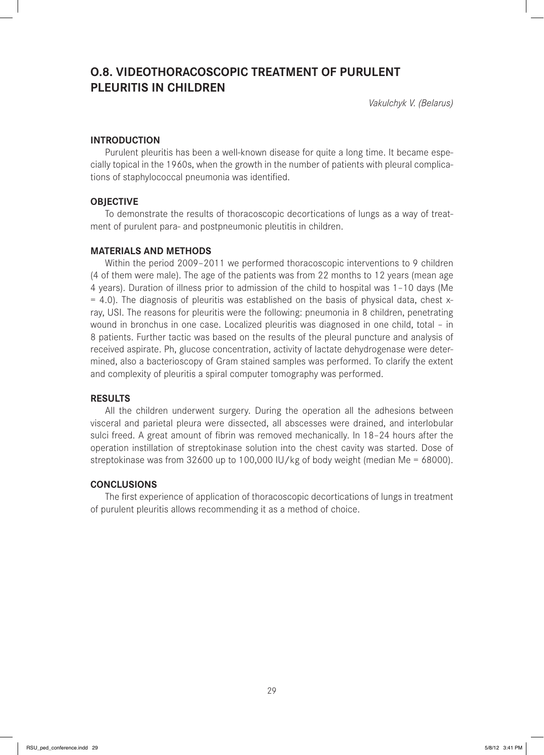## O.8. VIDEOTHORACOSCOPIC TREATMENT OF PURULENT PLEURITIS IN CHILDREN

*Vakulchyk V. (Belarus)*

### INTRODUCTION

Purulent pleuritis has been a well-known disease for quite a long time. It became especially topical in the 1960s, when the growth in the number of patients with pleural complications of staphylococcal pneumonia was identified.

### OBJECTIVE

To demonstrate the results of thoracoscopic decortications of lungs as a way of treatment of purulent para- and postpneumonic pleutitis in children.

### MATERIALS AND METHODS

Within the period 2009–2011 we performed thoracoscopic interventions to 9 children (4 of them were male). The age of the patients was from 22 months to 12 years (mean age 4 years). Duration of illness prior to admission of the child to hospital was 1–10 days (Me = 4.0). The diagnosis of pleuritis was established on the basis of physical data, chest x-ray, USI. The reasons for pleuritis were the following: pneumonia in 8 children, penetrating wound in bronchus in one case. Localized pleuritis was diagnosed in one child, total – in 8 patients. Further tactic was based on the results of the pleural puncture and analysis of received aspirate. Ph, glucose concentration, activity of lactate dehydrogenase were determined, also a bacterioscopy of Gram stained samples was performed. To clarify the extent and complexity of pleuritis a spiral computer tomography was performed.

### RESULTS

All the children underwent surgery. During the operation all the adhesions between visceral and parietal pleura were dissected, all abscesses were drained, and interlobular sulci freed. A great amount of fibrin was removed mechanically. In 18–24 hours after the operation instillation of streptokinase solution into the chest cavity was started. Dose of streptokinase was from 32600 up to 100,000 IU/kg of body weight (median Me = 68000).

### CONCLUSIONS

The first experience of application of thoracoscopic decortications of lungs in treatment of purulent pleuritis allows recommending it as a method of choice.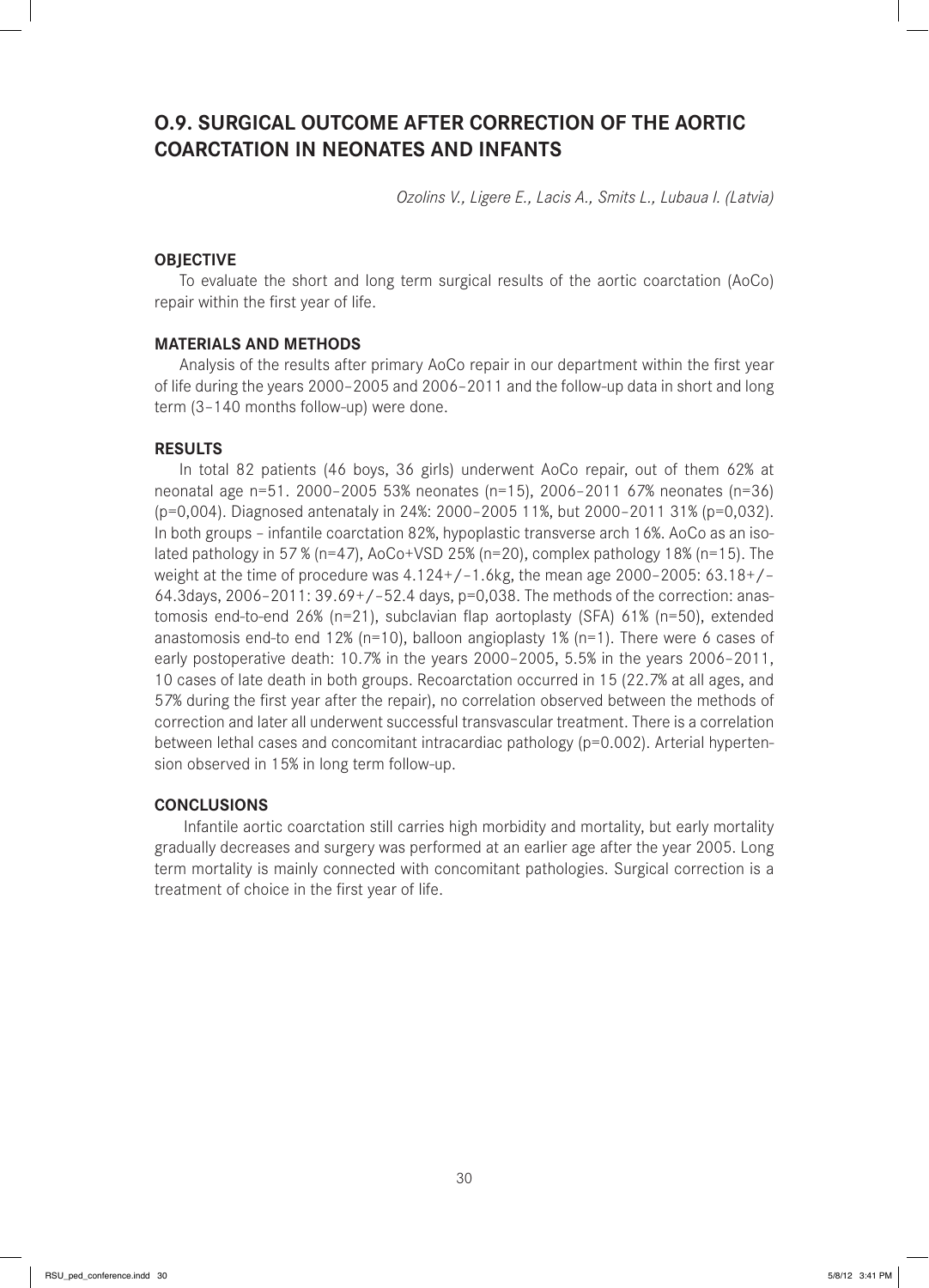## O.9. SURGICAL OUTCOME AFTER CORRECTION OF THE AORTIC COARCTATION IN NEONATES AND INFANTS

*Ozolins V., Ligere E., Lacis A., Smits L., Lubaua I. (Latvia)*

### OBJECTIVE

To evaluate the short and long term surgical results of the aortic coarctation (AoCo) repair within the first year of life.

### MATERIALS AND METHODS

Analysis of the results after primary AoCo repair in our department within the first year of life during the years 2000–2005 and 2006–2011 and the follow-up data in short and long term (3–140 months follow-up) were done.

### RESULTS

In total 82 patients (46 boys, 36 girls) underwent AoCo repair, out of them 62% at neonatal age n=51. 2000–2005 53% neonates (n=15), 2006–2011 67% neonates (n=36) (p=0,004). Diagnosed antenataly in 24%: 2000–2005 11%, but 2000–2011 31% (p=0,032). In both groups – infantile coarctation 82%, hypoplastic transverse arch 16%. AoCo as an isolated pathology in 57 % (n=47), AoCo+VSD 25% (n=20), complex pathology 18% (n=15). The weight at the time of procedure was 4.124+/–1.6kg, the mean age 2000–2005: 63.18+/–64.3days, 2006–2011: 39.69+/–52.4 days, p=0,038. The methods of the correction: anastomosis end-to-end 26% (n=21), subclavian flap aortoplasty (SFA) 61% (n=50), extended anastomosis end-to end 12% (n=10), balloon angioplasty 1% (n=1). There were 6 cases of early postoperative death: 10.7% in the years 2000–2005, 5.5% in the years 2006–2011, 10 cases of late death in both groups. Recoarctation occurred in 15 (22.7% at all ages, and 57% during the first year after the repair), no correlation observed between the methods of correction and later all underwent successful transvascular treatment. There is a correlation between lethal cases and concomitant intracardiac pathology (p=0.002). Arterial hypertension observed in 15% in long term follow-up.

### CONCLUSIONS

Infantile aortic coarctation still carries high morbidity and mortality, but early mortality gradually decreases and surgery was performed at an earlier age after the year 2005. Long term mortality is mainly connected with concomitant pathologies. Surgical correction is a treatment of choice in the first year of life.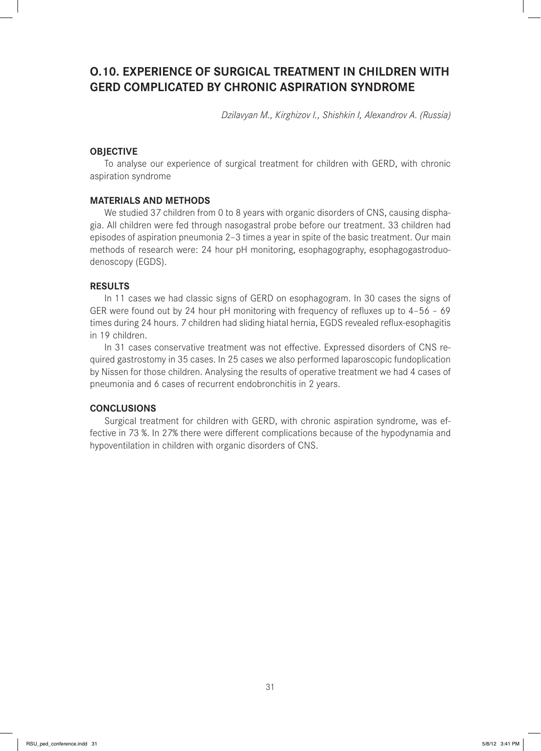## O.10. EXPERIENCE OF SURGICAL TREATMENT IN CHILDREN WITH GERD COMPLICATED BY CHRONIC ASPIRATION SYNDROME

*Dzilavyan M., Kirghizov I., Shishkin I, Alexandrov A. (Russia)*

### OBJECTIVE

To analyse our experience of surgical treatment for children with GERD, with chronic aspiration syndrome

### MATERIALS AND METHODS

We studied 37 children from 0 to 8 years with organic disorders of CNS, causing disphagia. All children were fed through nasogastral probe before our treatment. 33 children had episodes of aspiration pneumonia 2–3 times a year in spite of the basic treatment. Our main methods of research were: 24 hour pH monitoring, esophagography, esophagogastroduodenoscopy (EGDS).

### RESULTS

In 11 cases we had classic signs of GERD on esophagogram. In 30 cases the signs of GER were found out by 24 hour pH monitoring with frequency of refluxes up to 4–56 – 69 times during 24 hours. 7 children had sliding hiatal hernia, EGDS revealed reflux-esophagitis in 19 children.

In 31 cases conservative treatment was not effective. Expressed disorders of CNS required gastrostomy in 35 cases. In 25 cases we also performed laparoscopic fundoplication by Nissen for those children. Analysing the results of operative treatment we had 4 cases of pneumonia and 6 cases of recurrent endobronchitis in 2 years.

### CONCLUSIONS

Surgical treatment for children with GERD, with chronic aspiration syndrome, was effective in 73 %. In 27% there were different complications because of the hypodynamia and hypoventilation in children with organic disorders of CNS.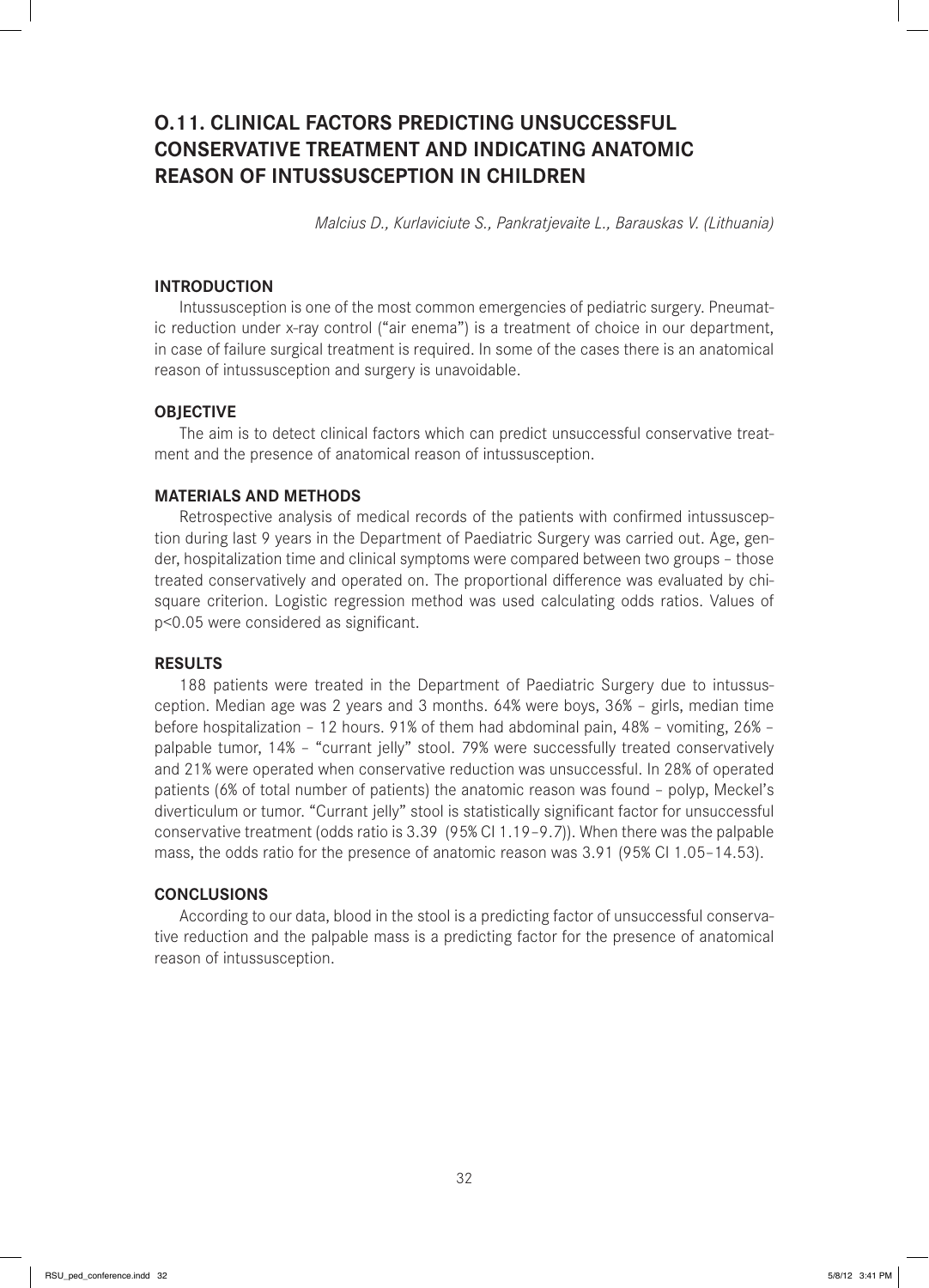## O.11. CLINICAL FACTORS PREDICTING UNSUCCESSFUL CONSERVATIVE TREATMENT AND INDICATING ANATOMIC REASON OF INTUSSUSCEPTION IN CHILDREN

*Malcius D., Kurlaviciute S., Pankratjevaite L., Barauskas V. (Lithuania)*

### INTRODUCTION

Intussusception is one of the most common emergencies of pediatric surgery. Pneumatic reduction under x-ray control ("air enema") is a treatment of choice in our department, in case of failure surgical treatment is required. In some of the cases there is an anatomical reason of intussusception and surgery is unavoidable.

### OBJECTIVE

The aim is to detect clinical factors which can predict unsuccessful conservative treatment and the presence of anatomical reason of intussusception.

### MATERIALS AND METHODS

Retrospective analysis of medical records of the patients with confirmed intussusception during last 9 years in the Department of Paediatric Surgery was carried out. Age, gender, hospitalization time and clinical symptoms were compared between two groups – those treated conservatively and operated on. The proportional difference was evaluated by chi-square criterion. Logistic regression method was used calculating odds ratios. Values of $p<0.05$ were considered as significant.

### RESULTS

188 patients were treated in the Department of Paediatric Surgery due to intussusception. Median age was 2 years and 3 months. 64% were boys, 36% – girls, median time before hospitalization – 12 hours. 91% of them had abdominal pain, 48% – vomiting, 26% – palpable tumor, 14% – "currant jelly" stool. 79% were successfully treated conservatively and 21% were operated when conservative reduction was unsuccessful. In 28% of operated patients (6% of total number of patients) the anatomic reason was found – polyp, Meckel's diverticulum or tumor. "Currant jelly" stool is statistically significant factor for unsuccessful conservative treatment (odds ratio is 3.39 (95% CI 1.19–9.7)). When there was the palpable mass, the odds ratio for the presence of anatomic reason was 3.91 (95% CI 1.05–14.53).

### CONCLUSIONS

According to our data, blood in the stool is a predicting factor of unsuccessful conservative reduction and the palpable mass is a predicting factor for the presence of anatomical reason of intussusception.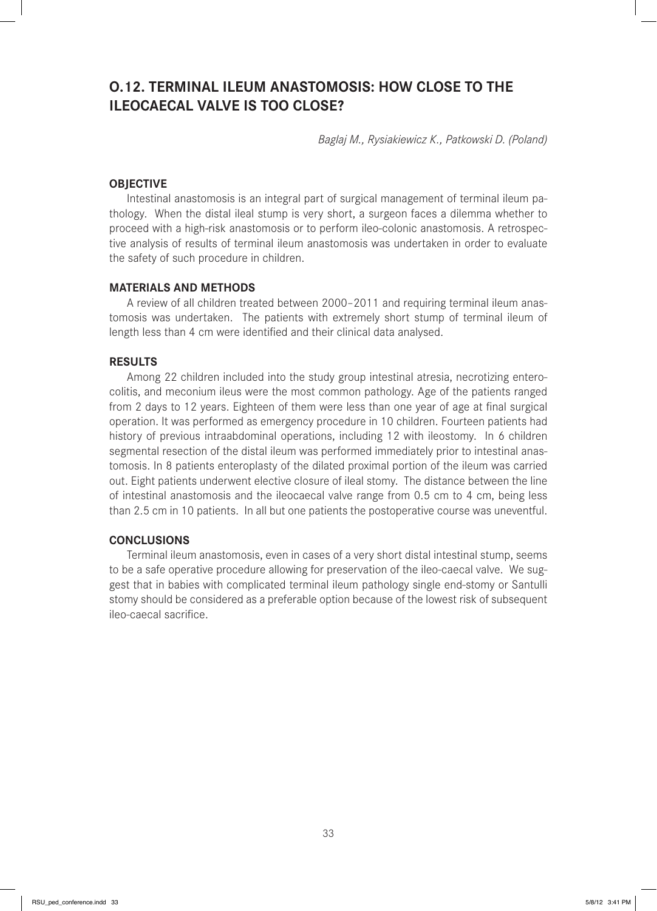## O.12. TERMINAL ILEUM ANASTOMOSIS: HOW CLOSE TO THE ILEOCAECAL VALVE IS TOO CLOSE?

*Baglaj M., Rysiakiewicz K., Patkowski D. (Poland)*

### OBJECTIVE

Intestinal anastomosis is an integral part of surgical management of terminal ileum pathology. When the distal ileal stump is very short, a surgeon faces a dilemma whether to proceed with a high-risk anastomosis or to perform ileo-colonic anastomosis. A retrospective analysis of results of terminal ileum anastomosis was undertaken in order to evaluate the safety of such procedure in children.

### MATERIALS AND METHODS

A review of all children treated between 2000–2011 and requiring terminal ileum anastomosis was undertaken. The patients with extremely short stump of terminal ileum of length less than 4 cm were identified and their clinical data analysed.

### RESULTS

Among 22 children included into the study group intestinal atresia, necrotizing enterocolitis, and meconium ileus were the most common pathology. Age of the patients ranged from 2 days to 12 years. Eighteen of them were less than one year of age at final surgical operation. It was performed as emergency procedure in 10 children. Fourteen patients had history of previous intraabdominal operations, including 12 with ileostomy. In 6 children segmental resection of the distal ileum was performed immediately prior to intestinal anastomosis. In 8 patients enteroplasty of the dilated proximal portion of the ileum was carried out. Eight patients underwent elective closure of ileal stomy. The distance between the line of intestinal anastomosis and the ileocaecal valve range from 0.5 cm to 4 cm, being less than 2.5 cm in 10 patients. In all but one patients the postoperative course was uneventful.

### CONCLUSIONS

Terminal ileum anastomosis, even in cases of a very short distal intestinal stump, seems to be a safe operative procedure allowing for preservation of the ileo-caecal valve. We suggest that in babies with complicated terminal ileum pathology single end-stomy or Santulli stomy should be considered as a preferable option because of the lowest risk of subsequent ileo-caecal sacrifice.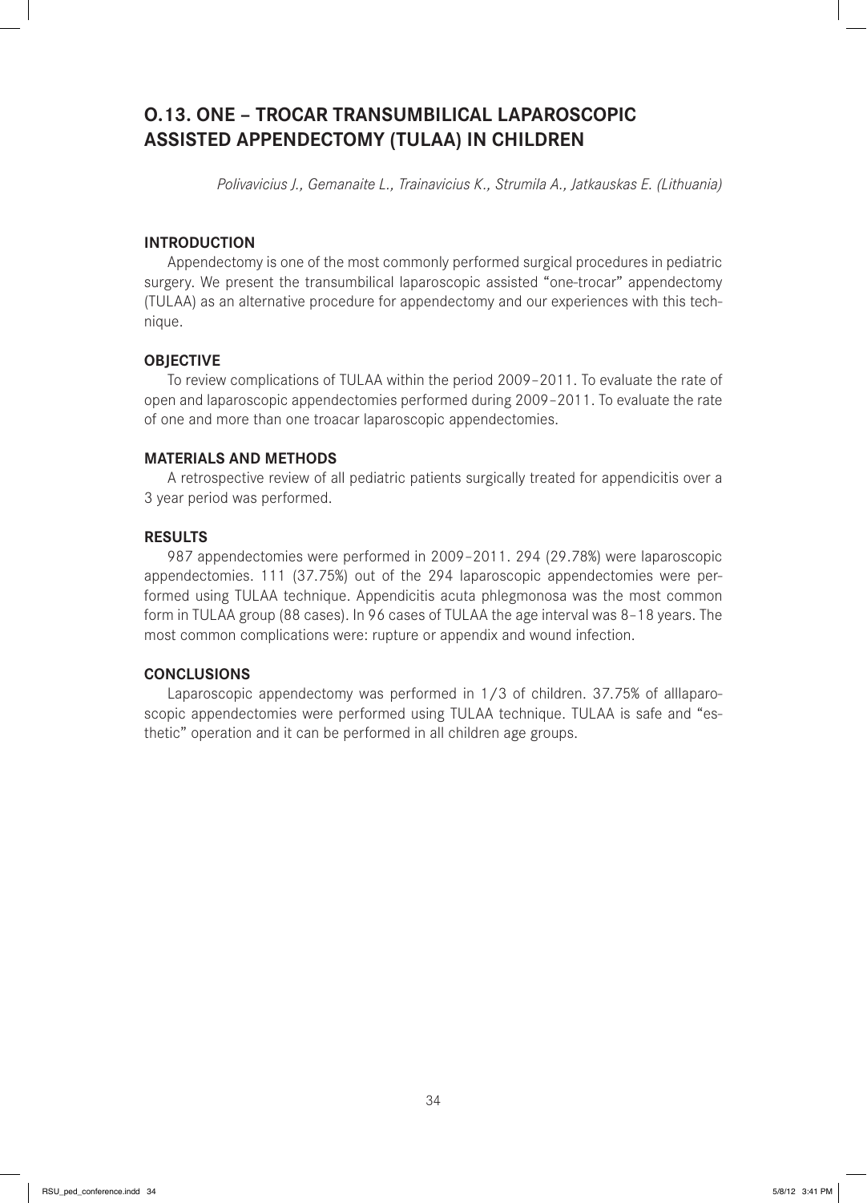## O.13. ONE – TROCAR TRANSUMBILICAL LAPAROSCOPIC ASSISTED APPENDECTOMY (TULAA) IN CHILDREN

*Polivavicius J., Gemanaite L., Trainavicius K., Strumila A., Jatkauskas E. (Lithuania)*

### INTRODUCTION

Appendectomy is one of the most commonly performed surgical procedures in pediatric surgery. We present the transumbilical laparoscopic assisted "one-trocar" appendectomy (TULAA) as an alternative procedure for appendectomy and our experiences with this technique.

### OBJECTIVE

To review complications of TULAA within the period 2009–2011. To evaluate the rate of open and laparoscopic appendectomies performed during 2009–2011. To evaluate the rate of one and more than one troacar laparoscopic appendectomies.

### MATERIALS AND METHODS

A retrospective review of all pediatric patients surgically treated for appendicitis over a 3 year period was performed.

### RESULTS

987 appendectomies were performed in 2009–2011. 294 (29.78%) were laparoscopic appendectomies. 111 (37.75%) out of the 294 laparoscopic appendectomies were performed using TULAA technique. Appendicitis acuta phlegmonosa was the most common form in TULAA group (88 cases). In 96 cases of TULAA the age interval was 8–18 years. The most common complications were: rupture or appendix and wound infection.

### CONCLUSIONS

Laparoscopic appendectomy was performed in 1/3 of children. 37.75% of alllaparoscopic appendectomies were performed using TULAA technique. TULAA is safe and "esthetic" operation and it can be performed in all children age groups.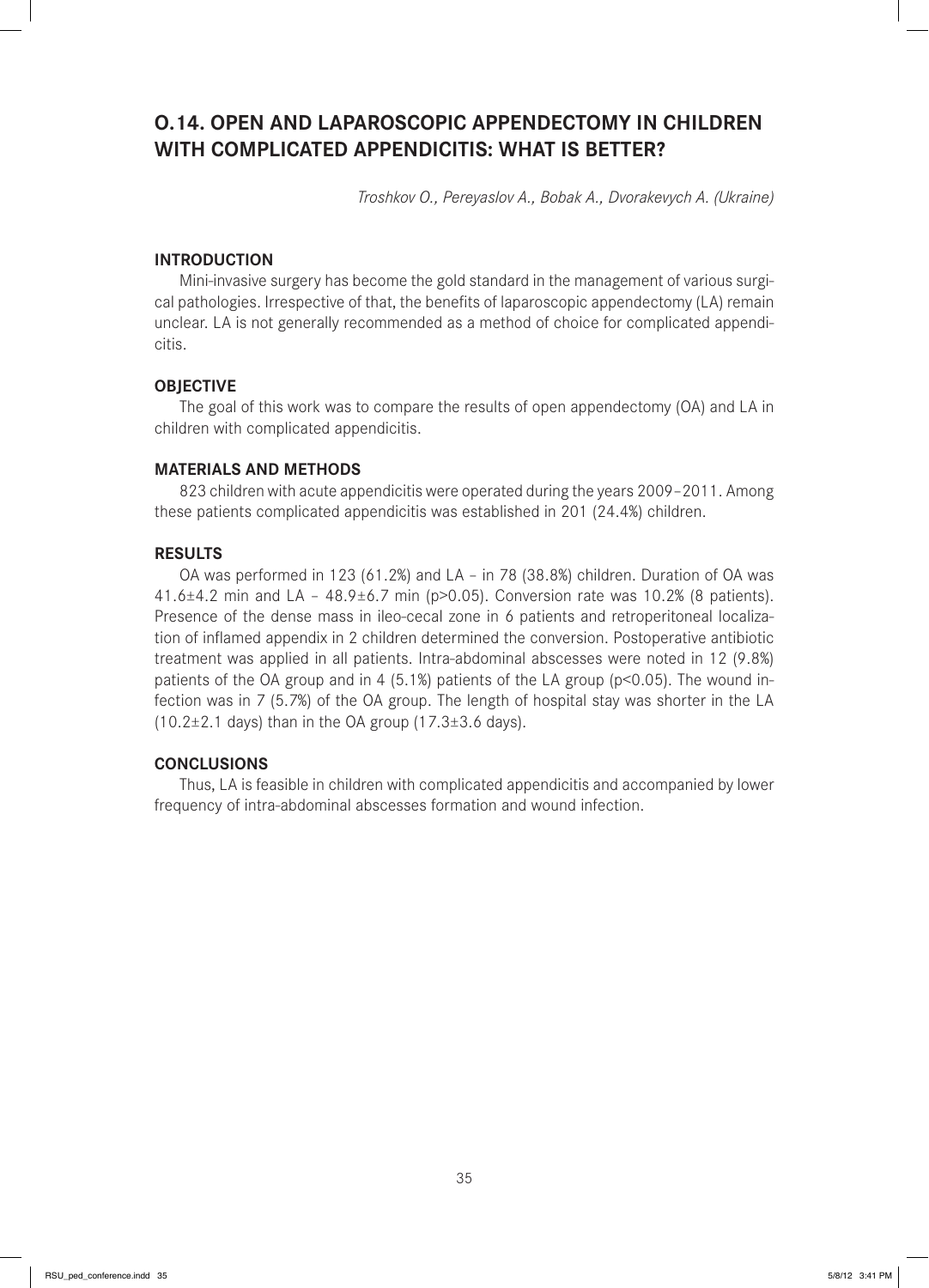## O.14. OPEN AND LAPAROSCOPIC APPENDECTOMY IN CHILDREN WITH COMPLICATED APPENDICITIS: WHAT IS BETTER?

*Troshkov O., Pereyaslov A., Bobak A., Dvorakevych A. (Ukraine)*

### INTRODUCTION

Mini-invasive surgery has become the gold standard in the management of various surgical pathologies. Irrespective of that, the benefits of laparoscopic appendectomy (LA) remain unclear. LA is not generally recommended as a method of choice for complicated appendicitis.

### OBJECTIVE

The goal of this work was to compare the results of open appendectomy (OA) and LA in children with complicated appendicitis.

### MATERIALS AND METHODS

823 children with acute appendicitis were operated during the years 2009–2011. Among these patients complicated appendicitis was established in 201 (24.4%) children.

### RESULTS

OA was performed in 123 (61.2%) and LA – in 78 (38.8%) children. Duration of OA was 41.6±4.2 min and LA – 48.9±6.7 min ($p>0.05$). Conversion rate was 10.2% (8 patients). Presence of the dense mass in ileo-cecal zone in 6 patients and retroperitoneal localization of inflamed appendix in 2 children determined the conversion. Postoperative antibiotic treatment was applied in all patients. Intra-abdominal abscesses were noted in 12 (9.8%) patients of the OA group and in 4 (5.1%) patients of the LA group ($p<0.05$). The wound infection was in 7 (5.7%) of the OA group. The length of hospital stay was shorter in the LA (10.2±2.1 days) than in the OA group (17.3±3.6 days).

### CONCLUSIONS

Thus, LA is feasible in children with complicated appendicitis and accompanied by lower frequency of intra-abdominal abscesses formation and wound infection.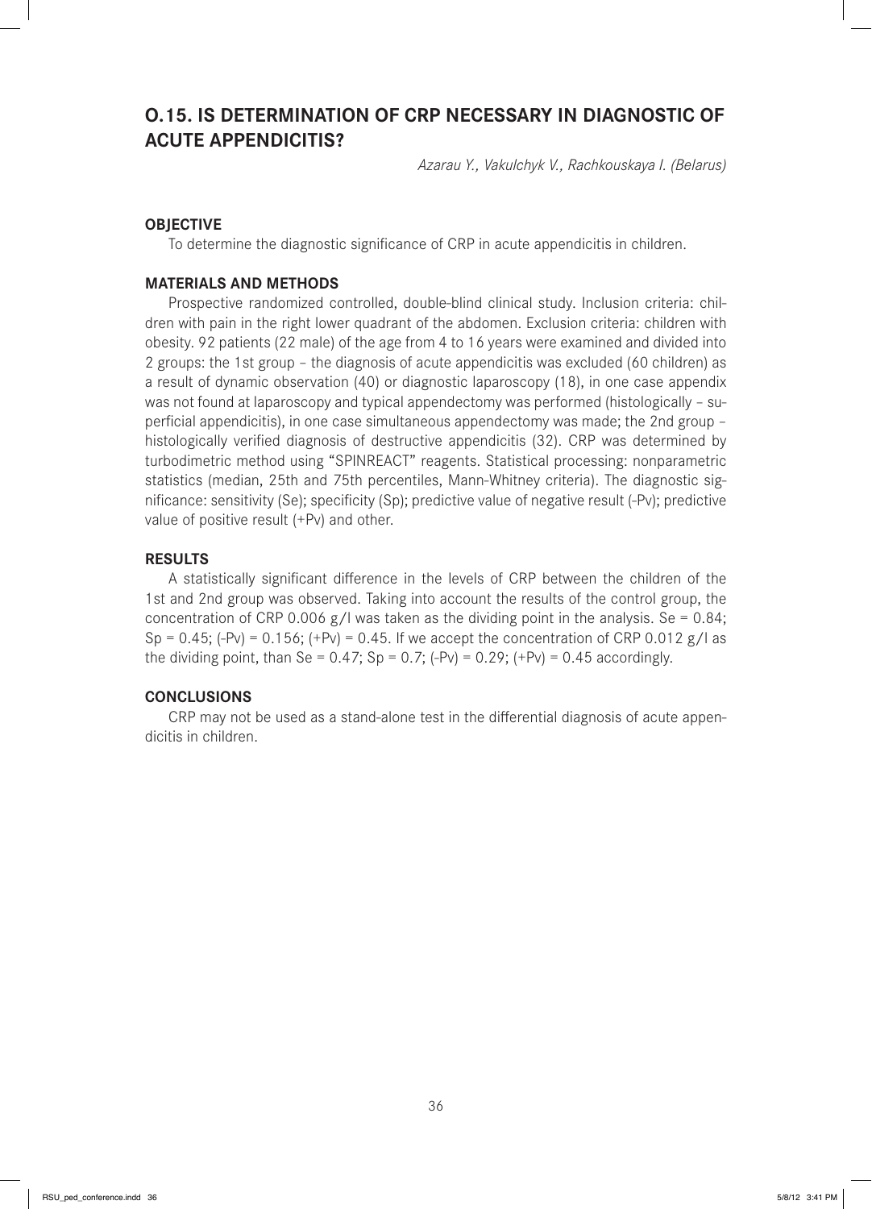## O.15. IS DETERMINATION OF CRP NECESSARY IN DIAGNOSTIC OF ACUTE APPENDICITIS?

*Azarau Y., Vakulchyk V., Rachkouskaya I. (Belarus)*

### OBJECTIVE

To determine the diagnostic significance of CRP in acute appendicitis in children.

### MATERIALS AND METHODS

Prospective randomized controlled, double-blind clinical study. Inclusion criteria: children with pain in the right lower quadrant of the abdomen. Exclusion criteria: children with obesity. 92 patients (22 male) of the age from 4 to 16 years were examined and divided into 2 groups: the 1st group – the diagnosis of acute appendicitis was excluded (60 children) as a result of dynamic observation (40) or diagnostic laparoscopy (18), in one case appendix was not found at laparoscopy and typical appendectomy was performed (histologically – superficial appendicitis), in one case simultaneous appendectomy was made; the 2nd group – histologically verified diagnosis of destructive appendicitis (32). CRP was determined by turbodimetric method using "SPINREACT" reagents. Statistical processing: nonparametric statistics (median, 25th and 75th percentiles, Mann-Whitney criteria). The diagnostic significance: sensitivity (Se); specificity (Sp); predictive value of negative result (-Pv); predictive value of positive result (+Pv) and other.

### RESULTS

A statistically significant difference in the levels of CRP between the children of the 1st and 2nd group was observed. Taking into account the results of the control group, the concentration of CRP 0.006 g/l was taken as the dividing point in the analysis. Se = 0.84; Sp = 0.45; (-Pv) = 0.156; (+Pv) = 0.45. If we accept the concentration of CRP 0.012 g/l as the dividing point, than Se = 0.47; Sp = 0.7; (-Pv) = 0.29; (+Pv) = 0.45 accordingly.

### CONCLUSIONS

CRP may not be used as a stand-alone test in the differential diagnosis of acute appendicitis in children.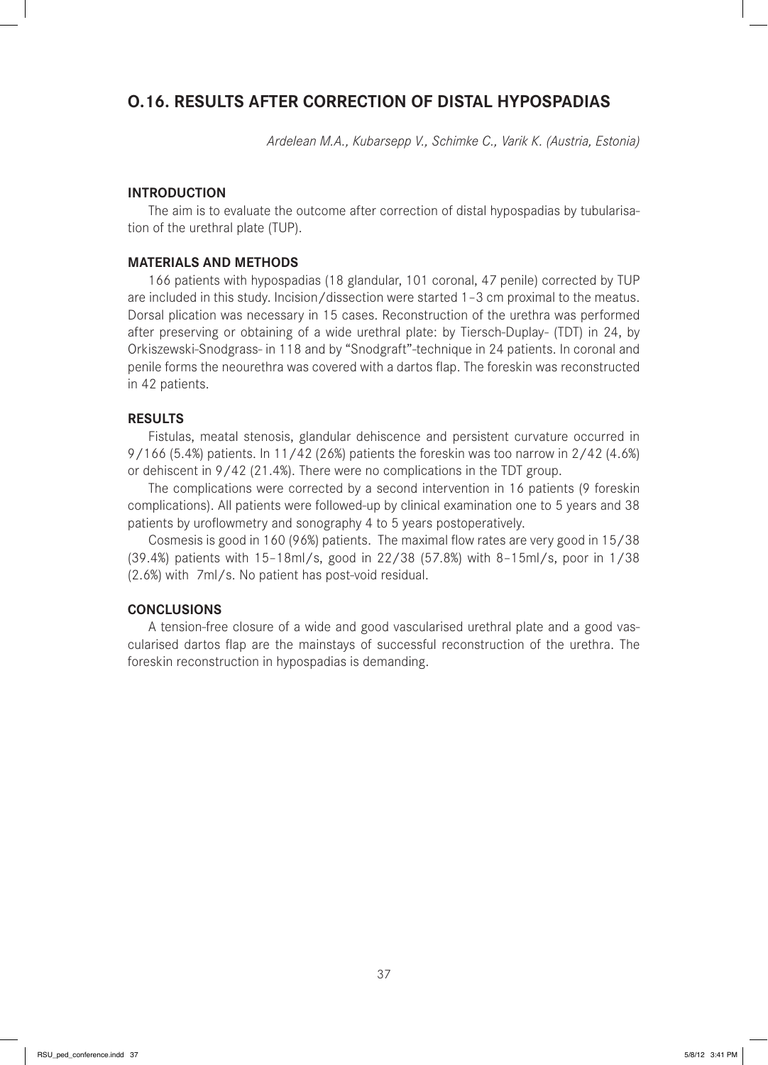## O.16. RESULTS AFTER CORRECTION OF DISTAL HYPOSPADIAS

*Ardelean M.A., Kubarsepp V., Schimke C., Varik K. (Austria, Estonia)*

### INTRODUCTION

The aim is to evaluate the outcome after correction of distal hypospadias by tubularisation of the urethral plate (TUP).

### MATERIALS AND METHODS

166 patients with hypospadias (18 glandular, 101 coronal, 47 penile) corrected by TUP are included in this study. Incision/dissection were started 1–3 cm proximal to the meatus. Dorsal plication was necessary in 15 cases. Reconstruction of the urethra was performed after preserving or obtaining of a wide urethral plate: by Tiersch-Duplay- (TDT) in 24, by Orkiszewski-Snodgrass- in 118 and by "Snodgraft"-technique in 24 patients. In coronal and penile forms the neourethra was covered with a dartos flap. The foreskin was reconstructed in 42 patients.

### RESULTS

Fistulas, meatal stenosis, glandular dehiscence and persistent curvature occurred in 9/166 (5.4%) patients. In 11/42 (26%) patients the foreskin was too narrow in 2/42 (4.6%) or dehiscent in 9/42 (21.4%). There were no complications in the TDT group.

The complications were corrected by a second intervention in 16 patients (9 foreskin complications). All patients were followed-up by clinical examination one to 5 years and 38 patients by uroflowmetry and sonography 4 to 5 years postoperatively.

Cosmesis is good in 160 (96%) patients. The maximal flow rates are very good in 15/38 (39.4%) patients with 15–18ml/s, good in 22/38 (57.8%) with 8–15ml/s, poor in 1/38 (2.6%) with 7ml/s. No patient has post-void residual.

### CONCLUSIONS

A tension-free closure of a wide and good vascularised urethral plate and a good vascularised dartos flap are the mainstays of successful reconstruction of the urethra. The foreskin reconstruction in hypospadias is demanding.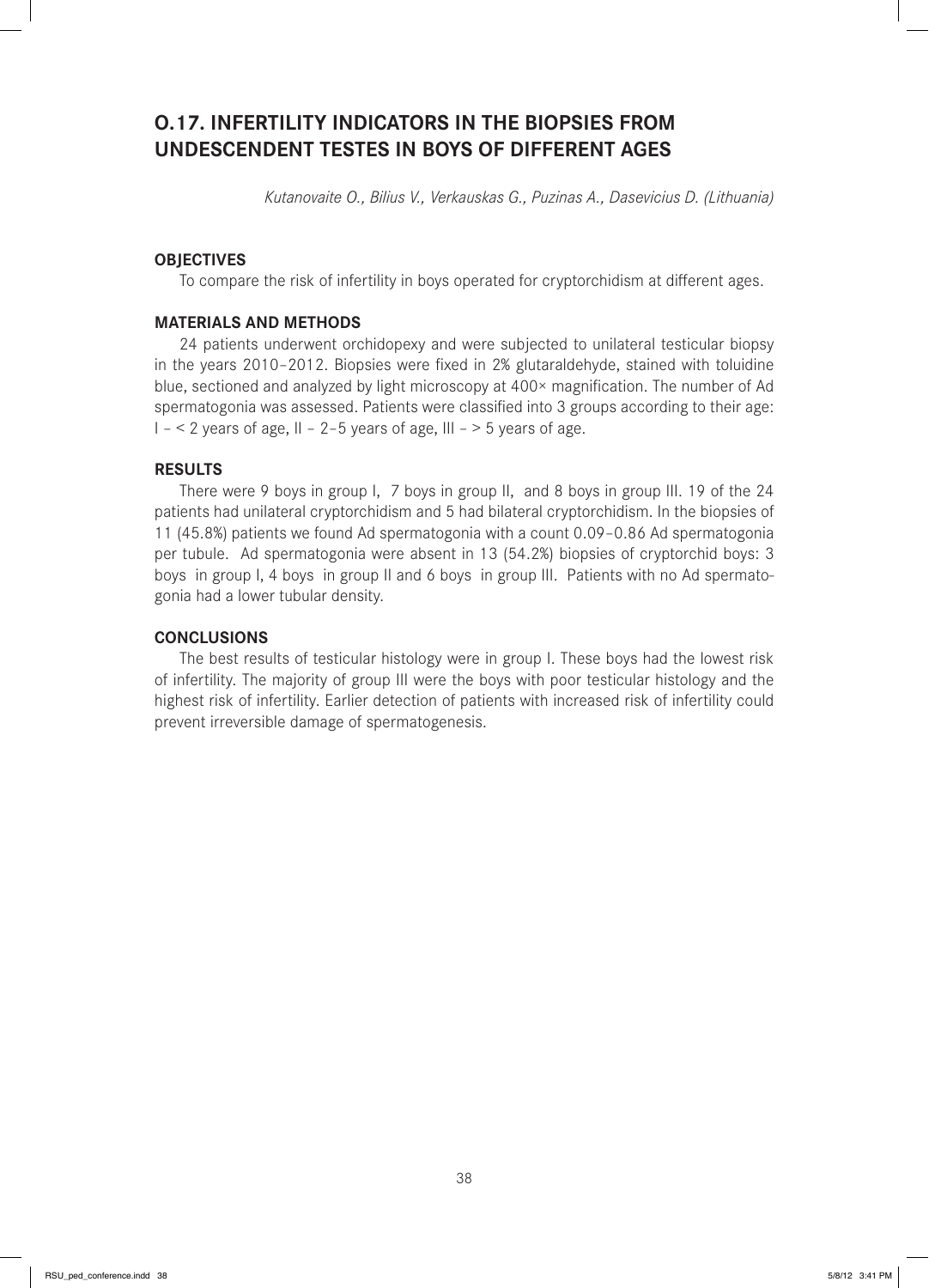## O.17. INFERTILITY INDICATORS IN THE BIOPSIES FROM UNDESCENDENT TESTES IN BOYS OF DIFFERENT AGES

*Kutanovaite O., Bilius V., Verkauskas G., Puzinas A., Dasevicius D. (Lithuania)*

### OBJECTIVES

To compare the risk of infertility in boys operated for cryptorchidism at different ages.

### MATERIALS AND METHODS

24 patients underwent orchidopexy and were subjected to unilateral testicular biopsy in the years 2010–2012. Biopsies were fixed in 2% glutaraldehyde, stained with toluidine blue, sectioned and analyzed by light microscopy at 400× magnification. The number of Ad spermatogonia was assessed. Patients were classified into 3 groups according to their age: I – < 2 years of age, II – 2–5 years of age, III – > 5 years of age.

### RESULTS

There were 9 boys in group I, 7 boys in group II, and 8 boys in group III. 19 of the 24 patients had unilateral cryptorchidism and 5 had bilateral cryptorchidism. In the biopsies of 11 (45.8%) patients we found Ad spermatogonia with a count 0.09–0.86 Ad spermatogonia per tubule. Ad spermatogonia were absent in 13 (54.2%) biopsies of cryptorchid boys: 3 boys in group I, 4 boys in group II and 6 boys in group III. Patients with no Ad spermatogonia had a lower tubular density.

### CONCLUSIONS

The best results of testicular histology were in group I. These boys had the lowest risk of infertility. The majority of group III were the boys with poor testicular histology and the highest risk of infertility. Earlier detection of patients with increased risk of infertility could prevent irreversible damage of spermatogenesis.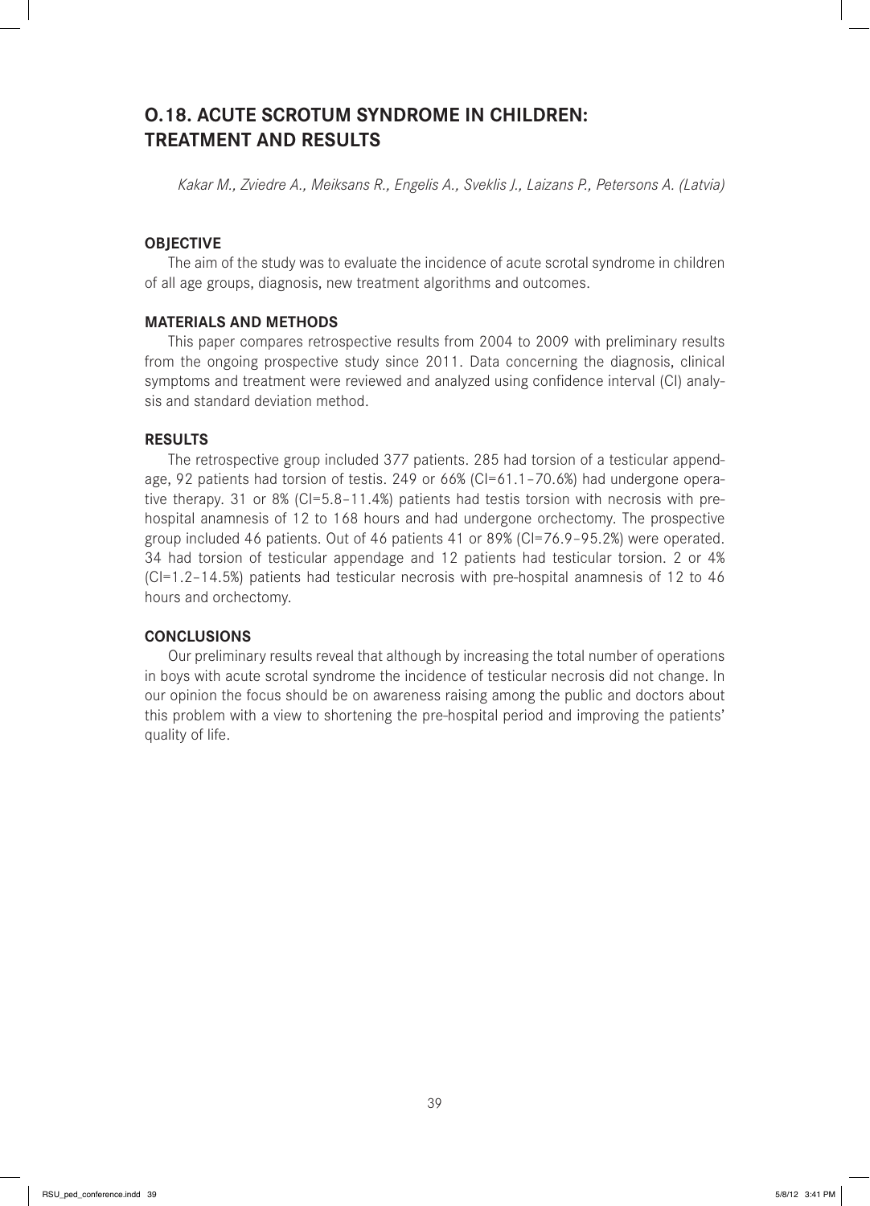# O.18. ACUTE SCROTUM SYNDROME IN CHILDREN: TREATMENT AND RESULTS

*Kakar M., Zviedre A., Meiksans R., Engelis A., Sveklis J., Laizans P., Petersons A. (Latvia)*

## OBJECTIVE

The aim of the study was to evaluate the incidence of acute scrotal syndrome in children of all age groups, diagnosis, new treatment algorithms and outcomes.

## MATERIALS AND METHODS

This paper compares retrospective results from 2004 to 2009 with preliminary results from the ongoing prospective study since 2011. Data concerning the diagnosis, clinical symptoms and treatment were reviewed and analyzed using confidence interval (CI) analysis and standard deviation method.

## RESULTS

The retrospective group included 377 patients. 285 had torsion of a testicular appendage, 92 patients had torsion of testis. 249 or 66% (CI=61.1–70.6%) had undergone operative therapy. 31 or 8% (CI=5.8–11.4%) patients had testis torsion with necrosis with pre-hospital anamnesis of 12 to 168 hours and had undergone orchectomy. The prospective group included 46 patients. Out of 46 patients 41 or 89% (CI=76.9–95.2%) were operated. 34 had torsion of testicular appendage and 12 patients had testicular torsion. 2 or 4% (CI=1.2–14.5%) patients had testicular necrosis with pre-hospital anamnesis of 12 to 46 hours and orchectomy.

## CONCLUSIONS

Our preliminary results reveal that although by increasing the total number of operations in boys with acute scrotal syndrome the incidence of testicular necrosis did not change. In our opinion the focus should be on awareness raising among the public and doctors about this problem with a view to shortening the pre-hospital period and improving the patients' quality of life.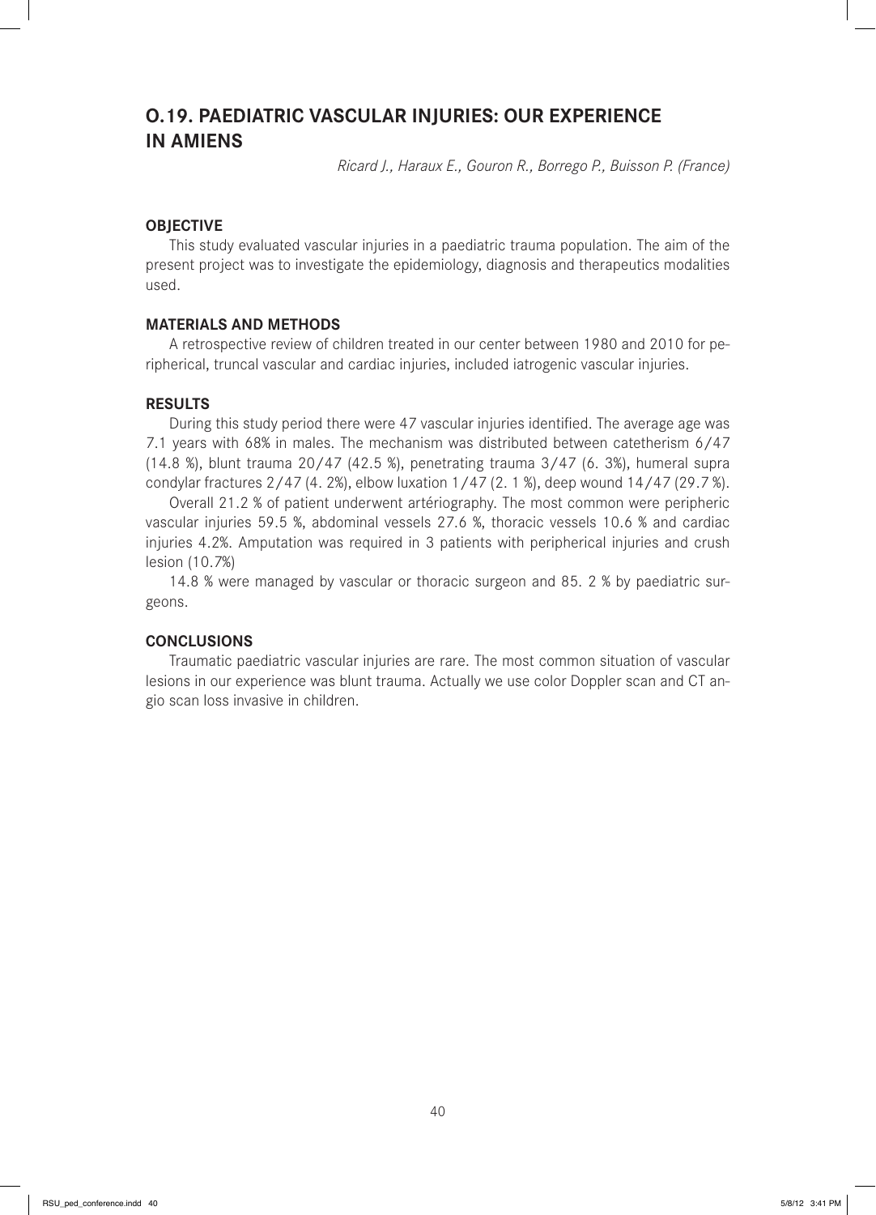## O.19. PAEDIATRIC VASCULAR INJURIES: OUR EXPERIENCE IN AMIENS

*Ricard J., Haraux E., Gouron R., Borrego P., Buisson P. (France)*

### OBJECTIVE

This study evaluated vascular injuries in a paediatric trauma population. The aim of the present project was to investigate the epidemiology, diagnosis and therapeutics modalities used.

### MATERIALS AND METHODS

A retrospective review of children treated in our center between 1980 and 2010 for peripherical, truncal vascular and cardiac injuries, included iatrogenic vascular injuries.

### RESULTS

During this study period there were 47 vascular injuries identified. The average age was 7.1 years with 68% in males. The mechanism was distributed between catetherism 6/47 (14.8 %), blunt trauma 20/47 (42.5 %), penetrating trauma 3/47 (6. 3%), humeral supra condylar fractures 2/47 (4. 2%), elbow luxation 1/47 (2. 1 %), deep wound 14/47 (29.7 %).

Overall 21.2 % of patient underwent artériography. The most common were peripheric vascular injuries 59.5 %, abdominal vessels 27.6 %, thoracic vessels 10.6 % and cardiac injuries 4.2%. Amputation was required in 3 patients with peripherical injuries and crush lesion (10.7%)

14.8 % were managed by vascular or thoracic surgeon and 85. 2 % by paediatric surgeons.

### CONCLUSIONS

Traumatic paediatric vascular injuries are rare. The most common situation of vascular lesions in our experience was blunt trauma. Actually we use color Doppler scan and CT angio scan loss invasive in children.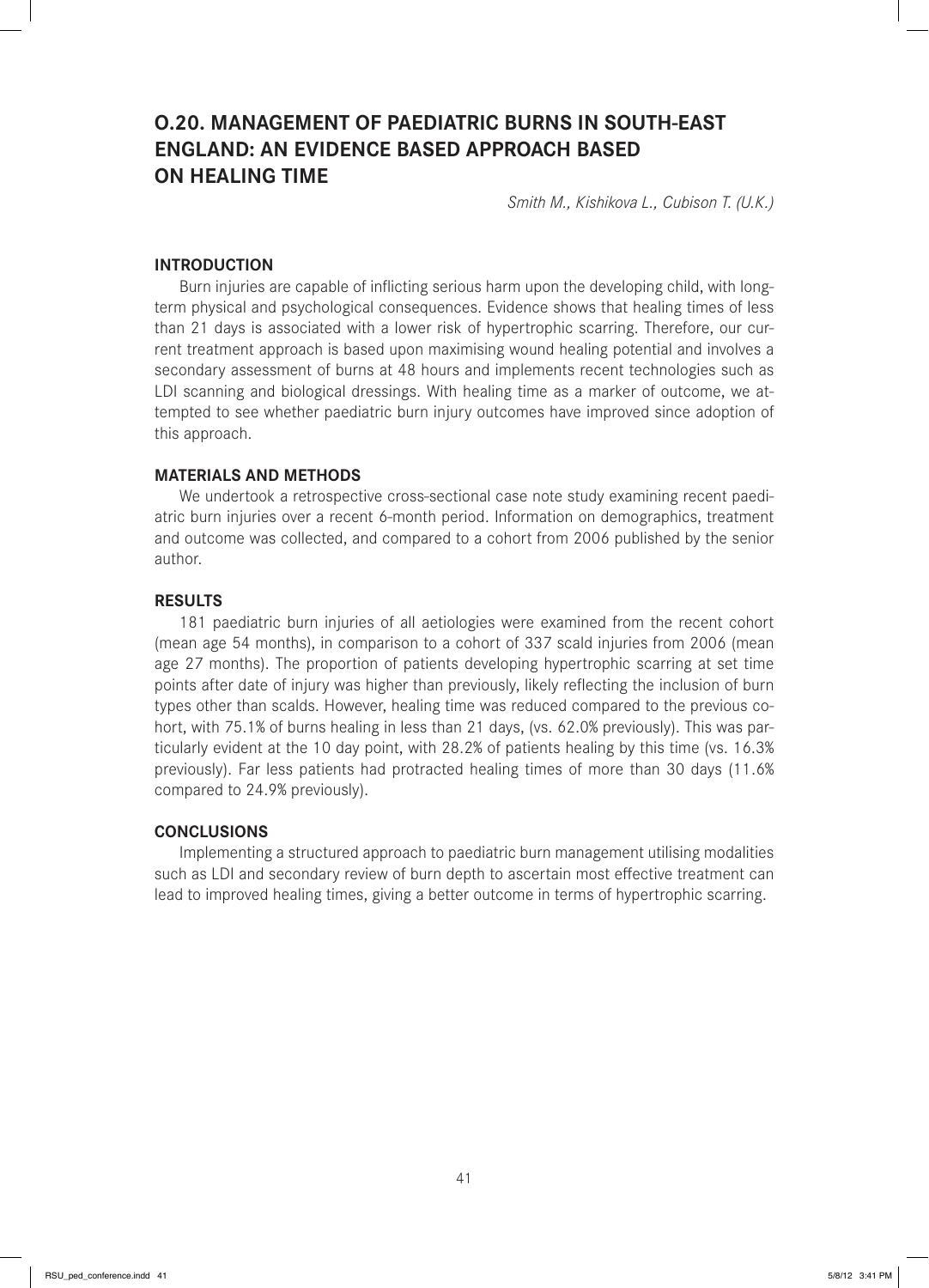# O.20. MANAGEMENT OF PAEDIATRIC BURNS IN SOUTH-EAST ENGLAND: AN EVIDENCE BASED APPROACH BASED ON HEALING TIME

*Smith M., Kishikova L., Cubison T. (U.K.)*

## INTRODUCTION

Burn injuries are capable of inflicting serious harm upon the developing child, with long-term physical and psychological consequences. Evidence shows that healing times of less than 21 days is associated with a lower risk of hypertrophic scarring. Therefore, our current treatment approach is based upon maximising wound healing potential and involves a secondary assessment of burns at 48 hours and implements recent technologies such as LDI scanning and biological dressings. With healing time as a marker of outcome, we attempted to see whether paediatric burn injury outcomes have improved since adoption of this approach.

## MATERIALS AND METHODS

We undertook a retrospective cross-sectional case note study examining recent paediatric burn injuries over a recent 6-month period. Information on demographics, treatment and outcome was collected, and compared to a cohort from 2006 published by the senior author.

## RESULTS

181 paediatric burn injuries of all aetiologies were examined from the recent cohort (mean age 54 months), in comparison to a cohort of 337 scald injuries from 2006 (mean age 27 months). The proportion of patients developing hypertrophic scarring at set time points after date of injury was higher than previously, likely reflecting the inclusion of burn types other than scalds. However, healing time was reduced compared to the previous cohort, with 75.1% of burns healing in less than 21 days, (vs. 62.0% previously). This was particularly evident at the 10 day point, with 28.2% of patients healing by this time (vs. 16.3% previously). Far less patients had protracted healing times of more than 30 days (11.6% compared to 24.9% previously).

## CONCLUSIONS

Implementing a structured approach to paediatric burn management utilising modalities such as LDI and secondary review of burn depth to ascertain most effective treatment can lead to improved healing times, giving a better outcome in terms of hypertrophic scarring.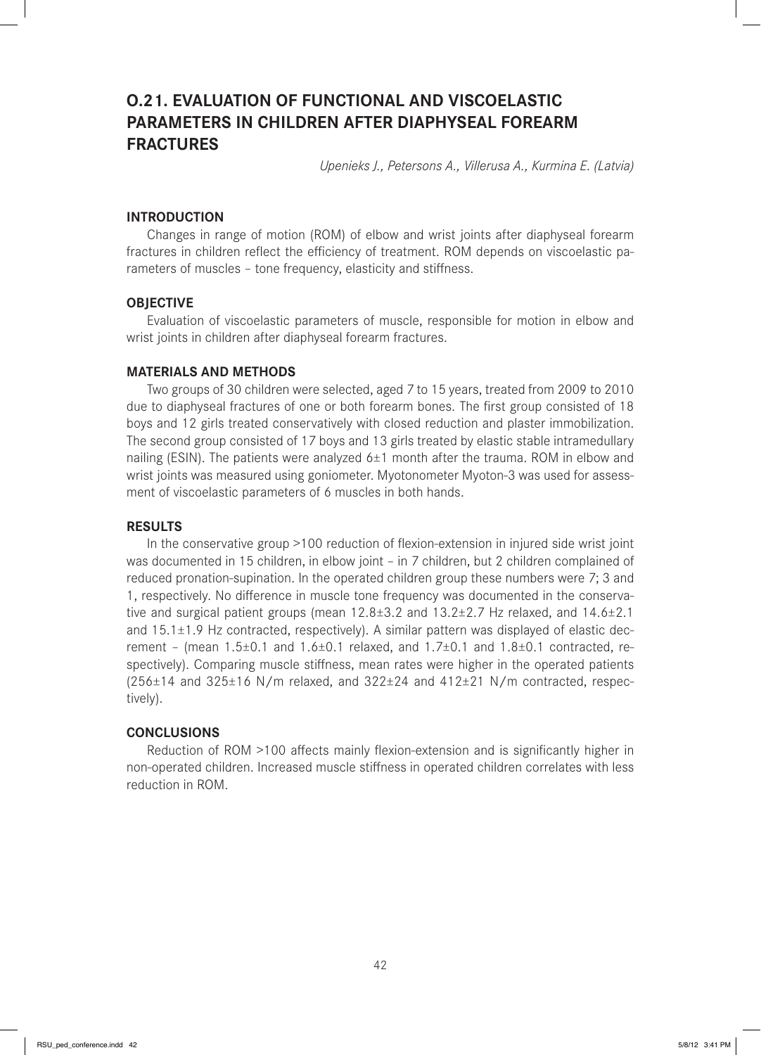# O.21. EVALUATION OF FUNCTIONAL AND VISCOELASTIC PARAMETERS IN CHILDREN AFTER DIAPHYSEAL FOREARM FRACTURES

*Upenieks J., Petersons A., Villerusa A., Kurmina E. (Latvia)*

## INTRODUCTION

Changes in range of motion (ROM) of elbow and wrist joints after diaphyseal forearm fractures in children reflect the efficiency of treatment. ROM depends on viscoelastic parameters of muscles – tone frequency, elasticity and stiffness.

## OBJECTIVE

Evaluation of viscoelastic parameters of muscle, responsible for motion in elbow and wrist joints in children after diaphyseal forearm fractures.

## MATERIALS AND METHODS

Two groups of 30 children were selected, aged 7 to 15 years, treated from 2009 to 2010 due to diaphyseal fractures of one or both forearm bones. The first group consisted of 18 boys and 12 girls treated conservatively with closed reduction and plaster immobilization. The second group consisted of 17 boys and 13 girls treated by elastic stable intramedullary nailing (ESIN). The patients were analyzed 6±1 month after the trauma. ROM in elbow and wrist joints was measured using goniometer. Myotonometer Myoton-3 was used for assessment of viscoelastic parameters of 6 muscles in both hands.

## RESULTS

In the conservative group >100 reduction of flexion-extension in injured side wrist joint was documented in 15 children, in elbow joint – in 7 children, but 2 children complained of reduced pronation-supination. In the operated children group these numbers were 7; 3 and 1, respectively. No difference in muscle tone frequency was documented in the conservative and surgical patient groups (mean 12.8±3.2 and 13.2±2.7 Hz relaxed, and 14.6±2.1 and 15.1±1.9 Hz contracted, respectively). A similar pattern was displayed of elastic decrement – (mean 1.5±0.1 and 1.6±0.1 relaxed, and 1.7±0.1 and 1.8±0.1 contracted, respectively). Comparing muscle stiffness, mean rates were higher in the operated patients (256±14 and 325±16 N/m relaxed, and 322±24 and 412±21 N/m contracted, respectively).

## CONCLUSIONS

Reduction of ROM >100 affects mainly flexion-extension and is significantly higher in non-operated children. Increased muscle stiffness in operated children correlates with less reduction in ROM.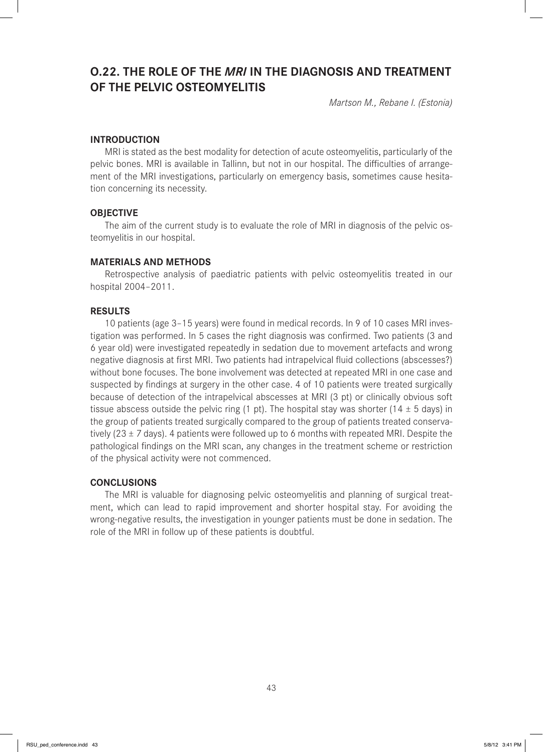## O.22. THE ROLE OF THE *MRI* IN THE DIAGNOSIS AND TREATMENT OF THE PELVIC OSTEOMYELITIS

*Martson M., Rebane I. (Estonia)*

### INTRODUCTION

MRI is stated as the best modality for detection of acute osteomyelitis, particularly of the pelvic bones. MRI is available in Tallinn, but not in our hospital. The difficulties of arrangement of the MRI investigations, particularly on emergency basis, sometimes cause hesitation concerning its necessity.

### OBJECTIVE

The aim of the current study is to evaluate the role of MRI in diagnosis of the pelvic osteomyelitis in our hospital.

### MATERIALS AND METHODS

Retrospective analysis of paediatric patients with pelvic osteomyelitis treated in our hospital 2004–2011.

### RESULTS

10 patients (age 3–15 years) were found in medical records. In 9 of 10 cases MRI investigation was performed. In 5 cases the right diagnosis was confirmed. Two patients (3 and 6 year old) were investigated repeatedly in sedation due to movement artefacts and wrong negative diagnosis at first MRI. Two patients had intrapelvical fluid collections (abscesses?) without bone focuses. The bone involvement was detected at repeated MRI in one case and suspected by findings at surgery in the other case. 4 of 10 patients were treated surgically because of detection of the intrapelvical abscesses at MRI (3 pt) or clinically obvious soft tissue abscess outside the pelvic ring (1 pt). The hospital stay was shorter (14 ± 5 days) in the group of patients treated surgically compared to the group of patients treated conservatively (23 ± 7 days). 4 patients were followed up to 6 months with repeated MRI. Despite the pathological findings on the MRI scan, any changes in the treatment scheme or restriction of the physical activity were not commenced.

### CONCLUSIONS

The MRI is valuable for diagnosing pelvic osteomyelitis and planning of surgical treatment, which can lead to rapid improvement and shorter hospital stay. For avoiding the wrong-negative results, the investigation in younger patients must be done in sedation. The role of the MRI in follow up of these patients is doubtful.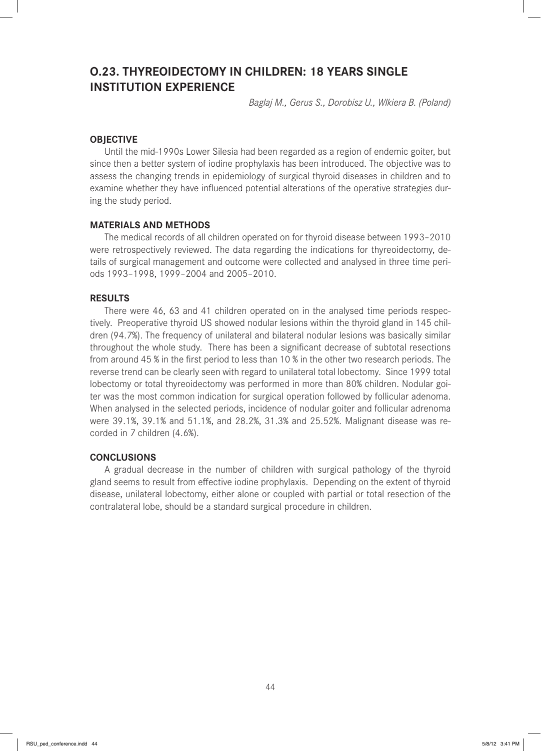## O.23. THYREOIDECTOMY IN CHILDREN: 18 YEARS SINGLE INSTITUTION EXPERIENCE

*Baglaj M., Gerus S., Dorobisz U., Wlkiera B. (Poland)*

### OBJECTIVE

Until the mid-1990s Lower Silesia had been regarded as a region of endemic goiter, but since then a better system of iodine prophylaxis has been introduced. The objective was to assess the changing trends in epidemiology of surgical thyroid diseases in children and to examine whether they have influenced potential alterations of the operative strategies during the study period.

### MATERIALS AND METHODS

The medical records of all children operated on for thyroid disease between 1993–2010 were retrospectively reviewed. The data regarding the indications for thyreoidectomy, details of surgical management and outcome were collected and analysed in three time periods 1993–1998, 1999–2004 and 2005–2010.

### RESULTS

There were 46, 63 and 41 children operated on in the analysed time periods respectively. Preoperative thyroid US showed nodular lesions within the thyroid gland in 145 children (94.7%). The frequency of unilateral and bilateral nodular lesions was basically similar throughout the whole study. There has been a significant decrease of subtotal resections from around 45 % in the first period to less than 10 % in the other two research periods. The reverse trend can be clearly seen with regard to unilateral total lobectomy. Since 1999 total lobectomy or total thyreoidectomy was performed in more than 80% children. Nodular goiter was the most common indication for surgical operation followed by follicular adenoma. When analysed in the selected periods, incidence of nodular goiter and follicular adrenoma were 39.1%, 39.1% and 51.1%, and 28.2%, 31.3% and 25.52%. Malignant disease was recorded in 7 children (4.6%).

### CONCLUSIONS

A gradual decrease in the number of children with surgical pathology of the thyroid gland seems to result from effective iodine prophylaxis. Depending on the extent of thyroid disease, unilateral lobectomy, either alone or coupled with partial or total resection of the contralateral lobe, should be a standard surgical procedure in children.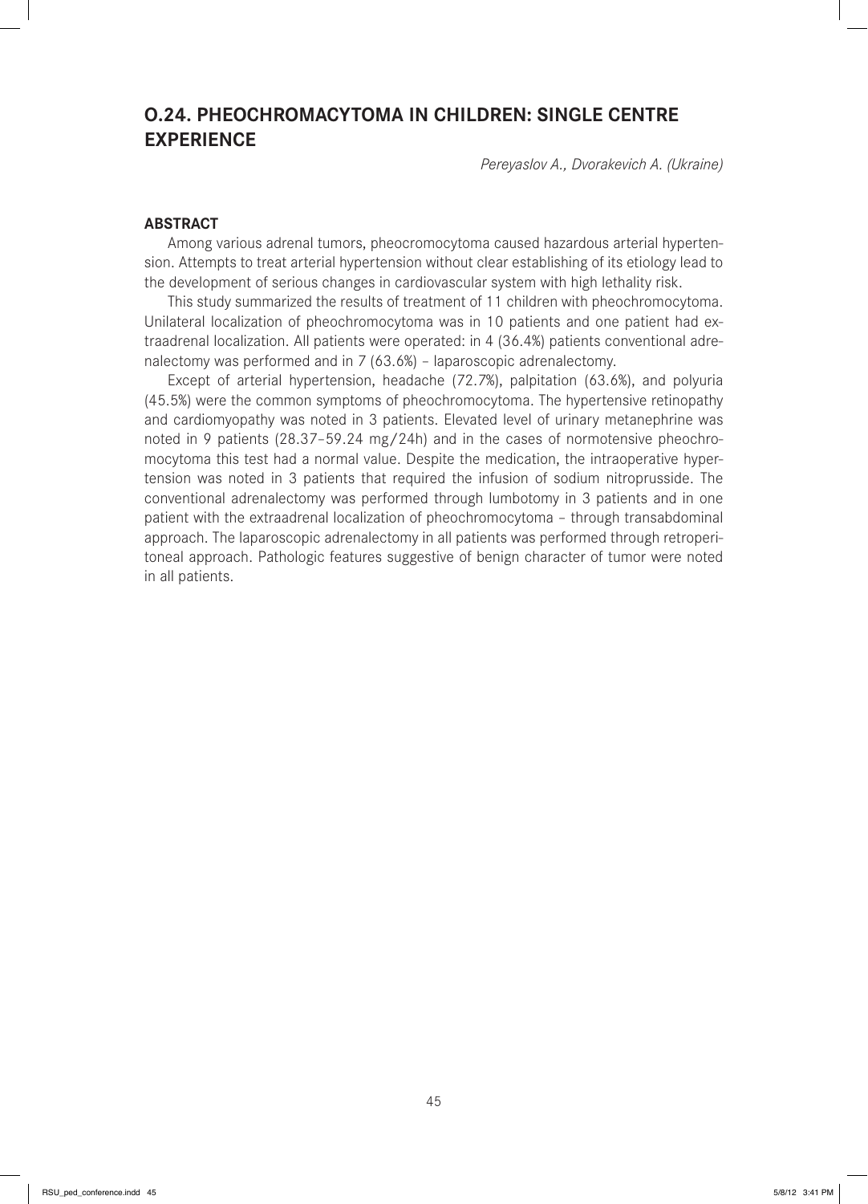## O.24. PHEOCHROMACYTOMA IN CHILDREN: SINGLE CENTRE EXPERIENCE

*Pereyaslov A., Dvorakevich A. (Ukraine)*

### ABSTRACT

Among various adrenal tumors, pheocromocytoma caused hazardous arterial hypertension. Attempts to treat arterial hypertension without clear establishing of its etiology lead to the development of serious changes in cardiovascular system with high lethality risk.

This study summarized the results of treatment of 11 children with pheochromocytoma. Unilateral localization of pheochromocytoma was in 10 patients and one patient had extraadrenal localization. All patients were operated: in 4 (36.4%) patients conventional adrenalectomy was performed and in 7 (63.6%) – laparoscopic adrenalectomy.

Except of arterial hypertension, headache (72.7%), palpitation (63.6%), and polyuria (45.5%) were the common symptoms of pheochromocytoma. The hypertensive retinopathy and cardiomyopathy was noted in 3 patients. Elevated level of urinary metanephrine was noted in 9 patients (28.37–59.24 mg/24h) and in the cases of normotensive pheochromocytoma this test had a normal value. Despite the medication, the intraoperative hypertension was noted in 3 patients that required the infusion of sodium nitroprusside. The conventional adrenalectomy was performed through lumbotomy in 3 patients and in one patient with the extraadrenal localization of pheochromocytoma – through transabdominal approach. The laparoscopic adrenalectomy in all patients was performed through retroperitoneal approach. Pathologic features suggestive of benign character of tumor were noted in all patients.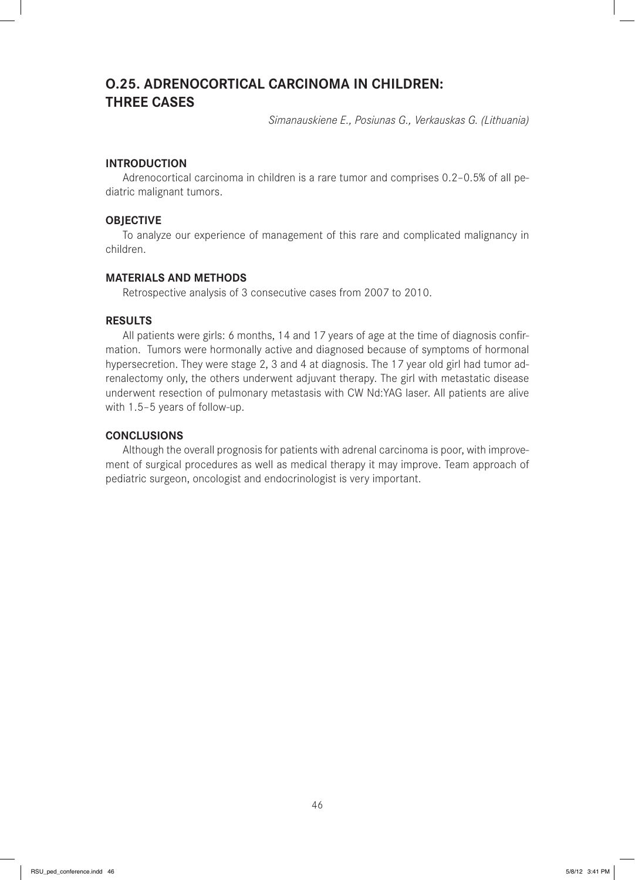## O.25. ADRENOCORTICAL CARCINOMA IN CHILDREN: THREE CASES

*Simanauskiene E., Posiunas G., Verkauskas G. (Lithuania)*

### INTRODUCTION

Adrenocortical carcinoma in children is a rare tumor and comprises 0.2–0.5% of all pediatric malignant tumors.

### OBJECTIVE

To analyze our experience of management of this rare and complicated malignancy in children.

### MATERIALS AND METHODS

Retrospective analysis of 3 consecutive cases from 2007 to 2010.

### RESULTS

All patients were girls: 6 months, 14 and 17 years of age at the time of diagnosis confirmation. Tumors were hormonally active and diagnosed because of symptoms of hormonal hypersecretion. They were stage 2, 3 and 4 at diagnosis. The 17 year old girl had tumor adrenalectomy only, the others underwent adjuvant therapy. The girl with metastatic disease underwent resection of pulmonary metastasis with CW Nd:YAG laser. All patients are alive with 1.5–5 years of follow-up.

### CONCLUSIONS

Although the overall prognosis for patients with adrenal carcinoma is poor, with improvement of surgical procedures as well as medical therapy it may improve. Team approach of pediatric surgeon, oncologist and endocrinologist is very important.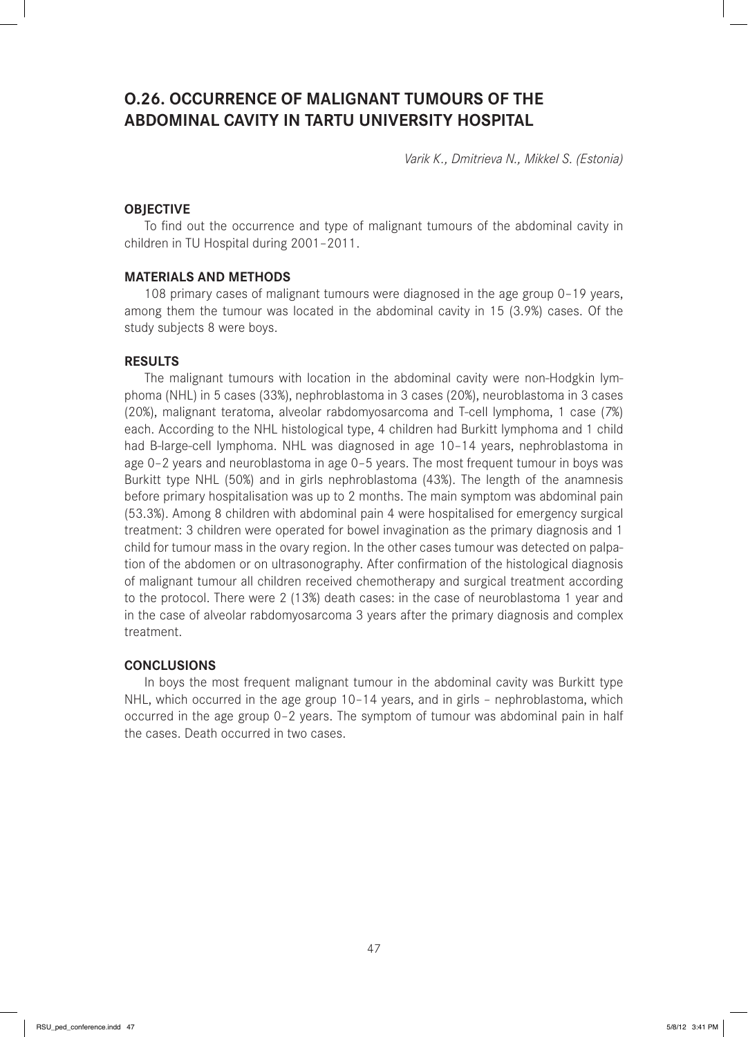## O.26. OCCURRENCE OF MALIGNANT TUMOURS OF THE ABDOMINAL CAVITY IN TARTU UNIVERSITY HOSPITAL

*Varik K., Dmitrieva N., Mikkel S. (Estonia)*

### OBJECTIVE

To find out the occurrence and type of malignant tumours of the abdominal cavity in children in TU Hospital during 2001–2011.

### MATERIALS AND METHODS

108 primary cases of malignant tumours were diagnosed in the age group 0–19 years, among them the tumour was located in the abdominal cavity in 15 (3.9%) cases. Of the study subjects 8 were boys.

### RESULTS

The malignant tumours with location in the abdominal cavity were non-Hodgkin lymphoma (NHL) in 5 cases (33%), nephroblastoma in 3 cases (20%), neuroblastoma in 3 cases (20%), malignant teratoma, alveolar rabdomyosarcoma and T-cell lymphoma, 1 case (7%) each. According to the NHL histological type, 4 children had Burkitt lymphoma and 1 child had B-large-cell lymphoma. NHL was diagnosed in age 10–14 years, nephroblastoma in age 0–2 years and neuroblastoma in age 0–5 years. The most frequent tumour in boys was Burkitt type NHL (50%) and in girls nephroblastoma (43%). The length of the anamnesis before primary hospitalisation was up to 2 months. The main symptom was abdominal pain (53.3%). Among 8 children with abdominal pain 4 were hospitalised for emergency surgical treatment: 3 children were operated for bowel invagination as the primary diagnosis and 1 child for tumour mass in the ovary region. In the other cases tumour was detected on palpation of the abdomen or on ultrasonography. After confirmation of the histological diagnosis of malignant tumour all children received chemotherapy and surgical treatment according to the protocol. There were 2 (13%) death cases: in the case of neuroblastoma 1 year and in the case of alveolar rabdomyosarcoma 3 years after the primary diagnosis and complex treatment.

### CONCLUSIONS

In boys the most frequent malignant tumour in the abdominal cavity was Burkitt type NHL, which occurred in the age group 10–14 years, and in girls – nephroblastoma, which occurred in the age group 0–2 years. The symptom of tumour was abdominal pain in half the cases. Death occurred in two cases.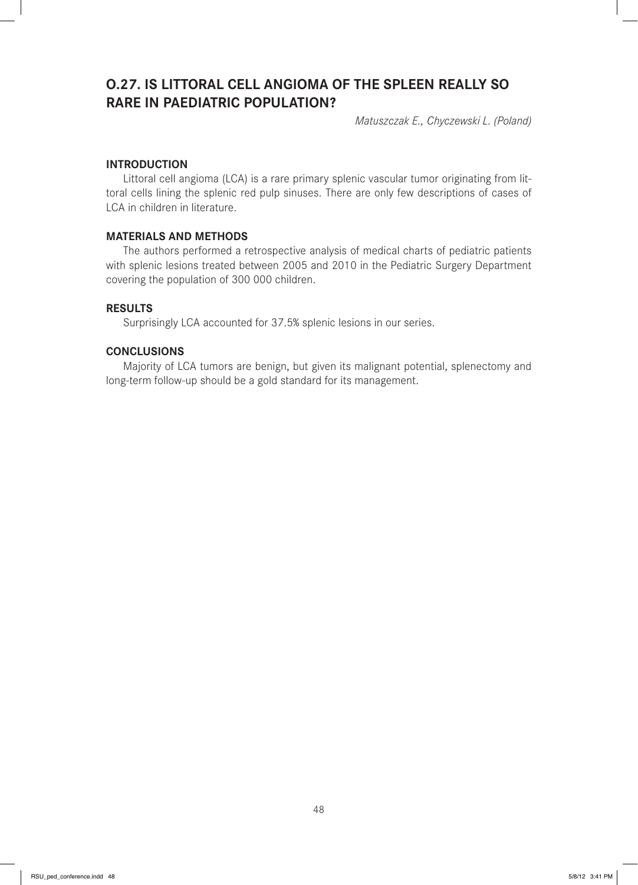## O.27. IS LITTORAL CELL ANGIOMA OF THE SPLEEN REALLY SO RARE IN PAEDIATRIC POPULATION?

*Matuszczak E., Chyczewski L. (Poland)*

### INTRODUCTION

Littoral cell angioma (LCA) is a rare primary splenic vascular tumor originating from littoral cells lining the splenic red pulp sinuses. There are only few descriptions of cases of LCA in children in literature.

### MATERIALS AND METHODS

The authors performed a retrospective analysis of medical charts of pediatric patients with splenic lesions treated between 2005 and 2010 in the Pediatric Surgery Department covering the population of 300 000 children.

### RESULTS

Surprisingly LCA accounted for 37.5% splenic lesions in our series.

### CONCLUSIONS

Majority of LCA tumors are benign, but given its malignant potential, splenectomy and long-term follow-up should be a gold standard for its management.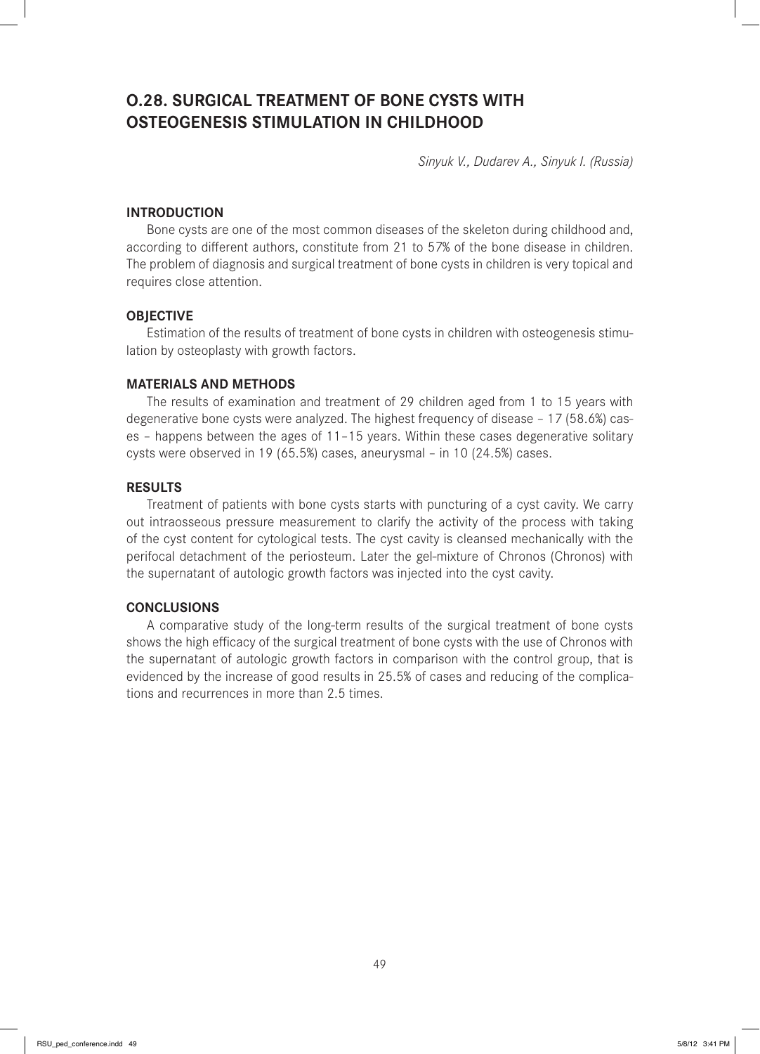# O.28. SURGICAL TREATMENT OF BONE CYSTS WITH OSTEOGENESIS STIMULATION IN CHILDHOOD

*Sinyuk V., Dudarev A., Sinyuk I. (Russia)*

## INTRODUCTION

Bone cysts are one of the most common diseases of the skeleton during childhood and, according to different authors, constitute from 21 to 57% of the bone disease in children. The problem of diagnosis and surgical treatment of bone cysts in children is very topical and requires close attention.

## OBJECTIVE

Estimation of the results of treatment of bone cysts in children with osteogenesis stimulation by osteoplasty with growth factors.

## MATERIALS AND METHODS

The results of examination and treatment of 29 children aged from 1 to 15 years with degenerative bone cysts were analyzed. The highest frequency of disease – 17 (58.6%) cases – happens between the ages of 11–15 years. Within these cases degenerative solitary cysts were observed in 19 (65.5%) cases, aneurysmal – in 10 (24.5%) cases.

## RESULTS

Treatment of patients with bone cysts starts with puncturing of a cyst cavity. We carry out intraosseous pressure measurement to clarify the activity of the process with taking of the cyst content for cytological tests. The cyst cavity is cleansed mechanically with the perifocal detachment of the periosteum. Later the gel-mixture of Chronos (Chronos) with the supernatant of autologic growth factors was injected into the cyst cavity.

## CONCLUSIONS

A comparative study of the long-term results of the surgical treatment of bone cysts shows the high efficacy of the surgical treatment of bone cysts with the use of Chronos with the supernatant of autologic growth factors in comparison with the control group, that is evidenced by the increase of good results in 25.5% of cases and reducing of the complications and recurrences in more than 2.5 times.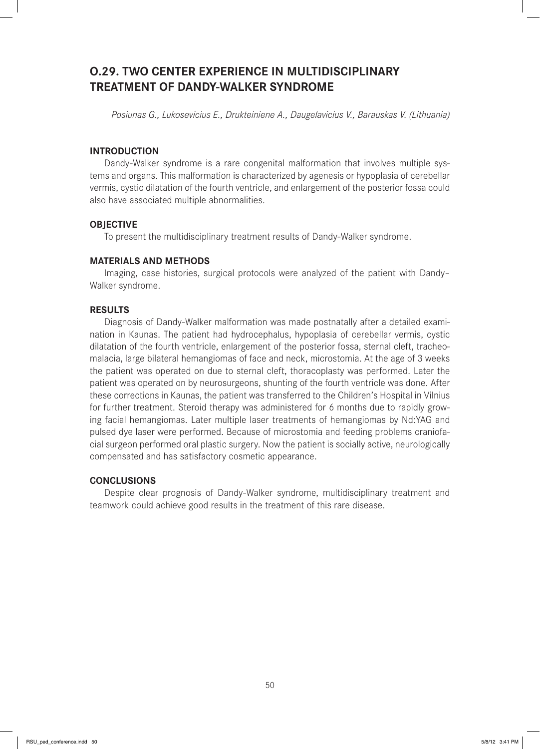# O.29. TWO CENTER EXPERIENCE IN MULTIDISCIPLINARY TREATMENT OF DANDY-WALKER SYNDROME

*Posiunas G., Lukosevicius E., Drukteiniene A., Daugelavicius V., Barauskas V. (Lithuania)*

## INTRODUCTION

Dandy-Walker syndrome is a rare congenital malformation that involves multiple systems and organs. This malformation is characterized by agenesis or hypoplasia of cerebellar vermis, cystic dilatation of the fourth ventricle, and enlargement of the posterior fossa could also have associated multiple abnormalities.

## OBJECTIVE

To present the multidisciplinary treatment results of Dandy-Walker syndrome.

## MATERIALS AND METHODS

Imaging, case histories, surgical protocols were analyzed of the patient with Dandy–Walker syndrome.

## RESULTS

Diagnosis of Dandy-Walker malformation was made postnatally after a detailed examination in Kaunas. The patient had hydrocephalus, hypoplasia of cerebellar vermis, cystic dilatation of the fourth ventricle, enlargement of the posterior fossa, sternal cleft, tracheomalacia, large bilateral hemangiomas of face and neck, microstomia. At the age of 3 weeks the patient was operated on due to sternal cleft, thoracoplasty was performed. Later the patient was operated on by neurosurgeons, shunting of the fourth ventricle was done. After these corrections in Kaunas, the patient was transferred to the Children's Hospital in Vilnius for further treatment. Steroid therapy was administered for 6 months due to rapidly growing facial hemangiomas. Later multiple laser treatments of hemangiomas by Nd:YAG and pulsed dye laser were performed. Because of microstomia and feeding problems craniofacial surgeon performed oral plastic surgery. Now the patient is socially active, neurologically compensated and has satisfactory cosmetic appearance.

## CONCLUSIONS

Despite clear prognosis of Dandy-Walker syndrome, multidisciplinary treatment and teamwork could achieve good results in the treatment of this rare disease.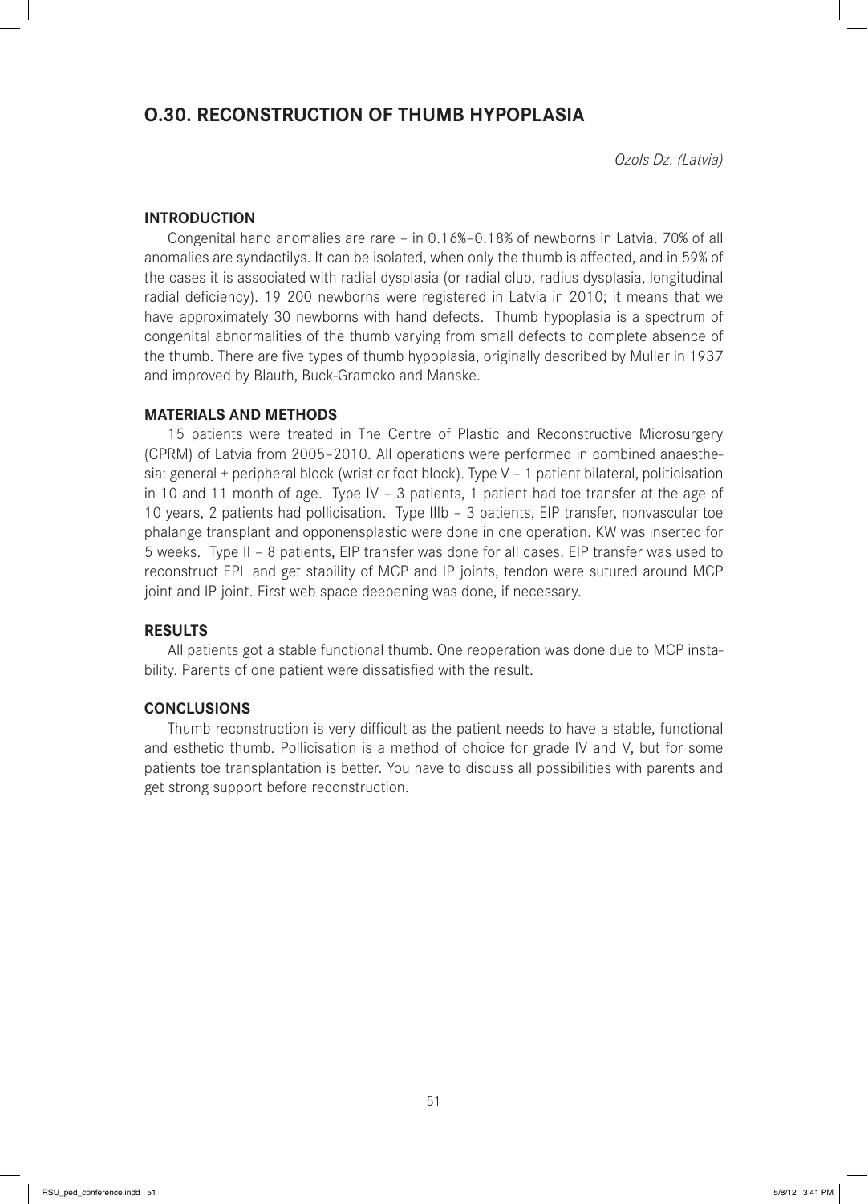## O.30. RECONSTRUCTION OF THUMB HYPOPLASIA

*Ozols Dz. (Latvia)*

### INTRODUCTION

Congenital hand anomalies are rare – in 0.16%–0.18% of newborns in Latvia. 70% of all anomalies are syndactilys. It can be isolated, when only the thumb is affected, and in 59% of the cases it is associated with radial dysplasia (or radial club, radius dysplasia, longitudinal radial deficiency). 19 200 newborns were registered in Latvia in 2010; it means that we have approximately 30 newborns with hand defects. Thumb hypoplasia is a spectrum of congenital abnormalities of the thumb varying from small defects to complete absence of the thumb. There are five types of thumb hypoplasia, originally described by Muller in 1937 and improved by Blauth, Buck-Gramcko and Manske.

### MATERIALS AND METHODS

15 patients were treated in The Centre of Plastic and Reconstructive Microsurgery (CPRM) of Latvia from 2005–2010. All operations were performed in combined anaesthesia: general + peripheral block (wrist or foot block). Type V – 1 patient bilateral, politicisation in 10 and 11 month of age. Type IV – 3 patients, 1 patient had toe transfer at the age of 10 years, 2 patients had pollicisation. Type IIIb – 3 patients, EIP transfer, nonvascular toe phalange transplant and opponensplastic were done in one operation. KW was inserted for 5 weeks. Type II – 8 patients, EIP transfer was done for all cases. EIP transfer was used to reconstruct EPL and get stability of MCP and IP joints, tendon were sutured around MCP joint and IP joint. First web space deepening was done, if necessary.

### RESULTS

All patients got a stable functional thumb. One reoperation was done due to MCP instability. Parents of one patient were dissatisfied with the result.

### CONCLUSIONS

Thumb reconstruction is very difficult as the patient needs to have a stable, functional and esthetic thumb. Pollicisation is a method of choice for grade IV and V, but for some patients toe transplantation is better. You have to discuss all possibilities with parents and get strong support before reconstruction.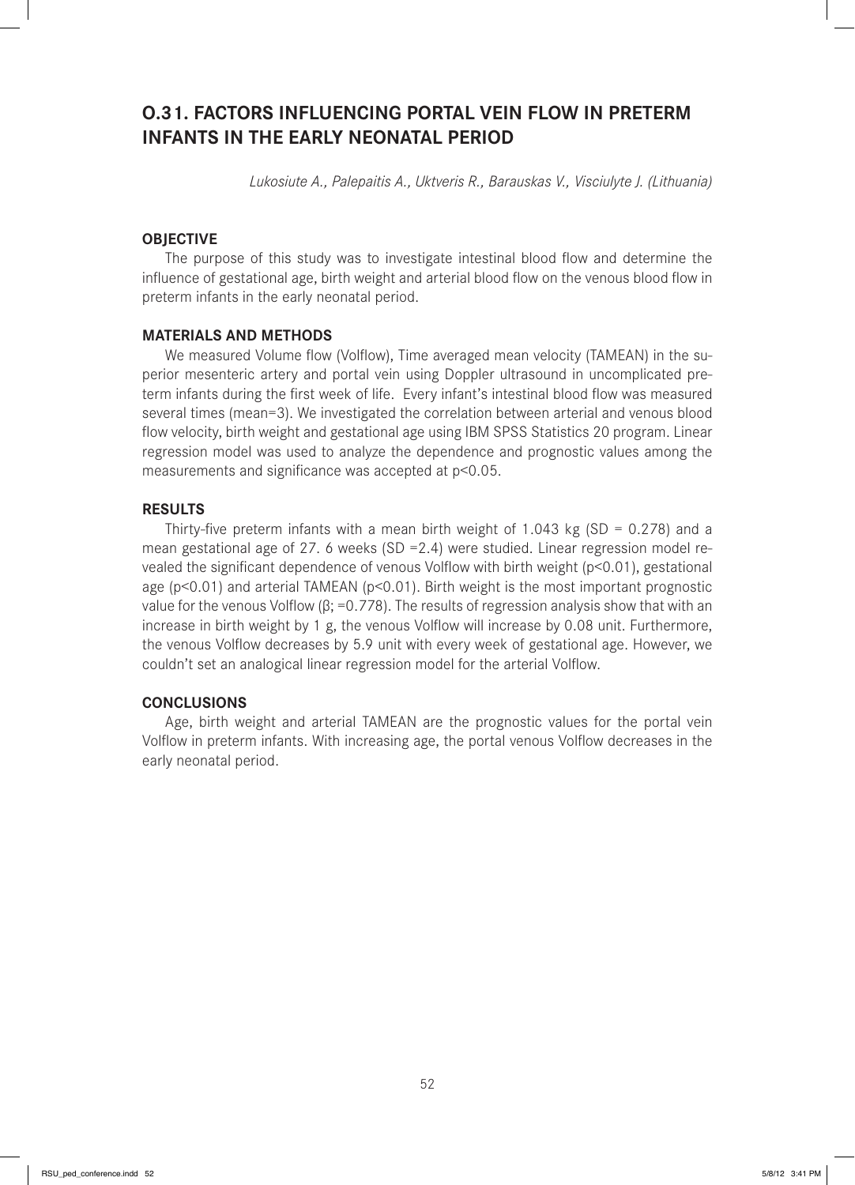## O.31. FACTORS INFLUENCING PORTAL VEIN FLOW IN PRETERM INFANTS IN THE EARLY NEONATAL PERIOD

*Lukosiute A., Palepaitis A., Uktveris R., Barauskas V., Visciulyte J. (Lithuania)*

### OBJECTIVE

The purpose of this study was to investigate intestinal blood flow and determine the influence of gestational age, birth weight and arterial blood flow on the venous blood flow in preterm infants in the early neonatal period.

### MATERIALS AND METHODS

We measured Volume flow (Volflow), Time averaged mean velocity (TAMEAN) in the superior mesenteric artery and portal vein using Doppler ultrasound in uncomplicated preterm infants during the first week of life. Every infant's intestinal blood flow was measured several times (mean=3). We investigated the correlation between arterial and venous blood flow velocity, birth weight and gestational age using IBM SPSS Statistics 20 program. Linear regression model was used to analyze the dependence and prognostic values among the measurements and significance was accepted at $p<0.05$.

### RESULTS

Thirty-five preterm infants with a mean birth weight of 1.043 kg (SD = 0.278) and a mean gestational age of 27. 6 weeks (SD =2.4) were studied. Linear regression model revealed the significant dependence of venous Volflow with birth weight ($p<0.01$), gestational age ($p<0.01$) and arterial TAMEAN ($p<0.01$). Birth weight is the most important prognostic value for the venous Volflow (β; =0.778). The results of regression analysis show that with an increase in birth weight by 1 g, the venous Volflow will increase by 0.08 unit. Furthermore, the venous Volflow decreases by 5.9 unit with every week of gestational age. However, we couldn't set an analogical linear regression model for the arterial Volflow.

### CONCLUSIONS

Age, birth weight and arterial TAMEAN are the prognostic values for the portal vein Volflow in preterm infants. With increasing age, the portal venous Volflow decreases in the early neonatal period.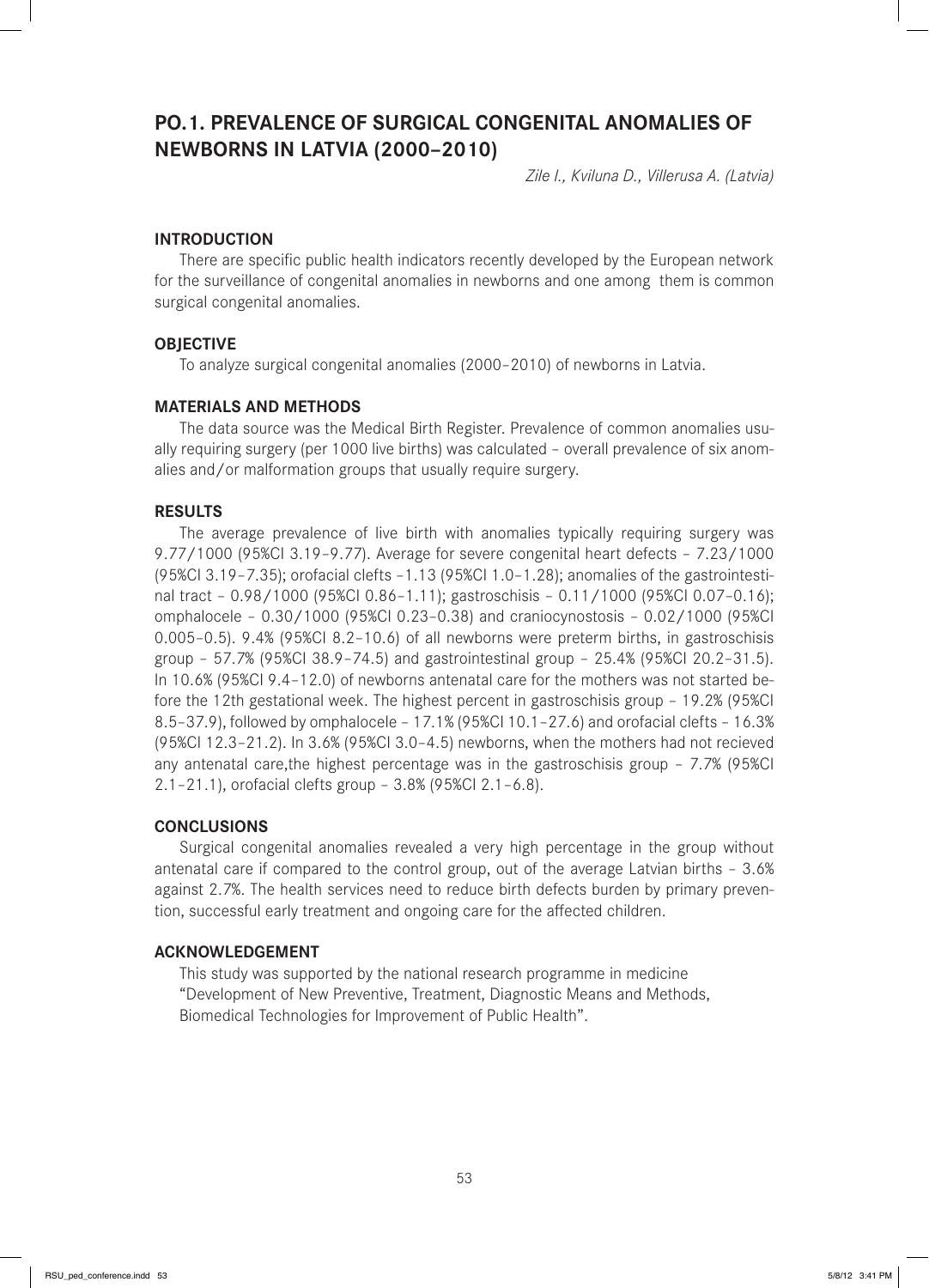## PO.1. PREVALENCE OF SURGICAL CONGENITAL ANOMALIES OF NEWBORNS IN LATVIA (2000–2010)

*Zile I., Kviluna D., Villerusa A. (Latvia)*

### INTRODUCTION

There are specific public health indicators recently developed by the European network for the surveillance of congenital anomalies in newborns and one among them is common surgical congenital anomalies.

### OBJECTIVE

To analyze surgical congenital anomalies (2000–2010) of newborns in Latvia.

### MATERIALS AND METHODS

The data source was the Medical Birth Register. Prevalence of common anomalies usually requiring surgery (per 1000 live births) was calculated – overall prevalence of six anomalies and/or malformation groups that usually require surgery.

### RESULTS

The average prevalence of live birth with anomalies typically requiring surgery was 9.77/1000 (95%CI 3.19–9.77). Average for severe congenital heart defects – 7.23/1000 (95%CI 3.19–7.35); orofacial clefts –1.13 (95%CI 1.0–1.28); anomalies of the gastrointestinal tract – 0.98/1000 (95%CI 0.86–1.11); gastroschisis – 0.11/1000 (95%CI 0.07–0.16); omphalocele – 0.30/1000 (95%CI 0.23–0.38) and craniocynostosis – 0.02/1000 (95%CI 0.005–0.5). 9.4% (95%CI 8.2–10.6) of all newborns were preterm births, in gastroschisis group – 57.7% (95%CI 38.9–74.5) and gastrointestinal group – 25.4% (95%CI 20.2–31.5). In 10.6% (95%CI 9.4–12.0) of newborns antenatal care for the mothers was not started before the 12th gestational week. The highest percent in gastroschisis group – 19.2% (95%CI 8.5–37.9), followed by omphalocele – 17.1% (95%CI 10.1–27.6) and orofacial clefts – 16.3% (95%CI 12.3–21.2). In 3.6% (95%CI 3.0–4.5) newborns, when the mothers had not recieved any antenatal care,the highest percentage was in the gastroschisis group – 7.7% (95%CI 2.1–21.1), orofacial clefts group – 3.8% (95%CI 2.1–6.8).

### CONCLUSIONS

Surgical congenital anomalies revealed a very high percentage in the group without antenatal care if compared to the control group, out of the average Latvian births – 3.6% against 2.7%. The health services need to reduce birth defects burden by primary prevention, successful early treatment and ongoing care for the affected children.

### ACKNOWLEDGEMENT

This study was supported by the national research programme in medicine "Development of New Preventive, Treatment, Diagnostic Means and Methods, Biomedical Technologies for Improvement of Public Health".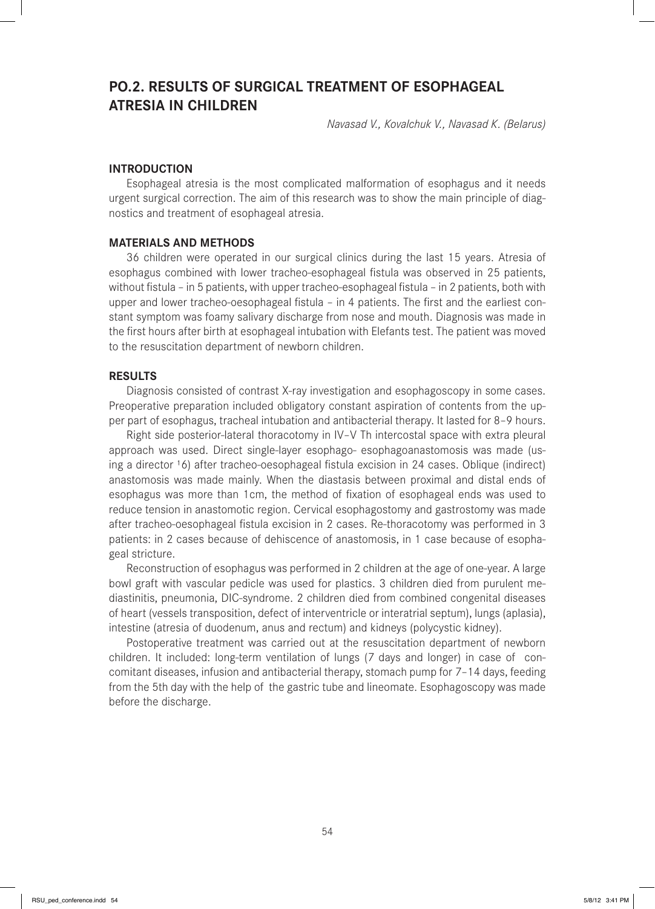## PO.2. RESULTS OF SURGICAL TREATMENT OF ESOPHAGEAL ATRESIA IN CHILDREN

*Navasad V., Kovalchuk V., Navasad K. (Belarus)*

### INTRODUCTION

Esophageal atresia is the most complicated malformation of esophagus and it needs urgent surgical correction. The aim of this research was to show the main principle of diagnostics and treatment of esophageal atresia.

### MATERIALS AND METHODS

36 children were operated in our surgical clinics during the last 15 years. Atresia of esophagus combined with lower tracheo-esophageal fistula was observed in 25 patients, without fistula – in 5 patients, with upper tracheo-esophageal fistula – in 2 patients, both with upper and lower tracheo-oesophageal fistula – in 4 patients. The first and the earliest constant symptom was foamy salivary discharge from nose and mouth. Diagnosis was made in the first hours after birth at esophageal intubation with Elefants test. The patient was moved to the resuscitation department of newborn children.

### RESULTS

Diagnosis consisted of contrast X-ray investigation and esophagoscopy in some cases. Preoperative preparation included obligatory constant aspiration of contents from the upper part of esophagus, tracheal intubation and antibacterial therapy. It lasted for 8–9 hours.

Right side posterior-lateral thoracotomy in IV–V Th intercostal space with extra pleural approach was used. Direct single-layer esophago- esophagoanastomosis was made (using a director [1]6) after tracheo-oesophageal fistula excision in 24 cases. Oblique (indirect) anastomosis was made mainly. When the diastasis between proximal and distal ends of esophagus was more than 1cm, the method of fixation of esophageal ends was used to reduce tension in anastomotic region. Cervical esophagostomy and gastrostomy was made after tracheo-oesophageal fistula excision in 2 cases. Re-thoracotomy was performed in 3 patients: in 2 cases because of dehiscence of anastomosis, in 1 case because of esophageal stricture.

Reconstruction of esophagus was performed in 2 children at the age of one-year. A large bowl graft with vascular pedicle was used for plastics. 3 children died from purulent mediastinitis, pneumonia, DIC-syndrome. 2 children died from combined congenital diseases of heart (vessels transposition, defect of interventricle or interatrial septum), lungs (aplasia), intestine (atresia of duodenum, anus and rectum) and kidneys (polycystic kidney).

Postoperative treatment was carried out at the resuscitation department of newborn children. It included: long-term ventilation of lungs (7 days and longer) in case of concomitant diseases, infusion and antibacterial therapy, stomach pump for 7–14 days, feeding from the 5th day with the help of the gastric tube and lineomate. Esophagoscopy was made before the discharge.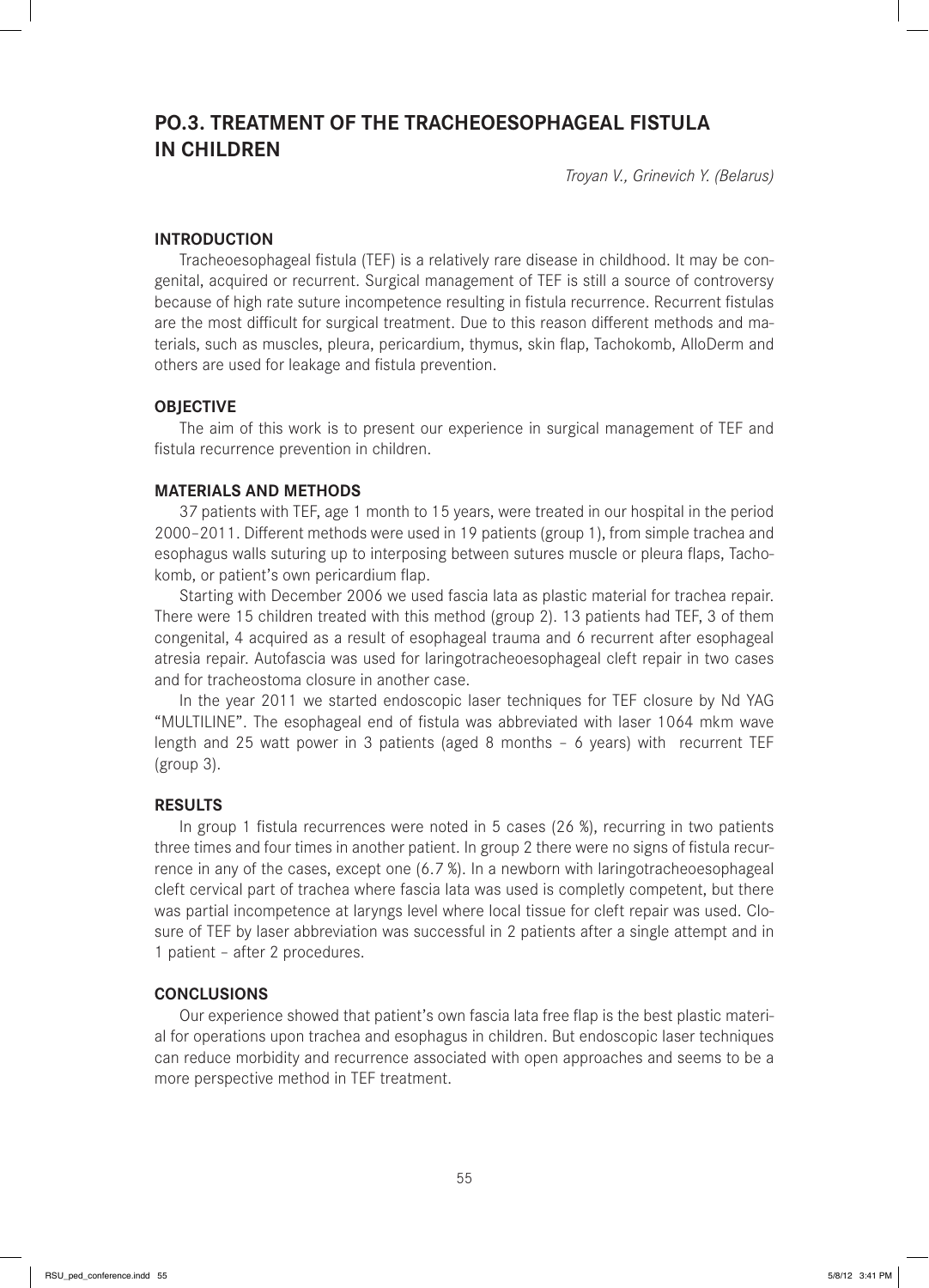# PO.3. TREATMENT OF THE TRACHEOESOPHAGEAL FISTULA IN CHILDREN

*Troyan V., Grinevich Y. (Belarus)*

## INTRODUCTION

Tracheoesophageal fistula (TEF) is a relatively rare disease in childhood. It may be congenital, acquired or recurrent. Surgical management of TEF is still a source of controversy because of high rate suture incompetence resulting in fistula recurrence. Recurrent fistulas are the most difficult for surgical treatment. Due to this reason different methods and materials, such as muscles, pleura, pericardium, thymus, skin flap, Tachokomb, AlloDerm and others are used for leakage and fistula prevention.

## OBJECTIVE

The aim of this work is to present our experience in surgical management of TEF and fistula recurrence prevention in children.

## MATERIALS AND METHODS

37 patients with TEF, age 1 month to 15 years, were treated in our hospital in the period 2000–2011. Different methods were used in 19 patients (group 1), from simple trachea and esophagus walls suturing up to interposing between sutures muscle or pleura flaps, Tachokomb, or patient's own pericardium flap.

Starting with December 2006 we used fascia lata as plastic material for trachea repair. There were 15 children treated with this method (group 2). 13 patients had TEF, 3 of them congenital, 4 acquired as a result of esophageal trauma and 6 recurrent after esophageal atresia repair. Autofascia was used for laringotracheoesophageal cleft repair in two cases and for tracheostoma closure in another case.

In the year 2011 we started endoscopic laser techniques for TEF closure by Nd YAG "MULTILINE". The esophageal end of fistula was abbreviated with laser 1064 mkm wave length and 25 watt power in 3 patients (aged 8 months – 6 years) with recurrent TEF (group 3).

## RESULTS

In group 1 fistula recurrences were noted in 5 cases (26 %), recurring in two patients three times and four times in another patient. In group 2 there were no signs of fistula recurrence in any of the cases, except one (6.7 %). In a newborn with laringotracheoesophageal cleft cervical part of trachea where fascia lata was used is completly competent, but there was partial incompetence at laryngs level where local tissue for cleft repair was used. Closure of TEF by laser abbreviation was successful in 2 patients after a single attempt and in 1 patient – after 2 procedures.

## CONCLUSIONS

Our experience showed that patient's own fascia lata free flap is the best plastic material for operations upon trachea and esophagus in children. But endoscopic laser techniques can reduce morbidity and recurrence associated with open approaches and seems to be a more perspective method in TEF treatment.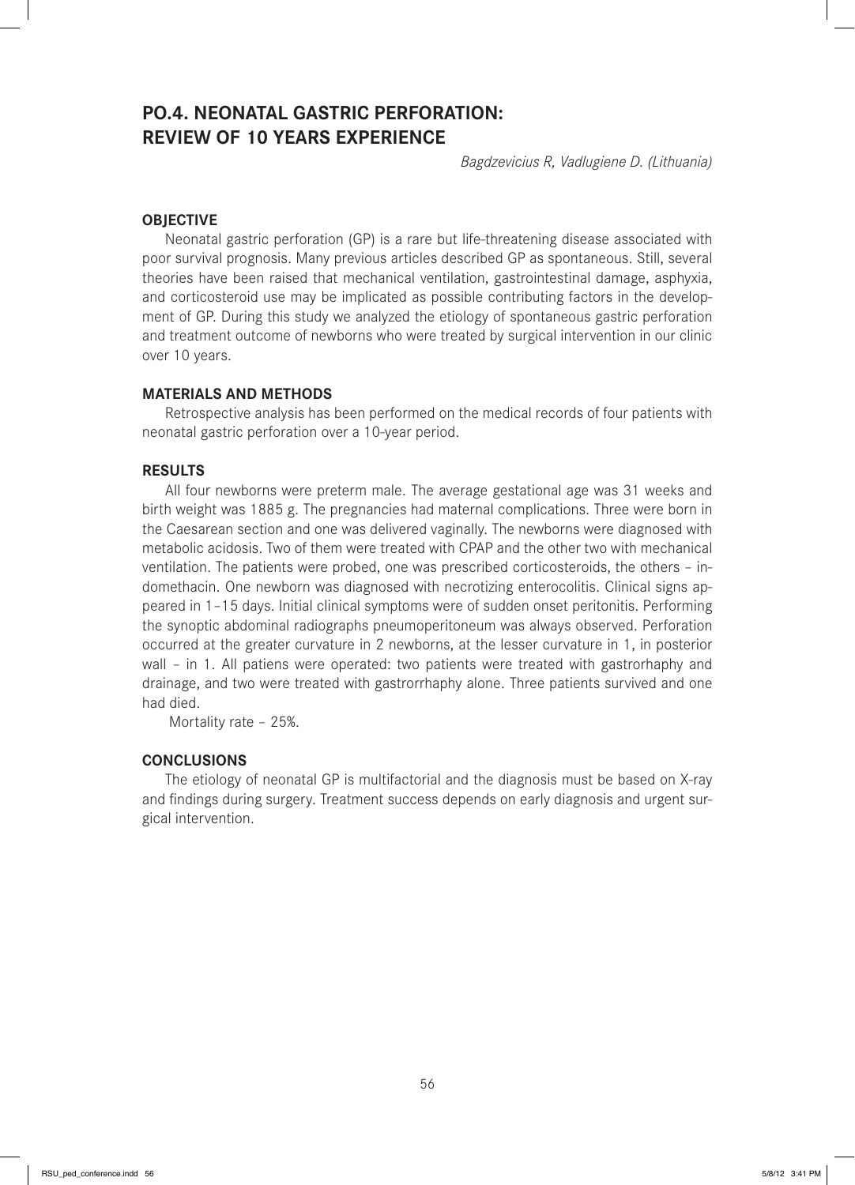# PO.4. NEONATAL GASTRIC PERFORATION: REVIEW OF 10 YEARS EXPERIENCE

*Bagdzevicius R, Vadlugiene D. (Lithuania)*

## OBJECTIVE

Neonatal gastric perforation (GP) is a rare but life-threatening disease associated with poor survival prognosis. Many previous articles described GP as spontaneous. Still, several theories have been raised that mechanical ventilation, gastrointestinal damage, asphyxia, and corticosteroid use may be implicated as possible contributing factors in the development of GP. During this study we analyzed the etiology of spontaneous gastric perforation and treatment outcome of newborns who were treated by surgical intervention in our clinic over 10 years.

## MATERIALS AND METHODS

Retrospective analysis has been performed on the medical records of four patients with neonatal gastric perforation over a 10-year period.

## RESULTS

All four newborns were preterm male. The average gestational age was 31 weeks and birth weight was 1885 g. The pregnancies had maternal complications. Three were born in the Caesarean section and one was delivered vaginally. The newborns were diagnosed with metabolic acidosis. Two of them were treated with CPAP and the other two with mechanical ventilation. The patients were probed, one was prescribed corticosteroids, the others – indomethacin. One newborn was diagnosed with necrotizing enterocolitis. Clinical signs appeared in 1–15 days. Initial clinical symptoms were of sudden onset peritonitis. Performing the synoptic abdominal radiographs pneumoperitoneum was always observed. Perforation occurred at the greater curvature in 2 newborns, at the lesser curvature in 1, in posterior wall – in 1. All patiens were operated: two patients were treated with gastrorhaphy and drainage, and two were treated with gastrorrhaphy alone. Three patients survived and one had died.

Mortality rate – 25%.

## CONCLUSIONS

The etiology of neonatal GP is multifactorial and the diagnosis must be based on X-ray and findings during surgery. Treatment success depends on early diagnosis and urgent surgical intervention.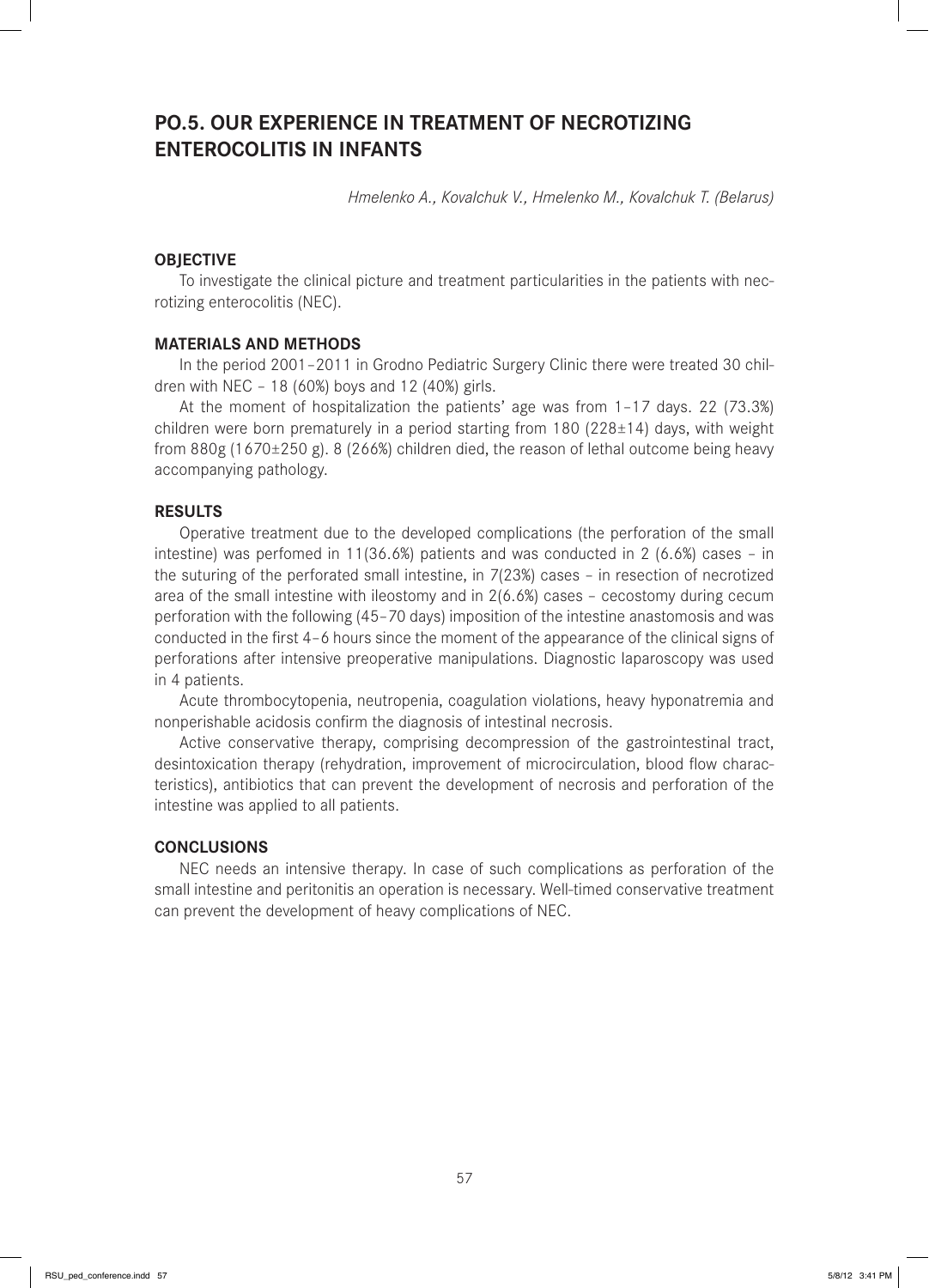# PO.5. OUR EXPERIENCE IN TREATMENT OF NECROTIZING ENTEROCOLITIS IN INFANTS

*Hmelenko A., Kovalchuk V., Hmelenko M., Kovalchuk T. (Belarus)*

## OBJECTIVE

To investigate the clinical picture and treatment particularities in the patients with necrotizing enterocolitis (NEC).

## MATERIALS AND METHODS

In the period 2001–2011 in Grodno Pediatric Surgery Clinic there were treated 30 children with NEC – 18 (60%) boys and 12 (40%) girls.

At the moment of hospitalization the patients' age was from 1–17 days. 22 (73.3%) children were born prematurely in a period starting from 180 (228±14) days, with weight from 880g (1670±250 g). 8 (266%) children died, the reason of lethal outcome being heavy accompanying pathology.

## RESULTS

Operative treatment due to the developed complications (the perforation of the small intestine) was perfomed in 11(36.6%) patients and was conducted in 2 (6.6%) cases – in the suturing of the perforated small intestine, in 7(23%) cases – in resection of necrotized area of the small intestine with ileostomy and in 2(6.6%) cases – cecostomy during cecum perforation with the following (45–70 days) imposition of the intestine anastomosis and was conducted in the first 4–6 hours since the moment of the appearance of the clinical signs of perforations after intensive preoperative manipulations. Diagnostic laparoscopy was used in 4 patients.

Acute thrombocytopenia, neutropenia, coagulation violations, heavy hyponatremia and nonperishable acidosis confirm the diagnosis of intestinal necrosis.

Active conservative therapy, comprising decompression of the gastrointestinal tract, desintoxication therapy (rehydration, improvement of microcirculation, blood flow characteristics), antibiotics that can prevent the development of necrosis and perforation of the intestine was applied to all patients.

## CONCLUSIONS

NEC needs an intensive therapy. In case of such complications as perforation of the small intestine and peritonitis an operation is necessary. Well-timed conservative treatment can prevent the development of heavy complications of NEC.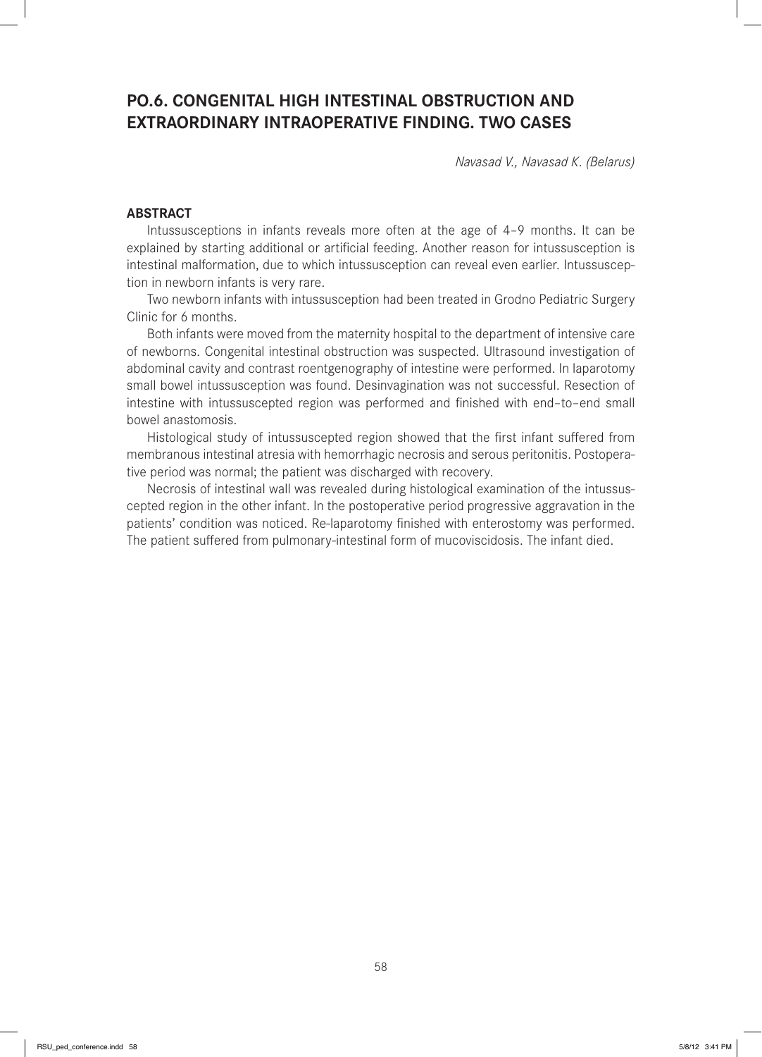## PO.6. CONGENITAL HIGH INTESTINAL OBSTRUCTION AND EXTRAORDINARY INTRAOPERATIVE FINDING. TWO CASES

*Navasad V., Navasad K. (Belarus)*

### ABSTRACT

Intussusceptions in infants reveals more often at the age of 4–9 months. It can be explained by starting additional or artificial feeding. Another reason for intussusception is intestinal malformation, due to which intussusception can reveal even earlier. Intussusception in newborn infants is very rare.

Two newborn infants with intussusception had been treated in Grodno Pediatric Surgery Clinic for 6 months.

Both infants were moved from the maternity hospital to the department of intensive care of newborns. Congenital intestinal obstruction was suspected. Ultrasound investigation of abdominal cavity and contrast roentgenography of intestine were performed. In laparotomy small bowel intussusception was found. Desinvagination was not successful. Resection of intestine with intussuscepted region was performed and finished with end–to–end small bowel anastomosis.

Histological study of intussuscepted region showed that the first infant suffered from membranous intestinal atresia with hemorrhagic necrosis and serous peritonitis. Postoperative period was normal; the patient was discharged with recovery.

Necrosis of intestinal wall was revealed during histological examination of the intussuscepted region in the other infant. In the postoperative period progressive aggravation in the patients' condition was noticed. Re-laparotomy finished with enterostomy was performed. The patient suffered from pulmonary-intestinal form of mucoviscidosis. The infant died.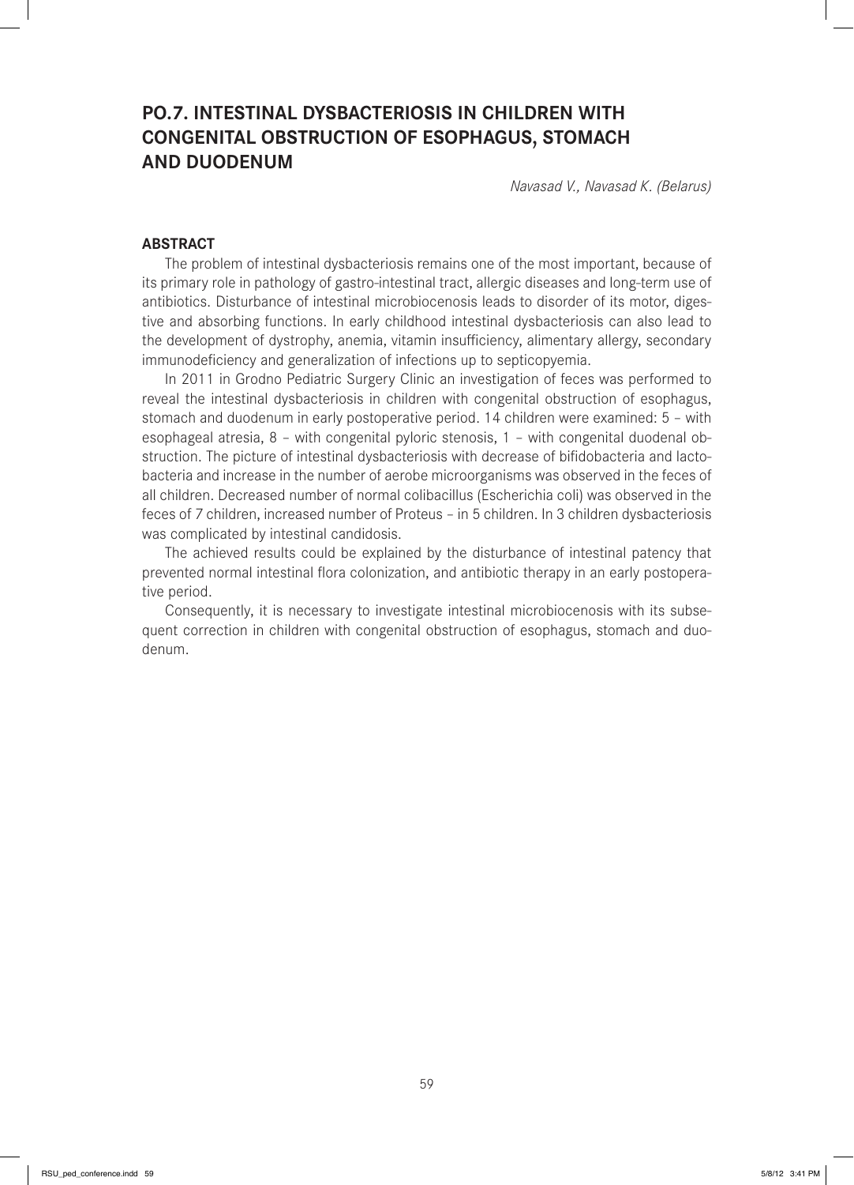# PO.7. INTESTINAL DYSBACTERIOSIS IN CHILDREN WITH CONGENITAL OBSTRUCTION OF ESOPHAGUS, STOMACH AND DUODENUM

*Navasad V., Navasad K. (Belarus)*

## ABSTRACT

The problem of intestinal dysbacteriosis remains one of the most important, because of its primary role in pathology of gastro-intestinal tract, allergic diseases and long-term use of antibiotics. Disturbance of intestinal microbiocenosis leads to disorder of its motor, digestive and absorbing functions. In early childhood intestinal dysbacteriosis can also lead to the development of dystrophy, anemia, vitamin insufficiency, alimentary allergy, secondary immunodeficiency and generalization of infections up to septicopyemia.

In 2011 in Grodno Pediatric Surgery Clinic an investigation of feces was performed to reveal the intestinal dysbacteriosis in children with congenital obstruction of esophagus, stomach and duodenum in early postoperative period. 14 children were examined: 5 – with esophageal atresia, 8 – with congenital pyloric stenosis, 1 – with congenital duodenal obstruction. The picture of intestinal dysbacteriosis with decrease of bifidobacteria and lactobacteria and increase in the number of aerobe microorganisms was observed in the feces of all children. Decreased number of normal colibacillus (Escherichia coli) was observed in the feces of 7 children, increased number of Proteus – in 5 children. In 3 children dysbacteriosis was complicated by intestinal candidosis.

The achieved results could be explained by the disturbance of intestinal patency that prevented normal intestinal flora colonization, and antibiotic therapy in an early postoperative period.

Consequently, it is necessary to investigate intestinal microbiocenosis with its subsequent correction in children with congenital obstruction of esophagus, stomach and duodenum.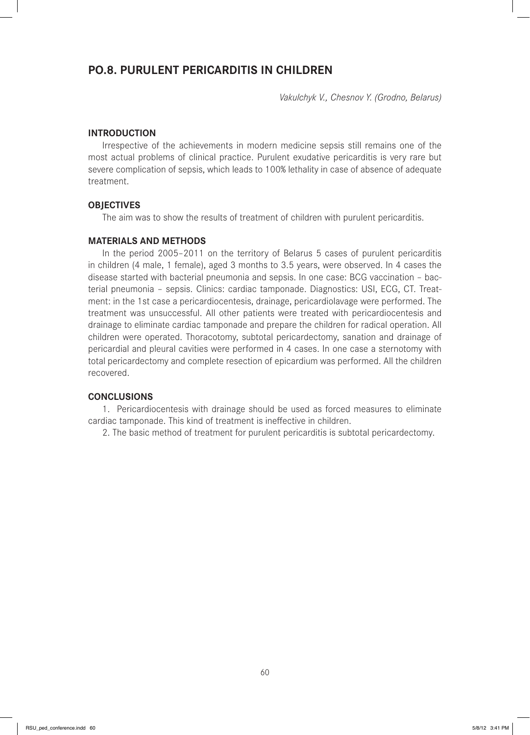## PO.8. PURULENT PERICARDITIS IN CHILDREN

*Vakulchyk V., Chesnov Y. (Grodno, Belarus)*

### INTRODUCTION

Irrespective of the achievements in modern medicine sepsis still remains one of the most actual problems of clinical practice. Purulent exudative pericarditis is very rare but severe complication of sepsis, which leads to 100% lethality in case of absence of adequate treatment.

### OBJECTIVES

The aim was to show the results of treatment of children with purulent pericarditis.

### MATERIALS AND METHODS

In the period 2005–2011 on the territory of Belarus 5 cases of purulent pericarditis in children (4 male, 1 female), aged 3 months to 3.5 years, were observed. In 4 cases the disease started with bacterial pneumonia and sepsis. In one case: BCG vaccination – bacterial pneumonia – sepsis. Clinics: cardiac tamponade. Diagnostics: USI, ECG, CT. Treatment: in the 1st case a pericardiocentesis, drainage, pericardiolavage were performed. The treatment was unsuccessful. All other patients were treated with pericardiocentesis and drainage to eliminate cardiac tamponade and prepare the children for radical operation. All children were operated. Thoracotomy, subtotal pericardectomy, sanation and drainage of pericardial and pleural cavities were performed in 4 cases. In one case a sternotomy with total pericardectomy and complete resection of epicardium was performed. All the children recovered.

### CONCLUSIONS

1. Pericardiocentesis with drainage should be used as forced measures to eliminate cardiac tamponade. This kind of treatment is ineffective in children.
2. The basic method of treatment for purulent pericarditis is subtotal pericardectomy.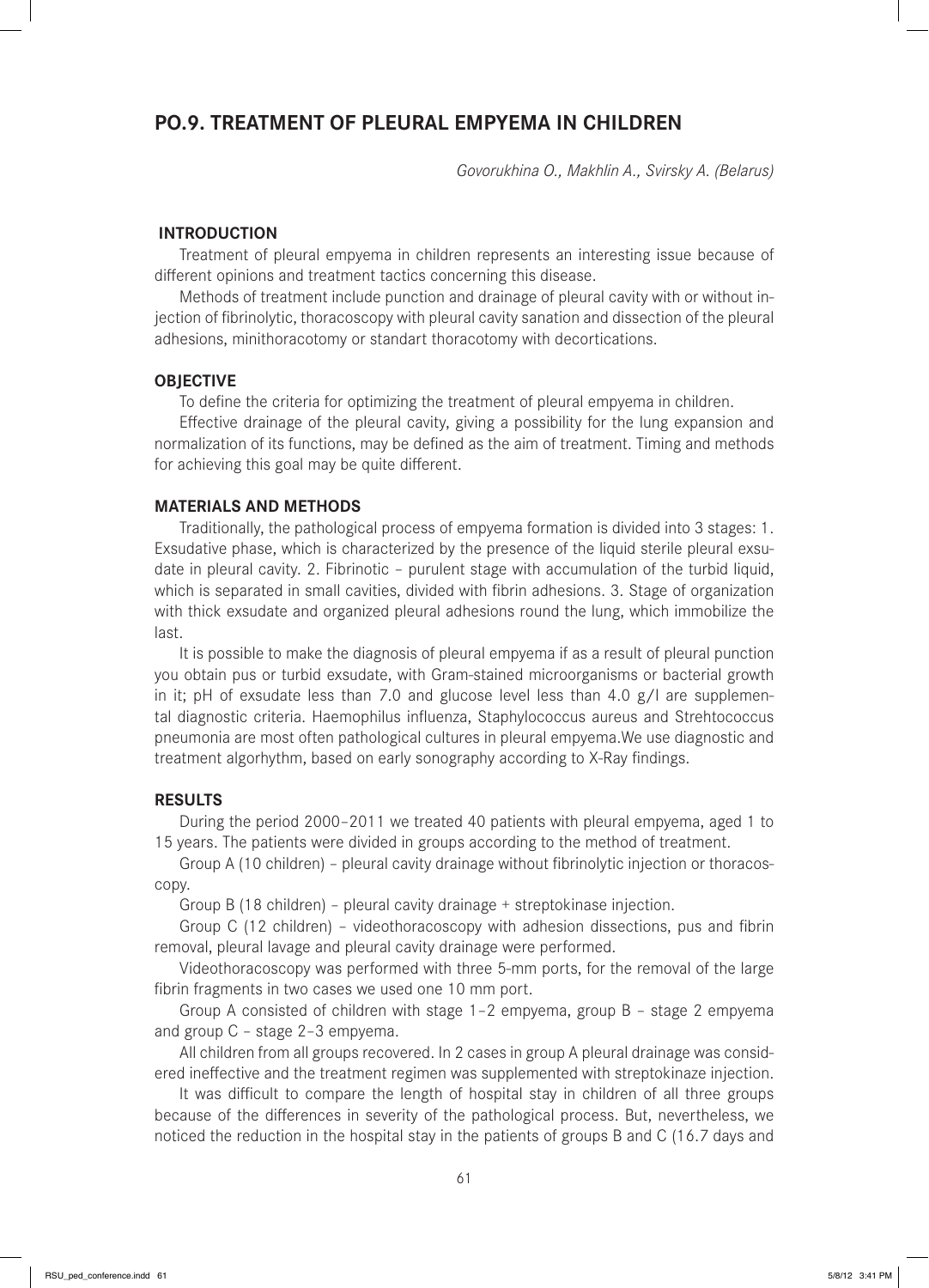## PO.9. TREATMENT OF PLEURAL EMPYEMA IN CHILDREN

*Govorukhina O., Makhlin A., Svirsky A. (Belarus)*

### INTRODUCTION

Treatment of pleural empyema in children represents an interesting issue because of different opinions and treatment tactics concerning this disease.

Methods of treatment include punction and drainage of pleural cavity with or without injection of fibrinolytic, thoracoscopy with pleural cavity sanation and dissection of the pleural adhesions, minithoracotomy or standart thoracotomy with decortications.

### OBJECTIVE

To define the criteria for optimizing the treatment of pleural empyema in children.

Effective drainage of the pleural cavity, giving a possibility for the lung expansion and normalization of its functions, may be defined as the aim of treatment. Timing and methods for achieving this goal may be quite different.

### MATERIALS AND METHODS

Traditionally, the pathological process of empyema formation is divided into 3 stages: 1. Exsudative phase, which is characterized by the presence of the liquid sterile pleural exsudate in pleural cavity. 2. Fibrinotic – purulent stage with accumulation of the turbid liquid, which is separated in small cavities, divided with fibrin adhesions. 3. Stage of organization with thick exsudate and organized pleural adhesions round the lung, which immobilize the last.

It is possible to make the diagnosis of pleural empyema if as a result of pleural punction you obtain pus or turbid exsudate, with Gram-stained microorganisms or bacterial growth in it; pH of exsudate less than 7.0 and glucose level less than 4.0 g/l are supplemental diagnostic criteria. Haemophilus influenza, Staphylococcus aureus and Strehtococcus pneumonia are most often pathological cultures in pleural empyema.We use diagnostic and treatment algorhythm, based on early sonography according to X-Ray findings.

### RESULTS

During the period 2000–2011 we treated 40 patients with pleural empyema, aged 1 to 15 years. The patients were divided in groups according to the method of treatment.

Group A (10 children) – pleural cavity drainage without fibrinolytic injection or thoracoscopy.

Group B (18 children) – pleural cavity drainage + streptokinase injection.

Group C (12 children) – videothoracoscopy with adhesion dissections, pus and fibrin removal, pleural lavage and pleural cavity drainage were performed.

Videothoracoscopy was performed with three 5-mm ports, for the removal of the large fibrin fragments in two cases we used one 10 mm port.

Group A consisted of children with stage 1–2 empyema, group B – stage 2 empyema and group C – stage 2–3 empyema.

All children from all groups recovered. In 2 cases in group A pleural drainage was considered ineffective and the treatment regimen was supplemented with streptokinaze injection.

It was difficult to compare the length of hospital stay in children of all three groups because of the differences in severity of the pathological process. But, nevertheless, we noticed the reduction in the hospital stay in the patients of groups B and C (16.7 days and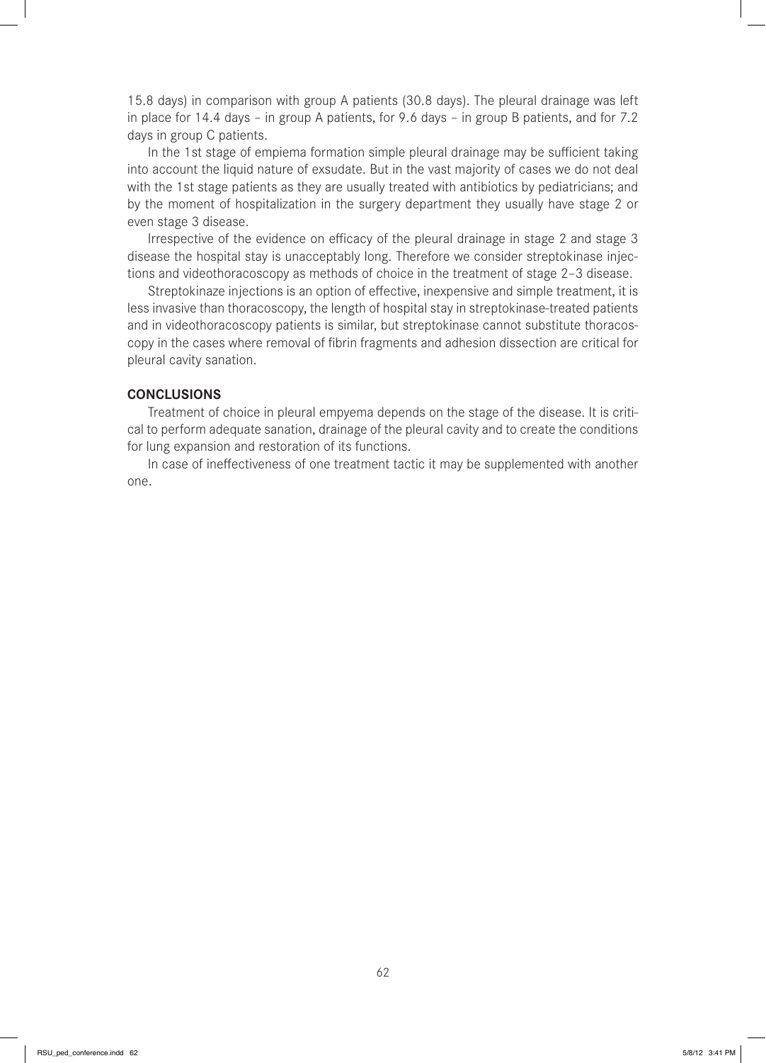15.8 days) in comparison with group A patients (30.8 days). The pleural drainage was left in place for 14.4 days – in group A patients, for 9.6 days – in group B patients, and for 7.2 days in group C patients.

In the 1st stage of empiema formation simple pleural drainage may be sufficient taking into account the liquid nature of exsudate. But in the vast majority of cases we do not deal with the 1st stage patients as they are usually treated with antibiotics by pediatricians; and by the moment of hospitalization in the surgery department they usually have stage 2 or even stage 3 disease.

Irrespective of the evidence on efficacy of the pleural drainage in stage 2 and stage 3 disease the hospital stay is unacceptably long. Therefore we consider streptokinase injections and videothoracoscopy as methods of choice in the treatment of stage 2–3 disease.

Streptokinaze injections is an option of effective, inexpensive and simple treatment, it is less invasive than thoracoscopy, the length of hospital stay in streptokinase-treated patients and in videothoracoscopy patients is similar, but streptokinase cannot substitute thoracoscopy in the cases where removal of fibrin fragments and adhesion dissection are critical for pleural cavity sanation.

## CONCLUSIONS

Treatment of choice in pleural empyema depends on the stage of the disease. It is critical to perform adequate sanation, drainage of the pleural cavity and to create the conditions for lung expansion and restoration of its functions.

In case of ineffectiveness of one treatment tactic it may be supplemented with another one.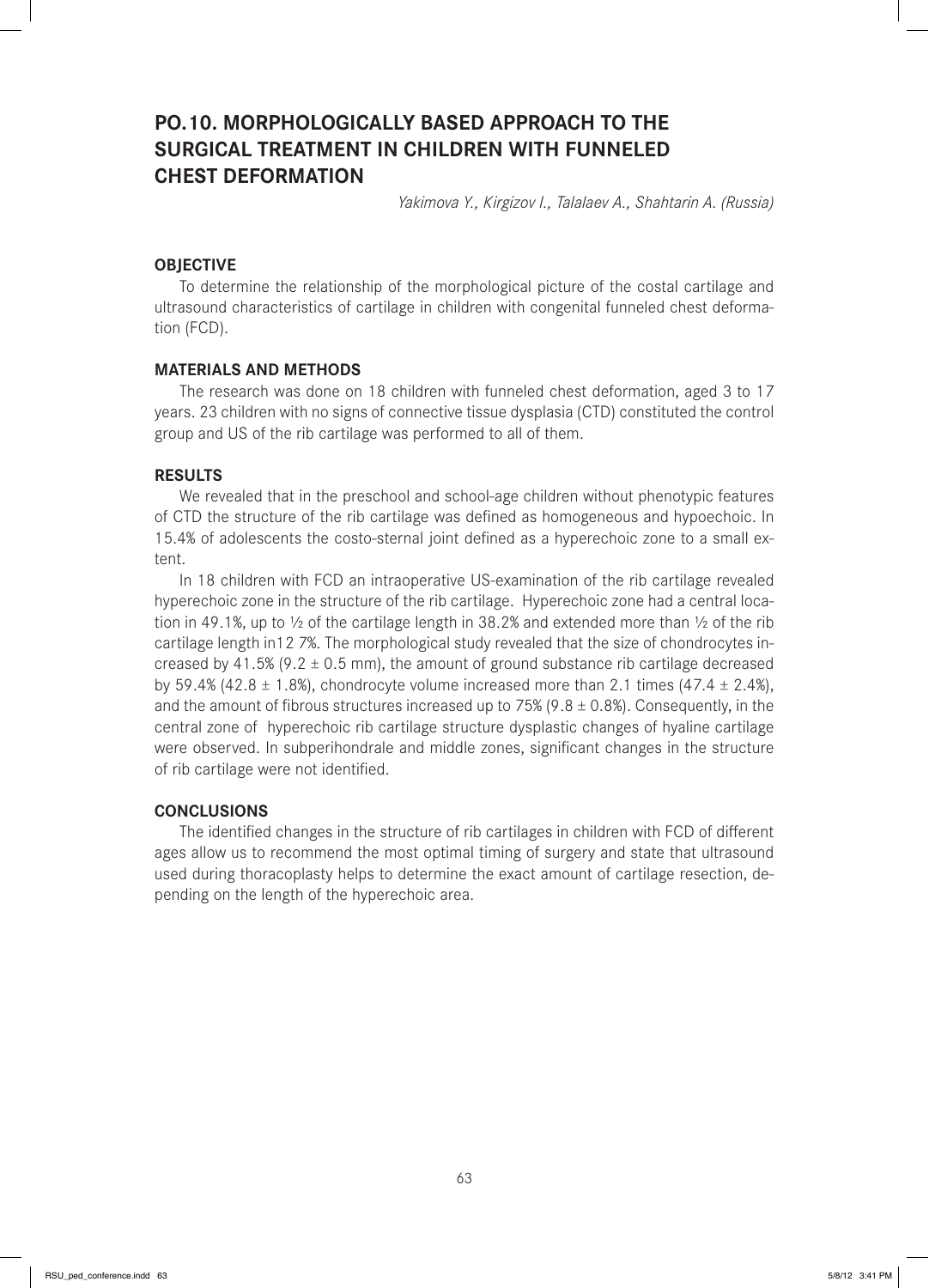# PO.10. MORPHOLOGICALLY BASED APPROACH TO THE SURGICAL TREATMENT IN CHILDREN WITH FUNNELED CHEST DEFORMATION

*Yakimova Y., Kirgizov I., Talalaev A., Shahtarin A. (Russia)*

## OBJECTIVE

To determine the relationship of the morphological picture of the costal cartilage and ultrasound characteristics of cartilage in children with congenital funneled chest deformation (FCD).

## MATERIALS AND METHODS

The research was done on 18 children with funneled chest deformation, aged 3 to 17 years. 23 children with no signs of connective tissue dysplasia (CTD) constituted the control group and US of the rib cartilage was performed to all of them.

## RESULTS

We revealed that in the preschool and school-age children without phenotypic features of CTD the structure of the rib cartilage was defined as homogeneous and hypoechoic. In 15.4% of adolescents the costo-sternal joint defined as a hyperechoic zone to a small extent.

In 18 children with FCD an intraoperative US-examination of the rib cartilage revealed hyperechoic zone in the structure of the rib cartilage. Hyperechoic zone had a central location in 49.1%, up to ½ of the cartilage length in 38.2% and extended more than ½ of the rib cartilage length in12 7%. The morphological study revealed that the size of chondrocytes increased by 41.5% ($9.2 \pm 0.5$ mm), the amount of ground substance rib cartilage decreased by 59.4% ($42.8 \pm 1.8$%), chondrocyte volume increased more than 2.1 times ($47.4 \pm 2.4$%), and the amount of fibrous structures increased up to 75% ($9.8 \pm 0.8$%). Consequently, in the central zone of hyperechoic rib cartilage structure dysplastic changes of hyaline cartilage were observed. In subperihondrale and middle zones, significant changes in the structure of rib cartilage were not identified.

## CONCLUSIONS

The identified changes in the structure of rib cartilages in children with FCD of different ages allow us to recommend the most optimal timing of surgery and state that ultrasound used during thoracoplasty helps to determine the exact amount of cartilage resection, depending on the length of the hyperechoic area.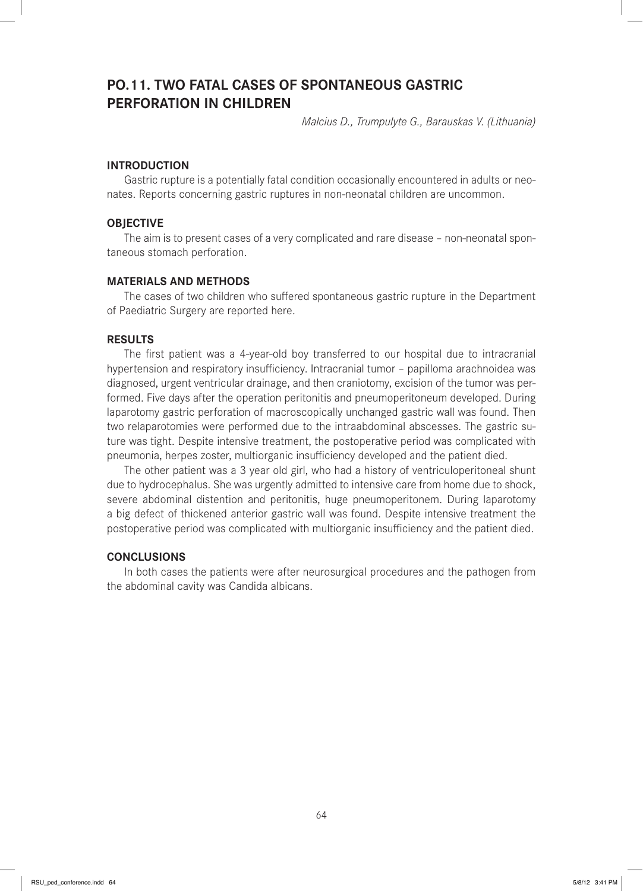## PO.11. TWO FATAL CASES OF SPONTANEOUS GASTRIC PERFORATION IN CHILDREN

*Malcius D., Trumpulyte G., Barauskas V. (Lithuania)*

### INTRODUCTION

Gastric rupture is a potentially fatal condition occasionally encountered in adults or neonates. Reports concerning gastric ruptures in non-neonatal children are uncommon.

### OBJECTIVE

The aim is to present cases of a very complicated and rare disease – non-neonatal spontaneous stomach perforation.

### MATERIALS AND METHODS

The cases of two children who suffered spontaneous gastric rupture in the Department of Paediatric Surgery are reported here.

### RESULTS

The first patient was a 4-year-old boy transferred to our hospital due to intracranial hypertension and respiratory insufficiency. Intracranial tumor – papilloma arachnoidea was diagnosed, urgent ventricular drainage, and then craniotomy, excision of the tumor was performed. Five days after the operation peritonitis and pneumoperitoneum developed. During laparotomy gastric perforation of macroscopically unchanged gastric wall was found. Then two relaparotomies were performed due to the intraabdominal abscesses. The gastric suture was tight. Despite intensive treatment, the postoperative period was complicated with pneumonia, herpes zoster, multiorganic insufficiency developed and the patient died.

The other patient was a 3 year old girl, who had a history of ventriculoperitoneal shunt due to hydrocephalus. She was urgently admitted to intensive care from home due to shock, severe abdominal distention and peritonitis, huge pneumoperitonem. During laparotomy a big defect of thickened anterior gastric wall was found. Despite intensive treatment the postoperative period was complicated with multiorganic insufficiency and the patient died.

### CONCLUSIONS

In both cases the patients were after neurosurgical procedures and the pathogen from the abdominal cavity was Candida albicans.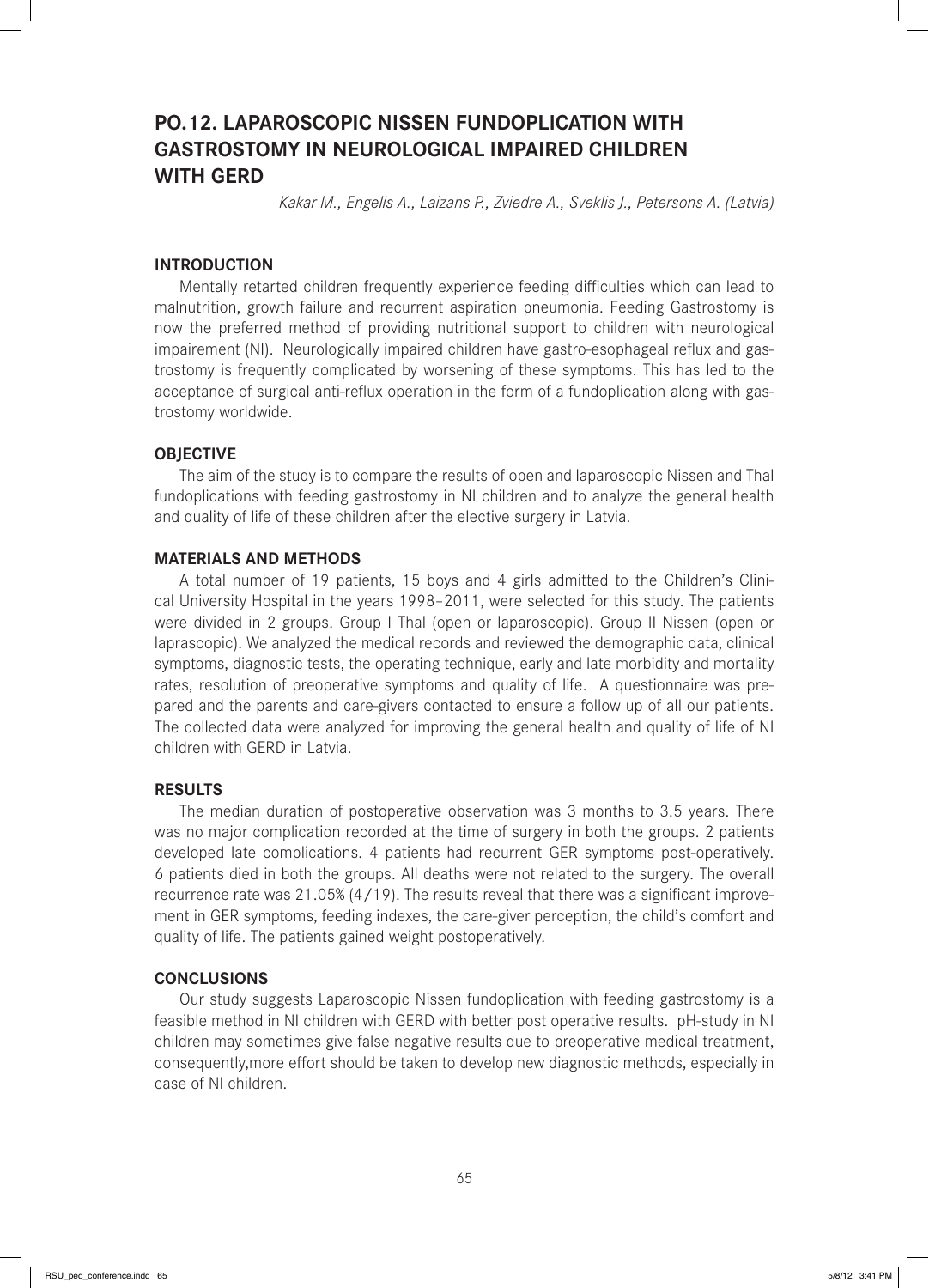## PO.12. LAPAROSCOPIC NISSEN FUNDOPLICATION WITH GASTROSTOMY IN NEUROLOGICAL IMPAIRED CHILDREN WITH GERD

*Kakar M., Engelis A., Laizans P., Zviedre A., Sveklis J., Petersons A. (Latvia)*

### INTRODUCTION

Mentally retarted children frequently experience feeding difficulties which can lead to malnutrition, growth failure and recurrent aspiration pneumonia. Feeding Gastrostomy is now the preferred method of providing nutritional support to children with neurological impairement (NI). Neurologically impaired children have gastro-esophageal reflux and gastrostomy is frequently complicated by worsening of these symptoms. This has led to the acceptance of surgical anti-reflux operation in the form of a fundoplication along with gastrostomy worldwide.

### OBJECTIVE

The aim of the study is to compare the results of open and laparoscopic Nissen and Thal fundoplications with feeding gastrostomy in NI children and to analyze the general health and quality of life of these children after the elective surgery in Latvia.

### MATERIALS AND METHODS

A total number of 19 patients, 15 boys and 4 girls admitted to the Children's Clinical University Hospital in the years 1998–2011, were selected for this study. The patients were divided in 2 groups. Group I Thal (open or laparoscopic). Group II Nissen (open or laprascopic). We analyzed the medical records and reviewed the demographic data, clinical symptoms, diagnostic tests, the operating technique, early and late morbidity and mortality rates, resolution of preoperative symptoms and quality of life. A questionnaire was prepared and the parents and care-givers contacted to ensure a follow up of all our patients. The collected data were analyzed for improving the general health and quality of life of NI children with GERD in Latvia.

### RESULTS

The median duration of postoperative observation was 3 months to 3.5 years. There was no major complication recorded at the time of surgery in both the groups. 2 patients developed late complications. 4 patients had recurrent GER symptoms post-operatively. 6 patients died in both the groups. All deaths were not related to the surgery. The overall recurrence rate was 21.05% (4/19). The results reveal that there was a significant improvement in GER symptoms, feeding indexes, the care-giver perception, the child's comfort and quality of life. The patients gained weight postoperatively.

### CONCLUSIONS

Our study suggests Laparoscopic Nissen fundoplication with feeding gastrostomy is a feasible method in NI children with GERD with better post operative results. pH-study in NI children may sometimes give false negative results due to preoperative medical treatment, consequently,more effort should be taken to develop new diagnostic methods, especially in case of NI children.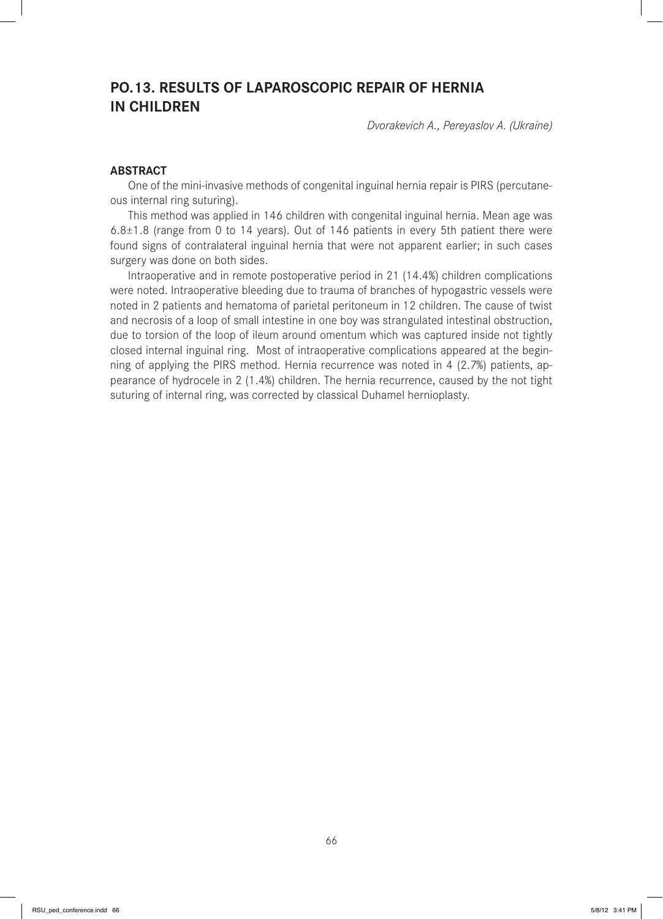## PO.13. RESULTS OF LAPAROSCOPIC REPAIR OF HERNIA IN CHILDREN

*Dvorakevich A., Pereyaslov A. (Ukraine)*

### ABSTRACT

One of the mini-invasive methods of congenital inguinal hernia repair is PIRS (percutaneous internal ring suturing).

This method was applied in 146 children with congenital inguinal hernia. Mean age was 6.8±1.8 (range from 0 to 14 years). Out of 146 patients in every 5th patient there were found signs of contralateral inguinal hernia that were not apparent earlier; in such cases surgery was done on both sides.

Intraoperative and in remote postoperative period in 21 (14.4%) children complications were noted. Intraoperative bleeding due to trauma of branches of hypogastric vessels were noted in 2 patients and hematoma of parietal peritoneum in 12 children. The cause of twist and necrosis of a loop of small intestine in one boy was strangulated intestinal obstruction, due to torsion of the loop of ileum around omentum which was captured inside not tightly closed internal inguinal ring. Most of intraoperative complications appeared at the beginning of applying the PIRS method. Hernia recurrence was noted in 4 (2.7%) patients, appearance of hydrocele in 2 (1.4%) children. The hernia recurrence, caused by the not tight suturing of internal ring, was corrected by classical Duhamel hernioplasty.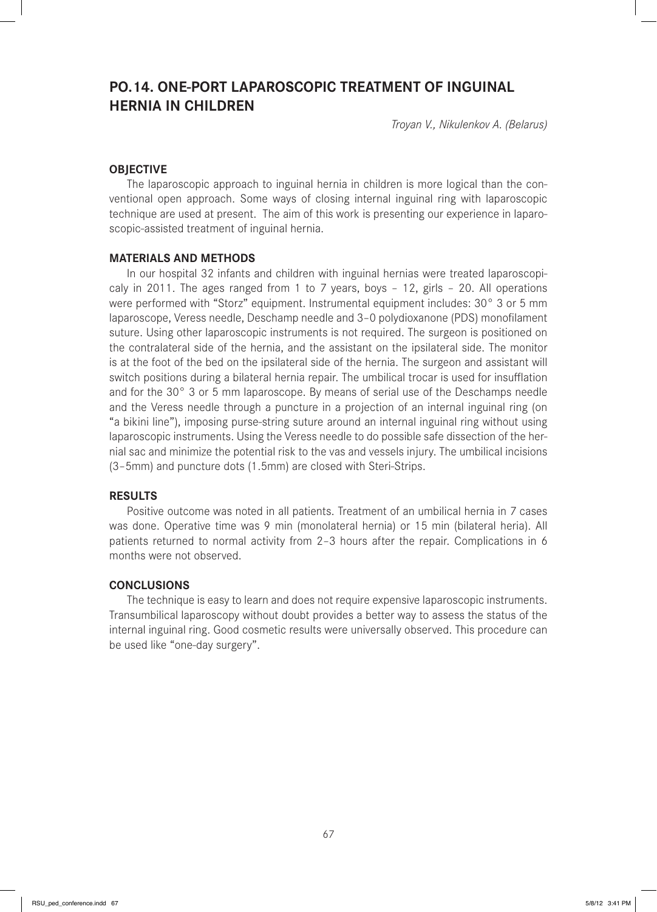# PO.14. ONE-PORT LAPAROSCOPIC TREATMENT OF INGUINAL HERNIA IN CHILDREN

*Troyan V., Nikulenkov A. (Belarus)*

## OBJECTIVE

The laparoscopic approach to inguinal hernia in children is more logical than the conventional open approach. Some ways of closing internal inguinal ring with laparoscopic technique are used at present. The aim of this work is presenting our experience in laparoscopic-assisted treatment of inguinal hernia.

## MATERIALS AND METHODS

In our hospital 32 infants and children with inguinal hernias were treated laparoscopicaly in 2011. The ages ranged from 1 to 7 years, boys – 12, girls – 20. All operations were performed with "Storz" equipment. Instrumental equipment includes: 30° 3 or 5 mm laparoscope, Veress needle, Deschamp needle and 3–0 polydioxanone (PDS) monofilament suture. Using other laparoscopic instruments is not required. The surgeon is positioned on the contralateral side of the hernia, and the assistant on the ipsilateral side. The monitor is at the foot of the bed on the ipsilateral side of the hernia. The surgeon and assistant will switch positions during a bilateral hernia repair. The umbilical trocar is used for insufflation and for the 30° 3 or 5 mm laparoscope. By means of serial use of the Deschamps needle and the Veress needle through a puncture in a projection of an internal inguinal ring (on "a bikini line"), imposing purse-string suture around an internal inguinal ring without using laparoscopic instruments. Using the Veress needle to do possible safe dissection of the hernial sac and minimize the potential risk to the vas and vessels injury. The umbilical incisions (3–5mm) and puncture dots (1.5mm) are closed with Steri-Strips.

## RESULTS

Positive outcome was noted in all patients. Treatment of an umbilical hernia in 7 cases was done. Operative time was 9 min (monolateral hernia) or 15 min (bilateral heria). All patients returned to normal activity from 2–3 hours after the repair. Complications in 6 months were not observed.

## CONCLUSIONS

The technique is easy to learn and does not require expensive laparoscopic instruments. Transumbilical laparoscopy without doubt provides a better way to assess the status of the internal inguinal ring. Good cosmetic results were universally observed. This procedure can be used like "one-day surgery".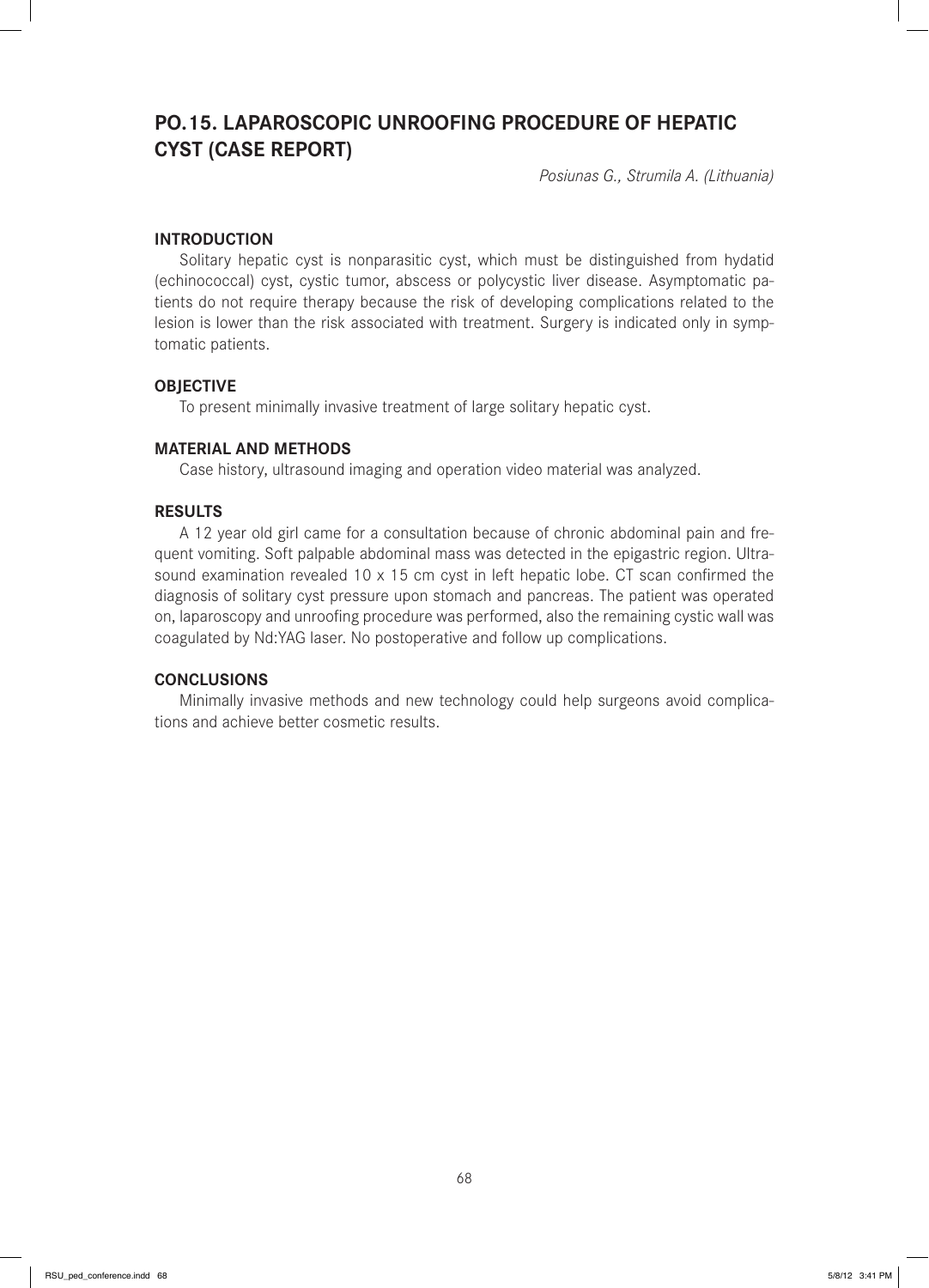## PO.15. LAPAROSCOPIC UNROOFING PROCEDURE OF HEPATIC CYST (CASE REPORT)

*Posiunas G., Strumila A. (Lithuania)*

### INTRODUCTION

Solitary hepatic cyst is nonparasitic cyst, which must be distinguished from hydatid (echinococcal) cyst, cystic tumor, abscess or polycystic liver disease. Asymptomatic patients do not require therapy because the risk of developing complications related to the lesion is lower than the risk associated with treatment. Surgery is indicated only in symptomatic patients.

### OBJECTIVE

To present minimally invasive treatment of large solitary hepatic cyst.

### MATERIAL AND METHODS

Case history, ultrasound imaging and operation video material was analyzed.

### RESULTS

A 12 year old girl came for a consultation because of chronic abdominal pain and frequent vomiting. Soft palpable abdominal mass was detected in the epigastric region. Ultrasound examination revealed 10 x 15 cm cyst in left hepatic lobe. CT scan confirmed the diagnosis of solitary cyst pressure upon stomach and pancreas. The patient was operated on, laparoscopy and unroofing procedure was performed, also the remaining cystic wall was coagulated by Nd:YAG laser. No postoperative and follow up complications.

### CONCLUSIONS

Minimally invasive methods and new technology could help surgeons avoid complications and achieve better cosmetic results.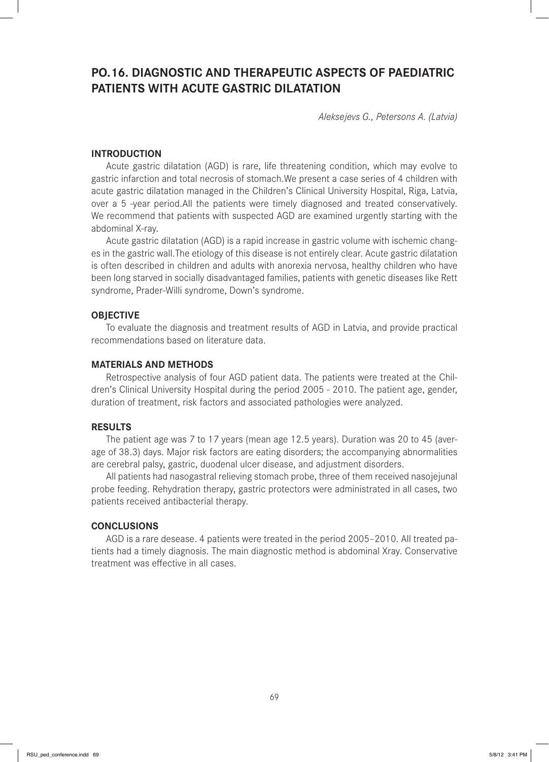# PO.16. DIAGNOSTIC AND THERAPEUTIC ASPECTS OF PAEDIATRIC PATIENTS WITH ACUTE GASTRIC DILATATION

*Aleksejevs G., Petersons A. (Latvia)*

## INTRODUCTION

Acute gastric dilatation (AGD) is rare, life threatening condition, which may evolve to gastric infarction and total necrosis of stomach.We present a case series of 4 children with acute gastric dilatation managed in the Children's Clinical University Hospital, Riga, Latvia, over a 5 -year period.All the patients were timely diagnosed and treated conservatively. We recommend that patients with suspected AGD are examined urgently starting with the abdominal X-ray.

Acute gastric dilatation (AGD) is a rapid increase in gastric volume with ischemic changes in the gastric wall.The etiology of this disease is not entirely clear. Acute gastric dilatation is often described in children and adults with anorexia nervosa, healthy children who have been long starved in socially disadvantaged families, patients with genetic diseases like Rett syndrome, Prader-Willi syndrome, Down's syndrome.

## OBJECTIVE

To evaluate the diagnosis and treatment results of AGD in Latvia, and provide practical recommendations based on literature data.

## MATERIALS AND METHODS

Retrospective analysis of four AGD patient data. The patients were treated at the Children's Clinical University Hospital during the period 2005 - 2010. The patient age, gender, duration of treatment, risk factors and associated pathologies were analyzed.

## RESULTS

The patient age was 7 to 17 years (mean age 12.5 years). Duration was 20 to 45 (average of 38.3) days. Major risk factors are eating disorders; the accompanying abnormalities are cerebral palsy, gastric, duodenal ulcer disease, and adjustment disorders.

All patients had nasogastral relieving stomach probe, three of them received nasojejunal probe feeding. Rehydration therapy, gastric protectors were administrated in all cases, two patients received antibacterial therapy.

## CONCLUSIONS

AGD is a rare desease. 4 patients were treated in the period 2005–2010. All treated patients had a timely diagnosis. The main diagnostic method is abdominal Xray. Conservative treatment was effective in all cases.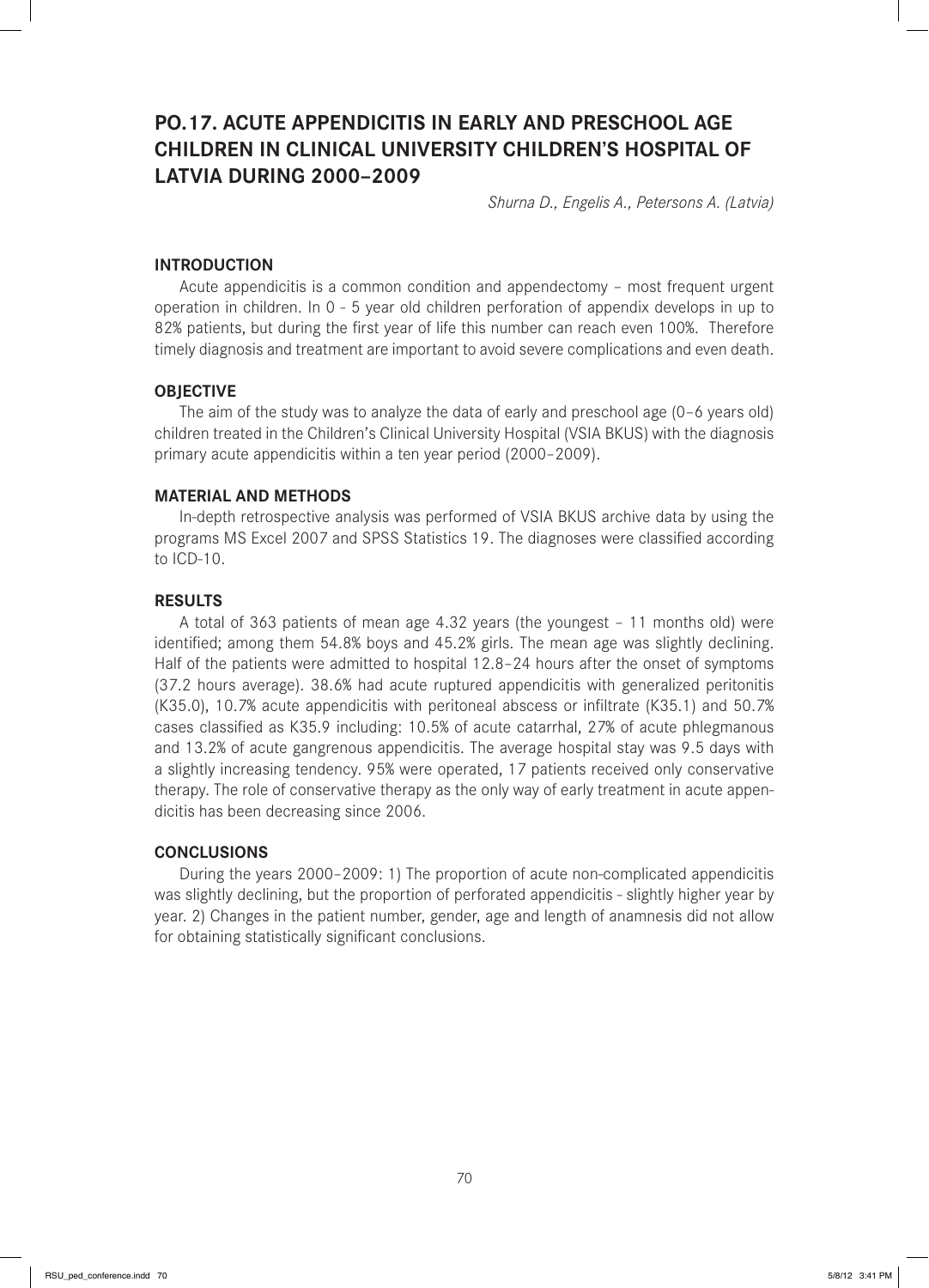## PO.17. ACUTE APPENDICITIS IN EARLY AND PRESCHOOL AGE CHILDREN IN CLINICAL UNIVERSITY CHILDREN'S HOSPITAL OF LATVIA DURING 2000–2009

*Shurna D., Engelis A., Petersons A. (Latvia)*

### INTRODUCTION

Acute appendicitis is a common condition and appendectomy – most frequent urgent operation in children. In 0 - 5 year old children perforation of appendix develops in up to 82% patients, but during the first year of life this number can reach even 100%. Therefore timely diagnosis and treatment are important to avoid severe complications and even death.

### OBJECTIVE

The aim of the study was to analyze the data of early and preschool age (0–6 years old) children treated in the Children's Clinical University Hospital (VSIA BKUS) with the diagnosis primary acute appendicitis within a ten year period (2000–2009).

### MATERIAL AND METHODS

In-depth retrospective analysis was performed of VSIA BKUS archive data by using the programs MS Excel 2007 and SPSS Statistics 19. The diagnoses were classified according to ICD-10.

### RESULTS

A total of 363 patients of mean age 4.32 years (the youngest – 11 months old) were identified; among them 54.8% boys and 45.2% girls. The mean age was slightly declining. Half of the patients were admitted to hospital 12.8–24 hours after the onset of symptoms (37.2 hours average). 38.6% had acute ruptured appendicitis with generalized peritonitis (K35.0), 10.7% acute appendicitis with peritoneal abscess or infiltrate (K35.1) and 50.7% cases classified as K35.9 including: 10.5% of acute catarrhal, 27% of acute phlegmanous and 13.2% of acute gangrenous appendicitis. The average hospital stay was 9.5 days with a slightly increasing tendency. 95% were operated, 17 patients received only conservative therapy. The role of conservative therapy as the only way of early treatment in acute appendicitis has been decreasing since 2006.

### CONCLUSIONS

During the years 2000–2009: 1) The proportion of acute non-complicated appendicitis was slightly declining, but the proportion of perforated appendicitis - slightly higher year by year. 2) Changes in the patient number, gender, age and length of anamnesis did not allow for obtaining statistically significant conclusions.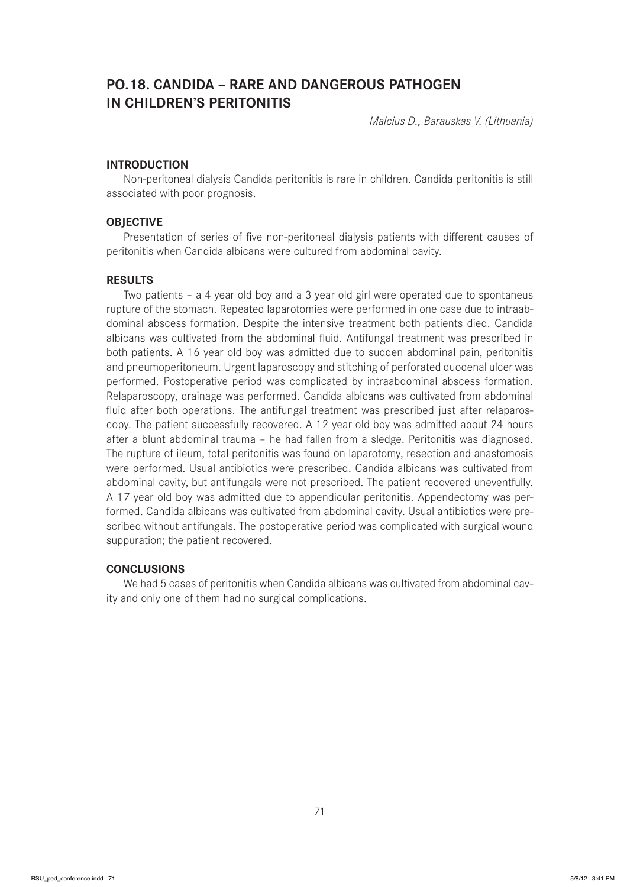## PO.18. CANDIDA – RARE AND DANGEROUS PATHOGEN IN CHILDREN'S PERITONITIS

*Malcius D., Barauskas V. (Lithuania)*

### INTRODUCTION

Non-peritoneal dialysis Candida peritonitis is rare in children. Candida peritonitis is still associated with poor prognosis.

### OBJECTIVE

Presentation of series of five non-peritoneal dialysis patients with different causes of peritonitis when Candida albicans were cultured from abdominal cavity.

### RESULTS

Two patients – a 4 year old boy and a 3 year old girl were operated due to spontaneus rupture of the stomach. Repeated laparotomies were performed in one case due to intraabdominal abscess formation. Despite the intensive treatment both patients died. Candida albicans was cultivated from the abdominal fluid. Antifungal treatment was prescribed in both patients. A 16 year old boy was admitted due to sudden abdominal pain, peritonitis and pneumoperitoneum. Urgent laparoscopy and stitching of perforated duodenal ulcer was performed. Postoperative period was complicated by intraabdominal abscess formation. Relaparoscopy, drainage was performed. Candida albicans was cultivated from abdominal fluid after both operations. The antifungal treatment was prescribed just after relaparoscopy. The patient successfully recovered. A 12 year old boy was admitted about 24 hours after a blunt abdominal trauma – he had fallen from a sledge. Peritonitis was diagnosed. The rupture of ileum, total peritonitis was found on laparotomy, resection and anastomosis were performed. Usual antibiotics were prescribed. Candida albicans was cultivated from abdominal cavity, but antifungals were not prescribed. The patient recovered uneventfully. A 17 year old boy was admitted due to appendicular peritonitis. Appendectomy was performed. Candida albicans was cultivated from abdominal cavity. Usual antibiotics were prescribed without antifungals. The postoperative period was complicated with surgical wound suppuration; the patient recovered.

### CONCLUSIONS

We had 5 cases of peritonitis when Candida albicans was cultivated from abdominal cavity and only one of them had no surgical complications.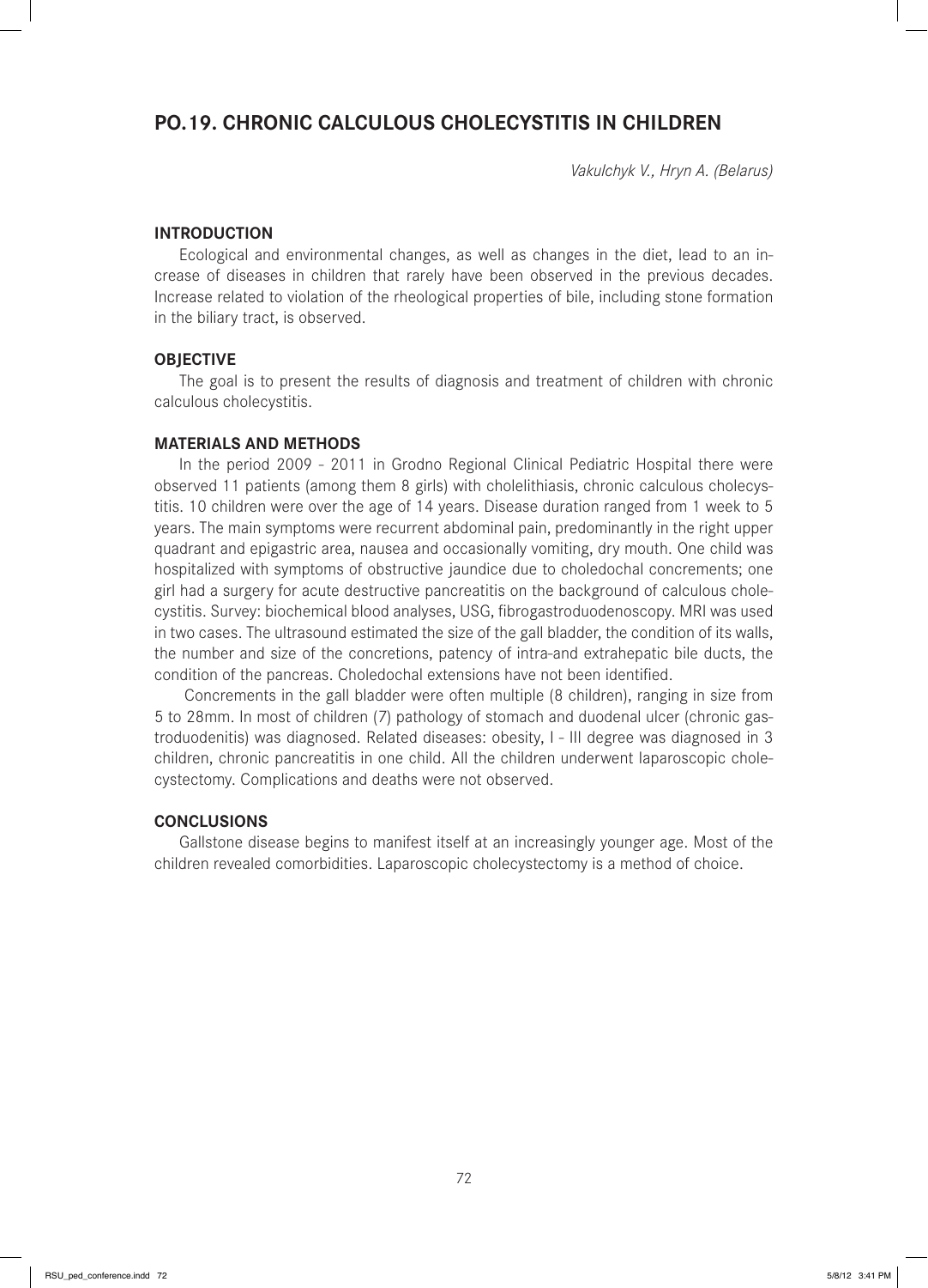## PO.19. CHRONIC CALCULOUS CHOLECYSTITIS IN CHILDREN

*Vakulchyk V., Hryn A. (Belarus)*

### INTRODUCTION

Ecological and environmental changes, as well as changes in the diet, lead to an increase of diseases in children that rarely have been observed in the previous decades. Increase related to violation of the rheological properties of bile, including stone formation in the biliary tract, is observed.

### OBJECTIVE

The goal is to present the results of diagnosis and treatment of children with chronic calculous cholecystitis.

### MATERIALS AND METHODS

In the period 2009 - 2011 in Grodno Regional Clinical Pediatric Hospital there were observed 11 patients (among them 8 girls) with cholelithiasis, chronic calculous cholecystitis. 10 children were over the age of 14 years. Disease duration ranged from 1 week to 5 years. The main symptoms were recurrent abdominal pain, predominantly in the right upper quadrant and epigastric area, nausea and occasionally vomiting, dry mouth. One child was hospitalized with symptoms of obstructive jaundice due to choledochal concrements; one girl had a surgery for acute destructive pancreatitis on the background of calculous cholecystitis. Survey: biochemical blood analyses, USG, fibrogastroduodenoscopy. MRI was used in two cases. The ultrasound estimated the size of the gall bladder, the condition of its walls, the number and size of the concretions, patency of intra-and extrahepatic bile ducts, the condition of the pancreas. Choledochal extensions have not been identified.

Concrements in the gall bladder were often multiple (8 children), ranging in size from 5 to 28mm. In most of children (7) pathology of stomach and duodenal ulcer (chronic gastroduodenitis) was diagnosed. Related diseases: obesity, I - III degree was diagnosed in 3 children, chronic pancreatitis in one child. All the children underwent laparoscopic cholecystectomy. Complications and deaths were not observed.

### CONCLUSIONS

Gallstone disease begins to manifest itself at an increasingly younger age. Most of the children revealed comorbidities. Laparoscopic cholecystectomy is a method of choice.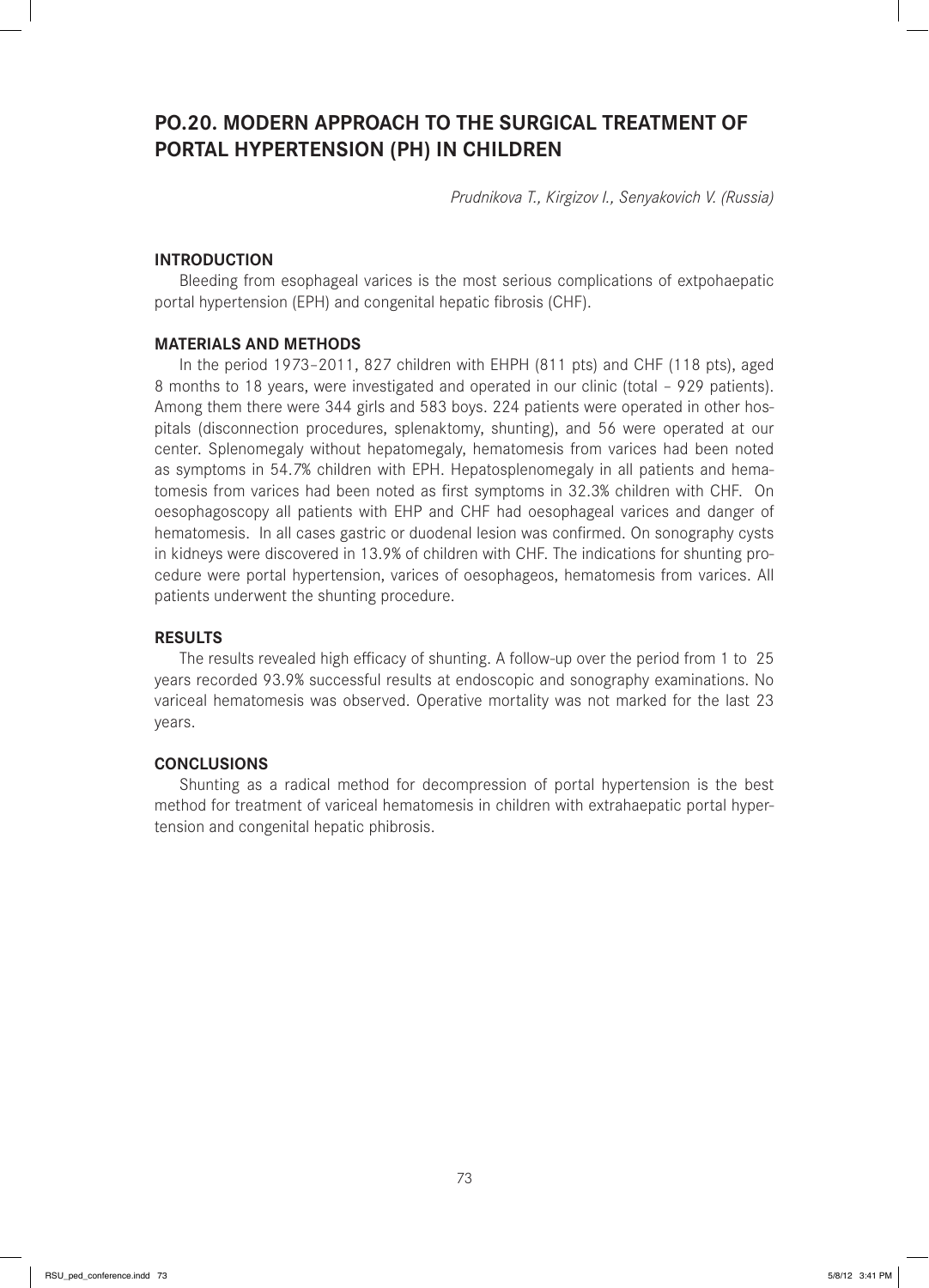# PO.20. MODERN APPROACH TO THE SURGICAL TREATMENT OF PORTAL HYPERTENSION (PH) IN CHILDREN

*Prudnikova T., Kirgizov I., Senyakovich V. (Russia)*

## INTRODUCTION

Bleeding from esophageal varices is the most serious complications of extpohaepatic portal hypertension (EPH) and congenital hepatic fibrosis (CHF).

## MATERIALS AND METHODS

In the period 1973–2011, 827 children with EHPH (811 pts) and CHF (118 pts), aged 8 months to 18 years, were investigated and operated in our clinic (total – 929 patients). Among them there were 344 girls and 583 boys. 224 patients were operated in other hospitals (disconnection procedures, splenaktomy, shunting), and 56 were operated at our center. Splenomegaly without hepatomegaly, hematomesis from varices had been noted as symptoms in 54.7% children with EPH. Hepatosplenomegaly in all patients and hematomesis from varices had been noted as first symptoms in 32.3% children with CHF. On oesophagoscopy all patients with EHP and CHF had oesophageal varices and danger of hematomesis. In all cases gastric or duodenal lesion was confirmed. On sonography cysts in kidneys were discovered in 13.9% of children with CHF. The indications for shunting procedure were portal hypertension, varices of oesophageos, hematomesis from varices. All patients underwent the shunting procedure.

## RESULTS

The results revealed high efficacy of shunting. A follow-up over the period from 1 to 25 years recorded 93.9% successful results at endoscopic and sonography examinations. No variceal hematomesis was observed. Operative mortality was not marked for the last 23 years.

## CONCLUSIONS

Shunting as a radical method for decompression of portal hypertension is the best method for treatment of variceal hematomesis in children with extrahaepatic portal hypertension and congenital hepatic phibrosis.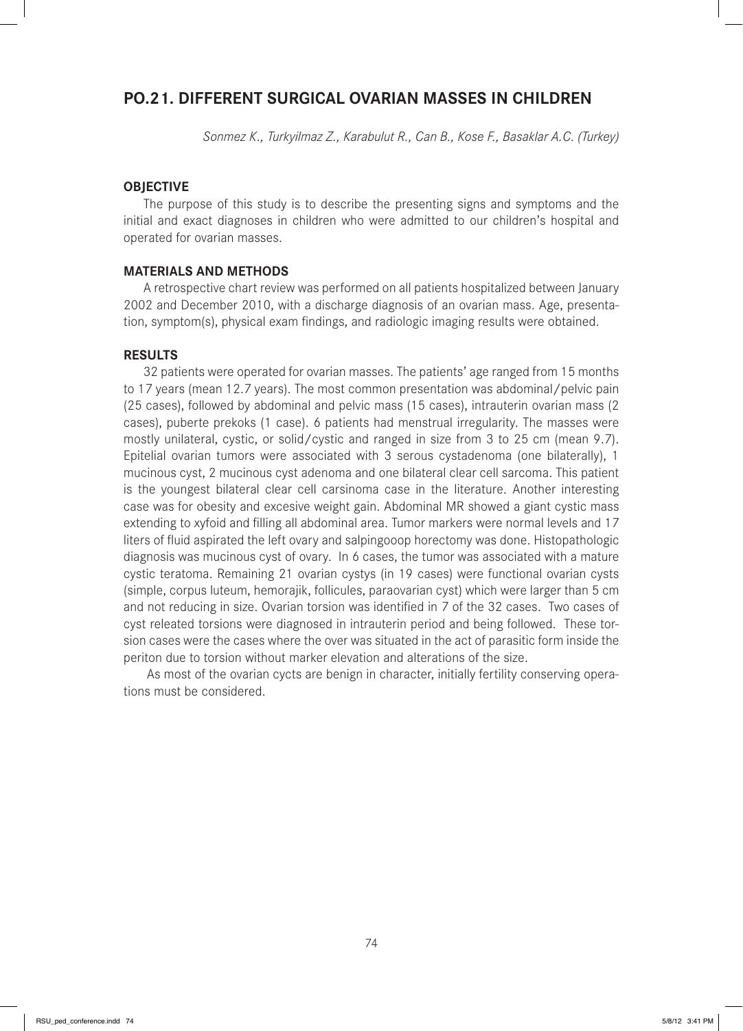## PO.21. DIFFERENT SURGICAL OVARIAN MASSES IN CHILDREN

*Sonmez K., Turkyilmaz Z., Karabulut R., Can B., Kose F., Basaklar A.C. (Turkey)*

### OBJECTIVE

The purpose of this study is to describe the presenting signs and symptoms and the initial and exact diagnoses in children who were admitted to our children's hospital and operated for ovarian masses.

### MATERIALS AND METHODS

A retrospective chart review was performed on all patients hospitalized between January 2002 and December 2010, with a discharge diagnosis of an ovarian mass. Age, presentation, symptom(s), physical exam findings, and radiologic imaging results were obtained.

### RESULTS

32 patients were operated for ovarian masses. The patients' age ranged from 15 months to 17 years (mean 12.7 years). The most common presentation was abdominal/pelvic pain (25 cases), followed by abdominal and pelvic mass (15 cases), intrauterin ovarian mass (2 cases), puberte prekoks (1 case). 6 patients had menstrual irregularity. The masses were mostly unilateral, cystic, or solid/cystic and ranged in size from 3 to 25 cm (mean 9.7). Epitelial ovarian tumors were associated with 3 serous cystadenoma (one bilaterally), 1 mucinous cyst, 2 mucinous cyst adenoma and one bilateral clear cell sarcoma. This patient is the youngest bilateral clear cell carsinoma case in the literature. Another interesting case was for obesity and excesive weight gain. Abdominal MR showed a giant cystic mass extending to xyfoid and filling all abdominal area. Tumor markers were normal levels and 17 liters of fluid aspirated the left ovary and salpingooop horectomy was done. Histopathologic diagnosis was mucinous cyst of ovary. In 6 cases, the tumor was associated with a mature cystic teratoma. Remaining 21 ovarian cystys (in 19 cases) were functional ovarian cysts (simple, corpus luteum, hemorajik, follicules, paraovarian cyst) which were larger than 5 cm and not reducing in size. Ovarian torsion was identified in 7 of the 32 cases. Two cases of cyst releated torsions were diagnosed in intrauterin period and being followed. These torsion cases were the cases where the over was situated in the act of parasitic form inside the periton due to torsion without marker elevation and alterations of the size.

As most of the ovarian cycts are benign in character, initially fertility conserving operations must be considered.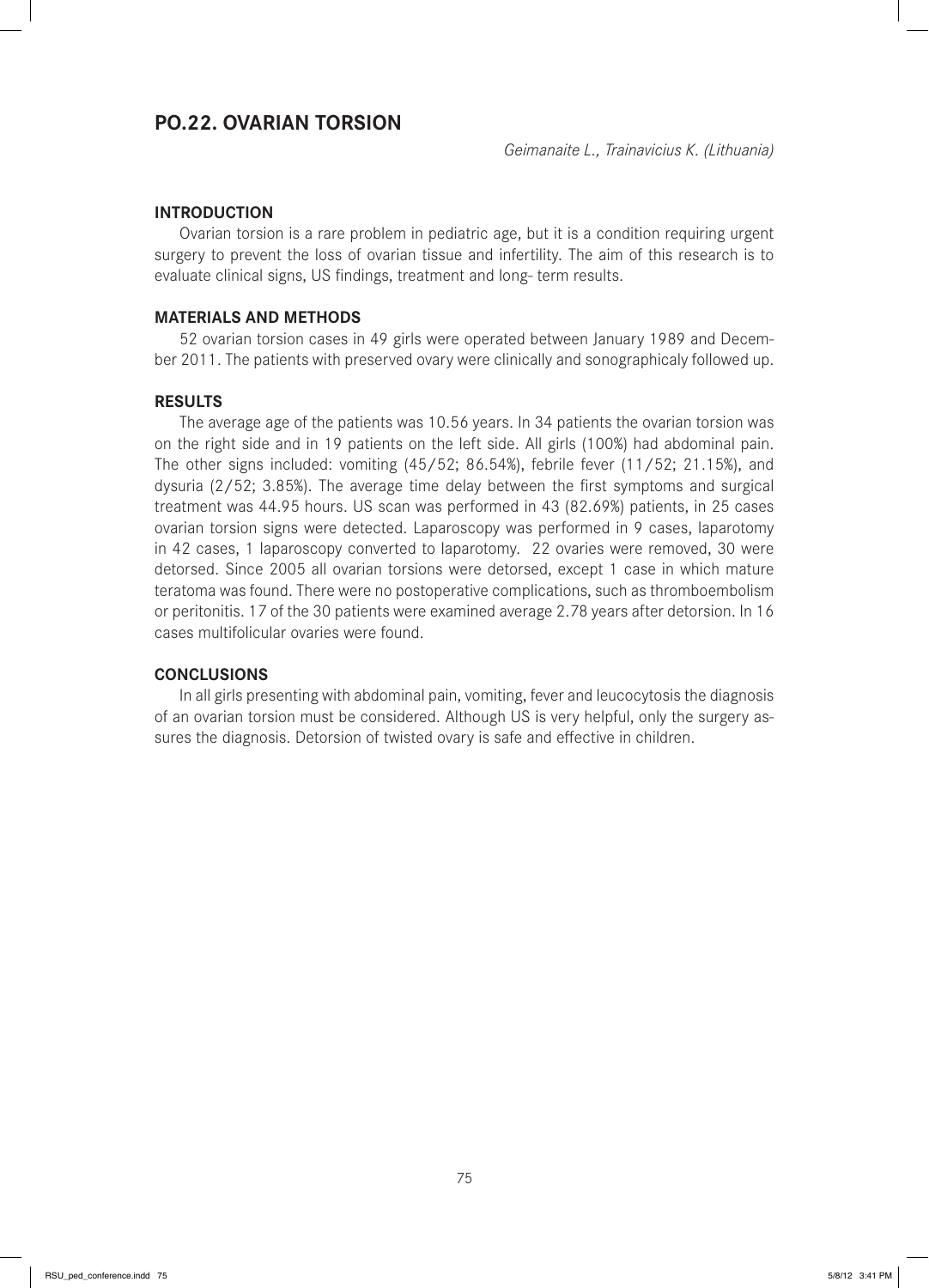## PO.22. OVARIAN TORSION

*Geimanaite L., Trainavicius K. (Lithuania)*

### INTRODUCTION

Ovarian torsion is a rare problem in pediatric age, but it is a condition requiring urgent surgery to prevent the loss of ovarian tissue and infertility. The aim of this research is to evaluate clinical signs, US findings, treatment and long- term results.

### MATERIALS AND METHODS

52 ovarian torsion cases in 49 girls were operated between January 1989 and December 2011. The patients with preserved ovary were clinically and sonographicaly followed up.

### RESULTS

The average age of the patients was 10.56 years. In 34 patients the ovarian torsion was on the right side and in 19 patients on the left side. All girls (100%) had abdominal pain. The other signs included: vomiting (45/52; 86.54%), febrile fever (11/52; 21.15%), and dysuria (2/52; 3.85%). The average time delay between the first symptoms and surgical treatment was 44.95 hours. US scan was performed in 43 (82.69%) patients, in 25 cases ovarian torsion signs were detected. Laparoscopy was performed in 9 cases, laparotomy in 42 cases, 1 laparoscopy converted to laparotomy. 22 ovaries were removed, 30 were detorsed. Since 2005 all ovarian torsions were detorsed, except 1 case in which mature teratoma was found. There were no postoperative complications, such as thromboembolism or peritonitis. 17 of the 30 patients were examined average 2.78 years after detorsion. In 16 cases multifolicular ovaries were found.

### CONCLUSIONS

In all girls presenting with abdominal pain, vomiting, fever and leucocytosis the diagnosis of an ovarian torsion must be considered. Although US is very helpful, only the surgery assures the diagnosis. Detorsion of twisted ovary is safe and effective in children.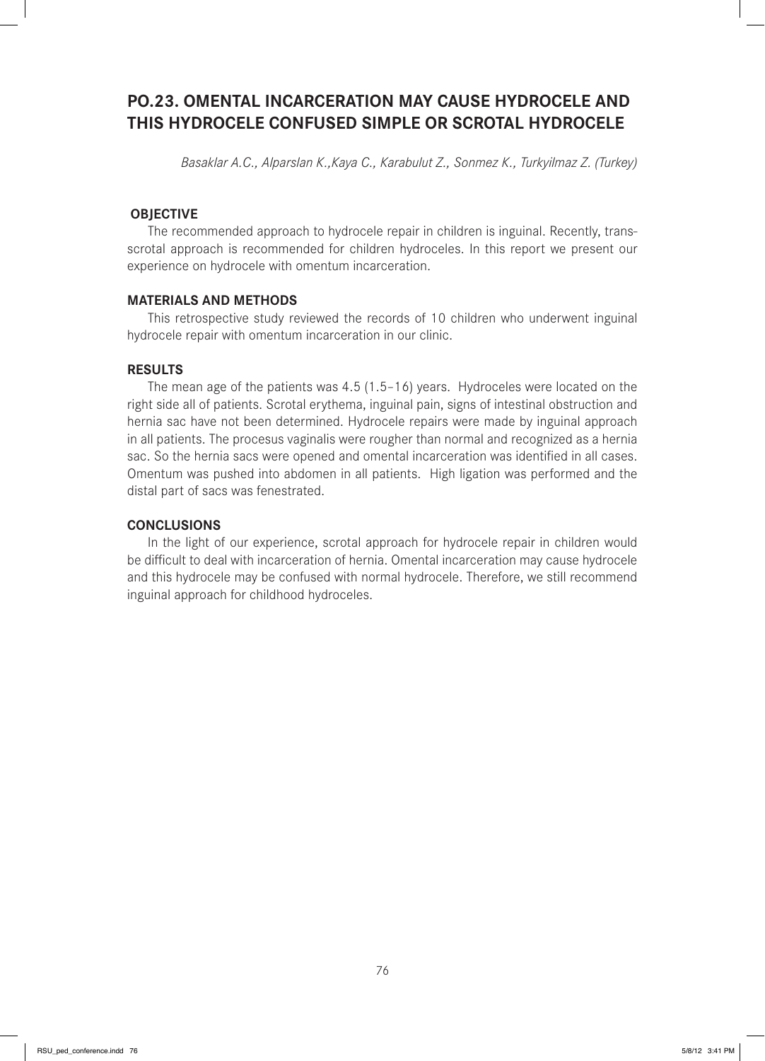## PO.23. OMENTAL INCARCERATION MAY CAUSE HYDROCELE AND THIS HYDROCELE CONFUSED SIMPLE OR SCROTAL HYDROCELE

*Basaklar A.C., Alparslan K.,Kaya C., Karabulut Z., Sonmez K., Turkyilmaz Z. (Turkey)*

### OBJECTIVE

The recommended approach to hydrocele repair in children is inguinal. Recently, trans-scrotal approach is recommended for children hydroceles. In this report we present our experience on hydrocele with omentum incarceration.

### MATERIALS AND METHODS

This retrospective study reviewed the records of 10 children who underwent inguinal hydrocele repair with omentum incarceration in our clinic.

### RESULTS

The mean age of the patients was 4.5 (1.5–16) years. Hydroceles were located on the right side all of patients. Scrotal erythema, inguinal pain, signs of intestinal obstruction and hernia sac have not been determined. Hydrocele repairs were made by inguinal approach in all patients. The procesus vaginalis were rougher than normal and recognized as a hernia sac. So the hernia sacs were opened and omental incarceration was identified in all cases. Omentum was pushed into abdomen in all patients. High ligation was performed and the distal part of sacs was fenestrated.

### CONCLUSIONS

In the light of our experience, scrotal approach for hydrocele repair in children would be difficult to deal with incarceration of hernia. Omental incarceration may cause hydrocele and this hydrocele may be confused with normal hydrocele. Therefore, we still recommend inguinal approach for childhood hydroceles.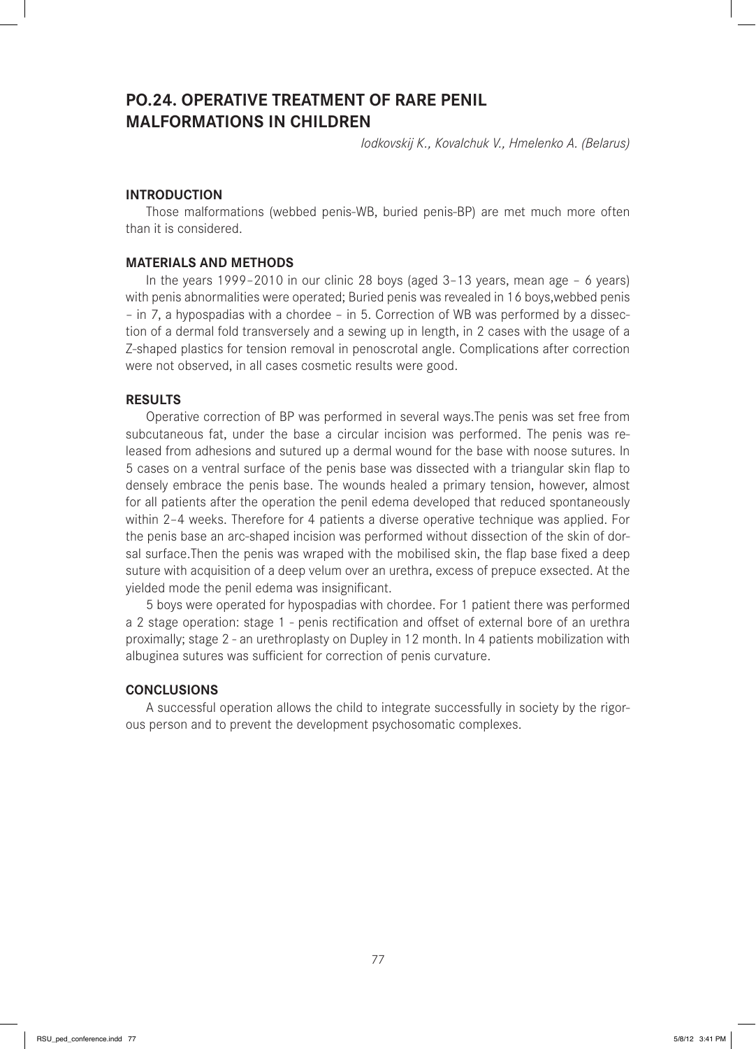## PO.24. OPERATIVE TREATMENT OF RARE PENIL MALFORMATIONS IN CHILDREN

*Iodkovskij K., Kovalchuk V., Hmelenko A. (Belarus)*

### INTRODUCTION

Those malformations (webbed penis-WB, buried penis-BP) are met much more often than it is considered.

### MATERIALS AND METHODS

In the years 1999–2010 in our clinic 28 boys (aged 3–13 years, mean age – 6 years) with penis abnormalities were operated; Buried penis was revealed in 16 boys,webbed penis – in 7, a hypospadias with a chordee – in 5. Correction of WB was performed by a dissection of a dermal fold transversely and a sewing up in length, in 2 cases with the usage of a Z-shaped plastics for tension removal in penoscrotal angle. Complications after correction were not observed, in all cases cosmetic results were good.

### RESULTS

Operative correction of BP was performed in several ways.The penis was set free from subcutaneous fat, under the base a circular incision was performed. The penis was released from adhesions and sutured up a dermal wound for the base with noose sutures. In 5 cases on a ventral surface of the penis base was dissected with a triangular skin flap to densely embrace the penis base. The wounds healed a primary tension, however, almost for all patients after the operation the penil edema developed that reduced spontaneously within 2–4 weeks. Therefore for 4 patients a diverse operative technique was applied. For the penis base an arc-shaped incision was performed without dissection of the skin of dorsal surface.Then the penis was wraped with the mobilised skin, the flap base fixed a deep suture with acquisition of a deep velum over an urethra, excess of prepuce exsected. At the yielded mode the penil edema was insignificant.

5 boys were operated for hypospadias with chordee. For 1 patient there was performed a 2 stage operation: stage 1 - penis rectification and offset of external bore of an urethra proximally; stage 2 - an urethroplasty on Dupley in 12 month. In 4 patients mobilization with albuginea sutures was sufficient for correction of penis curvature.

### CONCLUSIONS

A successful operation allows the child to integrate successfully in society by the rigorous person and to prevent the development psychosomatic complexes.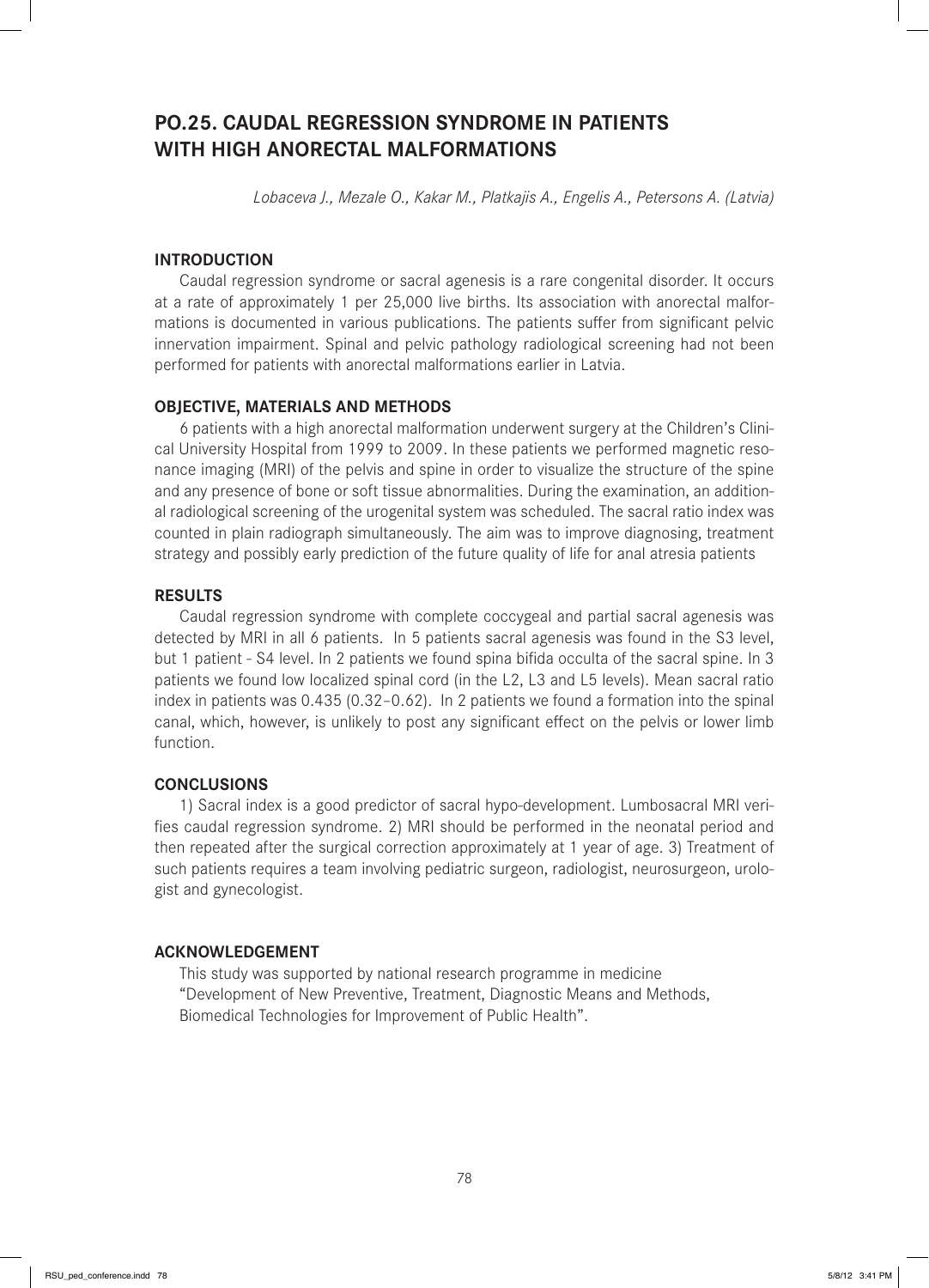# PO.25. CAUDAL REGRESSION SYNDROME IN PATIENTS WITH HIGH ANORECTAL MALFORMATIONS

*Lobaceva J., Mezale O., Kakar M., Platkajis A., Engelis A., Petersons A. (Latvia)*

## INTRODUCTION

Caudal regression syndrome or sacral agenesis is a rare congenital disorder. It occurs at a rate of approximately 1 per 25,000 live births. Its association with anorectal malformations is documented in various publications. The patients suffer from significant pelvic innervation impairment. Spinal and pelvic pathology radiological screening had not been performed for patients with anorectal malformations earlier in Latvia.

## OBJECTIVE, MATERIALS AND METHODS

6 patients with a high anorectal malformation underwent surgery at the Children's Clinical University Hospital from 1999 to 2009. In these patients we performed magnetic resonance imaging (MRI) of the pelvis and spine in order to visualize the structure of the spine and any presence of bone or soft tissue abnormalities. During the examination, an additional radiological screening of the urogenital system was scheduled. The sacral ratio index was counted in plain radiograph simultaneously. The aim was to improve diagnosing, treatment strategy and possibly early prediction of the future quality of life for anal atresia patients

## RESULTS

Caudal regression syndrome with complete coccygeal and partial sacral agenesis was detected by MRI in all 6 patients. In 5 patients sacral agenesis was found in the S3 level, but 1 patient - S4 level. In 2 patients we found spina bifida occulta of the sacral spine. In 3 patients we found low localized spinal cord (in the L2, L3 and L5 levels). Mean sacral ratio index in patients was 0.435 (0.32–0.62). In 2 patients we found a formation into the spinal canal, which, however, is unlikely to post any significant effect on the pelvis or lower limb function.

## CONCLUSIONS

1) Sacral index is a good predictor of sacral hypo-development. Lumbosacral MRI verifies caudal regression syndrome. 2) MRI should be performed in the neonatal period and then repeated after the surgical correction approximately at 1 year of age. 3) Treatment of such patients requires a team involving pediatric surgeon, radiologist, neurosurgeon, urologist and gynecologist.

## ACKNOWLEDGEMENT

This study was supported by national research programme in medicine "Development of New Preventive, Treatment, Diagnostic Means and Methods, Biomedical Technologies for Improvement of Public Health".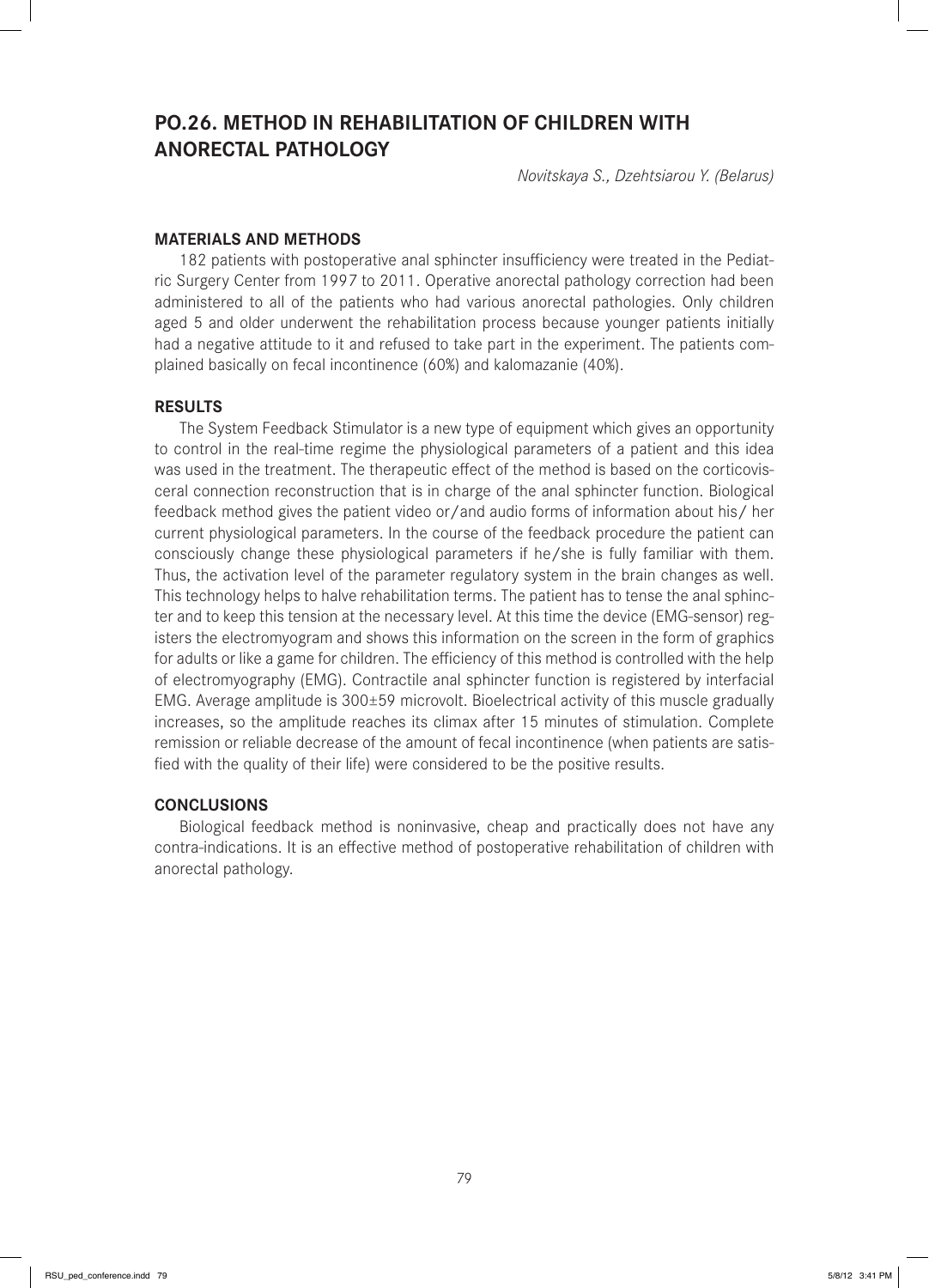## PO.26. METHOD IN REHABILITATION OF CHILDREN WITH ANORECTAL PATHOLOGY

*Novitskaya S., Dzehtsiarou Y. (Belarus)*

### MATERIALS AND METHODS

182 patients with postoperative anal sphincter insufficiency were treated in the Pediatric Surgery Center from 1997 to 2011. Operative anorectal pathology correction had been administered to all of the patients who had various anorectal pathologies. Only children aged 5 and older underwent the rehabilitation process because younger patients initially had a negative attitude to it and refused to take part in the experiment. The patients complained basically on fecal incontinence (60%) and kalomazanie (40%).

### RESULTS

The System Feedback Stimulator is a new type of equipment which gives an opportunity to control in the real-time regime the physiological parameters of a patient and this idea was used in the treatment. The therapeutic effect of the method is based on the corticovisceral connection reconstruction that is in charge of the anal sphincter function. Biological feedback method gives the patient video or/and audio forms of information about his/ her current physiological parameters. In the course of the feedback procedure the patient can consciously change these physiological parameters if he/she is fully familiar with them. Thus, the activation level of the parameter regulatory system in the brain changes as well. This technology helps to halve rehabilitation terms. The patient has to tense the anal sphincter and to keep this tension at the necessary level. At this time the device (EMG-sensor) registers the electromyogram and shows this information on the screen in the form of graphics for adults or like a game for children. The efficiency of this method is controlled with the help of electromyography (EMG). Contractile anal sphincter function is registered by interfacial EMG. Average amplitude is 300±59 microvolt. Bioelectrical activity of this muscle gradually increases, so the amplitude reaches its climax after 15 minutes of stimulation. Complete remission or reliable decrease of the amount of fecal incontinence (when patients are satisfied with the quality of their life) were considered to be the positive results.

### CONCLUSIONS

Biological feedback method is noninvasive, cheap and practically does not have any contra-indications. It is an effective method of postoperative rehabilitation of children with anorectal pathology.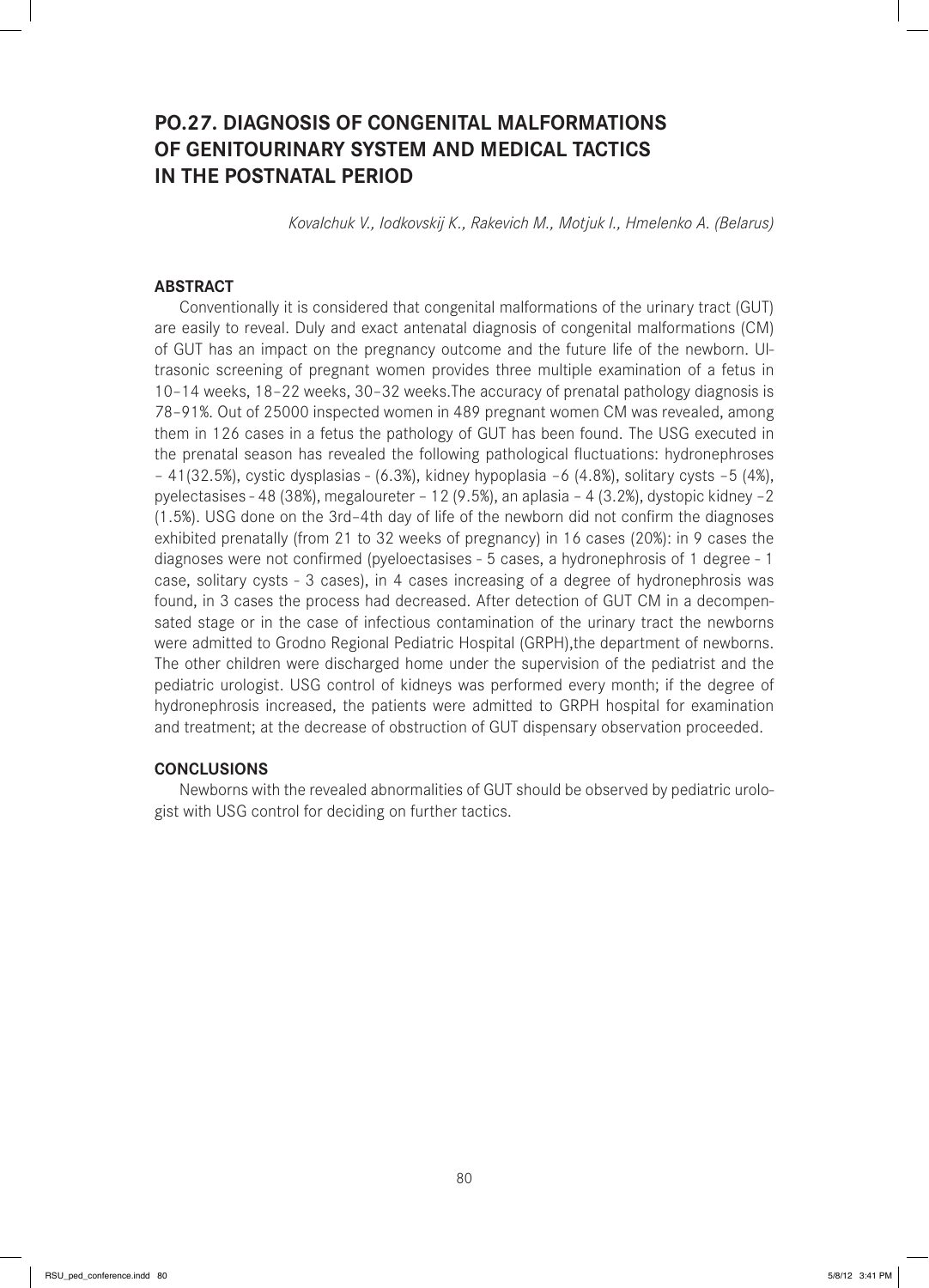# PO.27. DIAGNOSIS OF CONGENITAL MALFORMATIONS OF GENITOURINARY SYSTEM AND MEDICAL TACTICS IN THE POSTNATAL PERIOD

*Kovalchuk V., Iodkovskij K., Rakevich M., Motjuk I., Hmelenko A. (Belarus)*

## ABSTRACT

Conventionally it is considered that congenital malformations of the urinary tract (GUT) are easily to reveal. Duly and exact antenatal diagnosis of congenital malformations (CM) of GUT has an impact on the pregnancy outcome and the future life of the newborn. Ultrasonic screening of pregnant women provides three multiple examination of a fetus in 10–14 weeks, 18–22 weeks, 30–32 weeks.The accuracy of prenatal pathology diagnosis is 78–91%. Out of 25000 inspected women in 489 pregnant women CM was revealed, among them in 126 cases in a fetus the pathology of GUT has been found. The USG executed in the prenatal season has revealed the following pathological fluctuations: hydronephroses – 41(32.5%), cystic dysplasias - (6.3%), kidney hypoplasia –6 (4.8%), solitary cysts –5 (4%), pyelectasises - 48 (38%), megaloureter – 12 (9.5%), an aplasia – 4 (3.2%), dystopic kidney –2 (1.5%). USG done on the 3rd–4th day of life of the newborn did not confirm the diagnoses exhibited prenatally (from 21 to 32 weeks of pregnancy) in 16 cases (20%): in 9 cases the diagnoses were not confirmed (pyeloectasises - 5 cases, a hydronephrosis of 1 degree - 1 case, solitary cysts - 3 cases), in 4 cases increasing of a degree of hydronephrosis was found, in 3 cases the process had decreased. After detection of GUT CM in a decompensated stage or in the case of infectious contamination of the urinary tract the newborns were admitted to Grodno Regional Pediatric Hospital (GRPH),the department of newborns. The other children were discharged home under the supervision of the pediatrist and the pediatric urologist. USG control of kidneys was performed every month; if the degree of hydronephrosis increased, the patients were admitted to GRPH hospital for examination and treatment; at the decrease of obstruction of GUT dispensary observation proceeded.

## CONCLUSIONS

Newborns with the revealed abnormalities of GUT should be observed by pediatric urologist with USG control for deciding on further tactics.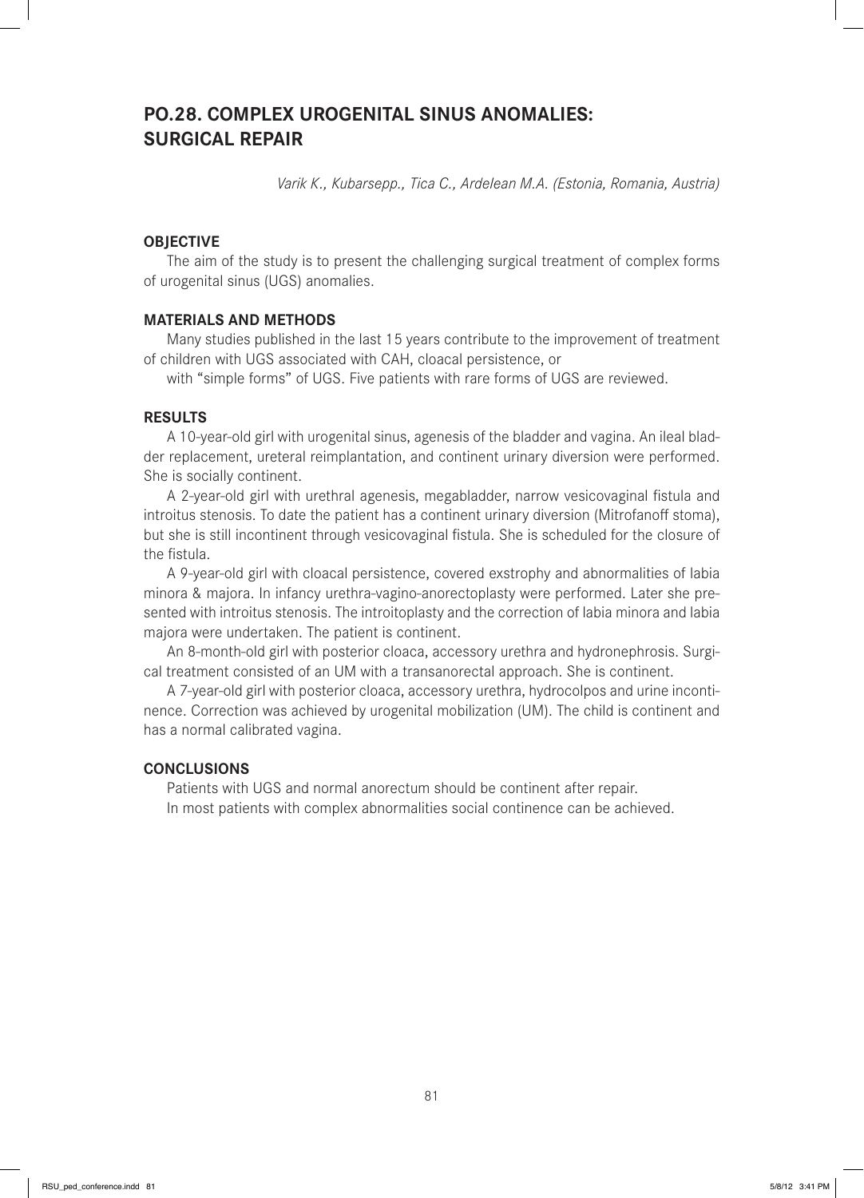## PO.28. COMPLEX UROGENITAL SINUS ANOMALIES: SURGICAL REPAIR

*Varik K., Kubarsepp., Tica C., Ardelean M.A. (Estonia, Romania, Austria)*

### OBJECTIVE

The aim of the study is to present the challenging surgical treatment of complex forms of urogenital sinus (UGS) anomalies.

### MATERIALS AND METHODS

Many studies published in the last 15 years contribute to the improvement of treatment of children with UGS associated with CAH, cloacal persistence, or

with "simple forms" of UGS. Five patients with rare forms of UGS are reviewed.

### RESULTS

A 10-year-old girl with urogenital sinus, agenesis of the bladder and vagina. An ileal bladder replacement, ureteral reimplantation, and continent urinary diversion were performed. She is socially continent.

A 2-year-old girl with urethral agenesis, megabladder, narrow vesicovaginal fistula and introitus stenosis. To date the patient has a continent urinary diversion (Mitrofanoff stoma), but she is still incontinent through vesicovaginal fistula. She is scheduled for the closure of the fistula.

A 9-year-old girl with cloacal persistence, covered exstrophy and abnormalities of labia minora & majora. In infancy urethra-vagino-anorectoplasty were performed. Later she presented with introitus stenosis. The introitoplasty and the correction of labia minora and labia majora were undertaken. The patient is continent.

An 8-month-old girl with posterior cloaca, accessory urethra and hydronephrosis. Surgical treatment consisted of an UM with a transanorectal approach. She is continent.

A 7-year-old girl with posterior cloaca, accessory urethra, hydrocolpos and urine incontinence. Correction was achieved by urogenital mobilization (UM). The child is continent and has a normal calibrated vagina.

### CONCLUSIONS

Patients with UGS and normal anorectum should be continent after repair.

In most patients with complex abnormalities social continence can be achieved.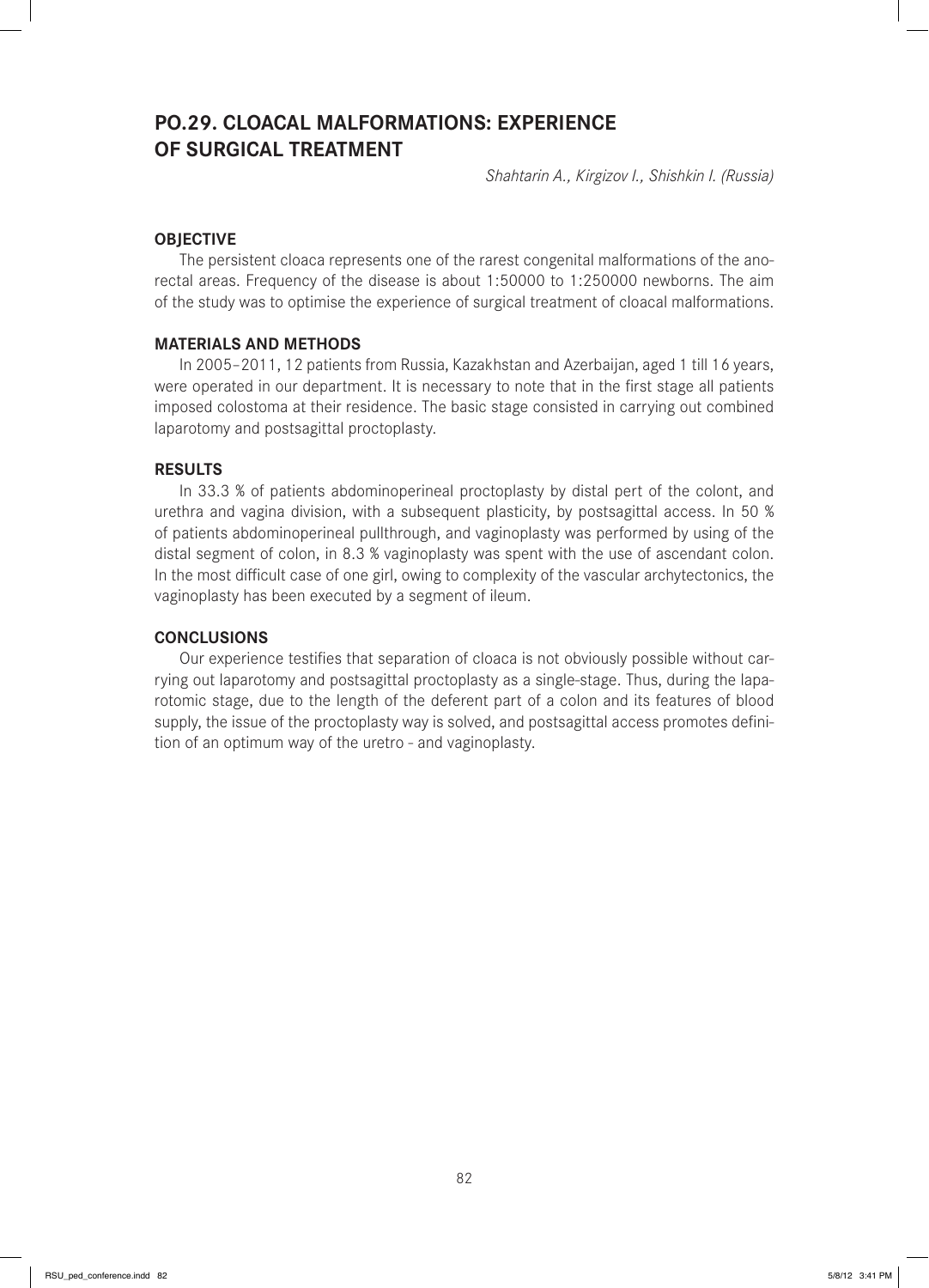## PO.29. CLOACAL MALFORMATIONS: EXPERIENCE OF SURGICAL TREATMENT

*Shahtarin A., Kirgizov I., Shishkin I. (Russia)*

### OBJECTIVE

The persistent cloaca represents one of the rarest congenital malformations of the anorectal areas. Frequency of the disease is about 1:50000 to 1:250000 newborns. The aim of the study was to optimise the experience of surgical treatment of cloacal malformations.

### MATERIALS AND METHODS

In 2005–2011, 12 patients from Russia, Kazakhstan and Azerbaijan, aged 1 till 16 years, were operated in our department. It is necessary to note that in the first stage all patients imposed colostoma at their residence. The basic stage consisted in carrying out combined laparotomy and postsagittal proctoplasty.

### RESULTS

In 33.3 % of patients abdominoperineal proctoplasty by distal pert of the colont, and urethra and vagina division, with a subsequent plasticity, by postsagittal access. In 50 % of patients abdominoperineal pullthrough, and vaginoplasty was performed by using of the distal segment of colon, in 8.3 % vaginoplasty was spent with the use of ascendant colon. In the most difficult case of one girl, owing to complexity of the vascular archytectonics, the vaginoplasty has been executed by a segment of ileum.

### CONCLUSIONS

Our experience testifies that separation of cloaca is not obviously possible without carrying out laparotomy and postsagittal proctoplasty as a single-stage. Thus, during the laparotomic stage, due to the length of the deferent part of a colon and its features of blood supply, the issue of the proctoplasty way is solved, and postsagittal access promotes definition of an optimum way of the uretro - and vaginoplasty.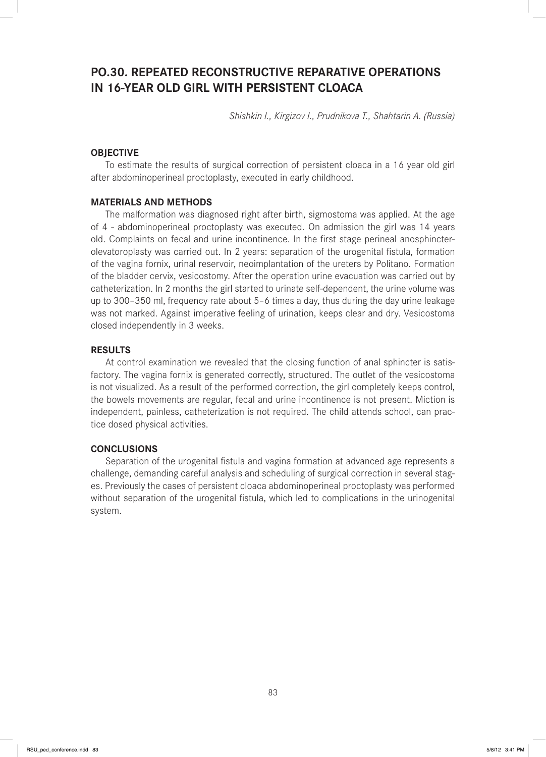# PO.30. REPEATED RECONSTRUCTIVE REPARATIVE OPERATIONS IN 16-YEAR OLD GIRL WITH PERSISTENT CLOACA

*Shishkin I., Kirgizov I., Prudnikova T., Shahtarin A. (Russia)*

### OBJECTIVE

To estimate the results of surgical correction of persistent cloaca in a 16 year old girl after abdominoperineal proctoplasty, executed in early childhood.

### MATERIALS AND METHODS

The malformation was diagnosed right after birth, sigmostoma was applied. At the age of 4 - abdominoperineal proctoplasty was executed. On admission the girl was 14 years old. Complaints on fecal and urine incontinence. In the first stage perineal anosphincterolevatoroplasty was carried out. In 2 years: separation of the urogenital fistula, formation of the vagina fornix, urinal reservoir, neoimplantation of the ureters by Politano. Formation of the bladder cervix, vesicostomy. After the operation urine evacuation was carried out by catheterization. In 2 months the girl started to urinate self-dependent, the urine volume was up to 300–350 ml, frequency rate about 5–6 times a day, thus during the day urine leakage was not marked. Against imperative feeling of urination, keeps clear and dry. Vesicostoma closed independently in 3 weeks.

### RESULTS

At control examination we revealed that the closing function of anal sphincter is satisfactory. The vagina fornix is generated correctly, structured. The outlet of the vesicostoma is not visualized. As a result of the performed correction, the girl completely keeps control, the bowels movements are regular, fecal and urine incontinence is not present. Miction is independent, painless, catheterization is not required. The child attends school, can practice dosed physical activities.

### CONCLUSIONS

Separation of the urogenital fistula and vagina formation at advanced age represents a challenge, demanding careful analysis and scheduling of surgical correction in several stages. Previously the cases of persistent cloaca abdominoperineal proctoplasty was performed without separation of the urogenital fistula, which led to complications in the urinogenital system.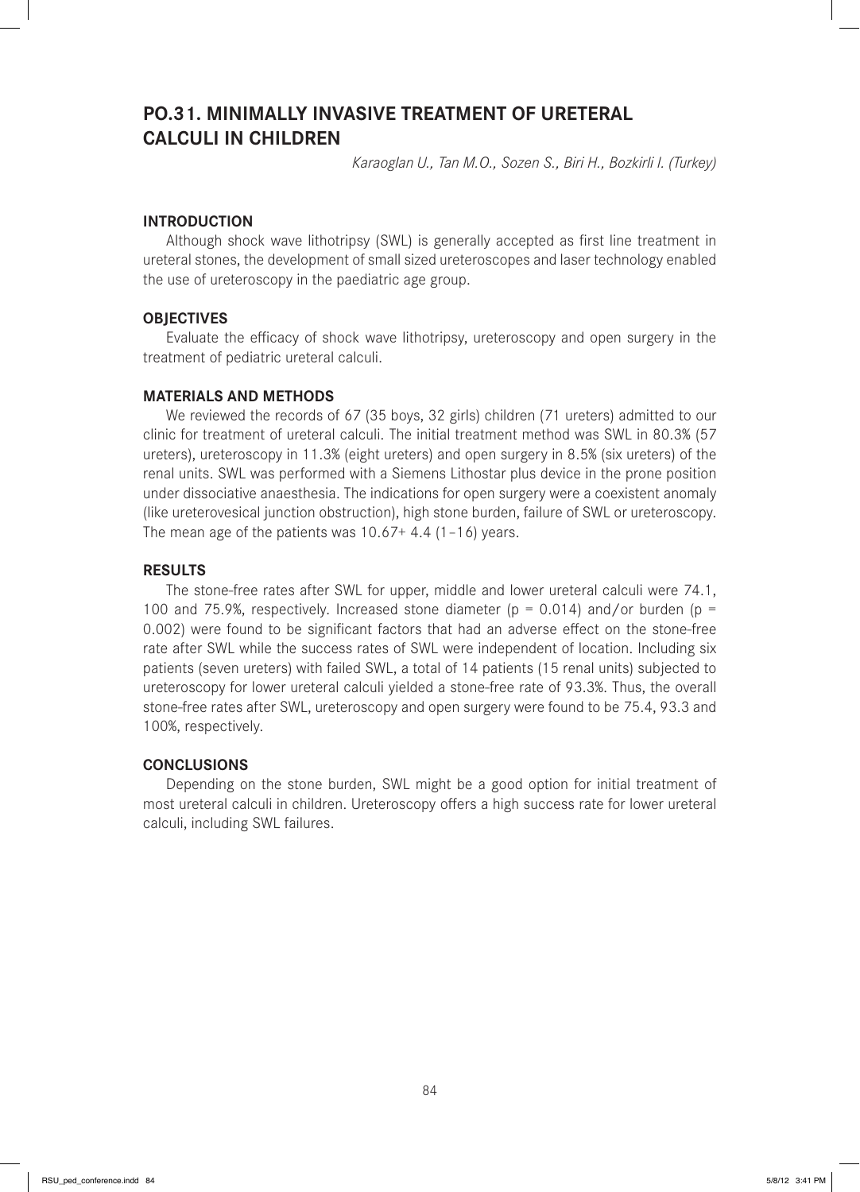## PO.31. MINIMALLY INVASIVE TREATMENT OF URETERAL CALCULI IN CHILDREN

*Karaoglan U., Tan M.O., Sozen S., Biri H., Bozkirli I. (Turkey)*

### INTRODUCTION

Although shock wave lithotripsy (SWL) is generally accepted as first line treatment in ureteral stones, the development of small sized ureteroscopes and laser technology enabled the use of ureteroscopy in the paediatric age group.

### OBJECTIVES

Evaluate the efficacy of shock wave lithotripsy, ureteroscopy and open surgery in the treatment of pediatric ureteral calculi.

### MATERIALS AND METHODS

We reviewed the records of 67 (35 boys, 32 girls) children (71 ureters) admitted to our clinic for treatment of ureteral calculi. The initial treatment method was SWL in 80.3% (57 ureters), ureteroscopy in 11.3% (eight ureters) and open surgery in 8.5% (six ureters) of the renal units. SWL was performed with a Siemens Lithostar plus device in the prone position under dissociative anaesthesia. The indications for open surgery were a coexistent anomaly (like ureterovesical junction obstruction), high stone burden, failure of SWL or ureteroscopy. The mean age of the patients was 10.67+ 4.4 (1–16) years.

### RESULTS

The stone-free rates after SWL for upper, middle and lower ureteral calculi were 74.1, 100 and 75.9%, respectively. Increased stone diameter ($p = 0.014$) and/or burden ($p = 0.002$) were found to be significant factors that had an adverse effect on the stone-free rate after SWL while the success rates of SWL were independent of location. Including six patients (seven ureters) with failed SWL, a total of 14 patients (15 renal units) subjected to ureteroscopy for lower ureteral calculi yielded a stone-free rate of 93.3%. Thus, the overall stone-free rates after SWL, ureteroscopy and open surgery were found to be 75.4, 93.3 and 100%, respectively.

### CONCLUSIONS

Depending on the stone burden, SWL might be a good option for initial treatment of most ureteral calculi in children. Ureteroscopy offers a high success rate for lower ureteral calculi, including SWL failures.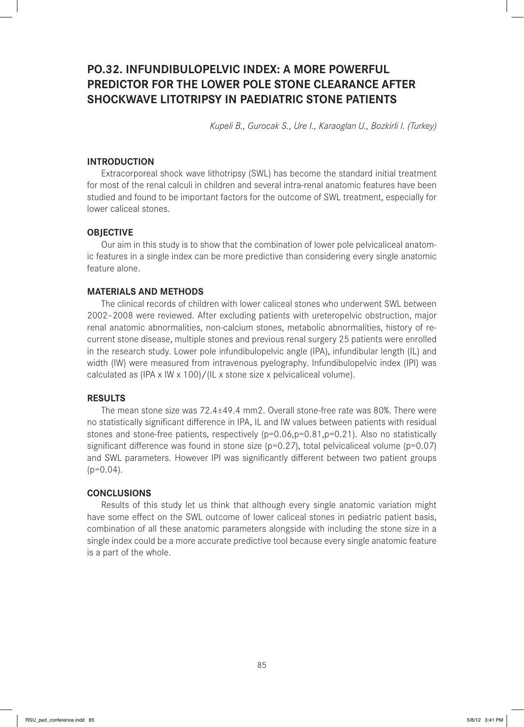# PO.32. INFUNDIBULOPELVIC INDEX: A MORE POWERFUL PREDICTOR FOR THE LOWER POLE STONE CLEARANCE AFTER SHOCKWAVE LITOTRIPSY IN PAEDIATRIC STONE PATIENTS

*Kupeli B., Gurocak S., Ure I., Karaoglan U., Bozkirli I. (Turkey)*

## INTRODUCTION

Extracorporeal shock wave lithotripsy (SWL) has become the standard initial treatment for most of the renal calculi in children and several intra-renal anatomic features have been studied and found to be important factors for the outcome of SWL treatment, especially for lower caliceal stones.

## OBJECTIVE

Our aim in this study is to show that the combination of lower pole pelvicaliceal anatomic features in a single index can be more predictive than considering every single anatomic feature alone.

## MATERIALS AND METHODS

The clinical records of children with lower caliceal stones who underwent SWL between 2002–2008 were reviewed. After excluding patients with ureteropelvic obstruction, major renal anatomic abnormalities, non-calcium stones, metabolic abnormalities, history of recurrent stone disease, multiple stones and previous renal surgery 25 patients were enrolled in the research study. Lower pole infundibulopelvic angle (IPA), infundibular length (IL) and width (IW) were measured from intravenous pyelography. Infundibulopelvic index (IPI) was calculated as (IPA x IW x 100)/(IL x stone size x pelvicaliceal volume).

## RESULTS

The mean stone size was 72.4±49.4 $mm^2$. Overall stone-free rate was 80%. There were no statistically significant difference in IPA, IL and IW values between patients with residual stones and stone-free patients, respectively ($p=0.06$, $p=0.81$, $p=0.21$). Also no statistically significant difference was found in stone size ($p=0.27$), total pelvicaliceal volume ($p=0.07$) and SWL parameters. However IPI was significantly different between two patient groups ($p=0.04$).

## CONCLUSIONS

Results of this study let us think that although every single anatomic variation might have some effect on the SWL outcome of lower caliceal stones in pediatric patient basis, combination of all these anatomic parameters alongside with including the stone size in a single index could be a more accurate predictive tool because every single anatomic feature is a part of the whole.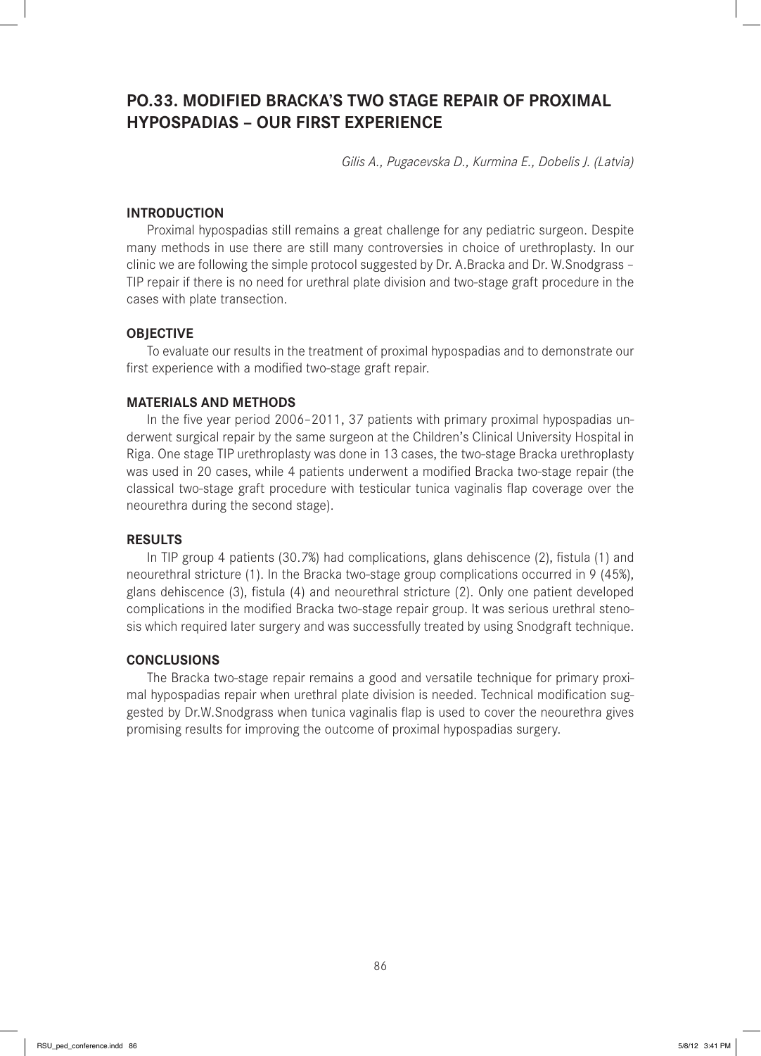## PO.33. MODIFIED BRACKA'S TWO STAGE REPAIR OF PROXIMAL HYPOSPADIAS – OUR FIRST EXPERIENCE

*Gilis A., Pugacevska D., Kurmina E., Dobelis J. (Latvia)*

### INTRODUCTION

Proximal hypospadias still remains a great challenge for any pediatric surgeon. Despite many methods in use there are still many controversies in choice of urethroplasty. In our clinic we are following the simple protocol suggested by Dr. A.Bracka and Dr. W.Snodgrass – TIP repair if there is no need for urethral plate division and two-stage graft procedure in the cases with plate transection.

### OBJECTIVE

To evaluate our results in the treatment of proximal hypospadias and to demonstrate our first experience with a modified two-stage graft repair.

### MATERIALS AND METHODS

In the five year period 2006–2011, 37 patients with primary proximal hypospadias underwent surgical repair by the same surgeon at the Children's Clinical University Hospital in Riga. One stage TIP urethroplasty was done in 13 cases, the two-stage Bracka urethroplasty was used in 20 cases, while 4 patients underwent a modified Bracka two-stage repair (the classical two-stage graft procedure with testicular tunica vaginalis flap coverage over the neourethra during the second stage).

### RESULTS

In TIP group 4 patients (30.7%) had complications, glans dehiscence (2), fistula (1) and neourethral stricture (1). In the Bracka two-stage group complications occurred in 9 (45%), glans dehiscence (3), fistula (4) and neourethral stricture (2). Only one patient developed complications in the modified Bracka two-stage repair group. It was serious urethral stenosis which required later surgery and was successfully treated by using Snodgraft technique.

### CONCLUSIONS

The Bracka two-stage repair remains a good and versatile technique for primary proximal hypospadias repair when urethral plate division is needed. Technical modification suggested by Dr.W.Snodgrass when tunica vaginalis flap is used to cover the neourethra gives promising results for improving the outcome of proximal hypospadias surgery.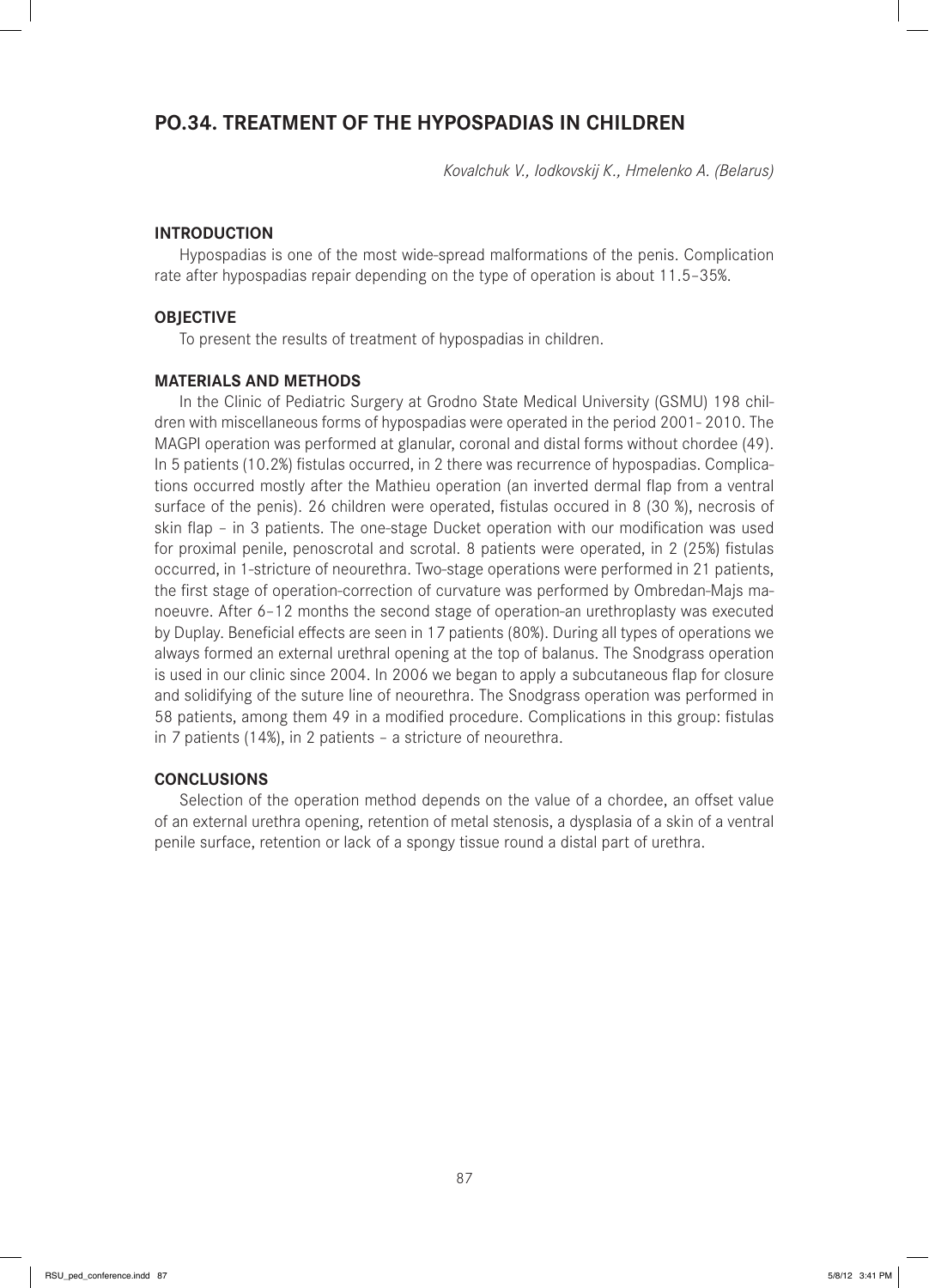## PO.34. TREATMENT OF THE HYPOSPADIAS IN CHILDREN

*Kovalchuk V., Iodkovskij K., Hmelenko A. (Belarus)*

### INTRODUCTION

Hypospadias is one of the most wide-spread malformations of the penis. Complication rate after hypospadias repair depending on the type of operation is about 11.5–35%.

### OBJECTIVE

To present the results of treatment of hypospadias in children.

### MATERIALS AND METHODS

In the Clinic of Pediatric Surgery at Grodno State Medical University (GSMU) 198 children with miscellaneous forms of hypospadias were operated in the period 2001- 2010. The MAGPI operation was performed at glanular, coronal and distal forms without chordee (49). In 5 patients (10.2%) fistulas occurred, in 2 there was recurrence of hypospadias. Complications occurred mostly after the Mathieu operation (an inverted dermal flap from a ventral surface of the penis). 26 children were operated, fistulas occured in 8 (30 %), necrosis of skin flap – in 3 patients. The one-stage Ducket operation with our modification was used for proximal penile, penoscrotal and scrotal. 8 patients were operated, in 2 (25%) fistulas occurred, in 1-stricture of neourethra. Two-stage operations were performed in 21 patients, the first stage of operation-correction of curvature was performed by Ombredan-Majs manoeuvre. After 6–12 months the second stage of operation-an urethroplasty was executed by Duplay. Beneficial effects are seen in 17 patients (80%). During all types of operations we always formed an external urethral opening at the top of balanus. The Snodgrass operation is used in our clinic since 2004. In 2006 we began to apply a subcutaneous flap for closure and solidifying of the suture line of neourethra. The Snodgrass operation was performed in 58 patients, among them 49 in a modified procedure. Complications in this group: fistulas in 7 patients (14%), in 2 patients – a stricture of neourethra.

### CONCLUSIONS

Selection of the operation method depends on the value of a chordee, an offset value of an external urethra opening, retention of metal stenosis, a dysplasia of a skin of a ventral penile surface, retention or lack of a spongy tissue round a distal part of urethra.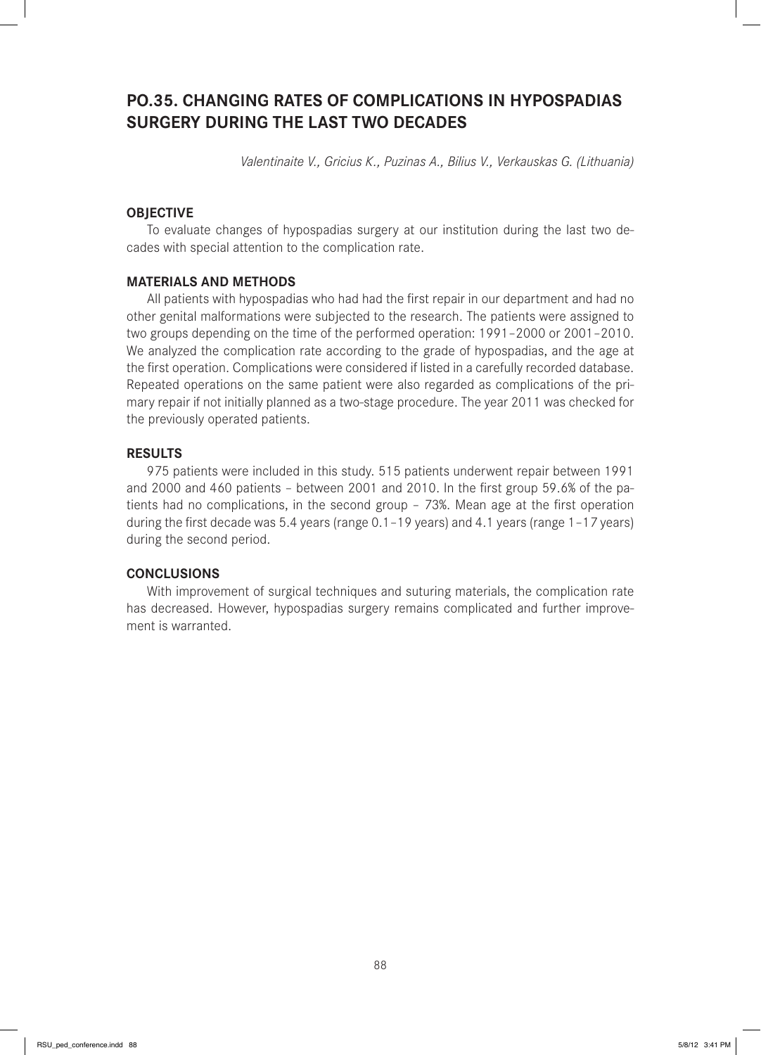## PO.35. CHANGING RATES OF COMPLICATIONS IN HYPOSPADIAS SURGERY DURING THE LAST TWO DECADES

*Valentinaite V., Gricius K., Puzinas A., Bilius V., Verkauskas G. (Lithuania)*

### OBJECTIVE

To evaluate changes of hypospadias surgery at our institution during the last two decades with special attention to the complication rate.

### MATERIALS AND METHODS

All patients with hypospadias who had had the first repair in our department and had no other genital malformations were subjected to the research. The patients were assigned to two groups depending on the time of the performed operation: 1991–2000 or 2001–2010. We analyzed the complication rate according to the grade of hypospadias, and the age at the first operation. Complications were considered if listed in a carefully recorded database. Repeated operations on the same patient were also regarded as complications of the primary repair if not initially planned as a two-stage procedure. The year 2011 was checked for the previously operated patients.

### RESULTS

975 patients were included in this study. 515 patients underwent repair between 1991 and 2000 and 460 patients – between 2001 and 2010. In the first group 59.6% of the patients had no complications, in the second group – 73%. Mean age at the first operation during the first decade was 5.4 years (range 0.1–19 years) and 4.1 years (range 1–17 years) during the second period.

### CONCLUSIONS

With improvement of surgical techniques and suturing materials, the complication rate has decreased. However, hypospadias surgery remains complicated and further improvement is warranted.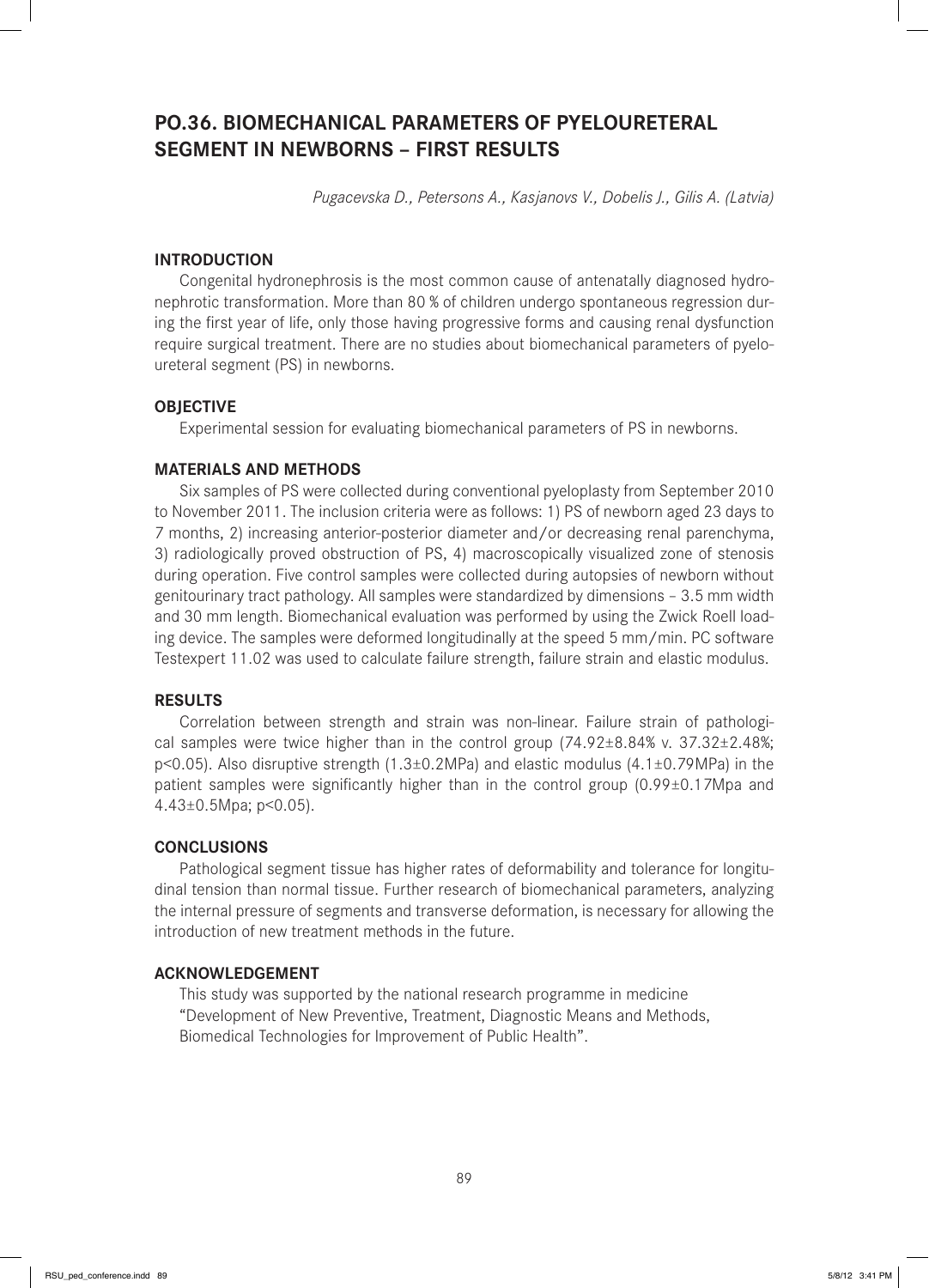## PO.36. BIOMECHANICAL PARAMETERS OF PYELOURETERAL SEGMENT IN NEWBORNS – FIRST RESULTS

*Pugacevska D., Petersons A., Kasjanovs V., Dobelis J., Gilis A. (Latvia)*

### INTRODUCTION

Congenital hydronephrosis is the most common cause of antenatally diagnosed hydronephrotic transformation. More than 80 % of children undergo spontaneous regression during the first year of life, only those having progressive forms and causing renal dysfunction require surgical treatment. There are no studies about biomechanical parameters of pyeloureteral segment (PS) in newborns.

### OBJECTIVE

Experimental session for evaluating biomechanical parameters of PS in newborns.

### MATERIALS AND METHODS

Six samples of PS were collected during conventional pyeloplasty from September 2010 to November 2011. The inclusion criteria were as follows: 1) PS of newborn aged 23 days to 7 months, 2) increasing anterior-posterior diameter and/or decreasing renal parenchyma, 3) radiologically proved obstruction of PS, 4) macroscopically visualized zone of stenosis during operation. Five control samples were collected during autopsies of newborn without genitourinary tract pathology. All samples were standardized by dimensions – 3.5 mm width and 30 mm length. Biomechanical evaluation was performed by using the Zwick Roell loading device. The samples were deformed longitudinally at the speed 5 mm/min. PC software Testexpert 11.02 was used to calculate failure strength, failure strain and elastic modulus.

### RESULTS

Correlation between strength and strain was non-linear. Failure strain of pathological samples were twice higher than in the control group (74.92±8.84% v. 37.32±2.48%; $p<0.05$). Also disruptive strength (1.3±0.2MPa) and elastic modulus (4.1±0.79MPa) in the patient samples were significantly higher than in the control group (0.99±0.17Mpa and 4.43±0.5Mpa; $p<0.05$).

### CONCLUSIONS

Pathological segment tissue has higher rates of deformability and tolerance for longitudinal tension than normal tissue. Further research of biomechanical parameters, analyzing the internal pressure of segments and transverse deformation, is necessary for allowing the introduction of new treatment methods in the future.

### ACKNOWLEDGEMENT

This study was supported by the national research programme in medicine "Development of New Preventive, Treatment, Diagnostic Means and Methods, Biomedical Technologies for Improvement of Public Health".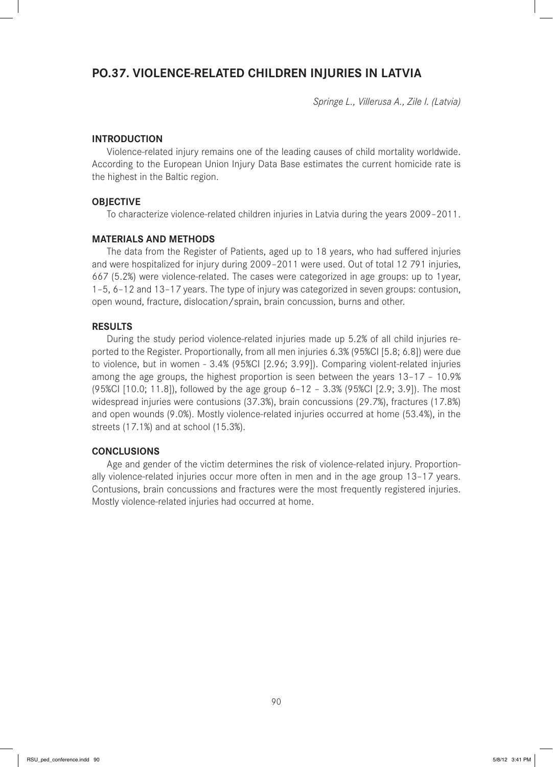## PO.37. VIOLENCE-RELATED CHILDREN INJURIES IN LATVIA

*Springe L., Villerusa A., Zile I. (Latvia)*

### INTRODUCTION

Violence-related injury remains one of the leading causes of child mortality worldwide. According to the European Union Injury Data Base estimates the current homicide rate is the highest in the Baltic region.

### OBJECTIVE

To characterize violence-related children injuries in Latvia during the years 2009–2011.

### MATERIALS AND METHODS

The data from the Register of Patients, aged up to 18 years, who had suffered injuries and were hospitalized for injury during 2009–2011 were used. Out of total 12 791 injuries, 667 (5.2%) were violence-related. The cases were categorized in age groups: up to 1year, 1–5, 6–12 and 13–17 years. The type of injury was categorized in seven groups: contusion, open wound, fracture, dislocation/sprain, brain concussion, burns and other.

### RESULTS

During the study period violence-related injuries made up 5.2% of all child injuries reported to the Register. Proportionally, from all men injuries 6.3% (95%CI [5.8; 6.8]) were due to violence, but in women - 3.4% (95%CI [2.96; 3.99]). Comparing violent-related injuries among the age groups, the highest proportion is seen between the years 13–17 – 10.9% (95%CI [10.0; 11.8]), followed by the age group 6–12 – 3.3% (95%CI [2.9; 3.9]). The most widespread injuries were contusions (37.3%), brain concussions (29.7%), fractures (17.8%) and open wounds (9.0%). Mostly violence-related injuries occurred at home (53.4%), in the streets (17.1%) and at school (15.3%).

### CONCLUSIONS

Age and gender of the victim determines the risk of violence-related injury. Proportionally violence-related injuries occur more often in men and in the age group 13–17 years. Contusions, brain concussions and fractures were the most frequently registered injuries. Mostly violence-related injuries had occurred at home.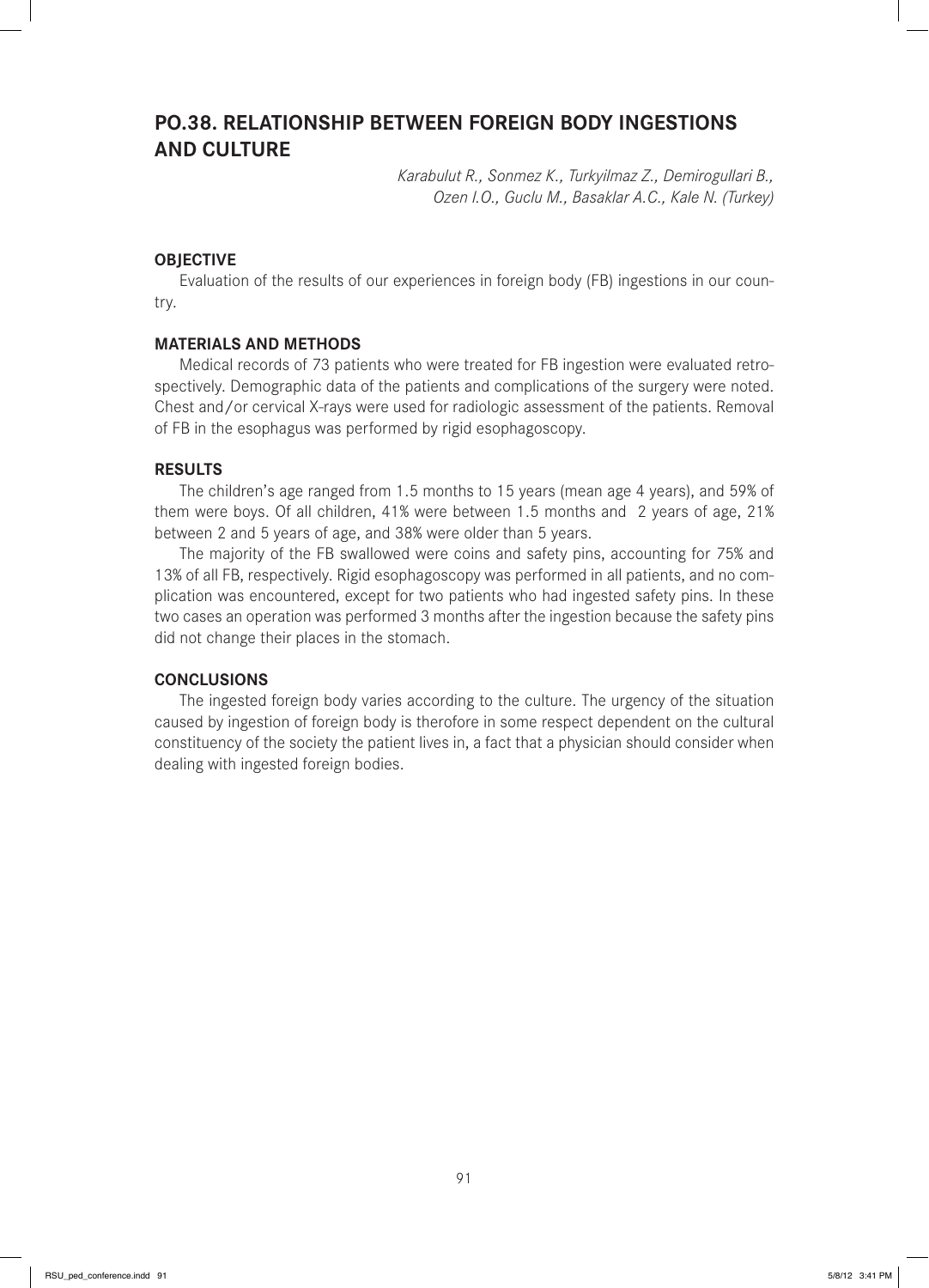## PO.38. RELATIONSHIP BETWEEN FOREIGN BODY INGESTIONS AND CULTURE

*Karabulut R., Sonmez K., Turkyilmaz Z., Demirogullari B., Ozen I.O., Guclu M., Basaklar A.C., Kale N. (Turkey)*

### OBJECTIVE

Evaluation of the results of our experiences in foreign body (FB) ingestions in our country.

### MATERIALS AND METHODS

Medical records of 73 patients who were treated for FB ingestion were evaluated retrospectively. Demographic data of the patients and complications of the surgery were noted. Chest and/or cervical X-rays were used for radiologic assessment of the patients. Removal of FB in the esophagus was performed by rigid esophagoscopy.

### RESULTS

The children's age ranged from 1.5 months to 15 years (mean age 4 years), and 59% of them were boys. Of all children, 41% were between 1.5 months and 2 years of age, 21% between 2 and 5 years of age, and 38% were older than 5 years.

The majority of the FB swallowed were coins and safety pins, accounting for 75% and 13% of all FB, respectively. Rigid esophagoscopy was performed in all patients, and no complication was encountered, except for two patients who had ingested safety pins. In these two cases an operation was performed 3 months after the ingestion because the safety pins did not change their places in the stomach.

### CONCLUSIONS

The ingested foreign body varies according to the culture. The urgency of the situation caused by ingestion of foreign body is therefore in some respect dependent on the cultural constituency of the society the patient lives in, a fact that a physician should consider when dealing with ingested foreign bodies.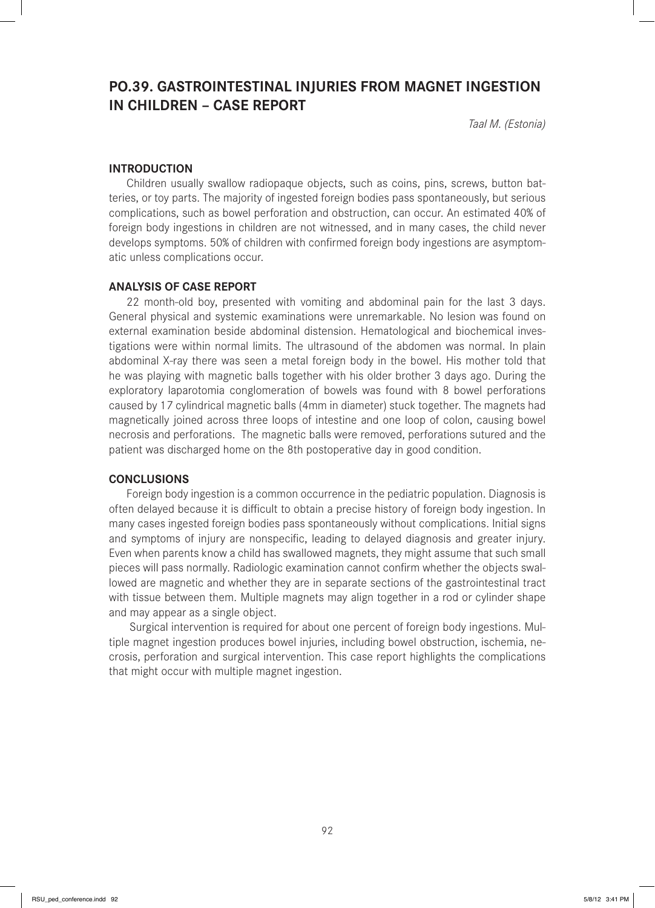## PO.39. GASTROINTESTINAL INJURIES FROM MAGNET INGESTION IN CHILDREN – CASE REPORT

*Taal M. (Estonia)*

### INTRODUCTION

Children usually swallow radiopaque objects, such as coins, pins, screws, button batteries, or toy parts. The majority of ingested foreign bodies pass spontaneously, but serious complications, such as bowel perforation and obstruction, can occur. An estimated 40% of foreign body ingestions in children are not witnessed, and in many cases, the child never develops symptoms. 50% of children with confirmed foreign body ingestions are asymptomatic unless complications occur.

### ANALYSIS OF CASE REPORT

22 month-old boy, presented with vomiting and abdominal pain for the last 3 days. General physical and systemic examinations were unremarkable. No lesion was found on external examination beside abdominal distension. Hematological and biochemical investigations were within normal limits. The ultrasound of the abdomen was normal. In plain abdominal X-ray there was seen a metal foreign body in the bowel. His mother told that he was playing with magnetic balls together with his older brother 3 days ago. During the exploratory laparotomia conglomeration of bowels was found with 8 bowel perforations caused by 17 cylindrical magnetic balls (4mm in diameter) stuck together. The magnets had magnetically joined across three loops of intestine and one loop of colon, causing bowel necrosis and perforations. The magnetic balls were removed, perforations sutured and the patient was discharged home on the 8th postoperative day in good condition.

### CONCLUSIONS

Foreign body ingestion is a common occurrence in the pediatric population. Diagnosis is often delayed because it is difficult to obtain a precise history of foreign body ingestion. In many cases ingested foreign bodies pass spontaneously without complications. Initial signs and symptoms of injury are nonspecific, leading to delayed diagnosis and greater injury. Even when parents know a child has swallowed magnets, they might assume that such small pieces will pass normally. Radiologic examination cannot confirm whether the objects swallowed are magnetic and whether they are in separate sections of the gastrointestinal tract with tissue between them. Multiple magnets may align together in a rod or cylinder shape and may appear as a single object.

Surgical intervention is required for about one percent of foreign body ingestions. Multiple magnet ingestion produces bowel injuries, including bowel obstruction, ischemia, necrosis, perforation and surgical intervention. This case report highlights the complications that might occur with multiple magnet ingestion.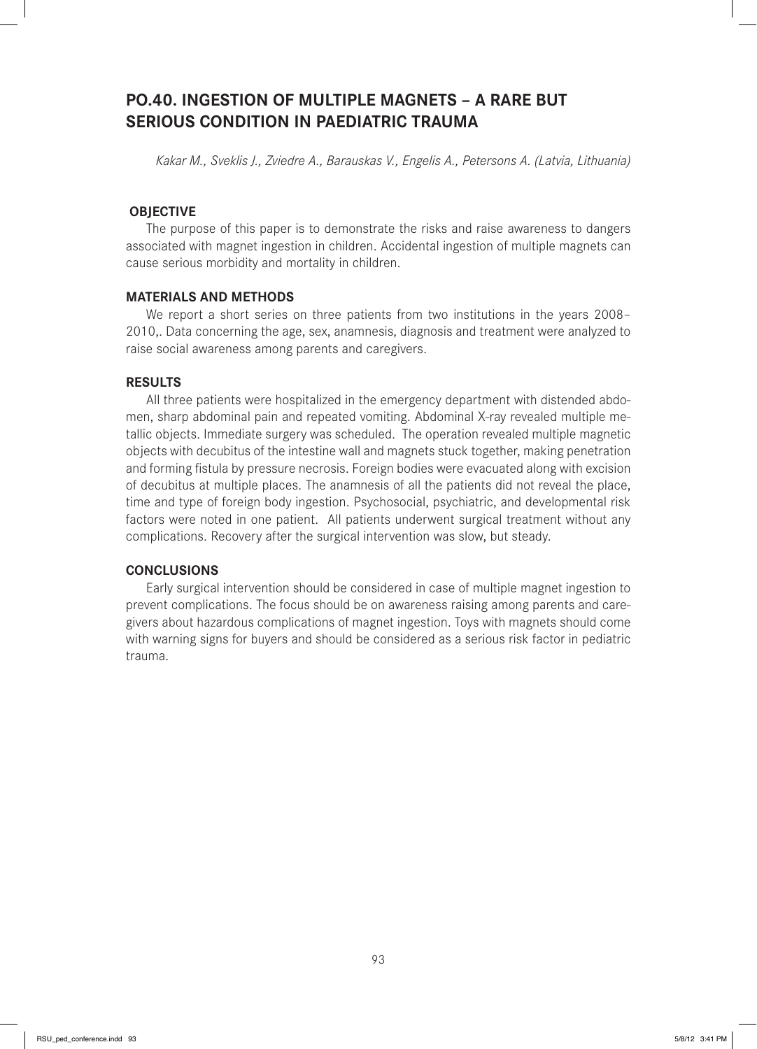## PO.40. INGESTION OF MULTIPLE MAGNETS – A RARE BUT SERIOUS CONDITION IN PAEDIATRIC TRAUMA

*Kakar M., Sveklis J., Zviedre A., Barauskas V., Engelis A., Petersons A. (Latvia, Lithuania)*

### OBJECTIVE

The purpose of this paper is to demonstrate the risks and raise awareness to dangers associated with magnet ingestion in children. Accidental ingestion of multiple magnets can cause serious morbidity and mortality in children.

### MATERIALS AND METHODS

We report a short series on three patients from two institutions in the years 2008–2010,. Data concerning the age, sex, anamnesis, diagnosis and treatment were analyzed to raise social awareness among parents and caregivers.

### RESULTS

All three patients were hospitalized in the emergency department with distended abdomen, sharp abdominal pain and repeated vomiting. Abdominal X-ray revealed multiple metallic objects. Immediate surgery was scheduled. The operation revealed multiple magnetic objects with decubitus of the intestine wall and magnets stuck together, making penetration and forming fistula by pressure necrosis. Foreign bodies were evacuated along with excision of decubitus at multiple places. The anamnesis of all the patients did not reveal the place, time and type of foreign body ingestion. Psychosocial, psychiatric, and developmental risk factors were noted in one patient. All patients underwent surgical treatment without any complications. Recovery after the surgical intervention was slow, but steady.

### CONCLUSIONS

Early surgical intervention should be considered in case of multiple magnet ingestion to prevent complications. The focus should be on awareness raising among parents and caregivers about hazardous complications of magnet ingestion. Toys with magnets should come with warning signs for buyers and should be considered as a serious risk factor in pediatric trauma.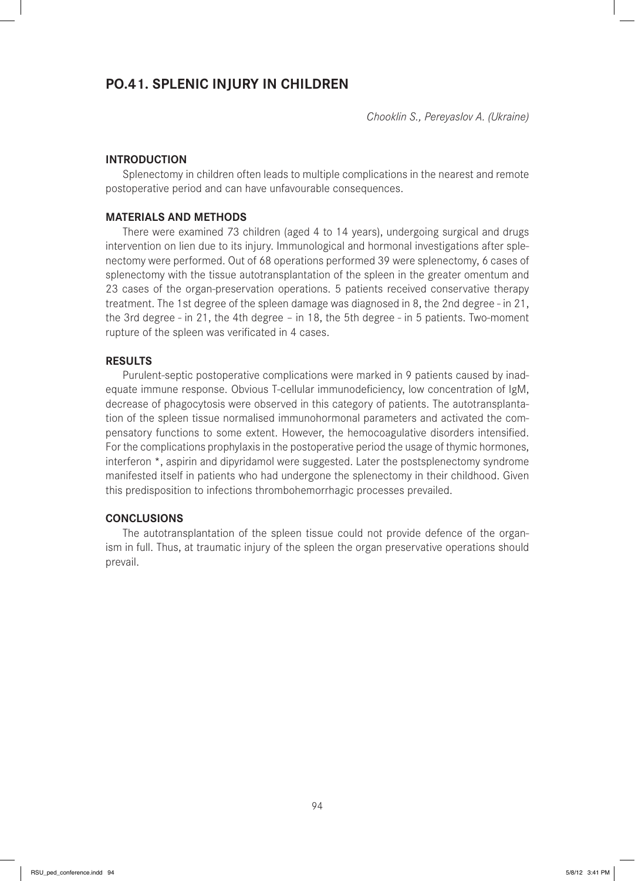## PO.41. SPLENIC INJURY IN CHILDREN

*Chooklin S., Pereyaslov A. (Ukraine)*

### INTRODUCTION

Splenectomy in children often leads to multiple complications in the nearest and remote postoperative period and can have unfavourable consequences.

### MATERIALS AND METHODS

There were examined 73 children (aged 4 to 14 years), undergoing surgical and drugs intervention on lien due to its injury. Immunological and hormonal investigations after splenectomy were performed. Out of 68 operations performed 39 were splenectomy, 6 cases of splenectomy with the tissue autotransplantation of the spleen in the greater omentum and 23 cases of the organ-preservation operations. 5 patients received conservative therapy treatment. The 1st degree of the spleen damage was diagnosed in 8, the 2nd degree - in 21, the 3rd degree - in 21, the 4th degree – in 18, the 5th degree - in 5 patients. Two-moment rupture of the spleen was verificated in 4 cases.

### RESULTS

Purulent-septic postoperative complications were marked in 9 patients caused by inadequate immune response. Obvious T-cellular immunodeficiency, low concentration of IgM, decrease of phagocytosis were observed in this category of patients. The autotransplantation of the spleen tissue normalised immunohormonal parameters and activated the compensatory functions to some extent. However, the hemocoagulative disorders intensified. For the complications prophylaxis in the postoperative period the usage of thymic hormones, interferon *, aspirin and dipyridamol were suggested. Later the postsplenectomy syndrome manifested itself in patients who had undergone the splenectomy in their childhood. Given this predisposition to infections thrombohemorrhagic processes prevailed.

### CONCLUSIONS

The autotransplantation of the spleen tissue could not provide defence of the organism in full. Thus, at traumatic injury of the spleen the organ preservative operations should prevail.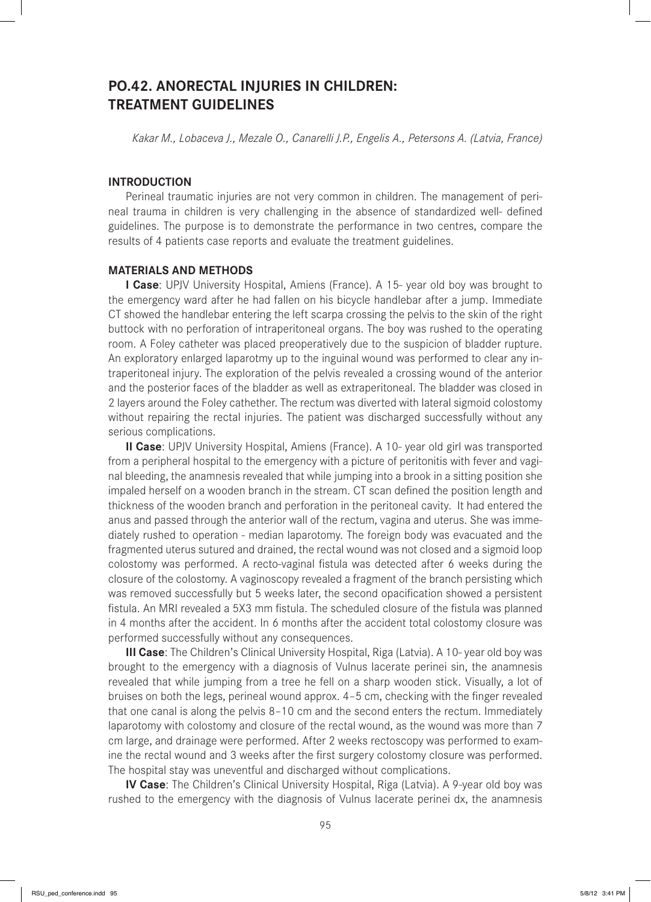# PO.42. ANORECTAL INJURIES IN CHILDREN: TREATMENT GUIDELINES

*Kakar M., Lobaceva J., Mezale O., Canarelli J.P., Engelis A., Petersons A. (Latvia, France)*

## INTRODUCTION

Perineal traumatic injuries are not very common in children. The management of perineal trauma in children is very challenging in the absence of standardized well- defined guidelines. The purpose is to demonstrate the performance in two centres, compare the results of 4 patients case reports and evaluate the treatment guidelines.

## MATERIALS AND METHODS

**I Case**: UPJV University Hospital, Amiens (France). A 15- year old boy was brought to the emergency ward after he had fallen on his bicycle handlebar after a jump. Immediate CT showed the handlebar entering the left scarpa crossing the pelvis to the skin of the right buttock with no perforation of intraperitoneal organs. The boy was rushed to the operating room. A Foley catheter was placed preoperatively due to the suspicion of bladder rupture. An exploratory enlarged laparotmy up to the inguinal wound was performed to clear any intraperitoneal injury. The exploration of the pelvis revealed a crossing wound of the anterior and the posterior faces of the bladder as well as extraperitoneal. The bladder was closed in 2 layers around the Foley cathether. The rectum was diverted with lateral sigmoid colostomy without repairing the rectal injuries. The patient was discharged successfully without any serious complications.

**II Case**: UPJV University Hospital, Amiens (France). A 10- year old girl was transported from a peripheral hospital to the emergency with a picture of peritonitis with fever and vaginal bleeding, the anamnesis revealed that while jumping into a brook in a sitting position she impaled herself on a wooden branch in the stream. CT scan defined the position length and thickness of the wooden branch and perforation in the peritoneal cavity. It had entered the anus and passed through the anterior wall of the rectum, vagina and uterus. She was immediately rushed to operation - median laparotomy. The foreign body was evacuated and the fragmented uterus sutured and drained, the rectal wound was not closed and a sigmoid loop colostomy was performed. A recto-vaginal fistula was detected after 6 weeks during the closure of the colostomy. A vaginoscopy revealed a fragment of the branch persisting which was removed successfully but 5 weeks later, the second opacification showed a persistent fistula. An MRI revealed a 5X3 mm fistula. The scheduled closure of the fistula was planned in 4 months after the accident. In 6 months after the accident total colostomy closure was performed successfully without any consequences.

**III Case**: The Children's Clinical University Hospital, Riga (Latvia). A 10- year old boy was brought to the emergency with a diagnosis of Vulnus lacerate perinei sin, the anamnesis revealed that while jumping from a tree he fell on a sharp wooden stick. Visually, a lot of bruises on both the legs, perineal wound approx. 4–5 cm, checking with the finger revealed that one canal is along the pelvis 8–10 cm and the second enters the rectum. Immediately laparotomy with colostomy and closure of the rectal wound, as the wound was more than 7 cm large, and drainage were performed. After 2 weeks rectoscopy was performed to examine the rectal wound and 3 weeks after the first surgery colostomy closure was performed. The hospital stay was uneventful and discharged without complications.

**IV Case**: The Children's Clinical University Hospital, Riga (Latvia). A 9-year old boy was rushed to the emergency with the diagnosis of Vulnus lacerate perinei dx, the anamnesis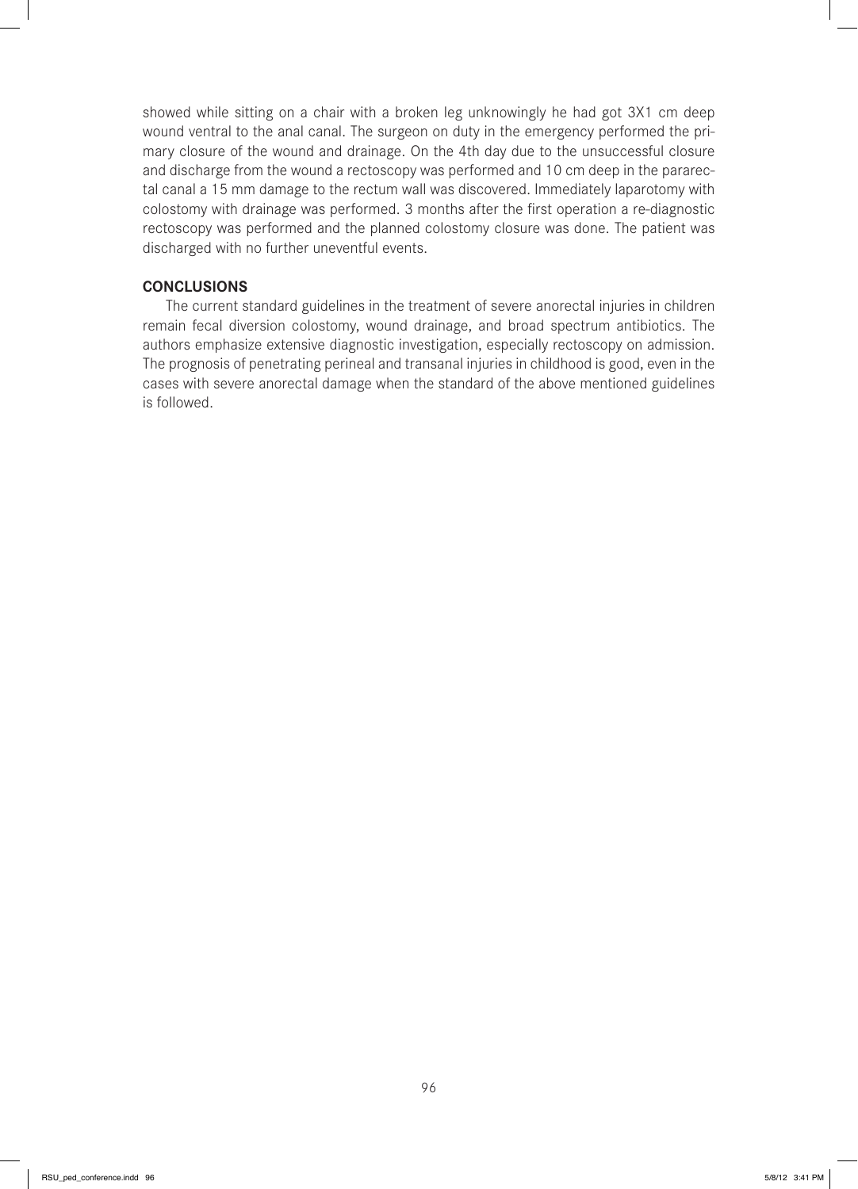showed while sitting on a chair with a broken leg unknowingly he had got 3X1 cm deep wound ventral to the anal canal. The surgeon on duty in the emergency performed the primary closure of the wound and drainage. On the 4th day due to the unsuccessful closure and discharge from the wound a rectoscopy was performed and 10 cm deep in the pararectal canal a 15 mm damage to the rectum wall was discovered. Immediately laparotomy with colostomy with drainage was performed. 3 months after the first operation a re-diagnostic rectoscopy was performed and the planned colostomy closure was done. The patient was discharged with no further uneventful events.

## CONCLUSIONS

The current standard guidelines in the treatment of severe anorectal injuries in children remain fecal diversion colostomy, wound drainage, and broad spectrum antibiotics. The authors emphasize extensive diagnostic investigation, especially rectoscopy on admission. The prognosis of penetrating perineal and transanal injuries in childhood is good, even in the cases with severe anorectal damage when the standard of the above mentioned guidelines is followed.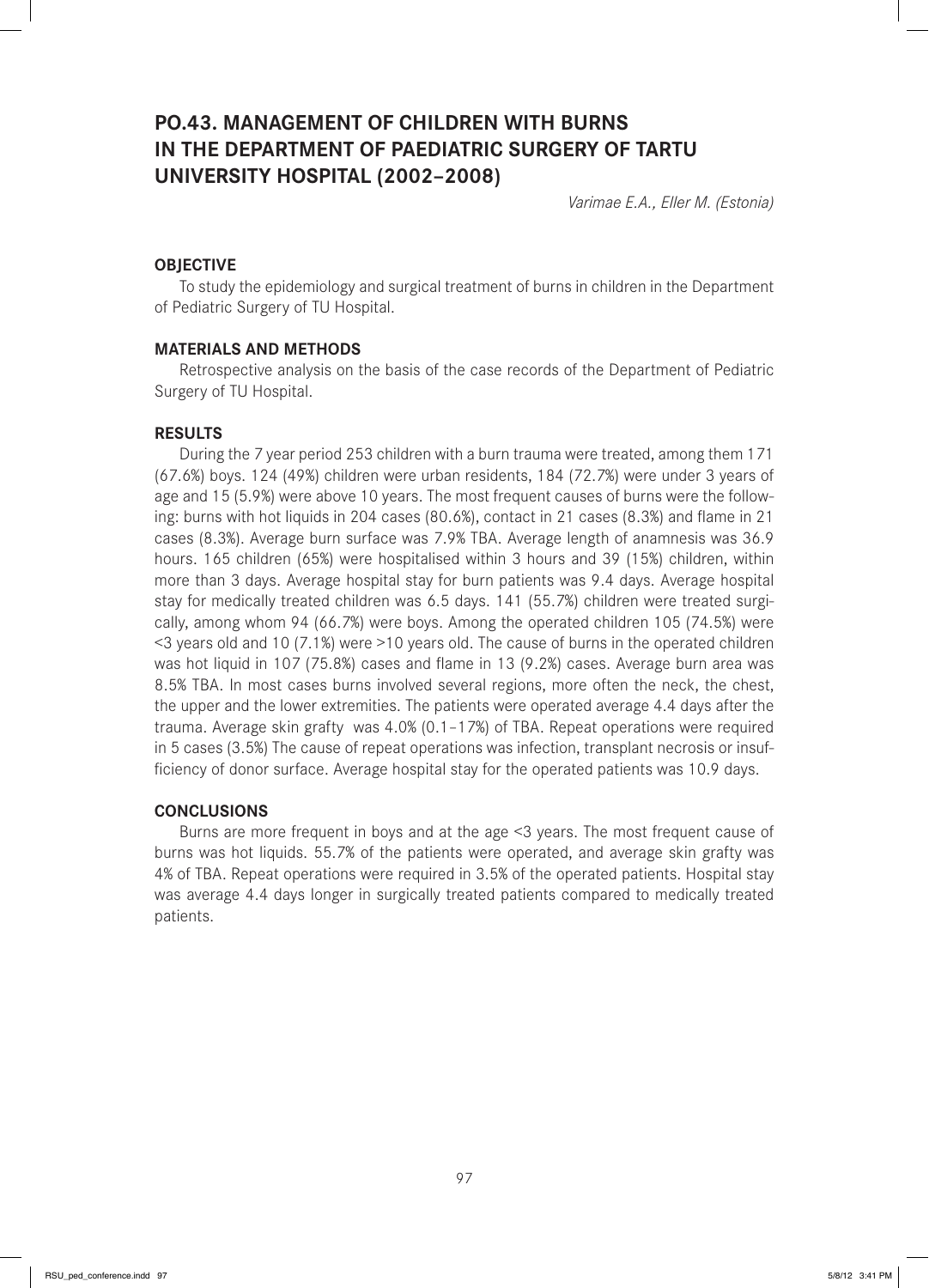# PO.43. MANAGEMENT OF CHILDREN WITH BURNS IN THE DEPARTMENT OF PAEDIATRIC SURGERY OF TARTU UNIVERSITY HOSPITAL (2002–2008)

*Varimae E.A., Eller M. (Estonia)*

### OBJECTIVE

To study the epidemiology and surgical treatment of burns in children in the Department of Pediatric Surgery of TU Hospital.

### MATERIALS AND METHODS

Retrospective analysis on the basis of the case records of the Department of Pediatric Surgery of TU Hospital.

### RESULTS

During the 7 year period 253 children with a burn trauma were treated, among them 171 (67.6%) boys. 124 (49%) children were urban residents, 184 (72.7%) were under 3 years of age and 15 (5.9%) were above 10 years. The most frequent causes of burns were the following: burns with hot liquids in 204 cases (80.6%), contact in 21 cases (8.3%) and flame in 21 cases (8.3%). Average burn surface was 7.9% TBA. Average length of anamnesis was 36.9 hours. 165 children (65%) were hospitalised within 3 hours and 39 (15%) children, within more than 3 days. Average hospital stay for burn patients was 9.4 days. Average hospital stay for medically treated children was 6.5 days. 141 (55.7%) children were treated surgically, among whom 94 (66.7%) were boys. Among the operated children 105 (74.5%) were <3 years old and 10 (7.1%) were >10 years old. The cause of burns in the operated children was hot liquid in 107 (75.8%) cases and flame in 13 (9.2%) cases. Average burn area was 8.5% TBA. In most cases burns involved several regions, more often the neck, the chest, the upper and the lower extremities. The patients were operated average 4.4 days after the trauma. Average skin grafty was 4.0% (0.1–17%) of TBA. Repeat operations were required in 5 cases (3.5%) The cause of repeat operations was infection, transplant necrosis or insufficiency of donor surface. Average hospital stay for the operated patients was 10.9 days.

### CONCLUSIONS

Burns are more frequent in boys and at the age <3 years. The most frequent cause of burns was hot liquids. 55.7% of the patients were operated, and average skin grafty was 4% of TBA. Repeat operations were required in 3.5% of the operated patients. Hospital stay was average 4.4 days longer in surgically treated patients compared to medically treated patients.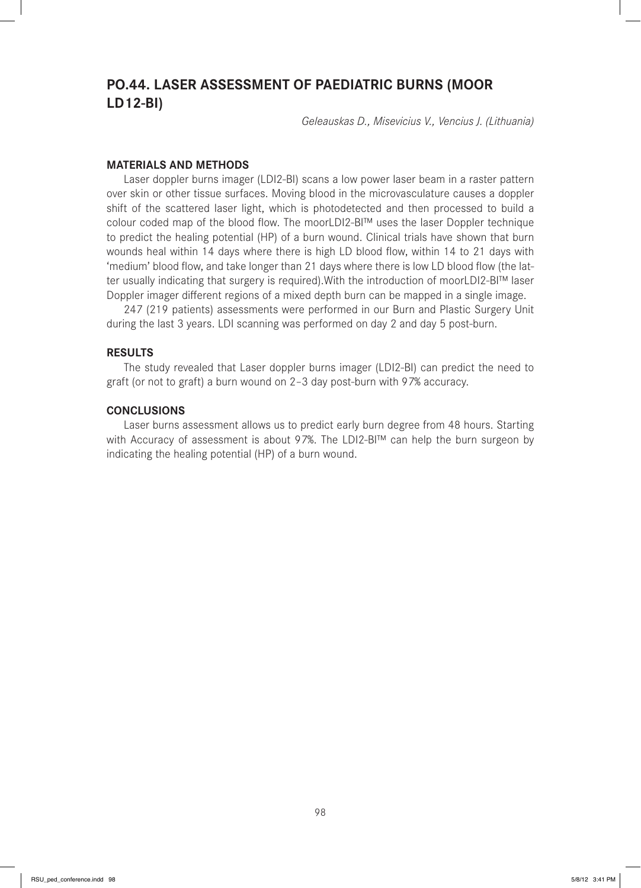## PO.44. LASER ASSESSMENT OF PAEDIATRIC BURNS (MOOR LD12-BI)

*Geleauskas D., Misevicius V., Vencius J. (Lithuania)*

### MATERIALS AND METHODS

Laser doppler burns imager (LDI2-BI) scans a low power laser beam in a raster pattern over skin or other tissue surfaces. Moving blood in the microvasculature causes a doppler shift of the scattered laser light, which is photodetected and then processed to build a colour coded map of the blood flow. The moorLDI2-BI™ uses the laser Doppler technique to predict the healing potential (HP) of a burn wound. Clinical trials have shown that burn wounds heal within 14 days where there is high LD blood flow, within 14 to 21 days with 'medium' blood flow, and take longer than 21 days where there is low LD blood flow (the latter usually indicating that surgery is required).With the introduction of moorLDI2-BI™ laser Doppler imager different regions of a mixed depth burn can be mapped in a single image.

247 (219 patients) assessments were performed in our Burn and Plastic Surgery Unit during the last 3 years. LDI scanning was performed on day 2 and day 5 post-burn.

### RESULTS

The study revealed that Laser doppler burns imager (LDI2-BI) can predict the need to graft (or not to graft) a burn wound on 2–3 day post-burn with 97% accuracy.

### CONCLUSIONS

Laser burns assessment allows us to predict early burn degree from 48 hours. Starting with Accuracy of assessment is about 97%. The LDI2-BI™ can help the burn surgeon by indicating the healing potential (HP) of a burn wound.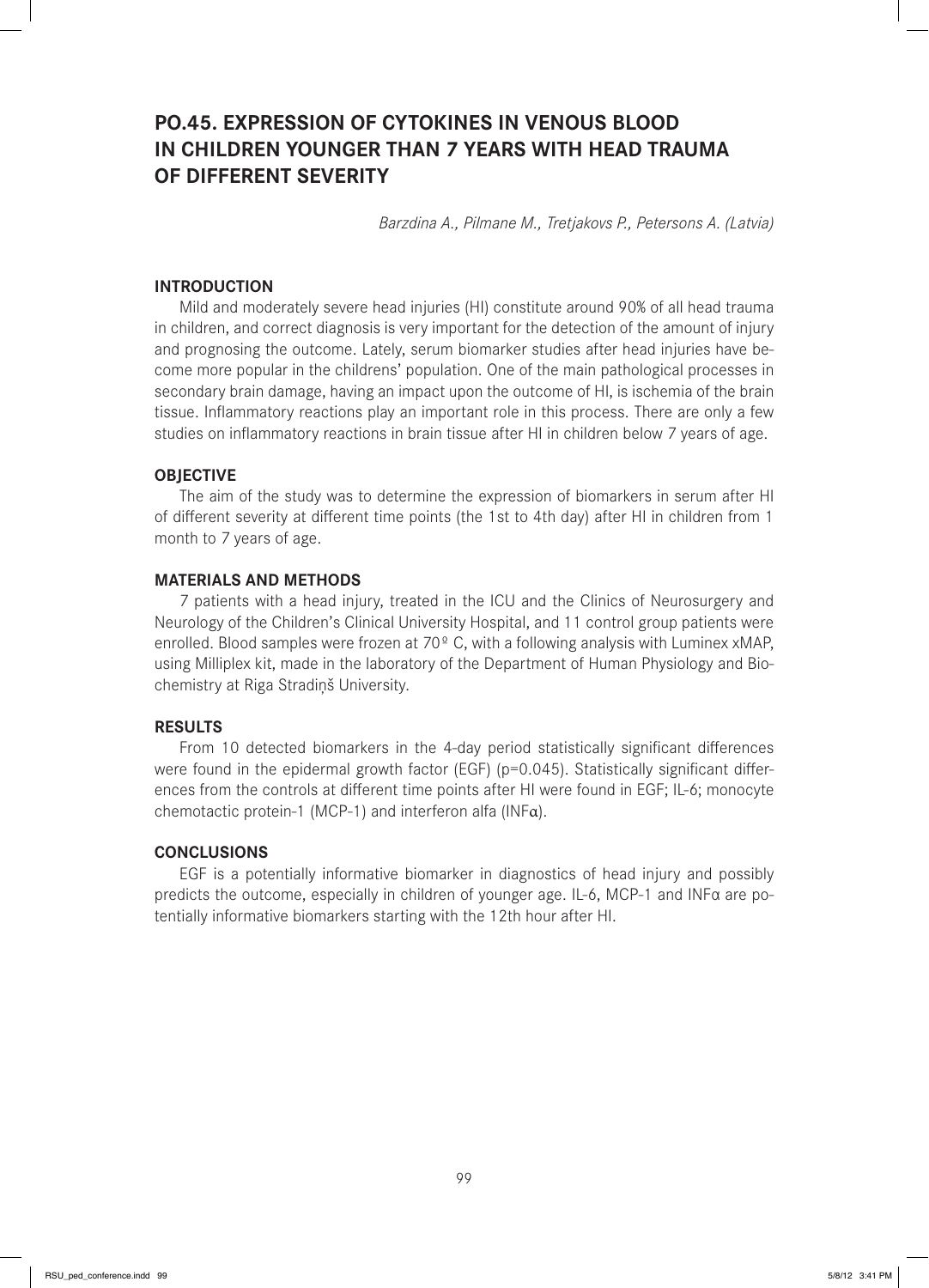# PO.45. EXPRESSION OF CYTOKINES IN VENOUS BLOOD IN CHILDREN YOUNGER THAN 7 YEARS WITH HEAD TRAUMA OF DIFFERENT SEVERITY

*Barzdina A., Pilmane M., Tretjakovs P., Petersons A. (Latvia)*

## INTRODUCTION

Mild and moderately severe head injuries (HI) constitute around 90% of all head trauma in children, and correct diagnosis is very important for the detection of the amount of injury and prognosing the outcome. Lately, serum biomarker studies after head injuries have become more popular in the childrens' population. One of the main pathological processes in secondary brain damage, having an impact upon the outcome of HI, is ischemia of the brain tissue. Inflammatory reactions play an important role in this process. There are only a few studies on inflammatory reactions in brain tissue after HI in children below 7 years of age.

## OBJECTIVE

The aim of the study was to determine the expression of biomarkers in serum after HI of different severity at different time points (the 1st to 4th day) after HI in children from 1 month to 7 years of age.

## MATERIALS AND METHODS

7 patients with a head injury, treated in the ICU and the Clinics of Neurosurgery and Neurology of the Children's Clinical University Hospital, and 11 control group patients were enrolled. Blood samples were frozen at 70º C, with a following analysis with Luminex xMAP, using Milliplex kit, made in the laboratory of the Department of Human Physiology and Biochemistry at Riga Stradiņš University.

## RESULTS

From 10 detected biomarkers in the 4-day period statistically significant differences were found in the epidermal growth factor (EGF) ($p=0.045$). Statistically significant differences from the controls at different time points after HI were found in EGF; IL-6; monocyte chemotactic protein-1 (MCP-1) and interferon alfa (INFα).

## CONCLUSIONS

EGF is a potentially informative biomarker in diagnostics of head injury and possibly predicts the outcome, especially in children of younger age. IL-6, MCP-1 and INFα are potentially informative biomarkers starting with the 12th hour after HI.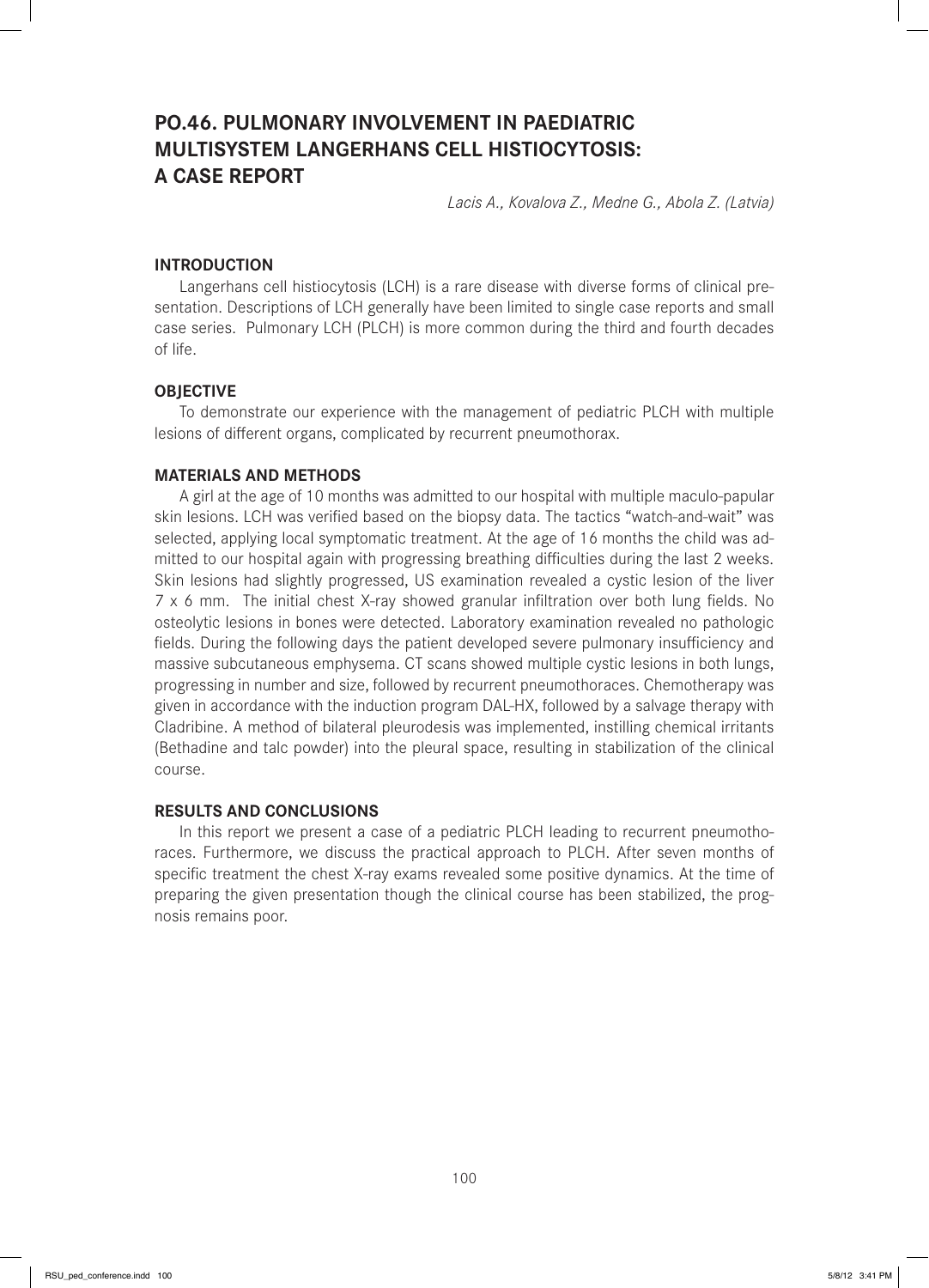# PO.46. PULMONARY INVOLVEMENT IN PAEDIATRIC MULTISYSTEM LANGERHANS CELL HISTIOCYTOSIS: A CASE REPORT

*Lacis A., Kovalova Z., Medne G., Abola Z. (Latvia)*

## INTRODUCTION

Langerhans cell histiocytosis (LCH) is a rare disease with diverse forms of clinical presentation. Descriptions of LCH generally have been limited to single case reports and small case series. Pulmonary LCH (PLCH) is more common during the third and fourth decades of life.

## OBJECTIVE

To demonstrate our experience with the management of pediatric PLCH with multiple lesions of different organs, complicated by recurrent pneumothorax.

## MATERIALS AND METHODS

A girl at the age of 10 months was admitted to our hospital with multiple maculo-papular skin lesions. LCH was verified based on the biopsy data. The tactics "watch-and-wait" was selected, applying local symptomatic treatment. At the age of 16 months the child was admitted to our hospital again with progressing breathing difficulties during the last 2 weeks. Skin lesions had slightly progressed, US examination revealed a cystic lesion of the liver 7 x 6 mm. The initial chest X-ray showed granular infiltration over both lung fields. No osteolytic lesions in bones were detected. Laboratory examination revealed no pathologic fields. During the following days the patient developed severe pulmonary insufficiency and massive subcutaneous emphysema. CT scans showed multiple cystic lesions in both lungs, progressing in number and size, followed by recurrent pneumothoraces. Chemotherapy was given in accordance with the induction program DAL-HX, followed by a salvage therapy with Cladribine. A method of bilateral pleurodesis was implemented, instilling chemical irritants (Bethadine and talc powder) into the pleural space, resulting in stabilization of the clinical course.

## RESULTS AND CONCLUSIONS

In this report we present a case of a pediatric PLCH leading to recurrent pneumothoraces. Furthermore, we discuss the practical approach to PLCH. After seven months of specific treatment the chest X-ray exams revealed some positive dynamics. At the time of preparing the given presentation though the clinical course has been stabilized, the prognosis remains poor.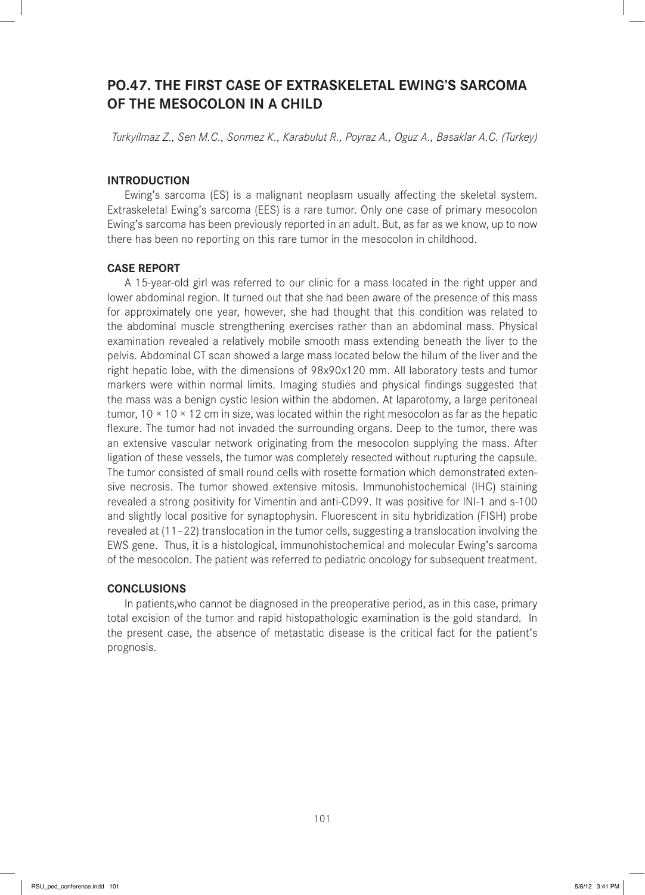## PO.47. THE FIRST CASE OF EXTRASKELETAL EWING'S SARCOMA OF THE MESOCOLON IN A CHILD

*Turkyilmaz Z., Sen M.C., Sonmez K., Karabulut R., Poyraz A., Oguz A., Basaklar A.C. (Turkey)*

### INTRODUCTION

Ewing's sarcoma (ES) is a malignant neoplasm usually affecting the skeletal system. Extraskeletal Ewing's sarcoma (EES) is a rare tumor. Only one case of primary mesocolon Ewing's sarcoma has been previously reported in an adult. But, as far as we know, up to now there has been no reporting on this rare tumor in the mesocolon in childhood.

### CASE REPORT

A 15-year-old girl was referred to our clinic for a mass located in the right upper and lower abdominal region. It turned out that she had been aware of the presence of this mass for approximately one year, however, she had thought that this condition was related to the abdominal muscle strengthening exercises rather than an abdominal mass. Physical examination revealed a relatively mobile smooth mass extending beneath the liver to the pelvis. Abdominal CT scan showed a large mass located below the hilum of the liver and the right hepatic lobe, with the dimensions of 98x90x120 mm. All laboratory tests and tumor markers were within normal limits. Imaging studies and physical findings suggested that the mass was a benign cystic lesion within the abdomen. At laparotomy, a large peritoneal tumor, 10 × 10 × 12 cm in size, was located within the right mesocolon as far as the hepatic flexure. The tumor had not invaded the surrounding organs. Deep to the tumor, there was an extensive vascular network originating from the mesocolon supplying the mass. After ligation of these vessels, the tumor was completely resected without rupturing the capsule. The tumor consisted of small round cells with rosette formation which demonstrated extensive necrosis. The tumor showed extensive mitosis. Immunohistochemical (IHC) staining revealed a strong positivity for Vimentin and anti-CD99. It was positive for INI-1 and s-100 and slightly local positive for synaptophysin. Fluorescent in situ hybridization (FISH) probe revealed at (11–22) translocation in the tumor cells, suggesting a translocation involving the EWS gene. Thus, it is a histological, immunohistochemical and molecular Ewing's sarcoma of the mesocolon. The patient was referred to pediatric oncology for subsequent treatment.

### CONCLUSIONS

In patients,who cannot be diagnosed in the preoperative period, as in this case, primary total excision of the tumor and rapid histopathologic examination is the gold standard. In the present case, the absence of metastatic disease is the critical fact for the patient's prognosis.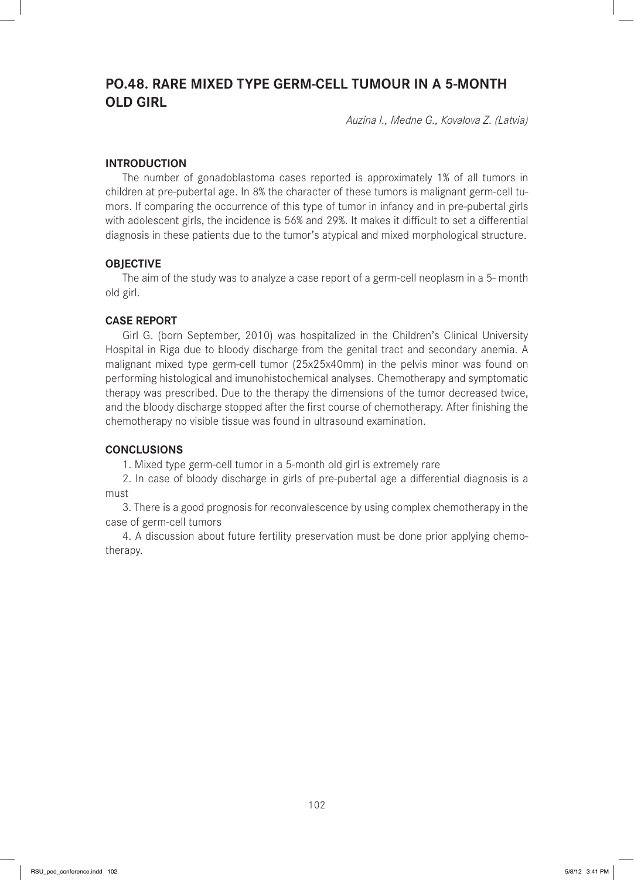# PO.48. RARE MIXED TYPE GERM-CELL TUMOUR IN A 5-MONTH OLD GIRL

*Auzina I., Medne G., Kovalova Z. (Latvia)*

## INTRODUCTION

The number of gonadoblastoma cases reported is approximately 1% of all tumors in children at pre-pubertal age. In 8% the character of these tumors is malignant germ-cell tumors. If comparing the occurrence of this type of tumor in infancy and in pre-pubertal girls with adolescent girls, the incidence is 56% and 29%. It makes it difficult to set a differential diagnosis in these patients due to the tumor's atypical and mixed morphological structure.

## OBJECTIVE

The aim of the study was to analyze a case report of a germ-cell neoplasm in a 5- month old girl.

## CASE REPORT

Girl G. (born September, 2010) was hospitalized in the Children's Clinical University Hospital in Riga due to bloody discharge from the genital tract and secondary anemia. A malignant mixed type germ-cell tumor (25x25x40mm) in the pelvis minor was found on performing histological and imunohistochemical analyses. Chemotherapy and symptomatic therapy was prescribed. Due to the therapy the dimensions of the tumor decreased twice, and the bloody discharge stopped after the first course of chemotherapy. After finishing the chemotherapy no visible tissue was found in ultrasound examination.

## CONCLUSIONS

1. Mixed type germ-cell tumor in a 5-month old girl is extremely rare
2. In case of bloody discharge in girls of pre-pubertal age a differential diagnosis is a must
3. There is a good prognosis for reconvalescence by using complex chemotherapy in the case of germ-cell tumors
4. A discussion about future fertility preservation must be done prior applying chemotherapy.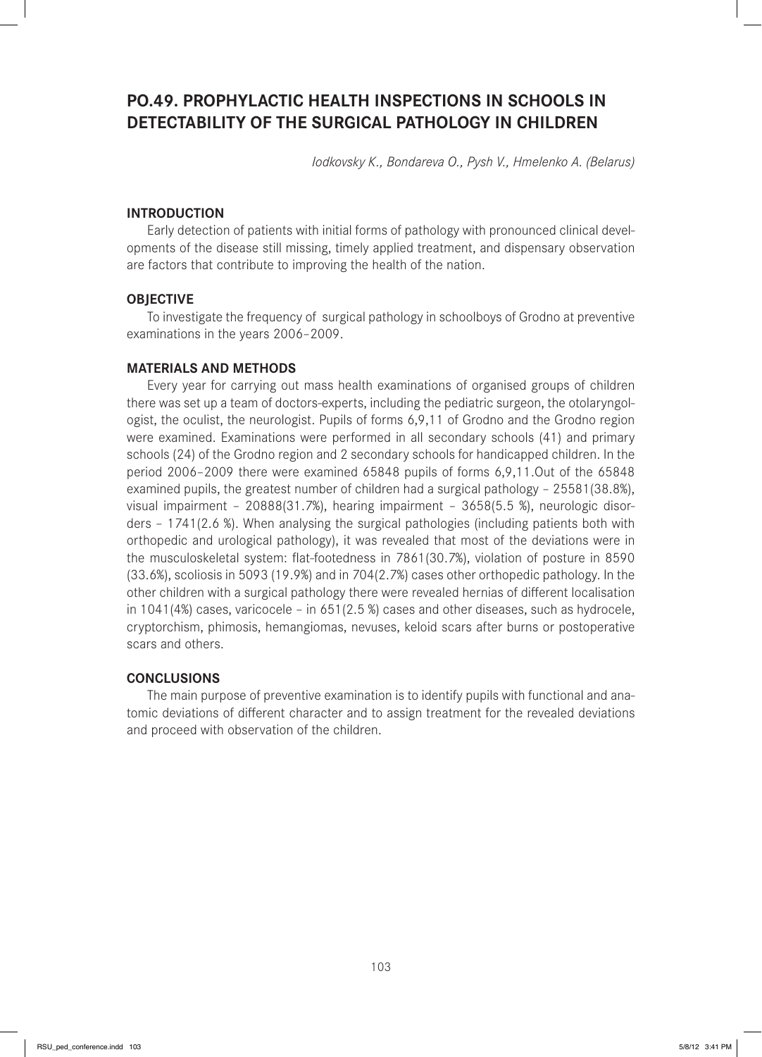## PO.49. PROPHYLACTIC HEALTH INSPECTIONS IN SCHOOLS IN DETECTABILITY OF THE SURGICAL PATHOLOGY IN CHILDREN

*Iodkovsky K., Bondareva O., Pysh V., Hmelenko A. (Belarus)*

### INTRODUCTION

Early detection of patients with initial forms of pathology with pronounced clinical developments of the disease still missing, timely applied treatment, and dispensary observation are factors that contribute to improving the health of the nation.

### OBJECTIVE

To investigate the frequency of surgical pathology in schoolboys of Grodno at preventive examinations in the years 2006–2009.

### MATERIALS AND METHODS

Every year for carrying out mass health examinations of organised groups of children there was set up a team of doctors-experts, including the pediatric surgeon, the otolaryngologist, the oculist, the neurologist. Pupils of forms 6,9,11 of Grodno and the Grodno region were examined. Examinations were performed in all secondary schools (41) and primary schools (24) of the Grodno region and 2 secondary schools for handicapped children. In the period 2006–2009 there were examined 65848 pupils of forms 6,9,11.Out of the 65848 examined pupils, the greatest number of children had a surgical pathology – 25581(38.8%), visual impairment – 20888(31.7%), hearing impairment – 3658(5.5 %), neurologic disorders – 1741(2.6 %). When analysing the surgical pathologies (including patients both with orthopedic and urological pathology), it was revealed that most of the deviations were in the musculoskeletal system: flat-footedness in 7861(30.7%), violation of posture in 8590 (33.6%), scoliosis in 5093 (19.9%) and in 704(2.7%) cases other orthopedic pathology. In the other children with a surgical pathology there were revealed hernias of different localisation in 1041(4%) cases, varicocele – in 651(2.5 %) cases and other diseases, such as hydrocele, cryptorchism, phimosis, hemangiomas, nevuses, keloid scars after burns or postoperative scars and others.

### CONCLUSIONS

The main purpose of preventive examination is to identify pupils with functional and anatomic deviations of different character and to assign treatment for the revealed deviations and proceed with observation of the children.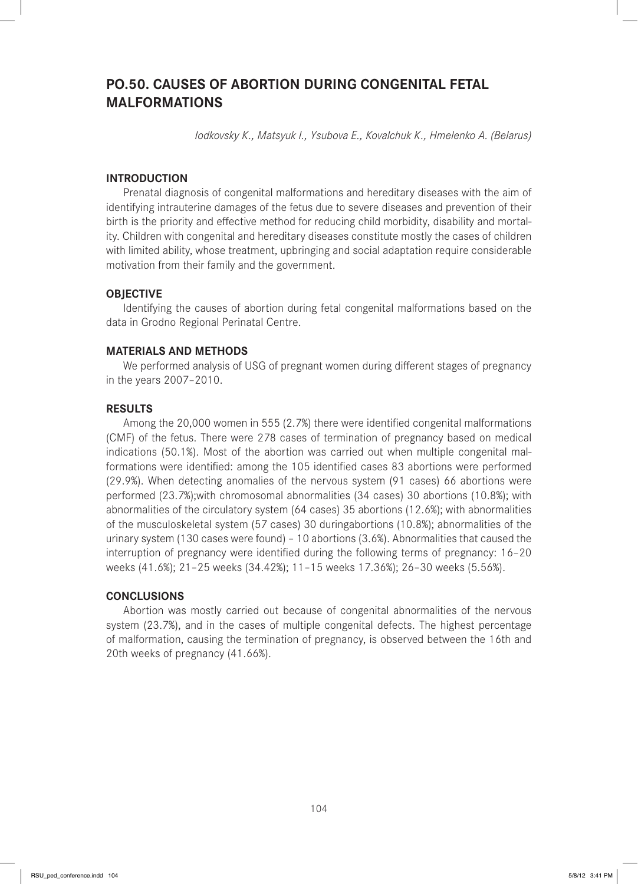# PO.50. CAUSES OF ABORTION DURING CONGENITAL FETAL MALFORMATIONS

*Iodkovsky K., Matsyuk I., Ysubova E., Kovalchuk K., Hmelenko A. (Belarus)*

## INTRODUCTION

Prenatal diagnosis of congenital malformations and hereditary diseases with the aim of identifying intrauterine damages of the fetus due to severe diseases and prevention of their birth is the priority and effective method for reducing child morbidity, disability and mortality. Children with congenital and hereditary diseases constitute mostly the cases of children with limited ability, whose treatment, upbringing and social adaptation require considerable motivation from their family and the government.

## OBJECTIVE

Identifying the causes of abortion during fetal congenital malformations based on the data in Grodno Regional Perinatal Centre.

## MATERIALS AND METHODS

We performed analysis of USG of pregnant women during different stages of pregnancy in the years 2007–2010.

## RESULTS

Among the 20,000 women in 555 (2.7%) there were identified congenital malformations (CMF) of the fetus. There were 278 cases of termination of pregnancy based on medical indications (50.1%). Most of the abortion was carried out when multiple congenital malformations were identified: among the 105 identified cases 83 abortions were performed (29.9%). When detecting anomalies of the nervous system (91 cases) 66 abortions were performed (23.7%);with chromosomal abnormalities (34 cases) 30 abortions (10.8%); with abnormalities of the circulatory system (64 cases) 35 abortions (12.6%); with abnormalities of the musculoskeletal system (57 cases) 30 duringabortions (10.8%); abnormalities of the urinary system (130 cases were found) – 10 abortions (3.6%). Abnormalities that caused the interruption of pregnancy were identified during the following terms of pregnancy: 16–20 weeks (41.6%); 21–25 weeks (34.42%); 11–15 weeks 17.36%); 26–30 weeks (5.56%).

## CONCLUSIONS

Abortion was mostly carried out because of congenital abnormalities of the nervous system (23.7%), and in the cases of multiple congenital defects. The highest percentage of malformation, causing the termination of pregnancy, is observed between the 16th and 20th weeks of pregnancy (41.66%).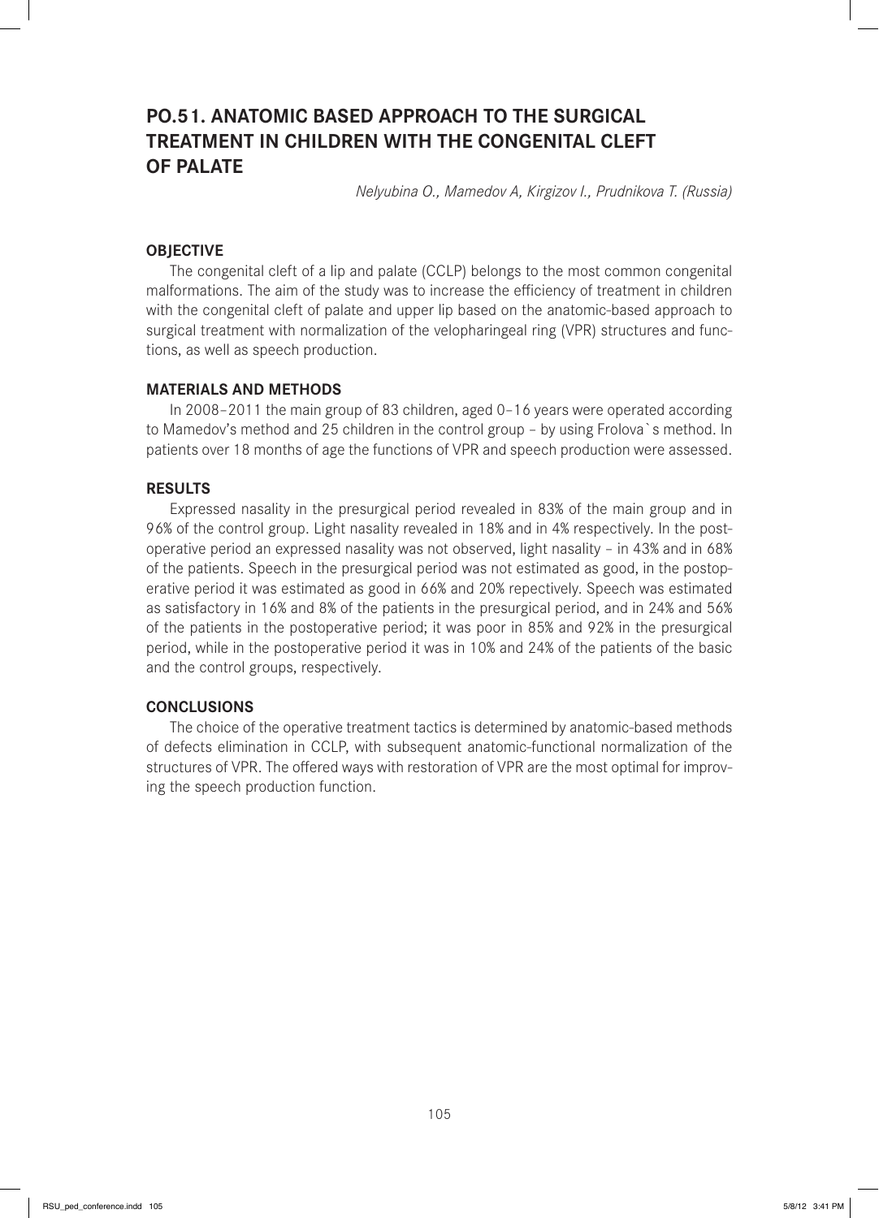# PO.51. ANATOMIC BASED APPROACH TO THE SURGICAL TREATMENT IN CHILDREN WITH THE CONGENITAL CLEFT OF PALATE

*Nelyubina O., Mamedov A, Kirgizov I., Prudnikova T. (Russia)*

## OBJECTIVE

The congenital cleft of a lip and palate (CCLP) belongs to the most common congenital malformations. The aim of the study was to increase the efficiency of treatment in children with the congenital cleft of palate and upper lip based on the anatomic-based approach to surgical treatment with normalization of the velopharingeal ring (VPR) structures and functions, as well as speech production.

## MATERIALS AND METHODS

In 2008–2011 the main group of 83 children, aged 0–16 years were operated according to Mamedov's method and 25 children in the control group – by using Frolova`s method. In patients over 18 months of age the functions of VPR and speech production were assessed.

## RESULTS

Expressed nasality in the presurgical period revealed in 83% of the main group and in 96% of the control group. Light nasality revealed in 18% and in 4% respectively. In the postoperative period an expressed nasality was not observed, light nasality – in 43% and in 68% of the patients. Speech in the presurgical period was not estimated as good, in the postoperative period it was estimated as good in 66% and 20% repectively. Speech was estimated as satisfactory in 16% and 8% of the patients in the presurgical period, and in 24% and 56% of the patients in the postoperative period; it was poor in 85% and 92% in the presurgical period, while in the postoperative period it was in 10% and 24% of the patients of the basic and the control groups, respectively.

## CONCLUSIONS

The choice of the operative treatment tactics is determined by anatomic-based methods of defects elimination in CCLP, with subsequent anatomic-functional normalization of the structures of VPR. The offered ways with restoration of VPR are the most optimal for improving the speech production function.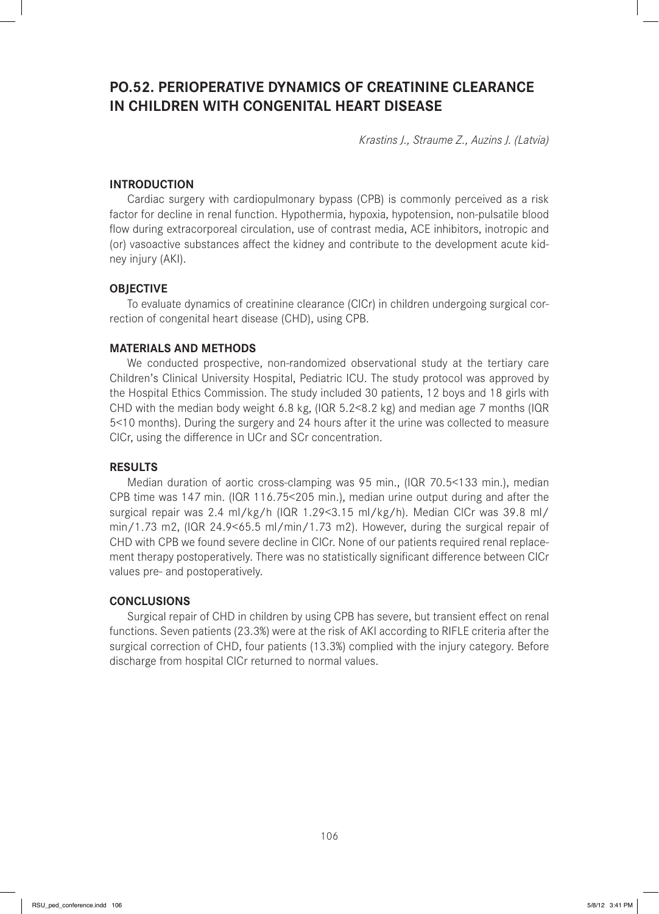## PO.52. PERIOPERATIVE DYNAMICS OF CREATININE CLEARANCE IN CHILDREN WITH CONGENITAL HEART DISEASE

*Krastins J., Straume Z., Auzins J. (Latvia)*

### INTRODUCTION

Cardiac surgery with cardiopulmonary bypass (CPB) is commonly perceived as a risk factor for decline in renal function. Hypothermia, hypoxia, hypotension, non-pulsatile blood flow during extracorporeal circulation, use of contrast media, ACE inhibitors, inotropic and (or) vasoactive substances affect the kidney and contribute to the development acute kidney injury (AKI).

### OBJECTIVE

To evaluate dynamics of creatinine clearance (ClCr) in children undergoing surgical correction of congenital heart disease (CHD), using CPB.

### MATERIALS AND METHODS

We conducted prospective, non-randomized observational study at the tertiary care Children's Clinical University Hospital, Pediatric ICU. The study protocol was approved by the Hospital Ethics Commission. The study included 30 patients, 12 boys and 18 girls with CHD with the median body weight 6.8 kg, (IQR 5.2<8.2 kg) and median age 7 months (IQR 5<10 months). During the surgery and 24 hours after it the urine was collected to measure ClCr, using the difference in UCr and SCr concentration.

### RESULTS

Median duration of aortic cross-clamping was 95 min., (IQR 70.5<133 min.), median CPB time was 147 min. (IQR 116.75<205 min.), median urine output during and after the surgical repair was 2.4 ml/kg/h (IQR 1.29<3.15 ml/kg/h). Median ClCr was 39.8 ml/min/1.73 m2, (IQR 24.9<65.5 ml/min/1.73 m2). However, during the surgical repair of CHD with CPB we found severe decline in ClCr. None of our patients required renal replacement therapy postoperatively. There was no statistically significant difference between ClCr values pre- and postoperatively.

### CONCLUSIONS

Surgical repair of CHD in children by using CPB has severe, but transient effect on renal functions. Seven patients (23.3%) were at the risk of AKI according to RIFLE criteria after the surgical correction of CHD, four patients (13.3%) complied with the injury category. Before discharge from hospital ClCr returned to normal values.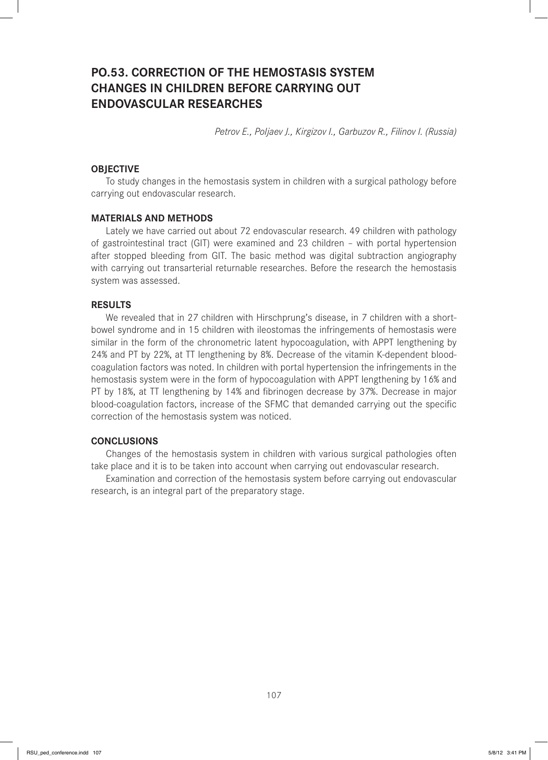# PO.53. CORRECTION OF THE HEMOSTASIS SYSTEM CHANGES IN CHILDREN BEFORE CARRYING OUT ENDOVASCULAR RESEARCHES

*Petrov E., Poljaev J., Kirgizov I., Garbuzov R., Filinov I. (Russia)*

## OBJECTIVE

To study changes in the hemostasis system in children with a surgical pathology before carrying out endovascular research.

## MATERIALS AND METHODS

Lately we have carried out about 72 endovascular research. 49 children with pathology of gastrointestinal tract (GIT) were examined and 23 children – with portal hypertension after stopped bleeding from GIT. The basic method was digital subtraction angiography with carrying out transarterial returnable researches. Before the research the hemostasis system was assessed.

## RESULTS

We revealed that in 27 children with Hirschprung's disease, in 7 children with a short-bowel syndrome and in 15 children with ileostomas the infringements of hemostasis were similar in the form of the chronometric latent hypocoagulation, with APPT lengthening by 24% and PT by 22%, at TT lengthening by 8%. Decrease of the vitamin K-dependent blood-coagulation factors was noted. In children with portal hypertension the infringements in the hemostasis system were in the form of hypocoagulation with APPT lengthening by 16% and PT by 18%, at TT lengthening by 14% and fibrinogen decrease by 37%. Decrease in major blood-coagulation factors, increase of the SFMC that demanded carrying out the specific correction of the hemostasis system was noticed.

## CONCLUSIONS

Changes of the hemostasis system in children with various surgical pathologies often take place and it is to be taken into account when carrying out endovascular research.

Examination and correction of the hemostasis system before carrying out endovascular research, is an integral part of the preparatory stage.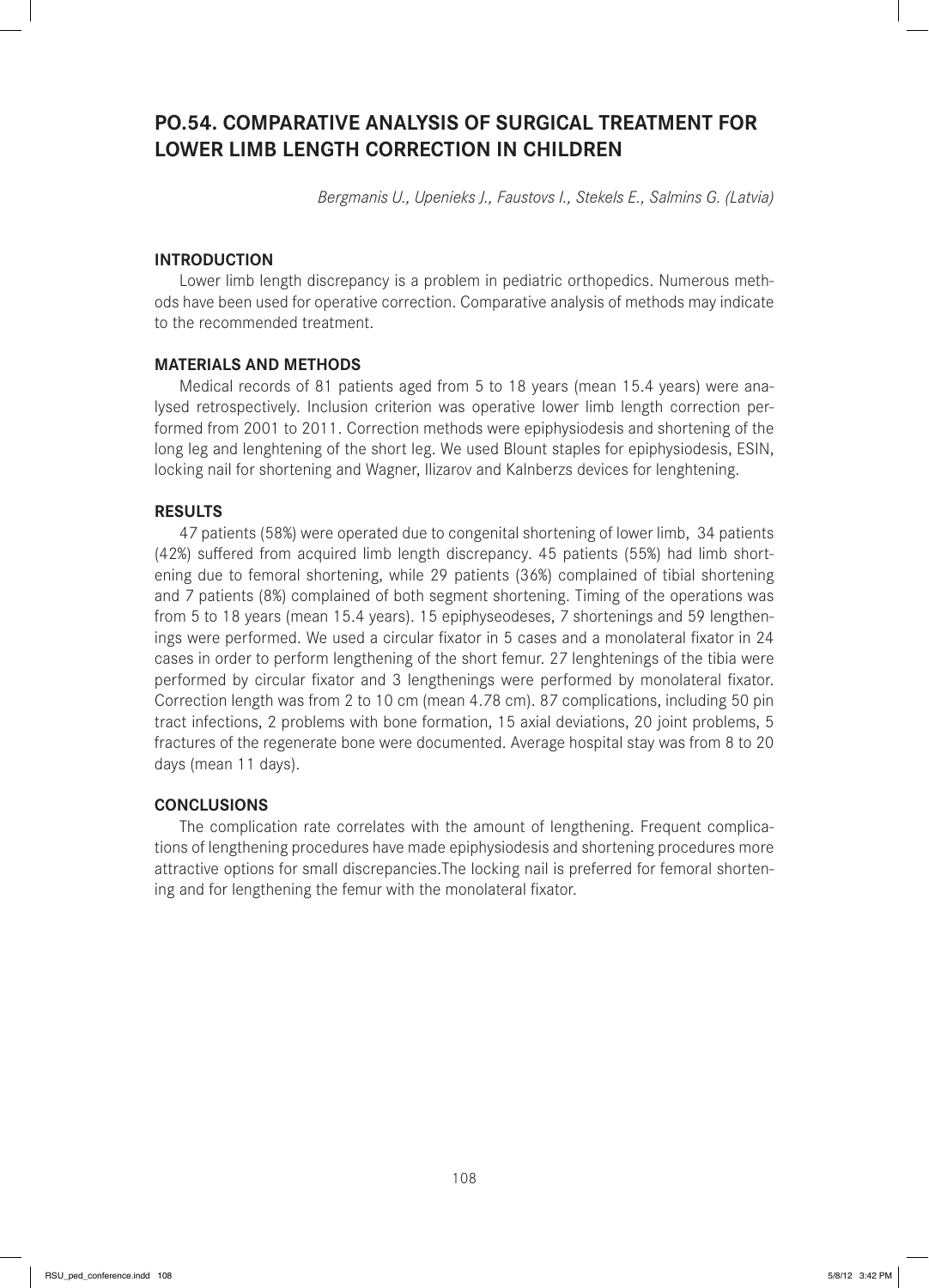# PO.54. COMPARATIVE ANALYSIS OF SURGICAL TREATMENT FOR LOWER LIMB LENGTH CORRECTION IN CHILDREN

*Bergmanis U., Upenieks J., Faustovs I., Stekels E., Salmins G. (Latvia)*

## INTRODUCTION

Lower limb length discrepancy is a problem in pediatric orthopedics. Numerous methods have been used for operative correction. Comparative analysis of methods may indicate to the recommended treatment.

## MATERIALS AND METHODS

Medical records of 81 patients aged from 5 to 18 years (mean 15.4 years) were analysed retrospectively. Inclusion criterion was operative lower limb length correction performed from 2001 to 2011. Correction methods were epiphysiodesis and shortening of the long leg and lenghtening of the short leg. We used Blount staples for epiphysiodesis, ESIN, locking nail for shortening and Wagner, Ilizarov and Kalnberzs devices for lenghtening.

## RESULTS

47 patients (58%) were operated due to congenital shortening of lower limb, 34 patients (42%) suffered from acquired limb length discrepancy. 45 patients (55%) had limb shortening due to femoral shortening, while 29 patients (36%) complained of tibial shortening and 7 patients (8%) complained of both segment shortening. Timing of the operations was from 5 to 18 years (mean 15.4 years). 15 epiphyseodeses, 7 shortenings and 59 lengthenings were performed. We used a circular fixator in 5 cases and a monolateral fixator in 24 cases in order to perform lengthening of the short femur. 27 lenghtenings of the tibia were performed by circular fixator and 3 lenghtenings were performed by monolateral fixator. Correction length was from 2 to 10 cm (mean 4.78 cm). 87 complications, including 50 pin tract infections, 2 problems with bone formation, 15 axial deviations, 20 joint problems, 5 fractures of the regenerate bone were documented. Average hospital stay was from 8 to 20 days (mean 11 days).

## CONCLUSIONS

The complication rate correlates with the amount of lengthening. Frequent complications of lengthening procedures have made epiphysiodesis and shortening procedures more attractive options for small discrepancies.The locking nail is preferred for femoral shortening and for lengthening the femur with the monolateral fixator.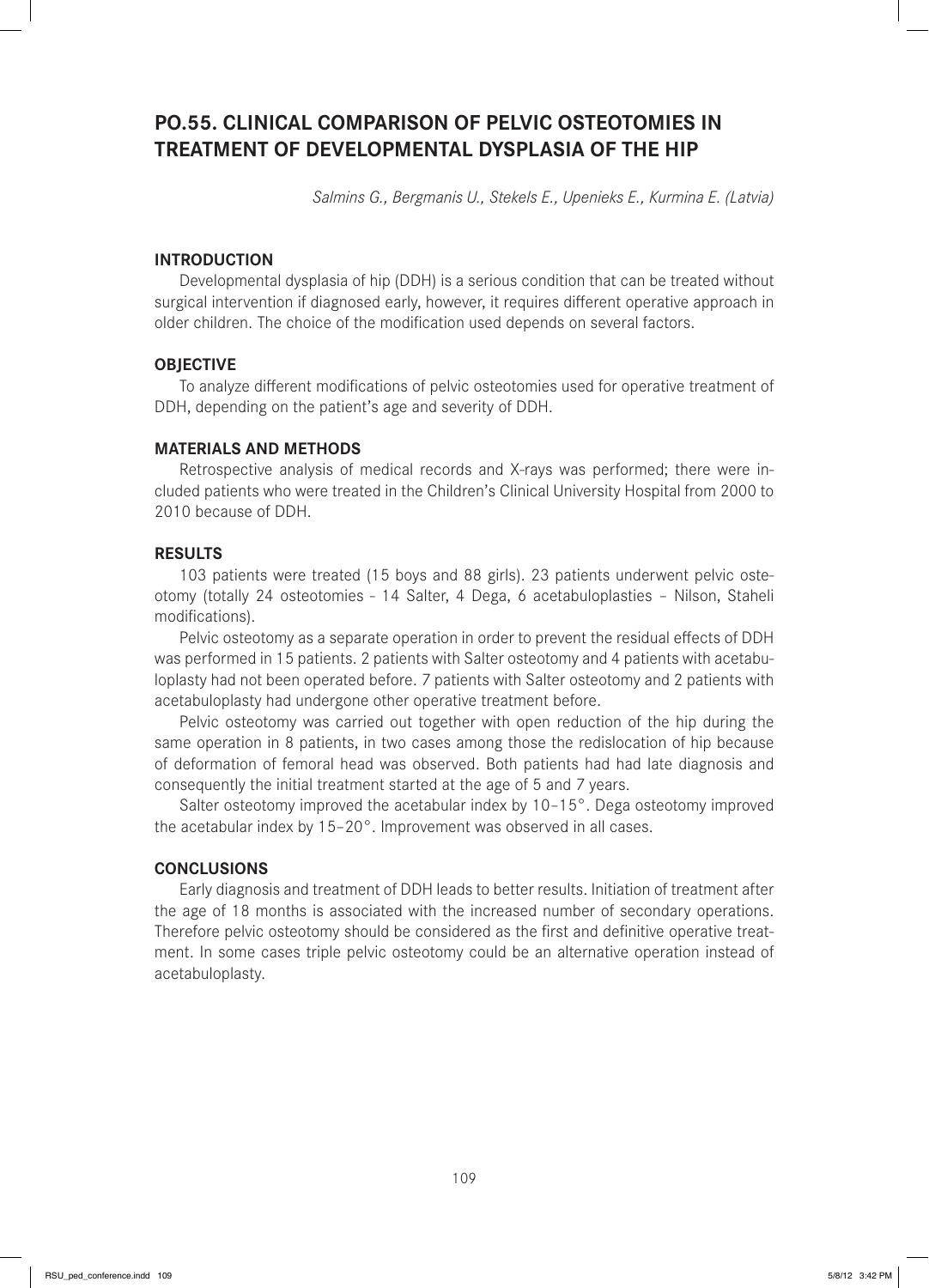# PO.55. CLINICAL COMPARISON OF PELVIC OSTEOTOMIES IN TREATMENT OF DEVELOPMENTAL DYSPLASIA OF THE HIP

*Salmins G., Bergmanis U., Stekels E., Upenieks E., Kurmina E. (Latvia)*

## INTRODUCTION

Developmental dysplasia of hip (DDH) is a serious condition that can be treated without surgical intervention if diagnosed early, however, it requires different operative approach in older children. The choice of the modification used depends on several factors.

## OBJECTIVE

To analyze different modifications of pelvic osteotomies used for operative treatment of DDH, depending on the patient's age and severity of DDH.

## MATERIALS AND METHODS

Retrospective analysis of medical records and X-rays was performed; there were included patients who were treated in the Children's Clinical University Hospital from 2000 to 2010 because of DDH.

## RESULTS

103 patients were treated (15 boys and 88 girls). 23 patients underwent pelvic osteotomy (totally 24 osteotomies - 14 Salter, 4 Dega, 6 acetabuloplasties – Nilson, Staheli modifications).

Pelvic osteotomy as a separate operation in order to prevent the residual effects of DDH was performed in 15 patients. 2 patients with Salter osteotomy and 4 patients with acetabuloplasty had not been operated before. 7 patients with Salter osteotomy and 2 patients with acetabuloplasty had undergone other operative treatment before.

Pelvic osteotomy was carried out together with open reduction of the hip during the same operation in 8 patients, in two cases among those the redislocation of hip because of deformation of femoral head was observed. Both patients had had late diagnosis and consequently the initial treatment started at the age of 5 and 7 years.

Salter osteotomy improved the acetabular index by 10–15°. Dega osteotomy improved the acetabular index by 15–20°. Improvement was observed in all cases.

## CONCLUSIONS

Early diagnosis and treatment of DDH leads to better results. Initiation of treatment after the age of 18 months is associated with the increased number of secondary operations. Therefore pelvic osteotomy should be considered as the first and definitive operative treatment. In some cases triple pelvic osteotomy could be an alternative operation instead of acetabuloplasty.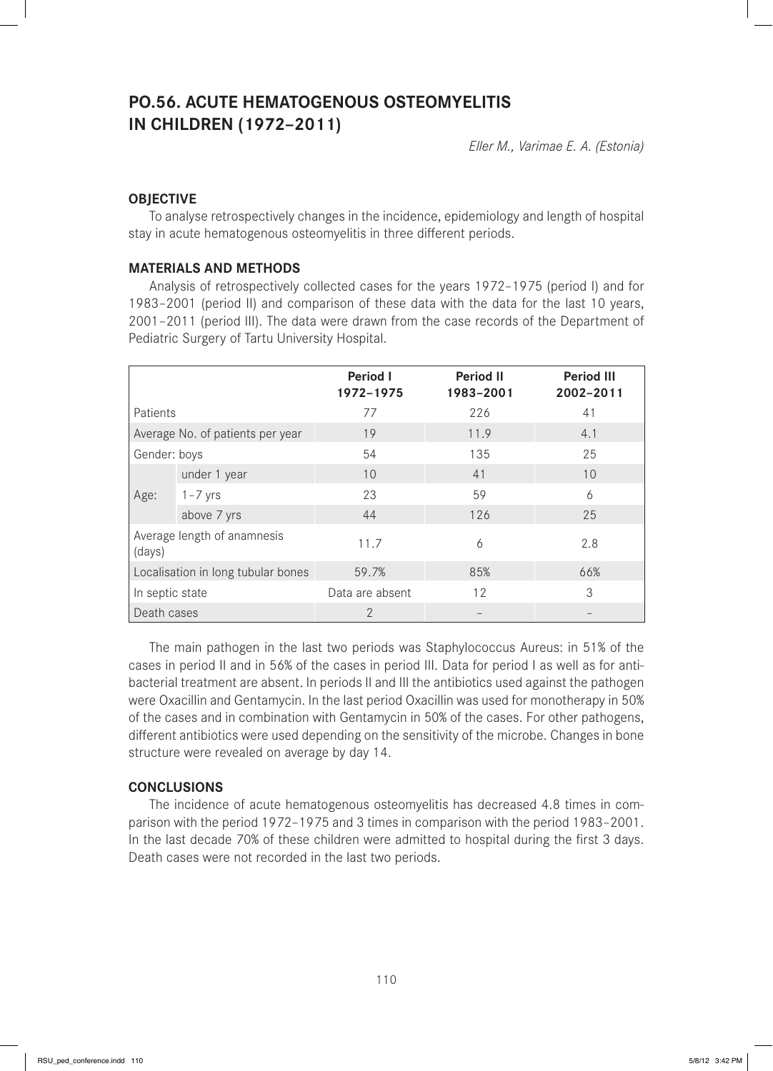## PO.56. ACUTE HEMATOGENOUS OSTEOMYELITIS IN CHILDREN (1972–2011)

*Eller M., Varimae E. A. (Estonia)*

### OBJECTIVE

To analyse retrospectively changes in the incidence, epidemiology and length of hospital stay in acute hematogenous osteomyelitis in three different periods.

### MATERIALS AND METHODS

Analysis of retrospectively collected cases for the years 1972–1975 (period I) and for 1983–2001 (period II) and comparison of these data with the data for the last 10 years, 2001–2011 (period III). The data were drawn from the case records of the Department of Pediatric Surgery of Tartu University Hospital.

| | | Period I 1972–1975 | Period II 1983–2001 | Period III 2002–2011 |
|---|---|---|---|---|
| Patients | | 77 | 226 | 41 |
| Average No. of patients per year | | 19 | 11.9 | 4.1 |
| Gender: boys | | 54 | 135 | 25 |
| Age: | under 1 year | 10 | 41 | 10 |
| | 1–7 yrs | 23 | 59 | 6 |
| | above 7 yrs | 44 | 126 | 25 |
| Average length of anamnesis (days) | | 11.7 | 6 | 2.8 |
| Localisation in long tubular bones | | 59.7% | 85% | 66% |
| In septic state | | Data are absent | 12 | 3 |
| Death cases | | 2 | – | – |

The main pathogen in the last two periods was Staphylococcus Aureus: in 51% of the cases in period II and in 56% of the cases in period III. Data for period I as well as for antibacterial treatment are absent. In periods II and III the antibiotics used against the pathogen were Oxacillin and Gentamycin. In the last period Oxacillin was used for monotherapy in 50% of the cases and in combination with Gentamycin in 50% of the cases. For other pathogens, different antibiotics were used depending on the sensitivity of the microbe. Changes in bone structure were revealed on average by day 14.

### CONCLUSIONS

The incidence of acute hematogenous osteomyelitis has decreased 4.8 times in comparison with the period 1972–1975 and 3 times in comparison with the period 1983–2001. In the last decade 70% of these children were admitted to hospital during the first 3 days. Death cases were not recorded in the last two periods.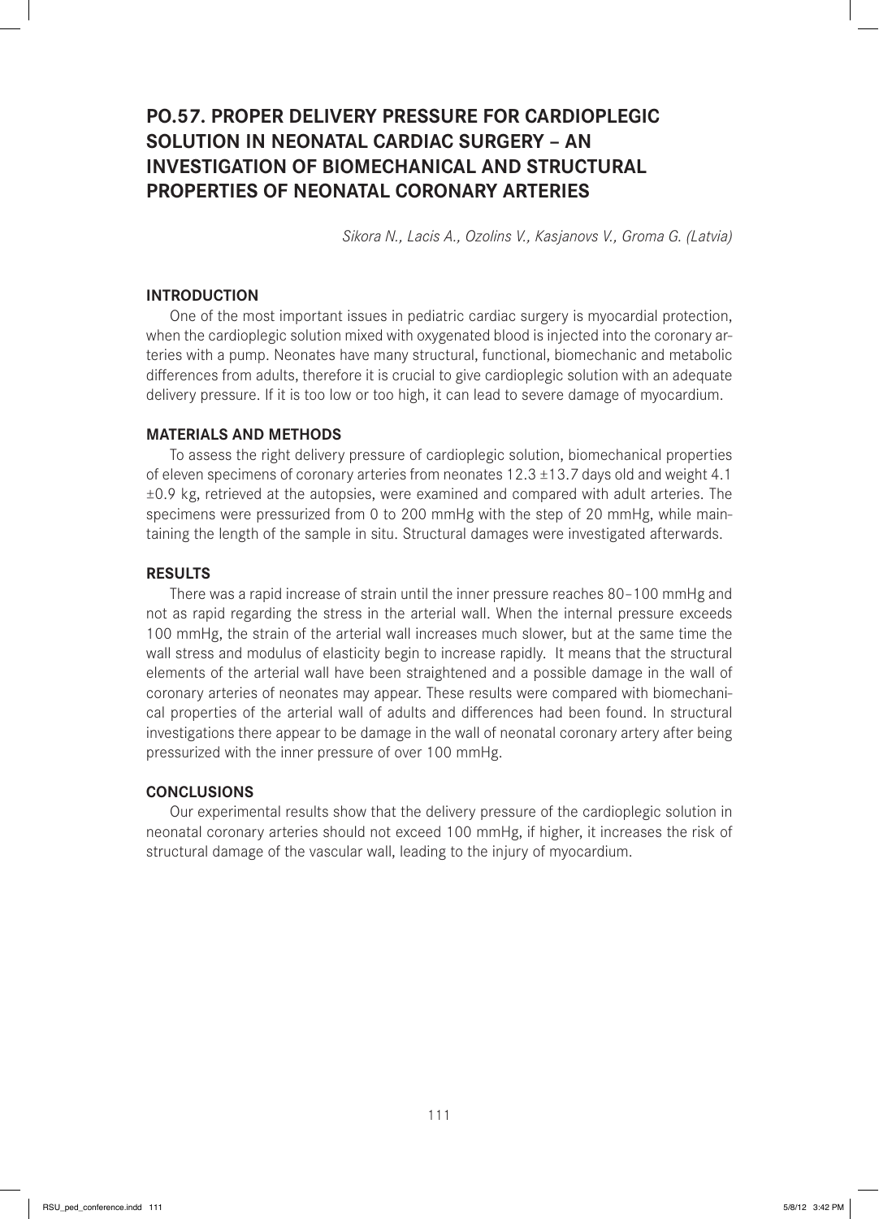# PO.57. PROPER DELIVERY PRESSURE FOR CARDIOPLEGIC SOLUTION IN NEONATAL CARDIAC SURGERY – AN INVESTIGATION OF BIOMECHANICAL AND STRUCTURAL PROPERTIES OF NEONATAL CORONARY ARTERIES

*Sikora N., Lacis A., Ozolins V., Kasjanovs V., Groma G. (Latvia)*

## INTRODUCTION

One of the most important issues in pediatric cardiac surgery is myocardial protection, when the cardioplegic solution mixed with oxygenated blood is injected into the coronary arteries with a pump. Neonates have many structural, functional, biomechanic and metabolic differences from adults, therefore it is crucial to give cardioplegic solution with an adequate delivery pressure. If it is too low or too high, it can lead to severe damage of myocardium.

## MATERIALS AND METHODS

To assess the right delivery pressure of cardioplegic solution, biomechanical properties of eleven specimens of coronary arteries from neonates 12.3 ±13.7 days old and weight 4.1 ±0.9 kg, retrieved at the autopsies, were examined and compared with adult arteries. The specimens were pressurized from 0 to 200 mmHg with the step of 20 mmHg, while maintaining the length of the sample in situ. Structural damages were investigated afterwards.

## RESULTS

There was a rapid increase of strain until the inner pressure reaches 80–100 mmHg and not as rapid regarding the stress in the arterial wall. When the internal pressure exceeds 100 mmHg, the strain of the arterial wall increases much slower, but at the same time the wall stress and modulus of elasticity begin to increase rapidly. It means that the structural elements of the arterial wall have been straightened and a possible damage in the wall of coronary arteries of neonates may appear. These results were compared with biomechanical properties of the arterial wall of adults and differences had been found. In structural investigations there appear to be damage in the wall of neonatal coronary artery after being pressurized with the inner pressure of over 100 mmHg.

## CONCLUSIONS

Our experimental results show that the delivery pressure of the cardioplegic solution in neonatal coronary arteries should not exceed 100 mmHg, if higher, it increases the risk of structural damage of the vascular wall, leading to the injury of myocardium.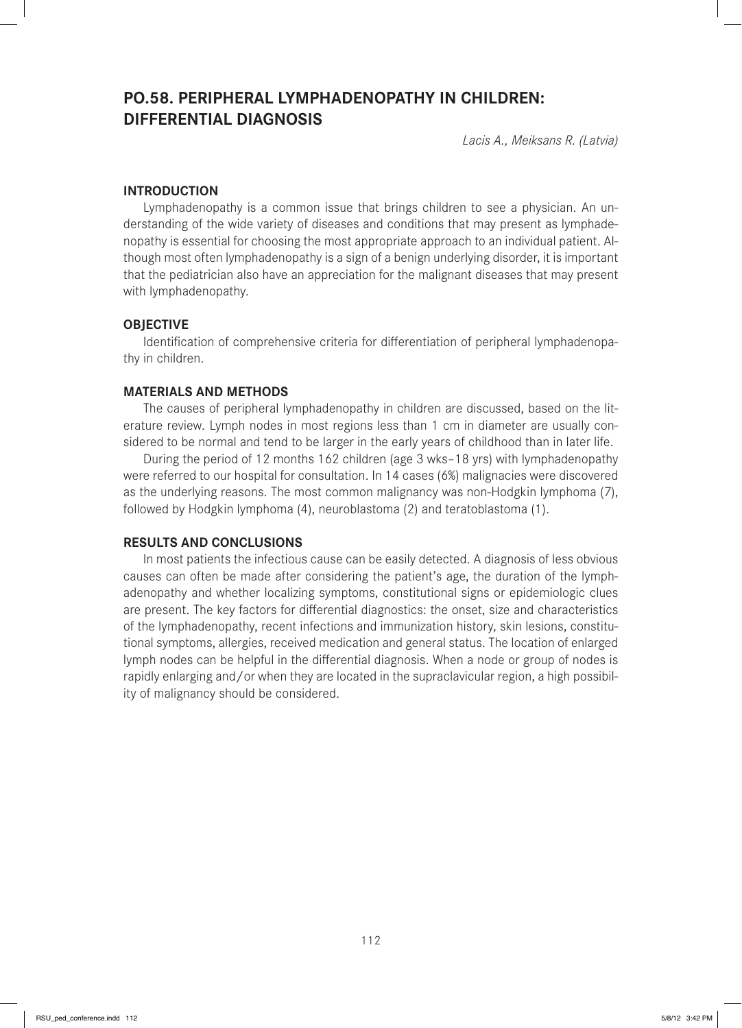# PO.58. PERIPHERAL LYMPHADENOPATHY IN CHILDREN: DIFFERENTIAL DIAGNOSIS

*Lacis A., Meiksans R. (Latvia)*

## INTRODUCTION

Lymphadenopathy is a common issue that brings children to see a physician. An understanding of the wide variety of diseases and conditions that may present as lymphadenopathy is essential for choosing the most appropriate approach to an individual patient. Although most often lymphadenopathy is a sign of a benign underlying disorder, it is important that the pediatrician also have an appreciation for the malignant diseases that may present with lymphadenopathy.

## OBJECTIVE

Identification of comprehensive criteria for differentiation of peripheral lymphadenopathy in children.

## MATERIALS AND METHODS

The causes of peripheral lymphadenopathy in children are discussed, based on the literature review. Lymph nodes in most regions less than 1 cm in diameter are usually considered to be normal and tend to be larger in the early years of childhood than in later life.

During the period of 12 months 162 children (age 3 wks–18 yrs) with lymphadenopathy were referred to our hospital for consultation. In 14 cases (6%) malignacies were discovered as the underlying reasons. The most common malignancy was non-Hodgkin lymphoma (7), followed by Hodgkin lymphoma (4), neuroblastoma (2) and teratoblastoma (1).

## RESULTS AND CONCLUSIONS

In most patients the infectious cause can be easily detected. A diagnosis of less obvious causes can often be made after considering the patient's age, the duration of the lymphadenopathy and whether localizing symptoms, constitutional signs or epidemiologic clues are present. The key factors for differential diagnostics: the onset, size and characteristics of the lymphadenopathy, recent infections and immunization history, skin lesions, constitutional symptoms, allergies, received medication and general status. The location of enlarged lymph nodes can be helpful in the differential diagnosis. When a node or group of nodes is rapidly enlarging and/or when they are located in the supraclavicular region, a high possibility of malignancy should be considered.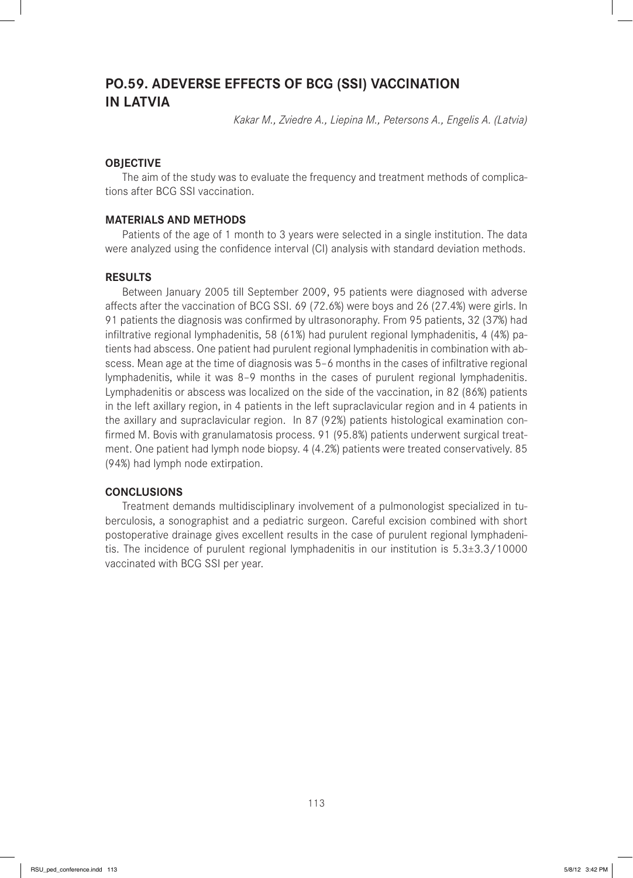## PO.59. ADEVERSE EFFECTS OF BCG (SSI) VACCINATION IN LATVIA

*Kakar M., Zviedre A., Liepina M., Petersons A., Engelis A. (Latvia)*

### OBJECTIVE

The aim of the study was to evaluate the frequency and treatment methods of complications after BCG SSI vaccination.

### MATERIALS AND METHODS

Patients of the age of 1 month to 3 years were selected in a single institution. The data were analyzed using the confidence interval (CI) analysis with standard deviation methods.

### RESULTS

Between January 2005 till September 2009, 95 patients were diagnosed with adverse affects after the vaccination of BCG SSI. 69 (72.6%) were boys and 26 (27.4%) were girls. In 91 patients the diagnosis was confirmed by ultrasonoraphy. From 95 patients, 32 (37%) had infiltrative regional lymphadenitis, 58 (61%) had purulent regional lymphadenitis, 4 (4%) patients had abscess. One patient had purulent regional lymphadenitis in combination with abscess. Mean age at the time of diagnosis was 5–6 months in the cases of infiltrative regional lymphadenitis, while it was 8–9 months in the cases of purulent regional lymphadenitis. Lymphadenitis or abscess was localized on the side of the vaccination, in 82 (86%) patients in the left axillary region, in 4 patients in the left supraclavicular region and in 4 patients in the axillary and supraclavicular region. In 87 (92%) patients histological examination confirmed M. Bovis with granulamatosis process. 91 (95.8%) patients underwent surgical treatment. One patient had lymph node biopsy. 4 (4.2%) patients were treated conservatively. 85 (94%) had lymph node extirpation.

### CONCLUSIONS

Treatment demands multidisciplinary involvement of a pulmonologist specialized in tuberculosis, a sonographist and a pediatric surgeon. Careful excision combined with short postoperative drainage gives excellent results in the case of purulent regional lymphadenitis. The incidence of purulent regional lymphadenitis in our institution is 5.3±3.3/10000 vaccinated with BCG SSI per year.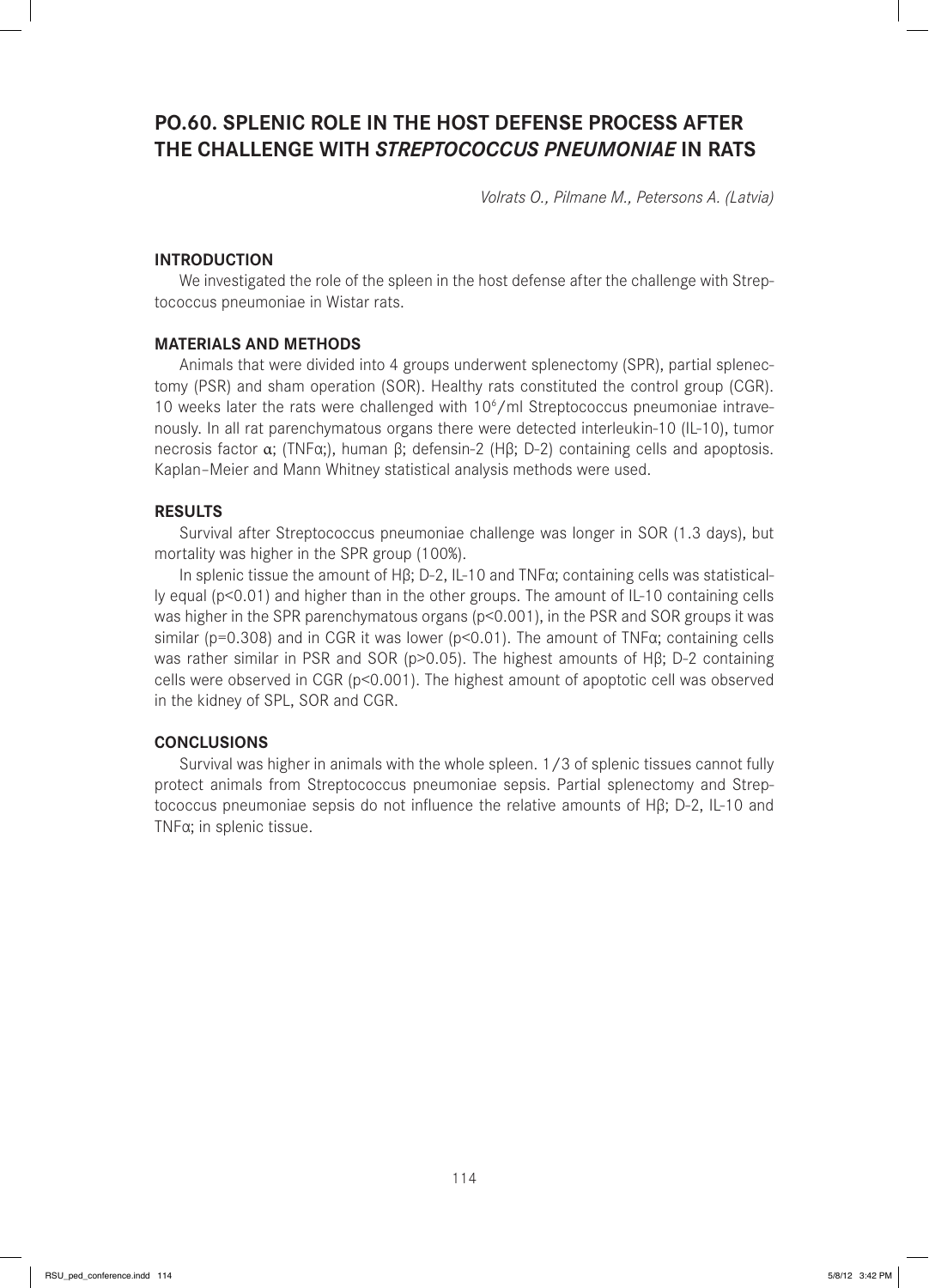# PO.60. SPLENIC ROLE IN THE HOST DEFENSE PROCESS AFTER THE CHALLENGE WITH *STREPTOCOCCUS PNEUMONIAE* IN RATS

*Volrats O., Pilmane M., Petersons A. (Latvia)*

## INTRODUCTION

We investigated the role of the spleen in the host defense after the challenge with Streptococcus pneumoniae in Wistar rats.

## MATERIALS AND METHODS

Animals that were divided into 4 groups underwent splenectomy (SPR), partial splenectomy (PSR) and sham operation (SOR). Healthy rats constituted the control group (CGR). 10 weeks later the rats were challenged with $10^6$/ml Streptococcus pneumoniae intravenously. In all rat parenchymatous organs there were detected interleukin-10 (IL-10), tumor necrosis factor α; (TNFα;), human β; defensin-2 (Hβ; D-2) containing cells and apoptosis. Kaplan–Meier and Mann Whitney statistical analysis methods were used.

## RESULTS

Survival after Streptococcus pneumoniae challenge was longer in SOR (1.3 days), but mortality was higher in the SPR group (100%).

In splenic tissue the amount of Hβ; D-2, IL-10 and TNFα; containing cells was statistically equal ($p<0.01$) and higher than in the other groups. The amount of IL-10 containing cells was higher in the SPR parenchymatous organs ($p<0.001$), in the PSR and SOR groups it was similar ($p=0.308$) and in CGR it was lower ($p<0.01$). The amount of TNFα; containing cells was rather similar in PSR and SOR ($p>0.05$). The highest amounts of Hβ; D-2 containing cells were observed in CGR ($p<0.001$). The highest amount of apoptotic cell was observed in the kidney of SPL, SOR and CGR.

## CONCLUSIONS

Survival was higher in animals with the whole spleen. 1/3 of splenic tissues cannot fully protect animals from Streptococcus pneumoniae sepsis. Partial splenectomy and Streptococcus pneumoniae sepsis do not influence the relative amounts of Hβ; D-2, IL-10 and TNFα; in splenic tissue.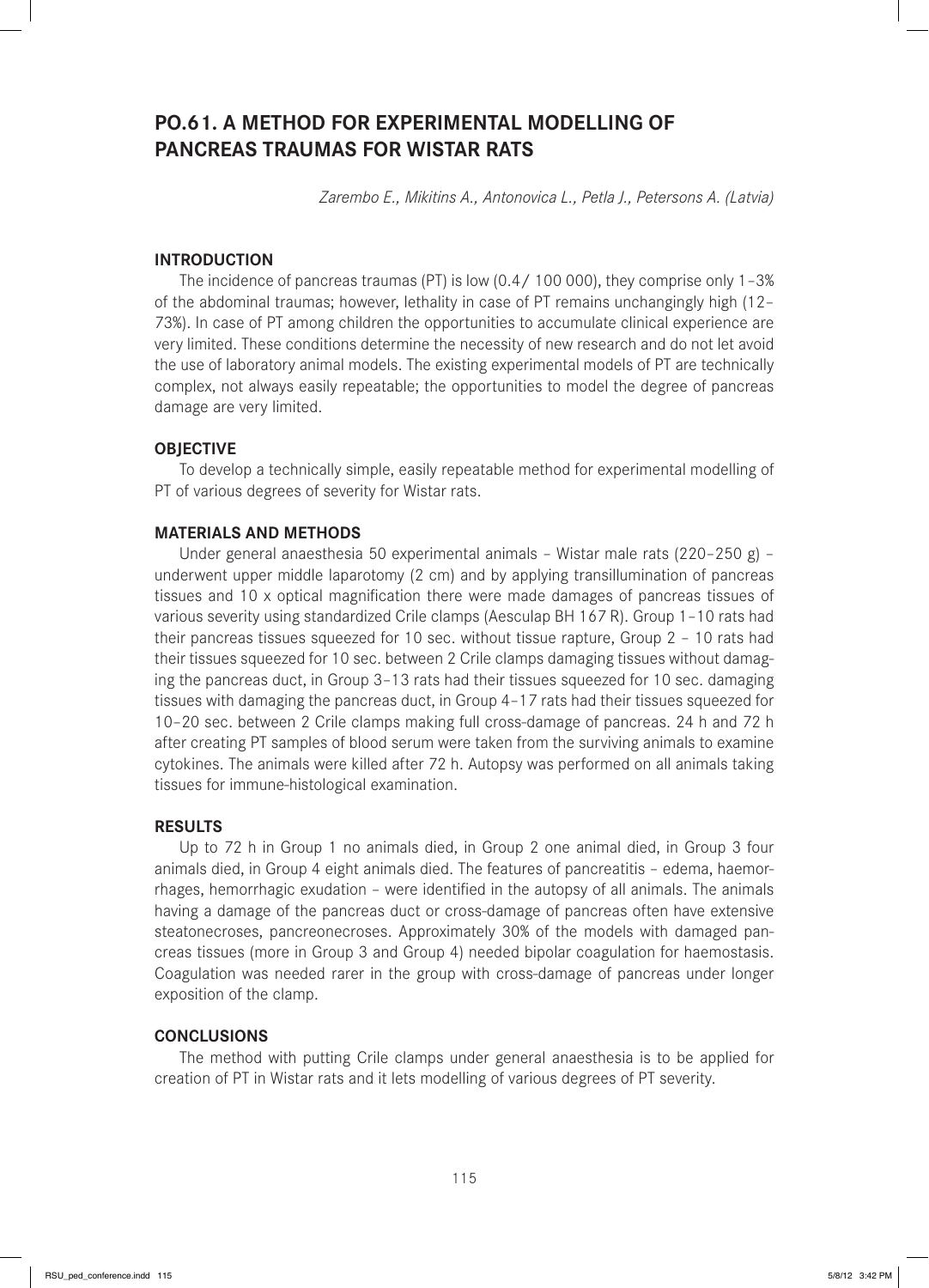# PO.61. A METHOD FOR EXPERIMENTAL MODELLING OF PANCREAS TRAUMAS FOR WISTAR RATS

*Zarembo E., Mikitins A., Antonovica L., Petla J., Petersons A. (Latvia)*

## INTRODUCTION

The incidence of pancreas traumas (PT) is low (0.4/ 100 000), they comprise only 1–3% of the abdominal traumas; however, lethality in case of PT remains unchangingly high (12–73%). In case of PT among children the opportunities to accumulate clinical experience are very limited. These conditions determine the necessity of new research and do not let avoid the use of laboratory animal models. The existing experimental models of PT are technically complex, not always easily repeatable; the opportunities to model the degree of pancreas damage are very limited.

## OBJECTIVE

To develop a technically simple, easily repeatable method for experimental modelling of PT of various degrees of severity for Wistar rats.

## MATERIALS AND METHODS

Under general anaesthesia 50 experimental animals – Wistar male rats (220–250 g) – underwent upper middle laparotomy (2 cm) and by applying transillumination of pancreas tissues and 10 x optical magnification there were made damages of pancreas tissues of various severity using standardized Crile clamps (Aesculap BH 167 R). Group 1–10 rats had their pancreas tissues squeezed for 10 sec. without tissue rapture, Group 2 – 10 rats had their tissues squeezed for 10 sec. between 2 Crile clamps damaging tissues without damaging the pancreas duct, in Group 3–13 rats had their tissues squeezed for 10 sec. damaging tissues with damaging the pancreas duct, in Group 4–17 rats had their tissues squeezed for 10–20 sec. between 2 Crile clamps making full cross-damage of pancreas. 24 h and 72 h after creating PT samples of blood serum were taken from the surviving animals to examine cytokines. The animals were killed after 72 h. Autopsy was performed on all animals taking tissues for immune-histological examination.

## RESULTS

Up to 72 h in Group 1 no animals died, in Group 2 one animal died, in Group 3 four animals died, in Group 4 eight animals died. The features of pancreatitis – edema, haemorrhages, hemorrhagic exudation – were identified in the autopsy of all animals. The animals having a damage of the pancreas duct or cross-damage of pancreas often have extensive steatonecroses, pancreonecroses. Approximately 30% of the models with damaged pancreas tissues (more in Group 3 and Group 4) needed bipolar coagulation for haemostasis. Coagulation was needed rarer in the group with cross-damage of pancreas under longer exposition of the clamp.

## CONCLUSIONS

The method with putting Crile clamps under general anaesthesia is to be applied for creation of PT in Wistar rats and it lets modelling of various degrees of PT severity.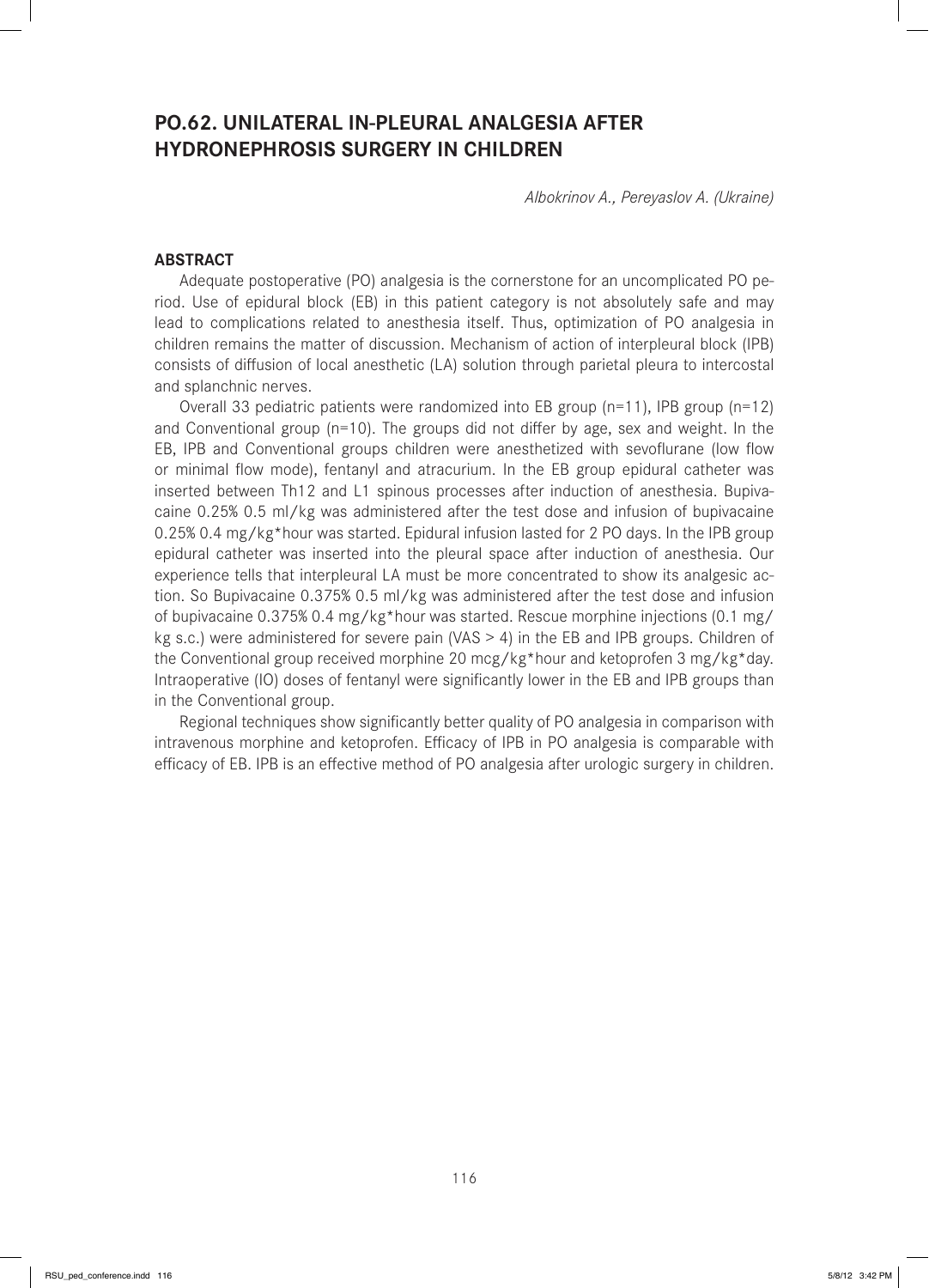## PO.62. UNILATERAL IN-PLEURAL ANALGESIA AFTER HYDRONEPHROSIS SURGERY IN CHILDREN

*Albokrinov A., Pereyaslov A. (Ukraine)*

### ABSTRACT

Adequate postoperative (PO) analgesia is the cornerstone for an uncomplicated PO period. Use of epidural block (EB) in this patient category is not absolutely safe and may lead to complications related to anesthesia itself. Thus, optimization of PO analgesia in children remains the matter of discussion. Mechanism of action of interpleural block (IPB) consists of diffusion of local anesthetic (LA) solution through parietal pleura to intercostal and splanchnic nerves.

Overall 33 pediatric patients were randomized into EB group (n=11), IPB group (n=12) and Conventional group (n=10). The groups did not differ by age, sex and weight. In the EB, IPB and Conventional groups children were anesthetized with sevoflurane (low flow or minimal flow mode), fentanyl and atracurium. In the EB group epidural catheter was inserted between Th12 and L1 spinous processes after induction of anesthesia. Bupivacaine 0.25% 0.5 ml/kg was administered after the test dose and infusion of bupivacaine 0.25% 0.4 mg/kg*hour was started. Epidural infusion lasted for 2 PO days. In the IPB group epidural catheter was inserted into the pleural space after induction of anesthesia. Our experience tells that interpleural LA must be more concentrated to show its analgesic action. So Bupivacaine 0.375% 0.5 ml/kg was administered after the test dose and infusion of bupivacaine 0.375% 0.4 mg/kg*hour was started. Rescue morphine injections (0.1 mg/kg s.c.) were administered for severe pain (VAS > 4) in the EB and IPB groups. Children of the Conventional group received morphine 20 mcg/kg*hour and ketoprofen 3 mg/kg*day. Intraoperative (IO) doses of fentanyl were significantly lower in the EB and IPB groups than in the Conventional group.

Regional techniques show significantly better quality of PO analgesia in comparison with intravenous morphine and ketoprofen. Efficacy of IPB in PO analgesia is comparable with efficacy of EB. IPB is an effective method of PO analgesia after urologic surgery in children.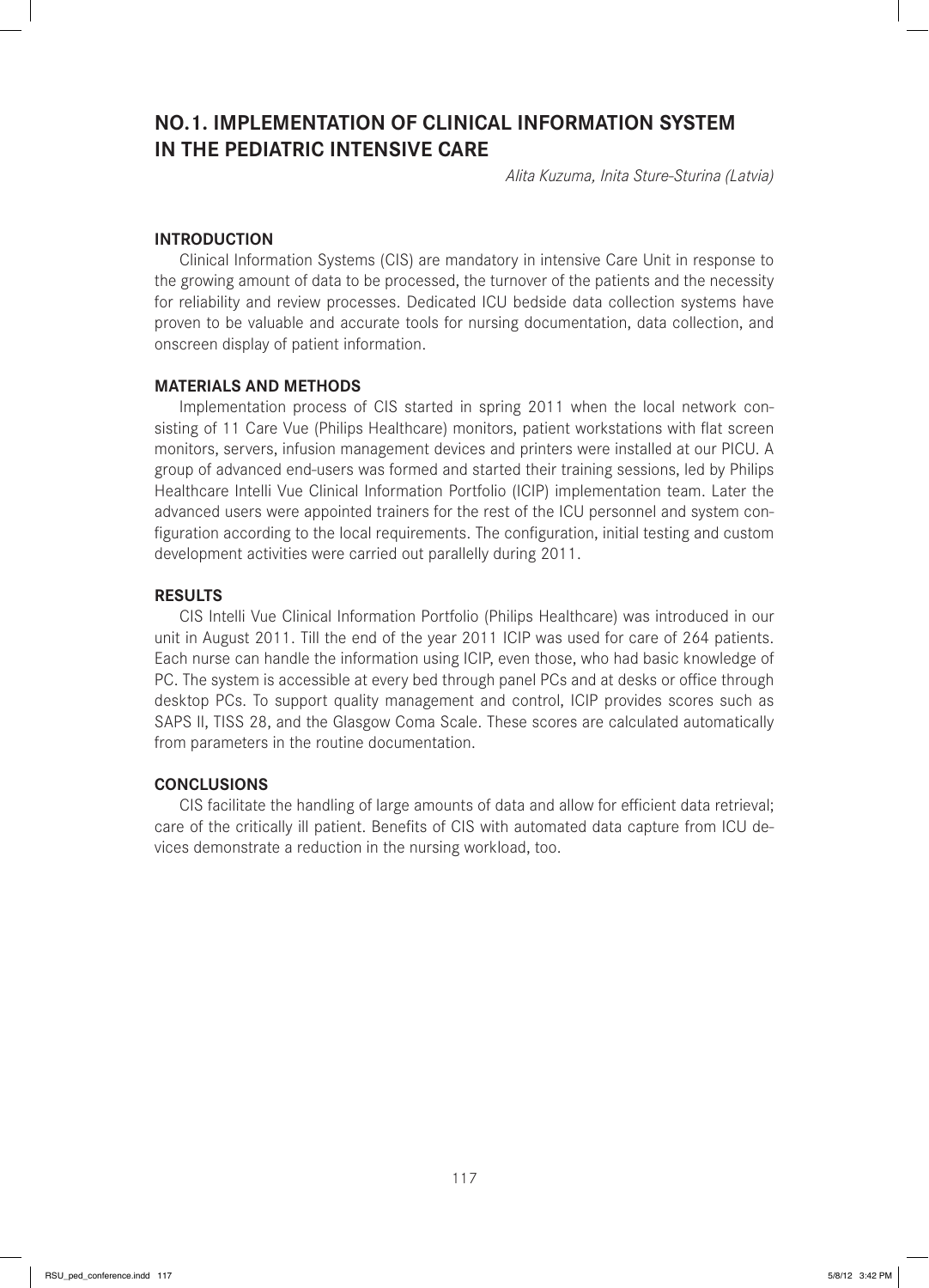# NO.1. IMPLEMENTATION OF CLINICAL INFORMATION SYSTEM IN THE PEDIATRIC INTENSIVE CARE

*Alita Kuzuma, Inita Sture-Sturina (Latvia)*

## INTRODUCTION

Clinical Information Systems (CIS) are mandatory in intensive Care Unit in response to the growing amount of data to be processed, the turnover of the patients and the necessity for reliability and review processes. Dedicated ICU bedside data collection systems have proven to be valuable and accurate tools for nursing documentation, data collection, and onscreen display of patient information.

## MATERIALS AND METHODS

Implementation process of CIS started in spring 2011 when the local network consisting of 11 Care Vue (Philips Healthcare) monitors, patient workstations with flat screen monitors, servers, infusion management devices and printers were installed at our PICU. A group of advanced end-users was formed and started their training sessions, led by Philips Healthcare Intelli Vue Clinical Information Portfolio (ICIP) implementation team. Later the advanced users were appointed trainers for the rest of the ICU personnel and system configuration according to the local requirements. The configuration, initial testing and custom development activities were carried out parallelly during 2011.

## RESULTS

CIS Intelli Vue Clinical Information Portfolio (Philips Healthcare) was introduced in our unit in August 2011. Till the end of the year 2011 ICIP was used for care of 264 patients. Each nurse can handle the information using ICIP, even those, who had basic knowledge of PC. The system is accessible at every bed through panel PCs and at desks or office through desktop PCs. To support quality management and control, ICIP provides scores such as SAPS II, TISS 28, and the Glasgow Coma Scale. These scores are calculated automatically from parameters in the routine documentation.

## CONCLUSIONS

CIS facilitate the handling of large amounts of data and allow for efficient data retrieval; care of the critically ill patient. Benefits of CIS with automated data capture from ICU devices demonstrate a reduction in the nursing workload, too.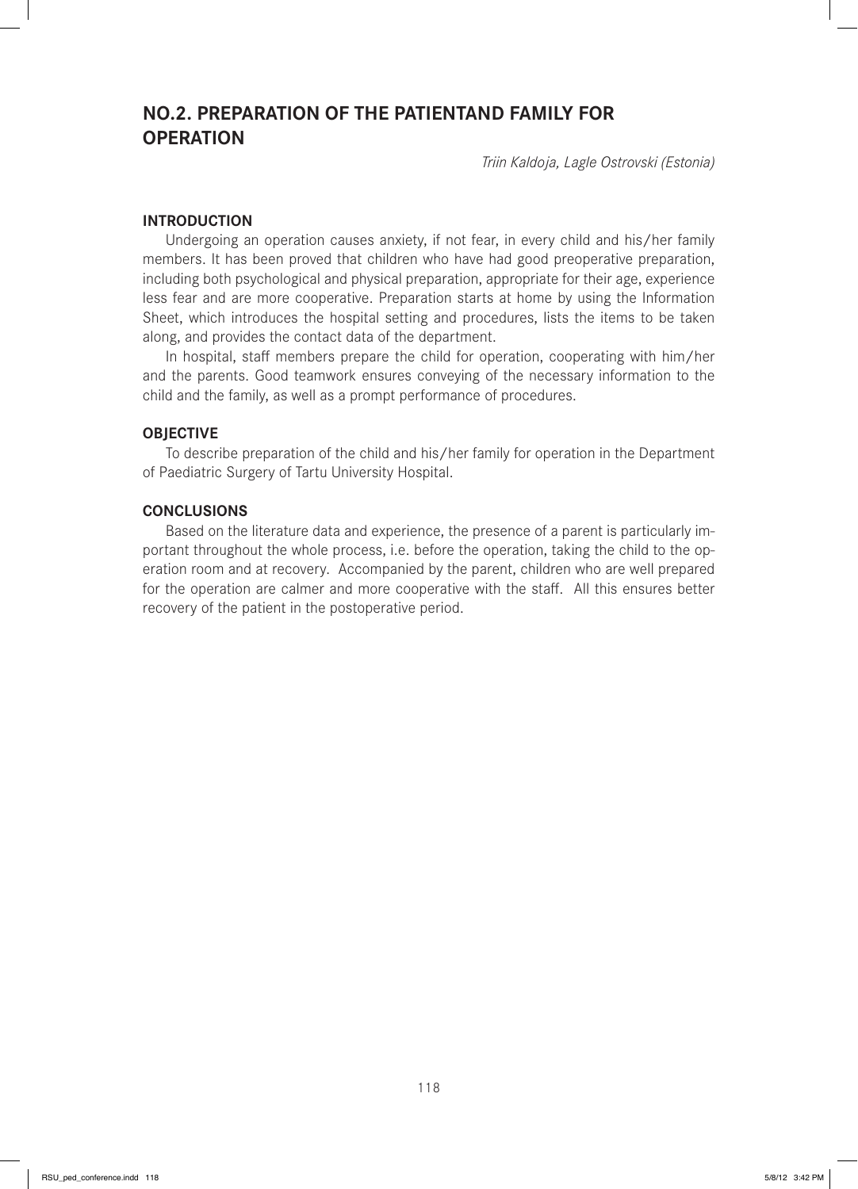## NO.2. PREPARATION OF THE PATIENTAND FAMILY FOR OPERATION

*Triin Kaldoja, Lagle Ostrovski (Estonia)*

### INTRODUCTION

Undergoing an operation causes anxiety, if not fear, in every child and his/her family members. It has been proved that children who have had good preoperative preparation, including both psychological and physical preparation, appropriate for their age, experience less fear and are more cooperative. Preparation starts at home by using the Information Sheet, which introduces the hospital setting and procedures, lists the items to be taken along, and provides the contact data of the department.

In hospital, staff members prepare the child for operation, cooperating with him/her and the parents. Good teamwork ensures conveying of the necessary information to the child and the family, as well as a prompt performance of procedures.

### OBJECTIVE

To describe preparation of the child and his/her family for operation in the Department of Paediatric Surgery of Tartu University Hospital.

### CONCLUSIONS

Based on the literature data and experience, the presence of a parent is particularly important throughout the whole process, i.e. before the operation, taking the child to the operation room and at recovery. Accompanied by the parent, children who are well prepared for the operation are calmer and more cooperative with the staff. All this ensures better recovery of the patient in the postoperative period.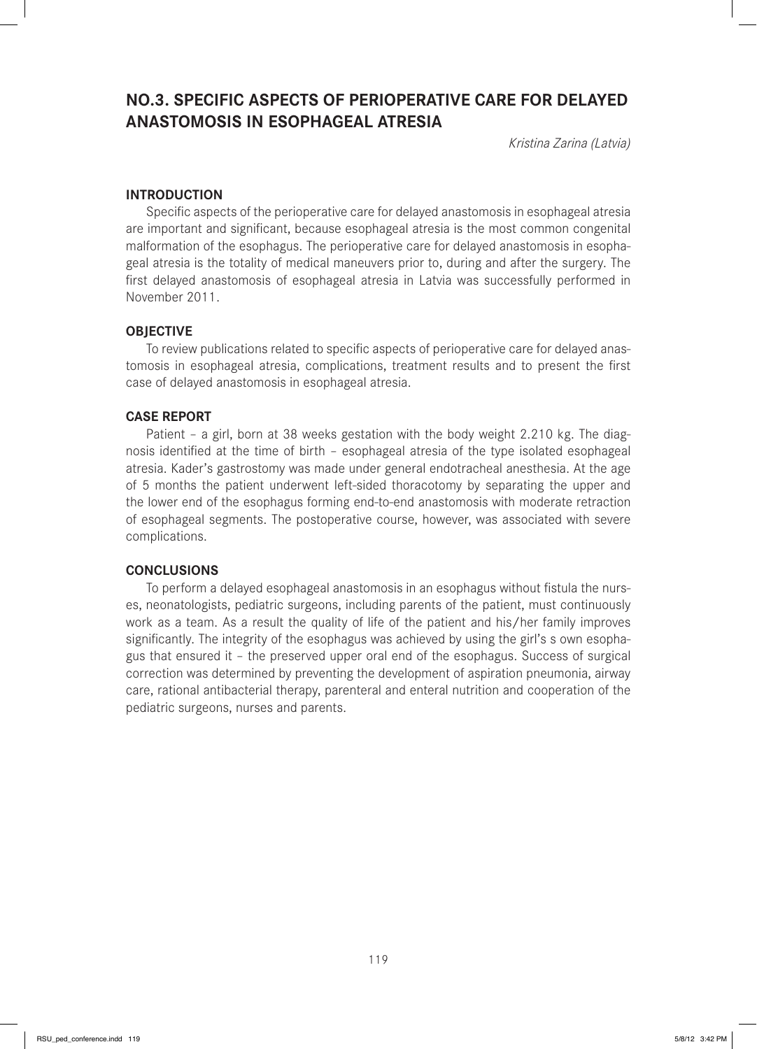# NO.3. SPECIFIC ASPECTS OF PERIOPERATIVE CARE FOR DELAYED ANASTOMOSIS IN ESOPHAGEAL ATRESIA

*Kristina Zarina (Latvia)*

## INTRODUCTION

Specific aspects of the perioperative care for delayed anastomosis in esophageal atresia are important and significant, because esophageal atresia is the most common congenital malformation of the esophagus. The perioperative care for delayed anastomosis in esophageal atresia is the totality of medical maneuvers prior to, during and after the surgery. The first delayed anastomosis of esophageal atresia in Latvia was successfully performed in November 2011.

## OBJECTIVE

To review publications related to specific aspects of perioperative care for delayed anastomosis in esophageal atresia, complications, treatment results and to present the first case of delayed anastomosis in esophageal atresia.

## CASE REPORT

Patient – a girl, born at 38 weeks gestation with the body weight 2.210 kg. The diagnosis identified at the time of birth – esophageal atresia of the type isolated esophageal atresia. Kader's gastrostomy was made under general endotracheal anesthesia. At the age of 5 months the patient underwent left-sided thoracotomy by separating the upper and the lower end of the esophagus forming end-to-end anastomosis with moderate retraction of esophageal segments. The postoperative course, however, was associated with severe complications.

## CONCLUSIONS

To perform a delayed esophageal anastomosis in an esophagus without fistula the nurses, neonatologists, pediatric surgeons, including parents of the patient, must continuously work as a team. As a result the quality of life of the patient and his/her family improves significantly. The integrity of the esophagus was achieved by using the girl's s own esophagus that ensured it – the preserved upper oral end of the esophagus. Success of surgical correction was determined by preventing the development of aspiration pneumonia, airway care, rational antibacterial therapy, parenteral and enteral nutrition and cooperation of the pediatric surgeons, nurses and parents.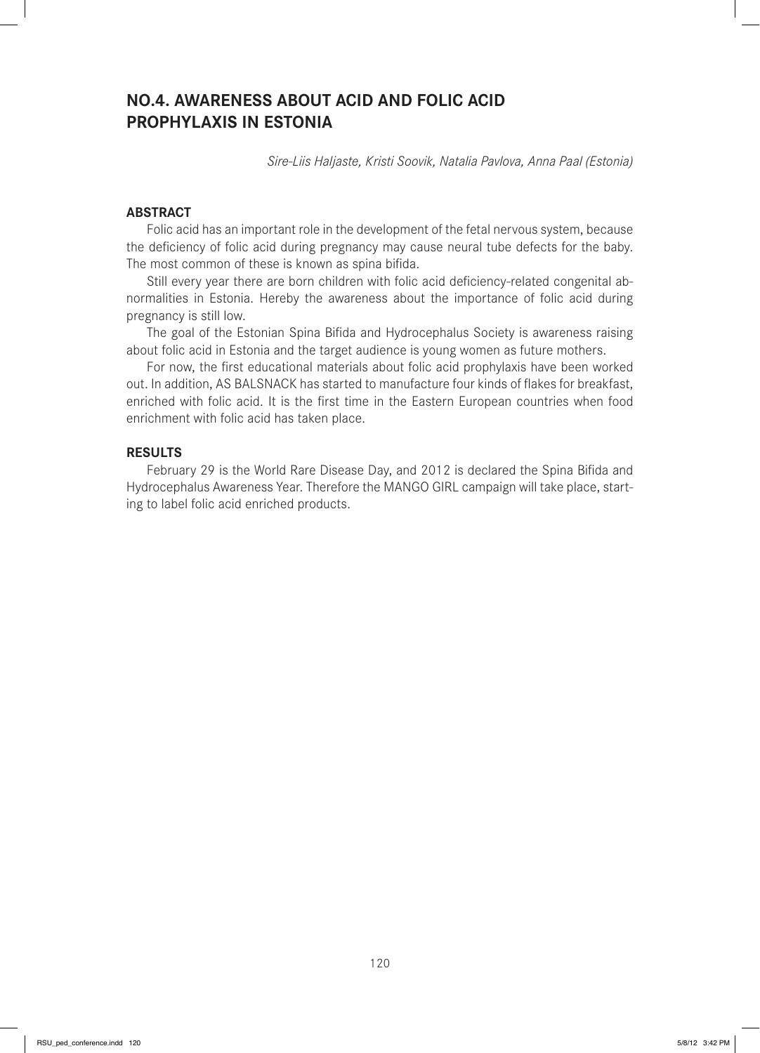# NO.4. AWARENESS ABOUT ACID AND FOLIC ACID PROPHYLAXIS IN ESTONIA

*Sire-Liis Haljaste, Kristi Soovik, Natalia Pavlova, Anna Paal (Estonia)*

## ABSTRACT

Folic acid has an important role in the development of the fetal nervous system, because the deficiency of folic acid during pregnancy may cause neural tube defects for the baby. The most common of these is known as spina bifida.

Still every year there are born children with folic acid deficiency-related congenital abnormalities in Estonia. Hereby the awareness about the importance of folic acid during pregnancy is still low.

The goal of the Estonian Spina Bifida and Hydrocephalus Society is awareness raising about folic acid in Estonia and the target audience is young women as future mothers.

For now, the first educational materials about folic acid prophylaxis have been worked out. In addition, AS BALSNACK has started to manufacture four kinds of flakes for breakfast, enriched with folic acid. It is the first time in the Eastern European countries when food enrichment with folic acid has taken place.

## RESULTS

February 29 is the World Rare Disease Day, and 2012 is declared the Spina Bifida and Hydrocephalus Awareness Year. Therefore the MANGO GIRL campaign will take place, starting to label folic acid enriched products.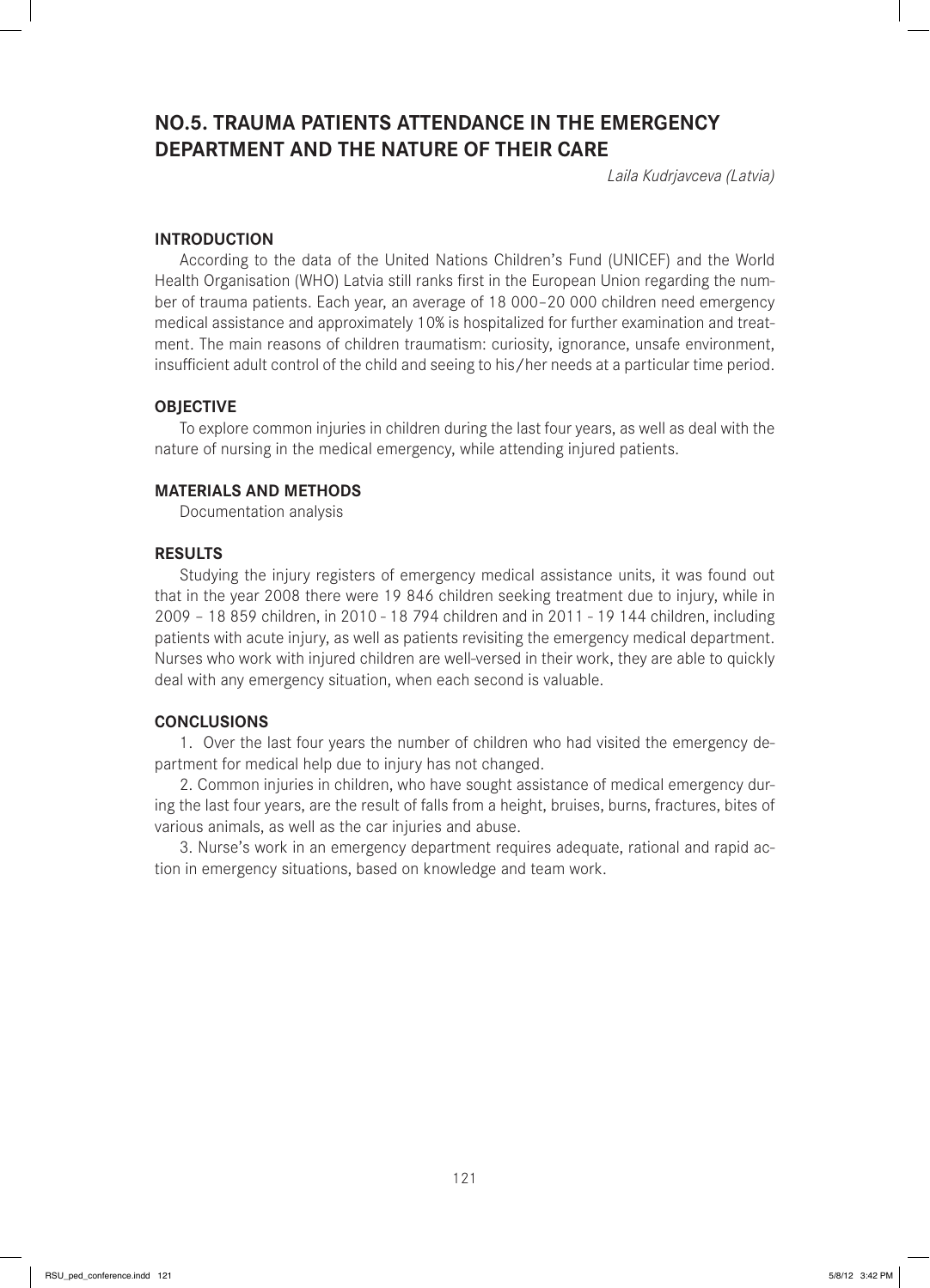## NO.5. TRAUMA PATIENTS ATTENDANCE IN THE EMERGENCY DEPARTMENT AND THE NATURE OF THEIR CARE

*Laila Kudrjavceva (Latvia)*

### INTRODUCTION

According to the data of the United Nations Children's Fund (UNICEF) and the World Health Organisation (WHO) Latvia still ranks first in the European Union regarding the number of trauma patients. Each year, an average of 18 000–20 000 children need emergency medical assistance and approximately 10% is hospitalized for further examination and treatment. The main reasons of children traumatism: curiosity, ignorance, unsafe environment, insufficient adult control of the child and seeing to his/her needs at a particular time period.

### OBJECTIVE

To explore common injuries in children during the last four years, as well as deal with the nature of nursing in the medical emergency, while attending injured patients.

### MATERIALS AND METHODS

Documentation analysis

### RESULTS

Studying the injury registers of emergency medical assistance units, it was found out that in the year 2008 there were 19 846 children seeking treatment due to injury, while in 2009 – 18 859 children, in 2010 - 18 794 children and in 2011 - 19 144 children, including patients with acute injury, as well as patients revisiting the emergency medical department. Nurses who work with injured children are well-versed in their work, they are able to quickly deal with any emergency situation, when each second is valuable.

### CONCLUSIONS

1. Over the last four years the number of children who had visited the emergency department for medical help due to injury has not changed.

2. Common injuries in children, who have sought assistance of medical emergency during the last four years, are the result of falls from a height, bruises, burns, fractures, bites of various animals, as well as the car injuries and abuse.

3. Nurse's work in an emergency department requires adequate, rational and rapid action in emergency situations, based on knowledge and team work.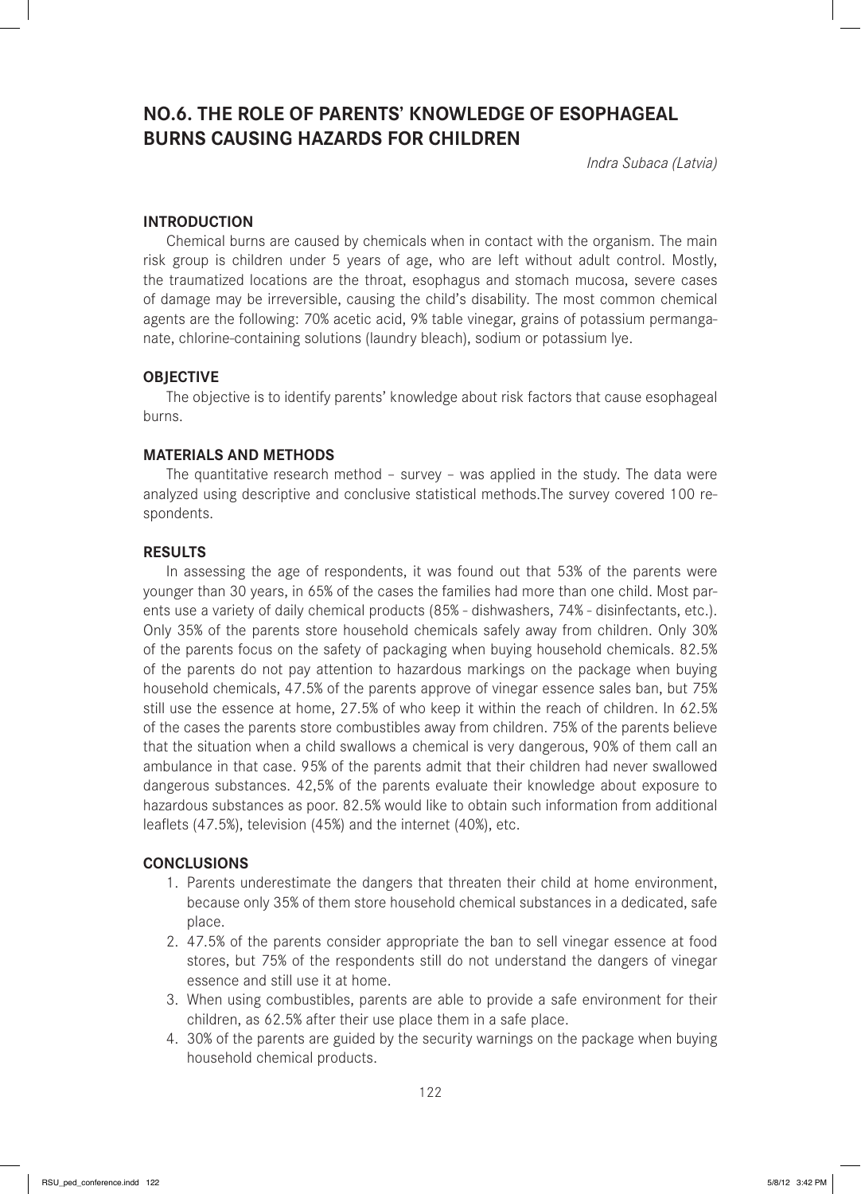## NO.6. THE ROLE OF PARENTS' KNOWLEDGE OF ESOPHAGEAL BURNS CAUSING HAZARDS FOR CHILDREN

*Indra Subaca (Latvia)*

### INTRODUCTION

Chemical burns are caused by chemicals when in contact with the organism. The main risk group is children under 5 years of age, who are left without adult control. Mostly, the traumatized locations are the throat, esophagus and stomach mucosa, severe cases of damage may be irreversible, causing the child's disability. The most common chemical agents are the following: 70% acetic acid, 9% table vinegar, grains of potassium permanganate, chlorine-containing solutions (laundry bleach), sodium or potassium lye.

### OBJECTIVE

The objective is to identify parents' knowledge about risk factors that cause esophageal burns.

### MATERIALS AND METHODS

The quantitative research method – survey – was applied in the study. The data were analyzed using descriptive and conclusive statistical methods.The survey covered 100 respondents.

### RESULTS

In assessing the age of respondents, it was found out that 53% of the parents were younger than 30 years, in 65% of the cases the families had more than one child. Most parents use a variety of daily chemical products (85% - dishwashers, 74% - disinfectants, etc.). Only 35% of the parents store household chemicals safely away from children. Only 30% of the parents focus on the safety of packaging when buying household chemicals. 82.5% of the parents do not pay attention to hazardous markings on the package when buying household chemicals, 47.5% of the parents approve of vinegar essence sales ban, but 75% still use the essence at home, 27.5% of who keep it within the reach of children. In 62.5% of the cases the parents store combustibles away from children. 75% of the parents believe that the situation when a child swallows a chemical is very dangerous, 90% of them call an ambulance in that case. 95% of the parents admit that their children had never swallowed dangerous substances. 42,5% of the parents evaluate their knowledge about exposure to hazardous substances as poor. 82.5% would like to obtain such information from additional leaflets (47.5%), television (45%) and the internet (40%), etc.

### CONCLUSIONS

1. Parents underestimate the dangers that threaten their child at home environment, because only 35% of them store household chemical substances in a dedicated, safe place.
2. 47.5% of the parents consider appropriate the ban to sell vinegar essence at food stores, but 75% of the respondents still do not understand the dangers of vinegar essence and still use it at home.
3. When using combustibles, parents are able to provide a safe environment for their children, as 62.5% after their use place them in a safe place.
4. 30% of the parents are guided by the security warnings on the package when buying household chemical products.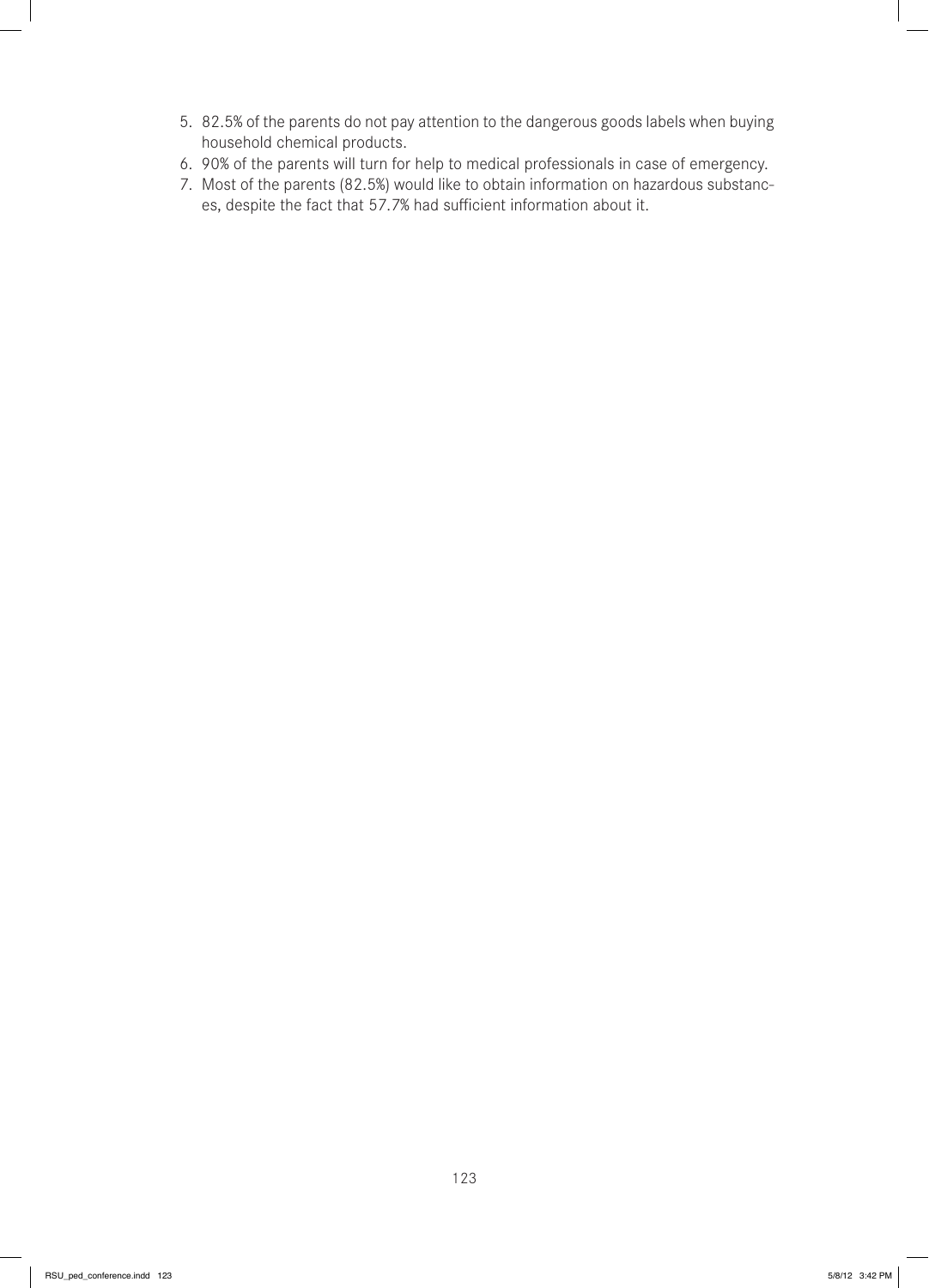5. 82.5% of the parents do not pay attention to the dangerous goods labels when buying household chemical products.
6. 90% of the parents will turn for help to medical professionals in case of emergency.
7. Most of the parents (82.5%) would like to obtain information on hazardous substances, despite the fact that 57.7% had sufficient information about it.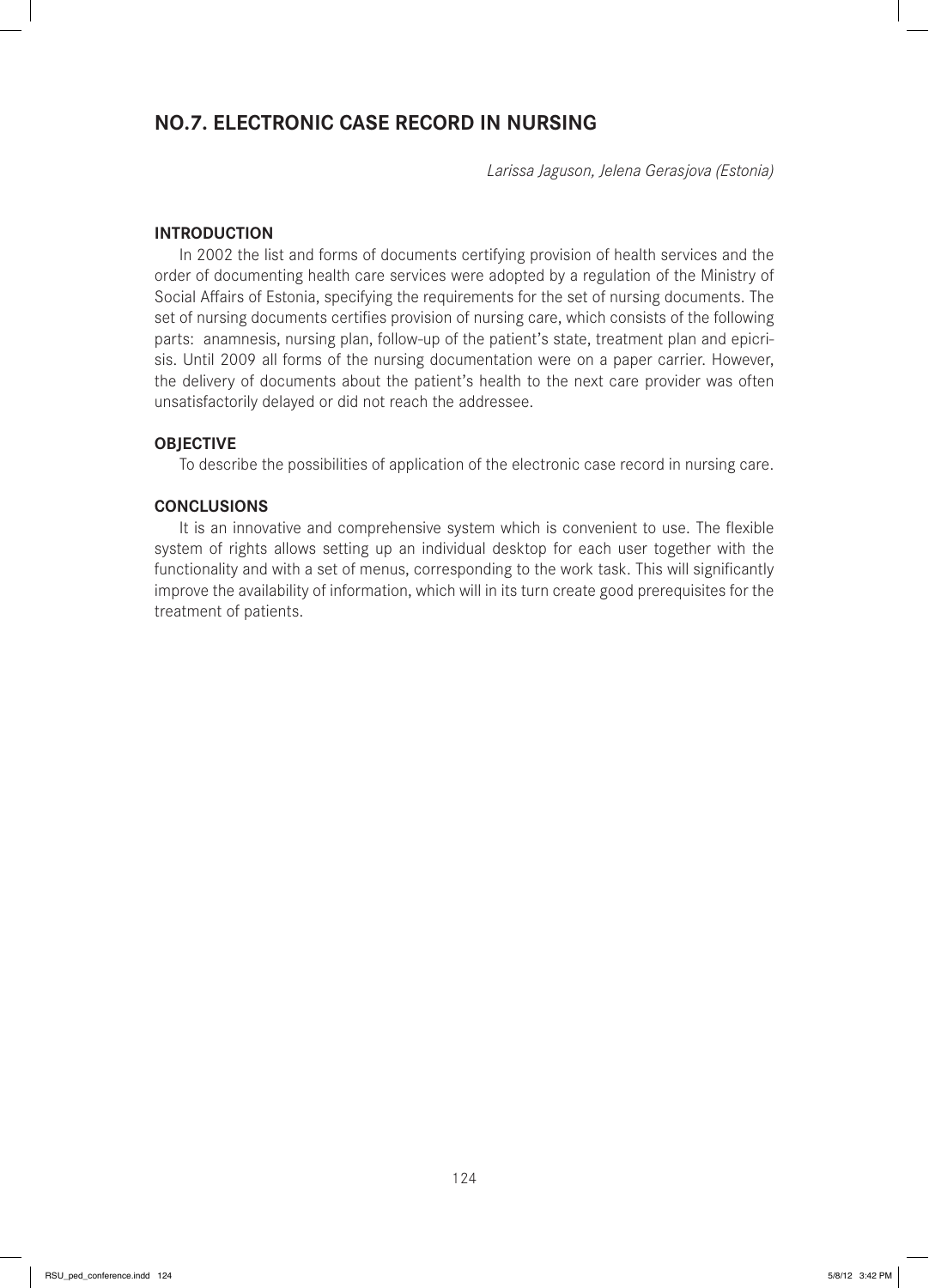## NO.7. ELECTRONIC CASE RECORD IN NURSING

*Larissa Jaguson, Jelena Gerasjova (Estonia)*

### INTRODUCTION

In 2002 the list and forms of documents certifying provision of health services and the order of documenting health care services were adopted by a regulation of the Ministry of Social Affairs of Estonia, specifying the requirements for the set of nursing documents. The set of nursing documents certifies provision of nursing care, which consists of the following parts: anamnesis, nursing plan, follow-up of the patient's state, treatment plan and epicrisis. Until 2009 all forms of the nursing documentation were on a paper carrier. However, the delivery of documents about the patient's health to the next care provider was often unsatisfactorily delayed or did not reach the addressee.

### OBJECTIVE

To describe the possibilities of application of the electronic case record in nursing care.

### CONCLUSIONS

It is an innovative and comprehensive system which is convenient to use. The flexible system of rights allows setting up an individual desktop for each user together with the functionality and with a set of menus, corresponding to the work task. This will significantly improve the availability of information, which will in its turn create good prerequisites for the treatment of patients.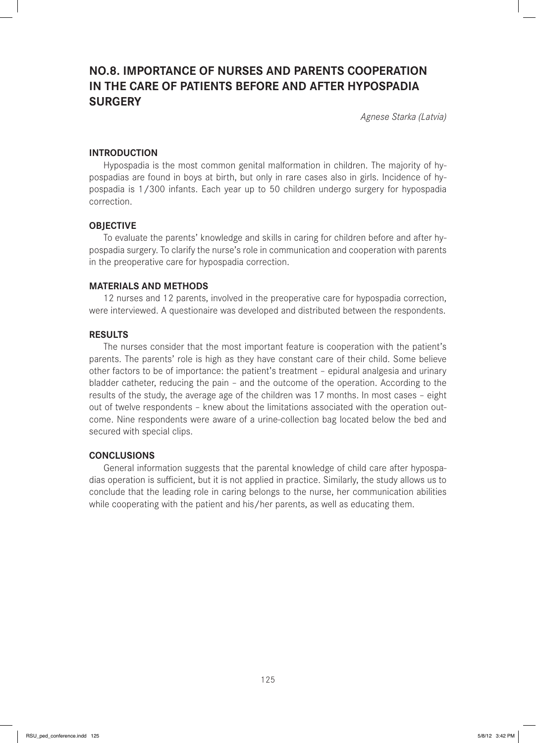## NO.8. IMPORTANCE OF NURSES AND PARENTS COOPERATION IN THE CARE OF PATIENTS BEFORE AND AFTER HYPOSPADIA SURGERY

*Agnese Starka (Latvia)*

### INTRODUCTION

Hypospadia is the most common genital malformation in children. The majority of hypospadias are found in boys at birth, but only in rare cases also in girls. Incidence of hypospadia is 1/300 infants. Each year up to 50 children undergo surgery for hypospadia correction.

### OBJECTIVE

To evaluate the parents' knowledge and skills in caring for children before and after hypospadia surgery. To clarify the nurse's role in communication and cooperation with parents in the preoperative care for hypospadia correction.

### MATERIALS AND METHODS

12 nurses and 12 parents, involved in the preoperative care for hypospadia correction, were interviewed. A questionaire was developed and distributed between the respondents.

### RESULTS

The nurses consider that the most important feature is cooperation with the patient's parents. The parents' role is high as they have constant care of their child. Some believe other factors to be of importance: the patient's treatment – epidural analgesia and urinary bladder catheter, reducing the pain – and the outcome of the operation. According to the results of the study, the average age of the children was 17 months. In most cases – eight out of twelve respondents – knew about the limitations associated with the operation outcome. Nine respondents were aware of a urine-collection bag located below the bed and secured with special clips.

### CONCLUSIONS

General information suggests that the parental knowledge of child care after hypospadias operation is sufficient, but it is not applied in practice. Similarly, the study allows us to conclude that the leading role in caring belongs to the nurse, her communication abilities while cooperating with the patient and his/her parents, as well as educating them.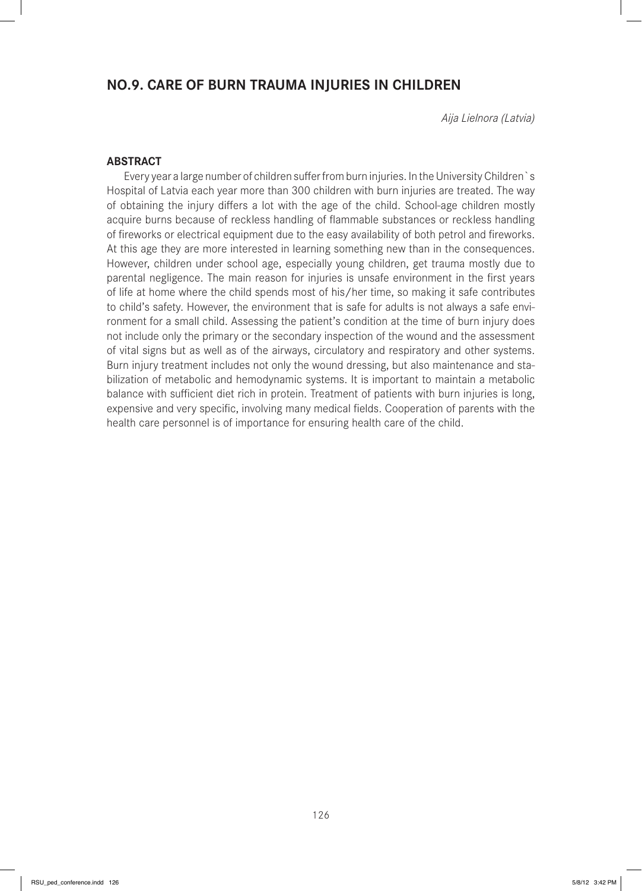## NO.9. CARE OF BURN TRAUMA INJURIES IN CHILDREN

*Aija Lielnora (Latvia)*

### ABSTRACT

Every year a large number of children suffer from burn injuries. In the University Children`s Hospital of Latvia each year more than 300 children with burn injuries are treated. The way of obtaining the injury differs a lot with the age of the child. School-age children mostly acquire burns because of reckless handling of flammable substances or reckless handling of fireworks or electrical equipment due to the easy availability of both petrol and fireworks. At this age they are more interested in learning something new than in the consequences. However, children under school age, especially young children, get trauma mostly due to parental negligence. The main reason for injuries is unsafe environment in the first years of life at home where the child spends most of his/her time, so making it safe contributes to child's safety. However, the environment that is safe for adults is not always a safe environment for a small child. Assessing the patient's condition at the time of burn injury does not include only the primary or the secondary inspection of the wound and the assessment of vital signs but as well as of the airways, circulatory and respiratory and other systems. Burn injury treatment includes not only the wound dressing, but also maintenance and stabilization of metabolic and hemodynamic systems. It is important to maintain a metabolic balance with sufficient diet rich in protein. Treatment of patients with burn injuries is long, expensive and very specific, involving many medical fields. Cooperation of parents with the health care personnel is of importance for ensuring health care of the child.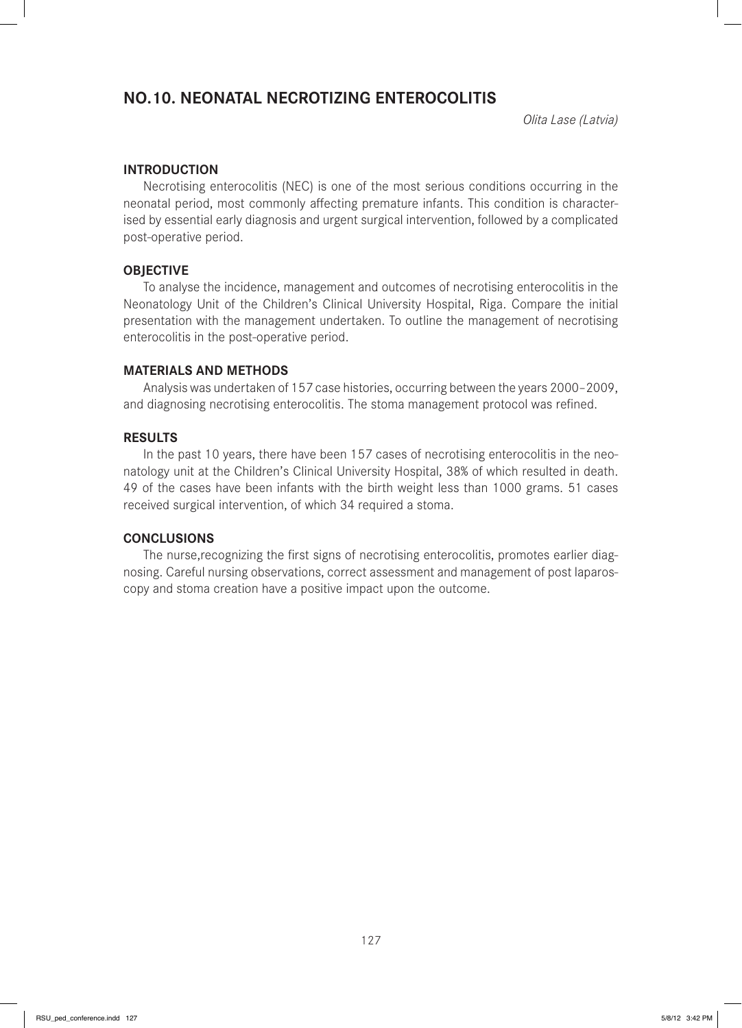## NO.10. NEONATAL NECROTIZING ENTEROCOLITIS

*Olita Lase (Latvia)*

### INTRODUCTION

Necrotising enterocolitis (NEC) is one of the most serious conditions occurring in the neonatal period, most commonly affecting premature infants. This condition is characterised by essential early diagnosis and urgent surgical intervention, followed by a complicated post-operative period.

### OBJECTIVE

To analyse the incidence, management and outcomes of necrotising enterocolitis in the Neonatology Unit of the Children's Clinical University Hospital, Riga. Compare the initial presentation with the management undertaken. To outline the management of necrotising enterocolitis in the post-operative period.

### MATERIALS AND METHODS

Analysis was undertaken of 157 case histories, occurring between the years 2000–2009, and diagnosing necrotising enterocolitis. The stoma management protocol was refined.

### RESULTS

In the past 10 years, there have been 157 cases of necrotising enterocolitis in the neonatology unit at the Children's Clinical University Hospital, 38% of which resulted in death. 49 of the cases have been infants with the birth weight less than 1000 grams. 51 cases received surgical intervention, of which 34 required a stoma.

### CONCLUSIONS

The nurse,recognizing the first signs of necrotising enterocolitis, promotes earlier diagnosing. Careful nursing observations, correct assessment and management of post laparoscopy and stoma creation have a positive impact upon the outcome.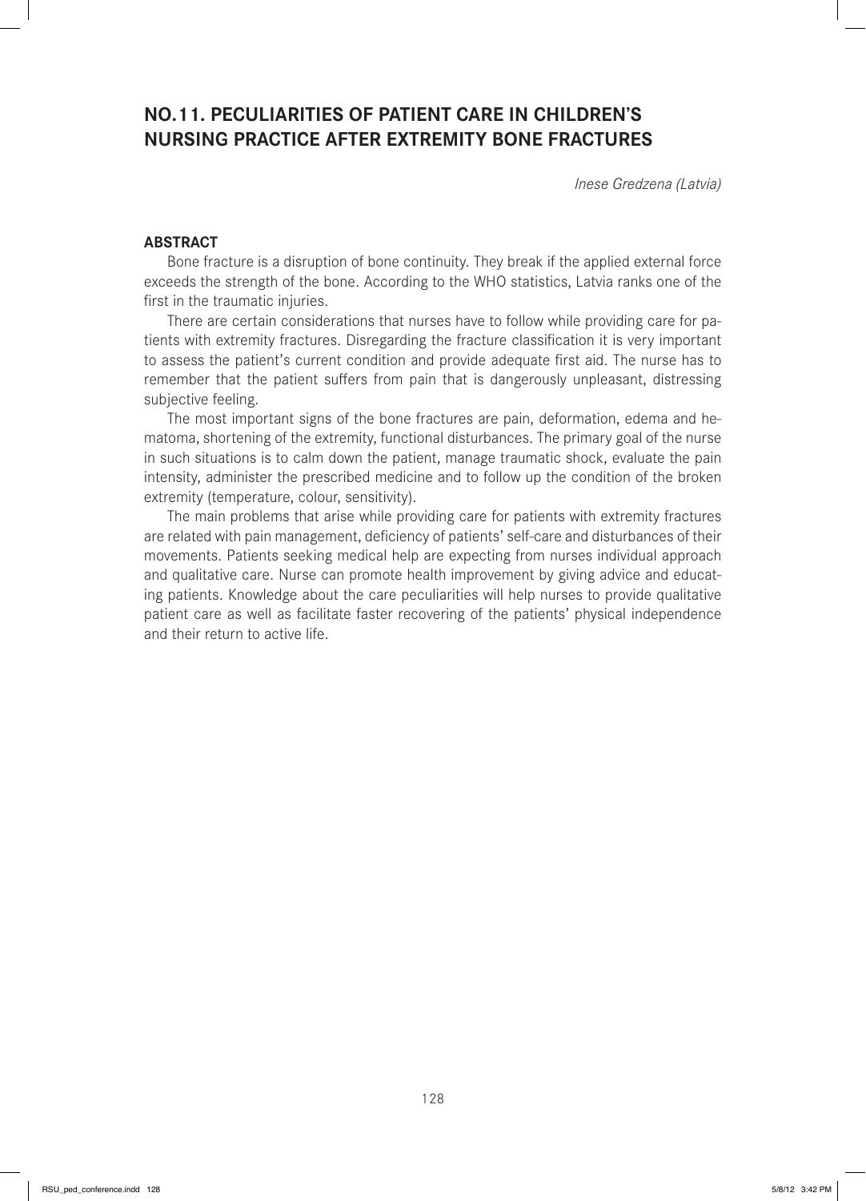# NO.11. PECULIARITIES OF PATIENT CARE IN CHILDREN'S NURSING PRACTICE AFTER EXTREMITY BONE FRACTURES

*Inese Gredzena (Latvia)*

## ABSTRACT

Bone fracture is a disruption of bone continuity. They break if the applied external force exceeds the strength of the bone. According to the WHO statistics, Latvia ranks one of the first in the traumatic injuries.

There are certain considerations that nurses have to follow while providing care for patients with extremity fractures. Disregarding the fracture classification it is very important to assess the patient's current condition and provide adequate first aid. The nurse has to remember that the patient suffers from pain that is dangerously unpleasant, distressing subjective feeling.

The most important signs of the bone fractures are pain, deformation, edema and hematoma, shortening of the extremity, functional disturbances. The primary goal of the nurse in such situations is to calm down the patient, manage traumatic shock, evaluate the pain intensity, administer the prescribed medicine and to follow up the condition of the broken extremity (temperature, colour, sensitivity).

The main problems that arise while providing care for patients with extremity fractures are related with pain management, deficiency of patients' self-care and disturbances of their movements. Patients seeking medical help are expecting from nurses individual approach and qualitative care. Nurse can promote health improvement by giving advice and educating patients. Knowledge about the care peculiarities will help nurses to provide qualitative patient care as well as facilitate faster recovering of the patients' physical independence and their return to active life.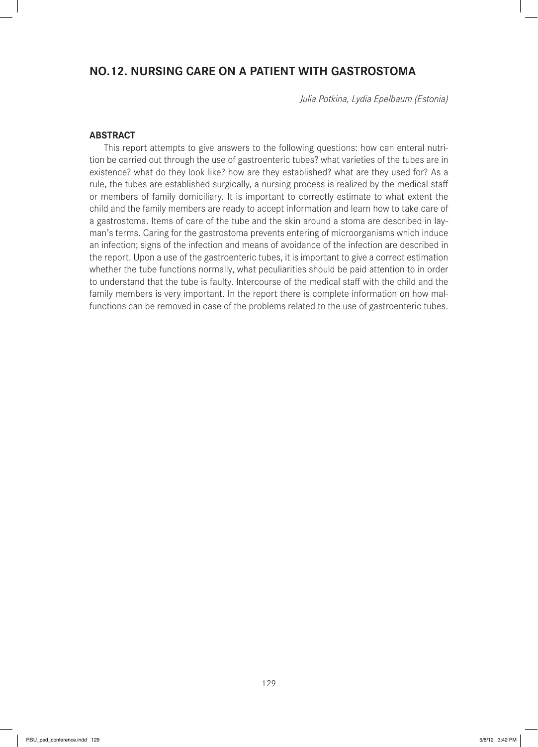## NO.12. NURSING CARE ON A PATIENT WITH GASTROSTOMA

*Julia Potkina, Lydia Epelbaum (Estonia)*

### ABSTRACT

This report attempts to give answers to the following questions: how can enteral nutrition be carried out through the use of gastroenteric tubes? what varieties of the tubes are in existence? what do they look like? how are they established? what are they used for? As a rule, the tubes are established surgically, a nursing process is realized by the medical staff or members of family domiciliary. It is important to correctly estimate to what extent the child and the family members are ready to accept information and learn how to take care of a gastrostoma. Items of care of the tube and the skin around a stoma are described in layman's terms. Caring for the gastrostoma prevents entering of microorganisms which induce an infection; signs of the infection and means of avoidance of the infection are described in the report. Upon a use of the gastroenteric tubes, it is important to give a correct estimation whether the tube functions normally, what peculiarities should be paid attention to in order to understand that the tube is faulty. Intercourse of the medical staff with the child and the family members is very important. In the report there is complete information on how malfunctions can be removed in case of the problems related to the use of gastroenteric tubes.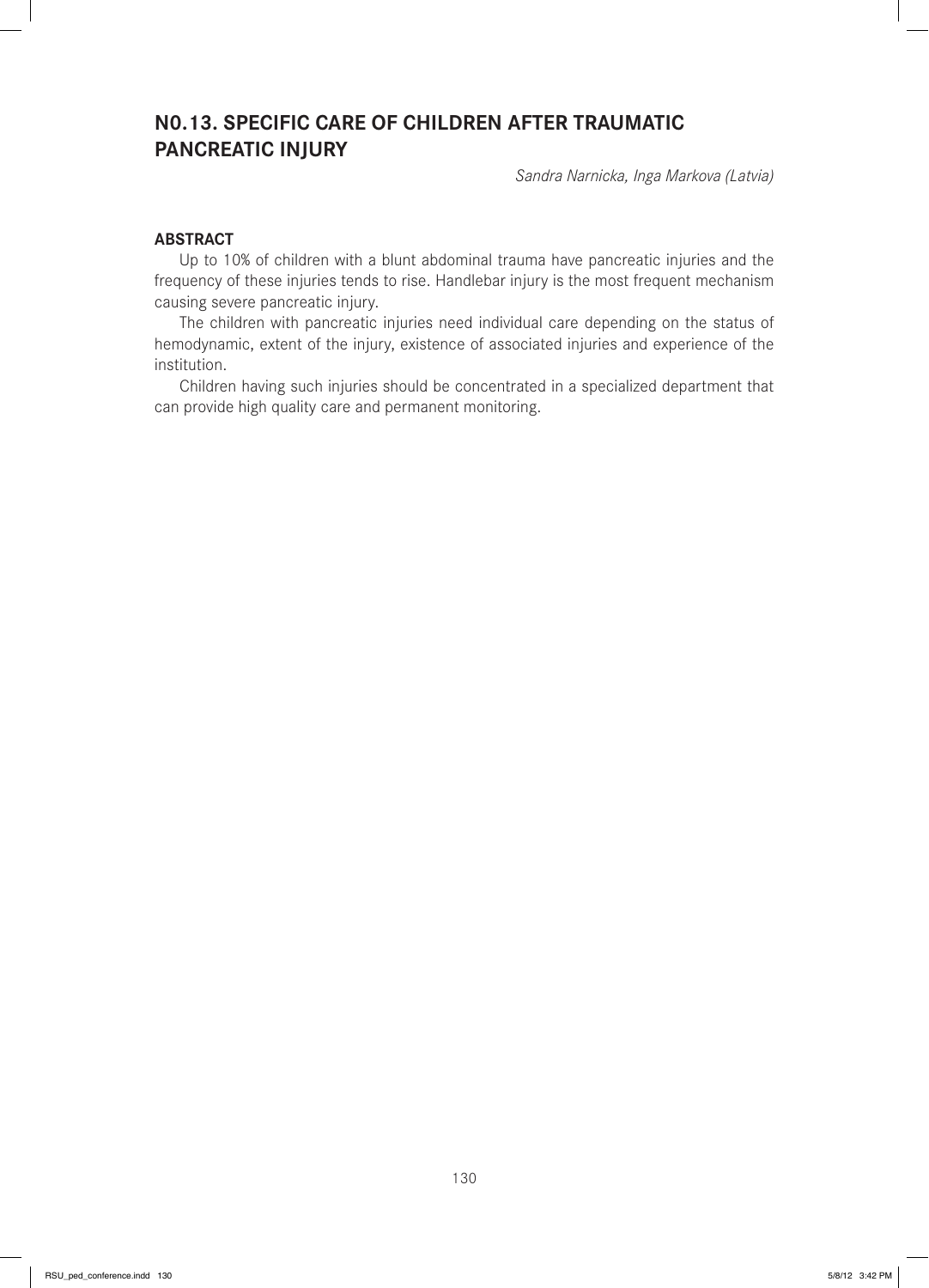## N0.13. SPECIFIC CARE OF CHILDREN AFTER TRAUMATIC PANCREATIC INJURY

*Sandra Narnicka, Inga Markova (Latvia)*

### ABSTRACT

Up to 10% of children with a blunt abdominal trauma have pancreatic injuries and the frequency of these injuries tends to rise. Handlebar injury is the most frequent mechanism causing severe pancreatic injury.

The children with pancreatic injuries need individual care depending on the status of hemodynamic, extent of the injury, existence of associated injuries and experience of the institution.

Children having such injuries should be concentrated in a specialized department that can provide high quality care and permanent monitoring.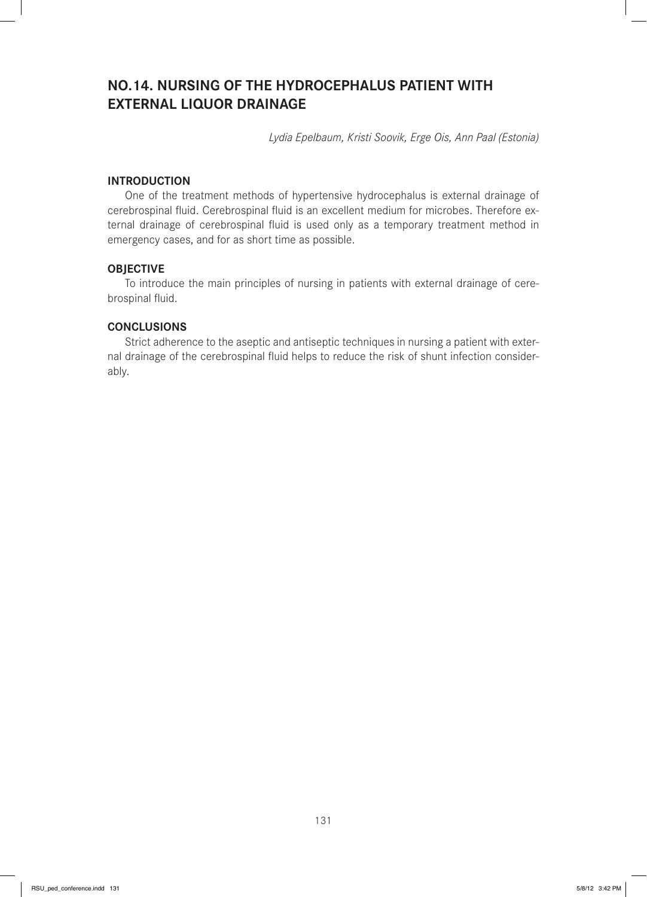## NO.14. NURSING OF THE HYDROCEPHALUS PATIENT WITH EXTERNAL LIQUOR DRAINAGE

*Lydia Epelbaum, Kristi Soovik, Erge Ois, Ann Paal (Estonia)*

### INTRODUCTION

One of the treatment methods of hypertensive hydrocephalus is external drainage of cerebrospinal fluid. Cerebrospinal fluid is an excellent medium for microbes. Therefore external drainage of cerebrospinal fluid is used only as a temporary treatment method in emergency cases, and for as short time as possible.

### OBJECTIVE

To introduce the main principles of nursing in patients with external drainage of cerebrospinal fluid.

### CONCLUSIONS

Strict adherence to the aseptic and antiseptic techniques in nursing a patient with external drainage of the cerebrospinal fluid helps to reduce the risk of shunt infection considerably.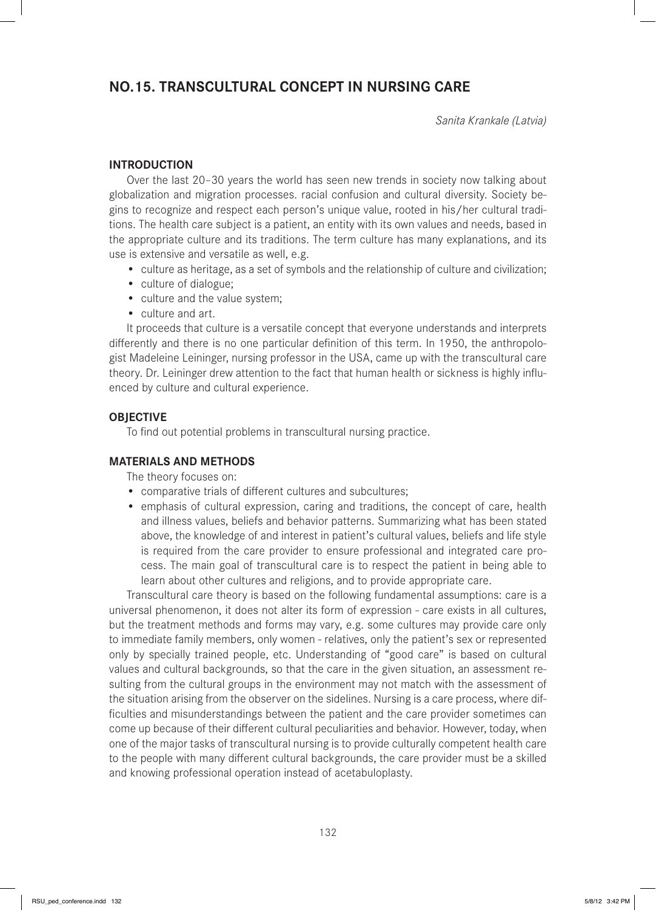## NO.15. TRANSCULTURAL CONCEPT IN NURSING CARE

*Sanita Krankale (Latvia)*

### INTRODUCTION

Over the last 20–30 years the world has seen new trends in society now talking about globalization and migration processes. racial confusion and cultural diversity. Society begins to recognize and respect each person's unique value, rooted in his/her cultural traditions. The health care subject is a patient, an entity with its own values and needs, based in the appropriate culture and its traditions. The term culture has many explanations, and its use is extensive and versatile as well, e.g.

- culture as heritage, as a set of symbols and the relationship of culture and civilization;
- culture of dialogue;
- culture and the value system;
- culture and art.

It proceeds that culture is a versatile concept that everyone understands and interprets differently and there is no one particular definition of this term. In 1950, the anthropologist Madeleine Leininger, nursing professor in the USA, came up with the transcultural care theory. Dr. Leininger drew attention to the fact that human health or sickness is highly influenced by culture and cultural experience.

### OBJECTIVE

To find out potential problems in transcultural nursing practice.

### MATERIALS AND METHODS

The theory focuses on:

- comparative trials of different cultures and subcultures;
- emphasis of cultural expression, caring and traditions, the concept of care, health and illness values, beliefs and behavior patterns. Summarizing what has been stated above, the knowledge of and interest in patient's cultural values, beliefs and life style is required from the care provider to ensure professional and integrated care process. The main goal of transcultural care is to respect the patient in being able to learn about other cultures and religions, and to provide appropriate care.

Transcultural care theory is based on the following fundamental assumptions: care is a universal phenomenon, it does not alter its form of expression - care exists in all cultures, but the treatment methods and forms may vary, e.g. some cultures may provide care only to immediate family members, only women - relatives, only the patient's sex or represented only by specially trained people, etc. Understanding of "good care" is based on cultural values and cultural backgrounds, so that the care in the given situation, an assessment resulting from the cultural groups in the environment may not match with the assessment of the situation arising from the observer on the sidelines. Nursing is a care process, where difficulties and misunderstandings between the patient and the care provider sometimes can come up because of their different cultural peculiarities and behavior. However, today, when one of the major tasks of transcultural nursing is to provide culturally competent health care to the people with many different cultural backgrounds, the care provider must be a skilled and knowing professional operation instead of acetabuloplasty.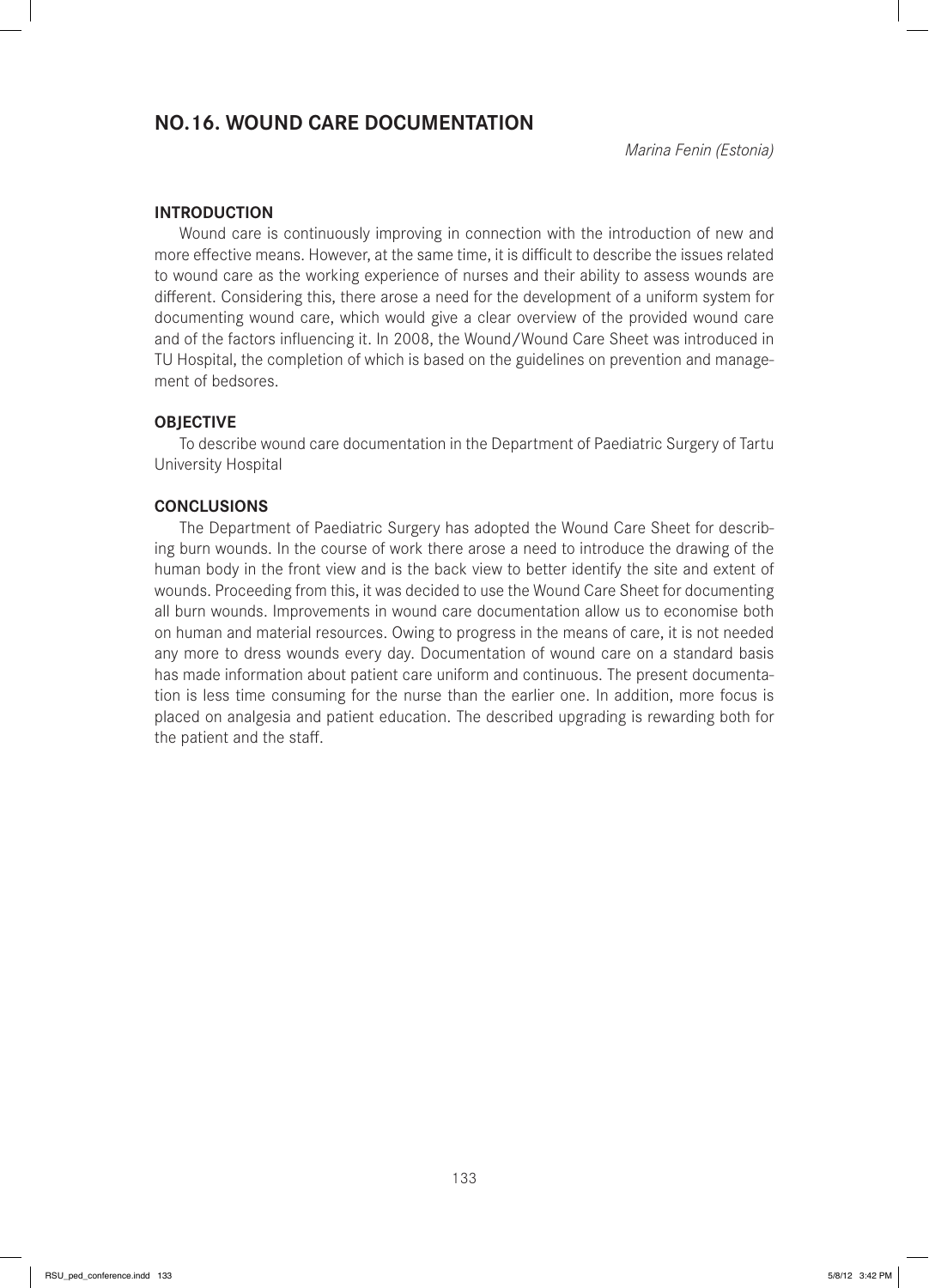## NO.16. WOUND CARE DOCUMENTATION

*Marina Fenin (Estonia)*

### INTRODUCTION

Wound care is continuously improving in connection with the introduction of new and more effective means. However, at the same time, it is difficult to describe the issues related to wound care as the working experience of nurses and their ability to assess wounds are different. Considering this, there arose a need for the development of a uniform system for documenting wound care, which would give a clear overview of the provided wound care and of the factors influencing it. In 2008, the Wound/Wound Care Sheet was introduced in TU Hospital, the completion of which is based on the guidelines on prevention and management of bedsores.

### OBJECTIVE

To describe wound care documentation in the Department of Paediatric Surgery of Tartu University Hospital

### CONCLUSIONS

The Department of Paediatric Surgery has adopted the Wound Care Sheet for describing burn wounds. In the course of work there arose a need to introduce the drawing of the human body in the front view and is the back view to better identify the site and extent of wounds. Proceeding from this, it was decided to use the Wound Care Sheet for documenting all burn wounds. Improvements in wound care documentation allow us to economise both on human and material resources. Owing to progress in the means of care, it is not needed any more to dress wounds every day. Documentation of wound care on a standard basis has made information about patient care uniform and continuous. The present documentation is less time consuming for the nurse than the earlier one. In addition, more focus is placed on analgesia and patient education. The described upgrading is rewarding both for the patient and the staff.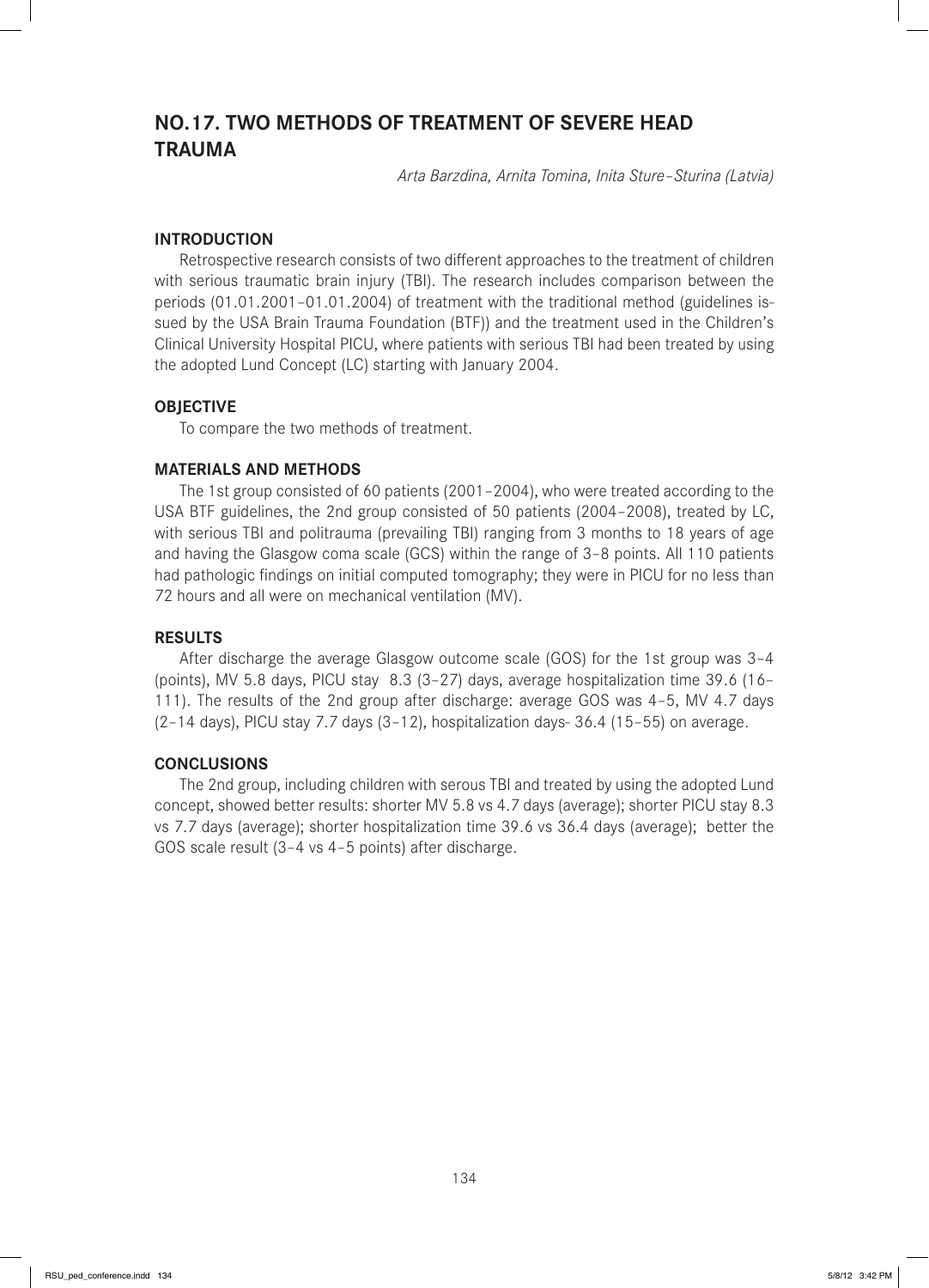# NO.17. TWO METHODS OF TREATMENT OF SEVERE HEAD TRAUMA

*Arta Barzdina, Arnita Tomina, Inita Sture–Sturina (Latvia)*

## INTRODUCTION

Retrospective research consists of two different approaches to the treatment of children with serious traumatic brain injury (TBI). The research includes comparison between the periods (01.01.2001–01.01.2004) of treatment with the traditional method (guidelines issued by the USA Brain Trauma Foundation (BTF)) and the treatment used in the Children's Clinical University Hospital PICU, where patients with serious TBI had been treated by using the adopted Lund Concept (LC) starting with January 2004.

## OBJECTIVE

To compare the two methods of treatment.

## MATERIALS AND METHODS

The 1st group consisted of 60 patients (2001–2004), who were treated according to the USA BTF guidelines, the 2nd group consisted of 50 patients (2004–2008), treated by LC, with serious TBI and politrauma (prevailing TBI) ranging from 3 months to 18 years of age and having the Glasgow coma scale (GCS) within the range of 3–8 points. All 110 patients had pathologic findings on initial computed tomography; they were in PICU for no less than 72 hours and all were on mechanical ventilation (MV).

## RESULTS

After discharge the average Glasgow outcome scale (GOS) for the 1st group was 3–4 (points), MV 5.8 days, PICU stay 8.3 (3–27) days, average hospitalization time 39.6 (16–111). The results of the 2nd group after discharge: average GOS was 4–5, MV 4.7 days (2–14 days), PICU stay 7.7 days (3–12), hospitalization days- 36.4 (15–55) on average.

## CONCLUSIONS

The 2nd group, including children with serous TBI and treated by using the adopted Lund concept, showed better results: shorter MV 5.8 vs 4.7 days (average); shorter PICU stay 8.3 vs 7.7 days (average); shorter hospitalization time 39.6 vs 36.4 days (average); better the GOS scale result (3–4 vs 4–5 points) after discharge.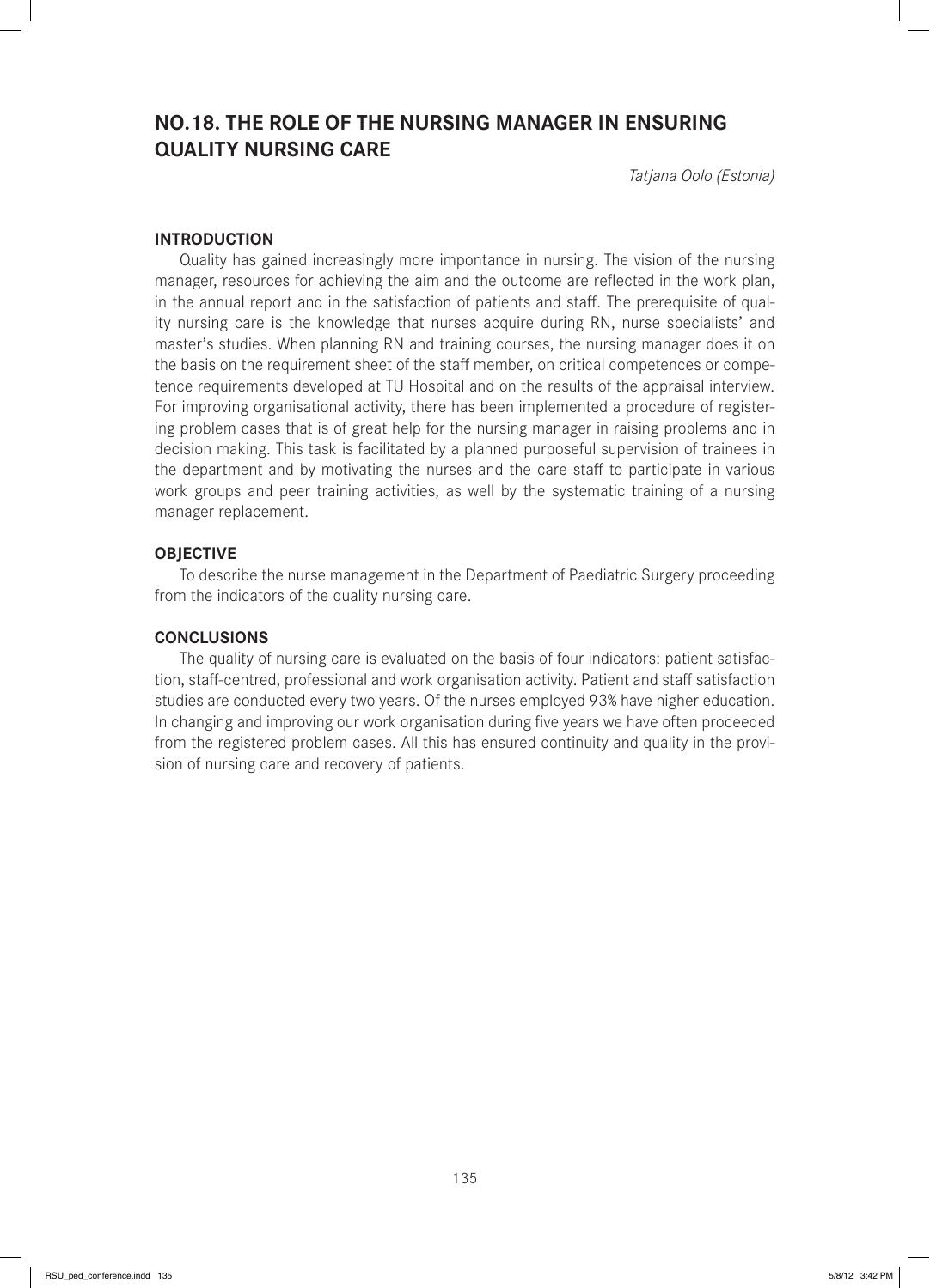# NO.18. THE ROLE OF THE NURSING MANAGER IN ENSURING QUALITY NURSING CARE

*Tatjana Oolo (Estonia)*

## INTRODUCTION

Quality has gained increasingly more impontance in nursing. The vision of the nursing manager, resources for achieving the aim and the outcome are reflected in the work plan, in the annual report and in the satisfaction of patients and staff. The prerequisite of quality nursing care is the knowledge that nurses acquire during RN, nurse specialists' and master's studies. When planning RN and training courses, the nursing manager does it on the basis on the requirement sheet of the staff member, on critical competences or competence requirements developed at TU Hospital and on the results of the appraisal interview. For improving organisational activity, there has been implemented a procedure of registering problem cases that is of great help for the nursing manager in raising problems and in decision making. This task is facilitated by a planned purposeful supervision of trainees in the department and by motivating the nurses and the care staff to participate in various work groups and peer training activities, as well by the systematic training of a nursing manager replacement.

## OBJECTIVE

To describe the nurse management in the Department of Paediatric Surgery proceeding from the indicators of the quality nursing care.

## CONCLUSIONS

The quality of nursing care is evaluated on the basis of four indicators: patient satisfaction, staff-centred, professional and work organisation activity. Patient and staff satisfaction studies are conducted every two years. Of the nurses employed 93% have higher education. In changing and improving our work organisation during five years we have often proceeded from the registered problem cases. All this has ensured continuity and quality in the provision of nursing care and recovery of patients.